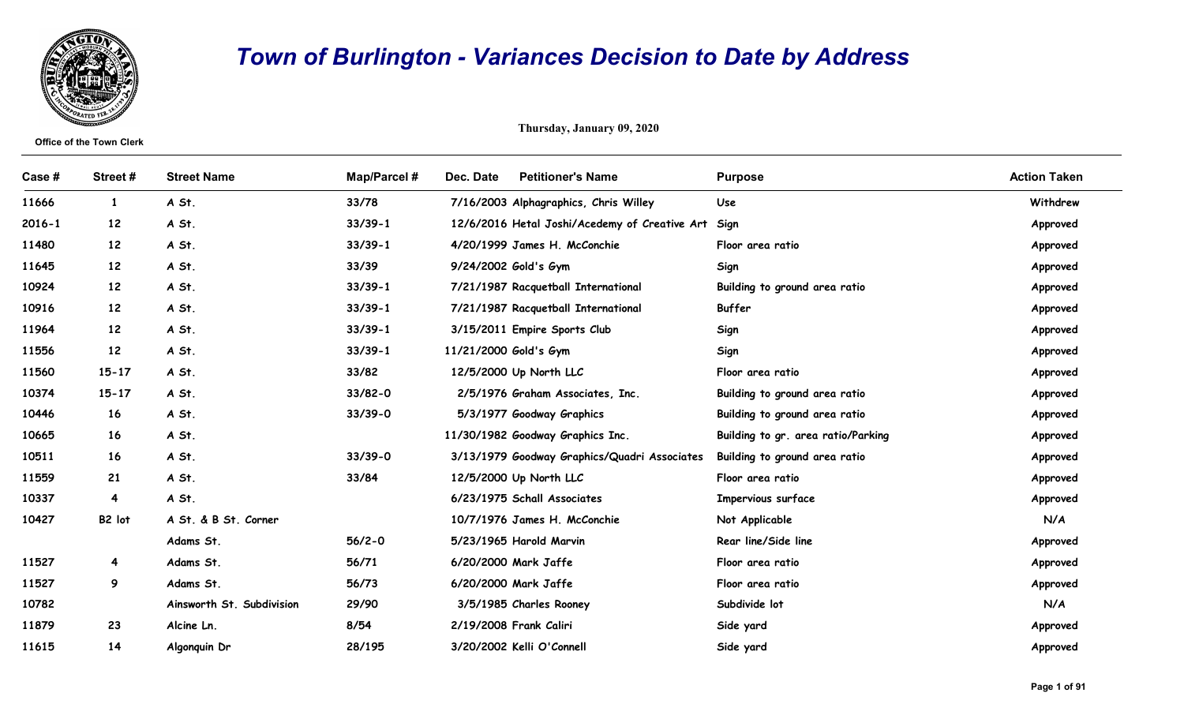# Town of Burlington - Variances Decision to Date by Address

Office of the Town Clerk

Thursday, January 09, 2020

| Case # | Street # | Street Name | Map/Parcel # | Dec. Date | Petitioner's Name | Purpose | Action Taken |
|---|---|---|---|---|---|---|---|
| 11666 | 1 | A St. | 33/78 | 7/16/2003 | Alphagraphics, Chris Willey | Use | Withdrew |
| 2016-1 | 12 | A St. | 33/39-1 | 12/6/2016 | Hetal Joshi/Acedemy of Creative Art | Sign | Approved |
| 11480 | 12 | A St. | 33/39-1 | 4/20/1999 | James H. McConchie | Floor area ratio | Approved |
| 11645 | 12 | A St. | 33/39 | 9/24/2002 | Gold's Gym | Sign | Approved |
| 10924 | 12 | A St. | 33/39-1 | 7/21/1987 | Racquetball International | Building to ground area ratio | Approved |
| 10916 | 12 | A St. | 33/39-1 | 7/21/1987 | Racquetball International | Buffer | Approved |
| 11964 | 12 | A St. | 33/39-1 | 3/15/2011 | Empire Sports Club | Sign | Approved |
| 11556 | 12 | A St. | 33/39-1 | 11/21/2000 | Gold's Gym | Sign | Approved |
| 11560 | 15-17 | A St. | 33/82 | 12/5/2000 | Up North LLC | Floor area ratio | Approved |
| 10374 | 15-17 | A St. | 33/82-0 | 2/5/1976 | Graham Associates, Inc. | Building to ground area ratio | Approved |
| 10446 | 16 | A St. | 33/39-0 | 5/3/1977 | Goodway Graphics | Building to ground area ratio | Approved |
| 10665 | 16 | A St. | | 11/30/1982 | Goodway Graphics Inc. | Building to gr. area ratio/Parking | Approved |
| 10511 | 16 | A St. | 33/39-0 | 3/13/1979 | Goodway Graphics/Quadri Associates | Building to ground area ratio | Approved |
| 11559 | 21 | A St. | 33/84 | 12/5/2000 | Up North LLC | Floor area ratio | Approved |
| 10337 | 4 | A St. | | 6/23/1975 | Schall Associates | Impervious surface | Approved |
| 10427 | B2 lot | A St. & B St. Corner | | 10/7/1976 | James H. McConchie | Not Applicable | N/A |
| | | Adams St. | 56/2-0 | 5/23/1965 | Harold Marvin | Rear line/Side line | Approved |
| 11527 | 4 | Adams St. | 56/71 | 6/20/2000 | Mark Jaffe | Floor area ratio | Approved |
| 11527 | 9 | Adams St. | 56/73 | 6/20/2000 | Mark Jaffe | Floor area ratio | Approved |
| 10782 | | Ainsworth St. Subdivision | 29/90 | 3/5/1985 | Charles Rooney | Subdivide lot | N/A |
| 11879 | 23 | Alcine Ln. | 8/54 | 2/19/2008 | Frank Caliri | Side yard | Approved |
| 11615 | 14 | Algonquin Dr | 28/195 | 3/20/2002 | Kelli O'Connell | Side yard | Approved |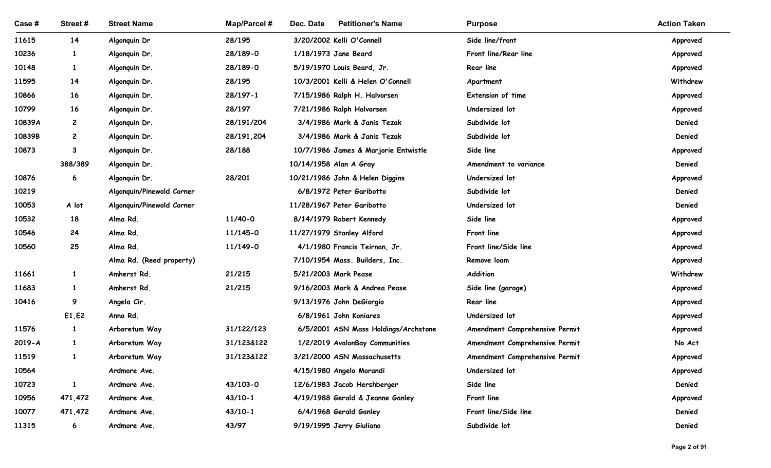| Case # | Street # | Street Name | Map/Parcel # | Dec. Date | Petitioner's Name | Purpose | Action Taken |
|---|---|---|---|---|---|---|---|
| 11615 | 14 | Algonquin Dr | 28/195 | 3/20/2002 | Kelli O'Connell | Side line/front | Approved |
| 10236 | 1 | Algonquin Dr. | 28/189-0 | 1/18/1973 | Jane Beard | Front line/Rear line | Approved |
| 10148 | 1 | Algonquin Dr. | 28/189-0 | 5/19/1970 | Louis Beard, Jr. | Rear line | Approved |
| 11595 | 14 | Algonquin Dr. | 28/195 | 10/3/2001 | Kelli & Helen O'Connell | Apartment | Withdrew |
| 10866 | 16 | Algonquin Dr. | 28/197-1 | 7/15/1986 | Ralph H. Halvorsen | Extension of time | Approved |
| 10799 | 16 | Algonquin Dr. | 28/197 | 7/21/1986 | Ralph Halvorsen | Undersized lot | Approved |
| 10839A | 2 | Algonquin Dr. | 28/191/204 | 3/4/1986 | Mark & Janis Tezak | Subdivide lot | Denied |
| 10839B | 2 | Algonquin Dr. | 28/191,204 | 3/4/1986 | Mark & Janis Tezak | Subdivide lot | Denied |
| 10873 | 3 | Algonquin Dr. | 28/188 | 10/7/1986 | James & Marjorie Entwistle | Side line | Approved |
| | 388/389 | Algonquin Dr. | | 10/14/1958 | Alan A Gray | Amendment to variance | Denied |
| 10876 | 6 | Algonquin Dr. | 28/201 | 10/21/1986 | John & Helen Diggins | Undersized lot | Approved |
| 10219 | | Algonquin/Pinewold Corner | | 6/8/1972 | Peter Garibotto | Subdivide lot | Denied |
| 10053 | A lot | Algonquin/Pinewold Corner | | 11/28/1967 | Peter Garibotto | Undersized lot | Denied |
| 10532 | 18 | Alma Rd. | 11/40-0 | 8/14/1979 | Robert Kennedy | Side line | Approved |
| 10546 | 24 | Alma Rd. | 11/145-0 | 11/27/1979 | Stanley Alford | Front line | Approved |
| 10560 | 25 | Alma Rd. | 11/149-0 | 4/1/1980 | Francis Teirnan, Jr. | Front line/Side line | Approved |
| | | Alma Rd. (Reed property) | | 7/10/1954 | Mass. Builders, Inc. | Remove loam | Approved |
| 11661 | 1 | Amherst Rd. | 21/215 | 5/21/2003 | Mark Pease | Addition | Withdrew |
| 11683 | 1 | Amherst Rd. | 21/215 | 9/16/2003 | Mark & Andrea Pease | Side line (garage) | Approved |
| 10416 | 9 | Angela Cir. | | 9/13/1976 | John DeGiorgio | Rear line | Approved |
| | E1,E2 | Anna Rd. | | 6/8/1961 | John Koniares | Undersized lot | Approved |
| 11576 | 1 | Arboretum Way | 31/122/123 | 6/5/2001 | ASN Mass Holdings/Archstone | Amendment Comprehensive Permit | Approved |
| 2019-A | 1 | Arboretum Way | 31/123&122 | 1/2/2019 | AvalonBay Communities | Amendment Comprehensive Permit | No Act |
| 11519 | 1 | Arboretum Way | 31/123&122 | 3/21/2000 | ASN Massachusetts | Amendment Comprehensive Permit | Approved |
| 10564 | | Ardmore Ave. | | 4/15/1980 | Angelo Morandi | Undersized lot | Approved |
| 10723 | 1 | Ardmore Ave. | 43/103-0 | 12/6/1983 | Jacob Hershberger | Side line | Denied |
| 10956 | 471,472 | Ardmore Ave. | 43/10-1 | 4/19/1988 | Gerald & Jeanne Ganley | Front line | Approved |
| 10077 | 471,472 | Ardmore Ave. | 43/10-1 | 6/4/1968 | Gerald Ganley | Front line/Side line | Denied |
| 11315 | 6 | Ardmore Ave. | 43/97 | 9/19/1995 | Jerry Giuliano | Subdivide lot | Denied |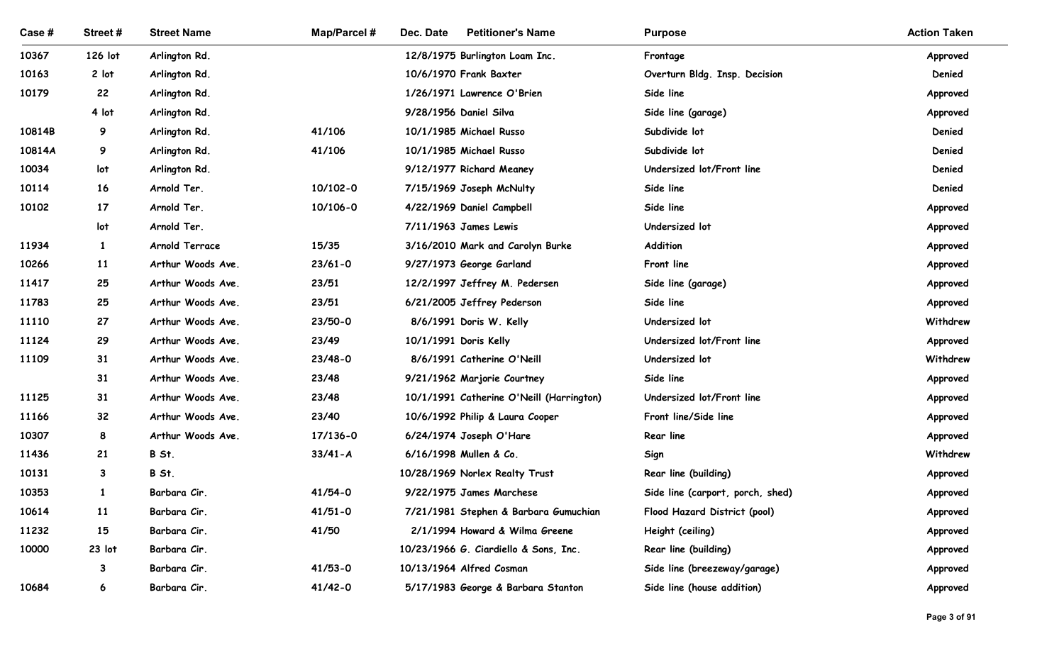| Case # | Street # | Street Name | Map/Parcel # | Dec. Date | Petitioner's Name | Purpose | Action Taken |
|---|---|---|---|---|---|---|---|
| 10367 | 126 lot | Arlington Rd. | | 12/8/1975 | Burlington Loam Inc. | Frontage | Approved |
| 10163 | 2 lot | Arlington Rd. | | 10/6/1970 | Frank Baxter | Overturn Bldg. Insp. Decision | Denied |
| 10179 | 22 | Arlington Rd. | | 1/26/1971 | Lawrence O'Brien | Side line | Approved |
| | 4 lot | Arlington Rd. | | 9/28/1956 | Daniel Silva | Side line (garage) | Approved |
| 10814B | 9 | Arlington Rd. | 41/106 | 10/1/1985 | Michael Russo | Subdivide lot | Denied |
| 10814A | 9 | Arlington Rd. | 41/106 | 10/1/1985 | Michael Russo | Subdivide lot | Denied |
| 10034 | lot | Arlington Rd. | | 9/12/1977 | Richard Meaney | Undersized lot/Front line | Denied |
| 10114 | 16 | Arnold Ter. | 10/102-0 | 7/15/1969 | Joseph McNulty | Side line | Denied |
| 10102 | 17 | Arnold Ter. | 10/106-0 | 4/22/1969 | Daniel Campbell | Side line | Approved |
| | lot | Arnold Ter. | | 7/11/1963 | James Lewis | Undersized lot | Approved |
| 11934 | 1 | Arnold Terrace | 15/35 | 3/16/2010 | Mark and Carolyn Burke | Addition | Approved |
| 10266 | 11 | Arthur Woods Ave. | 23/61-0 | 9/27/1973 | George Garland | Front line | Approved |
| 11417 | 25 | Arthur Woods Ave. | 23/51 | 12/2/1997 | Jeffrey M. Pedersen | Side line (garage) | Approved |
| 11783 | 25 | Arthur Woods Ave. | 23/51 | 6/21/2005 | Jeffrey Pederson | Side line | Approved |
| 11110 | 27 | Arthur Woods Ave. | 23/50-0 | 8/6/1991 | Doris W. Kelly | Undersized lot | Withdrew |
| 11124 | 29 | Arthur Woods Ave. | 23/49 | 10/1/1991 | Doris Kelly | Undersized lot/Front line | Approved |
| 11109 | 31 | Arthur Woods Ave. | 23/48-0 | 8/6/1991 | Catherine O'Neill | Undersized lot | Withdrew |
| | 31 | Arthur Woods Ave. | 23/48 | 9/21/1962 | Marjorie Courtney | Side line | Approved |
| 11125 | 31 | Arthur Woods Ave. | 23/48 | 10/1/1991 | Catherine O'Neill (Harrington) | Undersized lot/Front line | Approved |
| 11166 | 32 | Arthur Woods Ave. | 23/40 | 10/6/1992 | Philip & Laura Cooper | Front line/Side line | Approved |
| 10307 | 8 | Arthur Woods Ave. | 17/136-0 | 6/24/1974 | Joseph O'Hare | Rear line | Approved |
| 11436 | 21 | B St. | 33/41-A | 6/16/1998 | Mullen & Co. | Sign | Withdrew |
| 10131 | 3 | B St. | | 10/28/1969 | Norlex Realty Trust | Rear line (building) | Approved |
| 10353 | 1 | Barbara Cir. | 41/54-0 | 9/22/1975 | James Marchese | Side line (carport, porch, shed) | Approved |
| 10614 | 11 | Barbara Cir. | 41/51-0 | 7/21/1981 | Stephen & Barbara Gumuchian | Flood Hazard District (pool) | Approved |
| 11232 | 15 | Barbara Cir. | 41/50 | 2/1/1994 | Howard & Wilma Greene | Height (ceiling) | Approved |
| 10000 | 23 lot | Barbara Cir. | | 10/23/1966 | G. Ciardiello & Sons, Inc. | Rear line (building) | Approved |
| | 3 | Barbara Cir. | 41/53-0 | 10/13/1964 | Alfred Cosman | Side line (breezeway/garage) | Approved |
| 10684 | 6 | Barbara Cir. | 41/42-0 | 5/17/1983 | George & Barbara Stanton | Side line (house addition) | Approved |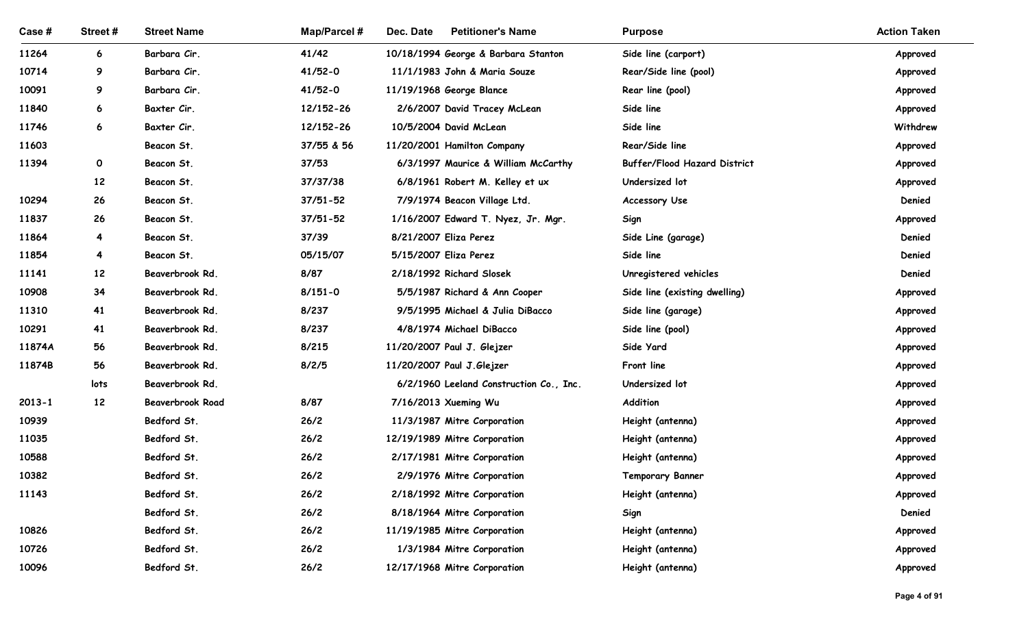| Case # | Street # | Street Name | Map/Parcel # | Dec. Date | Petitioner's Name | Purpose | Action Taken |
|---|---|---|---|---|---|---|---|
| 11264 | 6 | Barbara Cir. | 41/42 | 10/18/1994 | George & Barbara Stanton | Side line (carport) | Approved |
| 10714 | 9 | Barbara Cir. | 41/52-0 | 11/1/1983 | John & Maria Souze | Rear/Side line (pool) | Approved |
| 10091 | 9 | Barbara Cir. | 41/52-0 | 11/19/1968 | George Blance | Rear line (pool) | Approved |
| 11840 | 6 | Baxter Cir. | 12/152-26 | 2/6/2007 | David Tracey McLean | Side line | Approved |
| 11746 | 6 | Baxter Cir. | 12/152-26 | 10/5/2004 | David McLean | Side line | Withdrew |
| 11603 | | Beacon St. | 37/55 & 56 | 11/20/2001 | Hamilton Company | Rear/Side line | Approved |
| 11394 | 0 | Beacon St. | 37/53 | 6/3/1997 | Maurice & William McCarthy | Buffer/Flood Hazard District | Approved |
| | 12 | Beacon St. | 37/37/38 | 6/8/1961 | Robert M. Kelley et ux | Undersized lot | Approved |
| 10294 | 26 | Beacon St. | 37/51-52 | 7/9/1974 | Beacon Village Ltd. | Accessory Use | Denied |
| 11837 | 26 | Beacon St. | 37/51-52 | 1/16/2007 | Edward T. Nyez, Jr. Mgr. | Sign | Approved |
| 11864 | 4 | Beacon St. | 37/39 | 8/21/2007 | Eliza Perez | Side Line (garage) | Denied |
| 11854 | 4 | Beacon St. | 05/15/07 | 5/15/2007 | Eliza Perez | Side line | Denied |
| 11141 | 12 | Beaverbrook Rd. | 8/87 | 2/18/1992 | Richard Slosek | Unregistered vehicles | Denied |
| 10908 | 34 | Beaverbrook Rd. | 8/151-0 | 5/5/1987 | Richard & Ann Cooper | Side line (existing dwelling) | Approved |
| 11310 | 41 | Beaverbrook Rd. | 8/237 | 9/5/1995 | Michael & Julia DiBacco | Side line (garage) | Approved |
| 10291 | 41 | Beaverbrook Rd. | 8/237 | 4/8/1974 | Michael DiBacco | Side line (pool) | Approved |
| 11874A | 56 | Beaverbrook Rd. | 8/215 | 11/20/2007 | Paul J. Glejzer | Side Yard | Approved |
| 11874B | 56 | Beaverbrook Rd. | 8/2/5 | 11/20/2007 | Paul J.Glejzer | Front line | Approved |
| | lots | Beaverbrook Rd. | | 6/2/1960 | Leeland Construction Co., Inc. | Undersized lot | Approved |
| 2013-1 | 12 | Beaverbrook Road | 8/87 | 7/16/2013 | Xueming Wu | Addition | Approved |
| 10939 | | Bedford St. | 26/2 | 11/3/1987 | Mitre Corporation | Height (antenna) | Approved |
| 11035 | | Bedford St. | 26/2 | 12/19/1989 | Mitre Corporation | Height (antenna) | Approved |
| 10588 | | Bedford St. | 26/2 | 2/17/1981 | Mitre Corporation | Height (antenna) | Approved |
| 10382 | | Bedford St. | 26/2 | 2/9/1976 | Mitre Corporation | Temporary Banner | Approved |
| 11143 | | Bedford St. | 26/2 | 2/18/1992 | Mitre Corporation | Height (antenna) | Approved |
| | | Bedford St. | 26/2 | 8/18/1964 | Mitre Corporation | Sign | Denied |
| 10826 | | Bedford St. | 26/2 | 11/19/1985 | Mitre Corporation | Height (antenna) | Approved |
| 10726 | | Bedford St. | 26/2 | 1/3/1984 | Mitre Corporation | Height (antenna) | Approved |
| 10096 | | Bedford St. | 26/2 | 12/17/1968 | Mitre Corporation | Height (antenna) | Approved |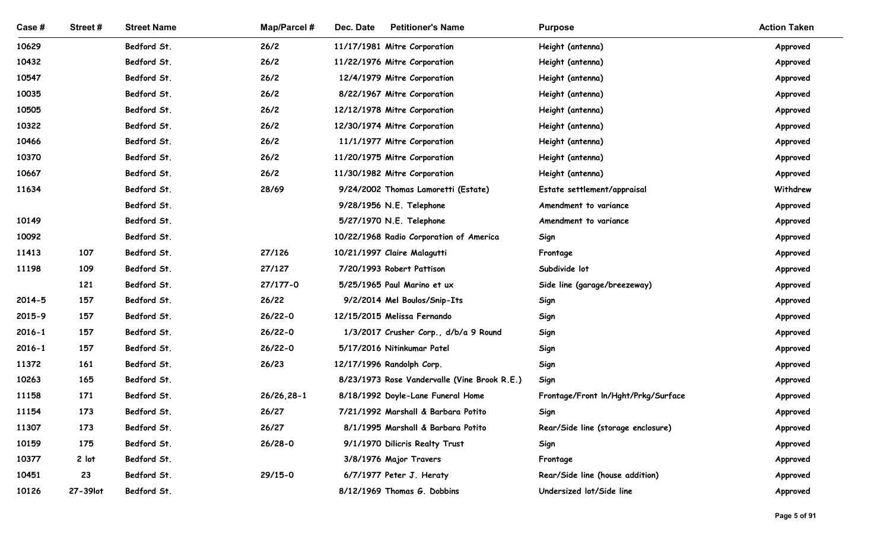| Case # | Street # | Street Name | Map/Parcel # | Dec. Date | Petitioner's Name | Purpose | Action Taken |
|---|---|---|---|---|---|---|---|
| 10629 | | Bedford St. | 26/2 | 11/17/1981 | Mitre Corporation | Height (antenna) | Approved |
| 10432 | | Bedford St. | 26/2 | 11/22/1976 | Mitre Corporation | Height (antenna) | Approved |
| 10547 | | Bedford St. | 26/2 | 12/4/1979 | Mitre Corporation | Height (antenna) | Approved |
| 10035 | | Bedford St. | 26/2 | 8/22/1967 | Mitre Corporation | Height (antenna) | Approved |
| 10505 | | Bedford St. | 26/2 | 12/12/1978 | Mitre Corporation | Height (antenna) | Approved |
| 10322 | | Bedford St. | 26/2 | 12/30/1974 | Mitre Corporation | Height (antenna) | Approved |
| 10466 | | Bedford St. | 26/2 | 11/1/1977 | Mitre Corporation | Height (antenna) | Approved |
| 10370 | | Bedford St. | 26/2 | 11/20/1975 | Mitre Corporation | Height (antenna) | Approved |
| 10667 | | Bedford St. | 26/2 | 11/30/1982 | Mitre Corporation | Height (antenna) | Approved |
| 11634 | | Bedford St. | 28/69 | 9/24/2002 | Thomas Lamoretti (Estate) | Estate settlement/appraisal | Withdrew |
| | | Bedford St. | | 9/28/1956 | N.E. Telephone | Amendment to variance | Approved |
| 10149 | | Bedford St. | | 5/27/1970 | N.E. Telephone | Amendment to variance | Approved |
| 10092 | | Bedford St. | | 10/22/1968 | Radio Corporation of America | Sign | Approved |
| 11413 | 107 | Bedford St. | 27/126 | 10/21/1997 | Claire Malagutti | Frontage | Approved |
| 11198 | 109 | Bedford St. | 27/127 | 7/20/1993 | Robert Pattison | Subdivide lot | Approved |
| | 121 | Bedford St. | 27/177-0 | 5/25/1965 | Paul Marino et ux | Side line (garage/breezeway) | Approved |
| 2014-5 | 157 | Bedford St. | 26/22 | 9/2/2014 | Mel Boulos/Snip-Its | Sign | Approved |
| 2015-9 | 157 | Bedford St. | 26/22-0 | 12/15/2015 | Melissa Fernando | Sign | Approved |
| 2016-1 | 157 | Bedford St. | 26/22-0 | 1/3/2017 | Crusher Corp., d/b/a 9 Round | Sign | Approved |
| 2016-1 | 157 | Bedford St. | 26/22-0 | 5/17/2016 | Nitinkumar Patel | Sign | Approved |
| 11372 | 161 | Bedford St. | 26/23 | 12/17/1996 | Randolph Corp. | Sign | Approved |
| 10263 | 165 | Bedford St. | | 8/23/1973 | Rose Vandervalle (Vine Brook R.E.) | Sign | Approved |
| 11158 | 171 | Bedford St. | 26/26,28-1 | 8/18/1992 | Doyle-Lane Funeral Home | Frontage/Front ln/Hght/Prkg/Surface | Approved |
| 11154 | 173 | Bedford St. | 26/27 | 7/21/1992 | Marshall & Barbara Potito | Sign | Approved |
| 11307 | 173 | Bedford St. | 26/27 | 8/1/1995 | Marshall & Barbara Potito | Rear/Side line (storage enclosure) | Approved |
| 10159 | 175 | Bedford St. | 26/28-0 | 9/1/1970 | Dilicris Realty Trust | Sign | Approved |
| 10377 | 2 lot | Bedford St. | | 3/8/1976 | Major Travers | Frontage | Approved |
| 10451 | 23 | Bedford St. | 29/15-0 | 6/7/1977 | Peter J. Heraty | Rear/Side line (house addition) | Approved |
| 10126 | 27-39lot | Bedford St. | | 8/12/1969 | Thomas G. Dobbins | Undersized lot/Side line | Approved |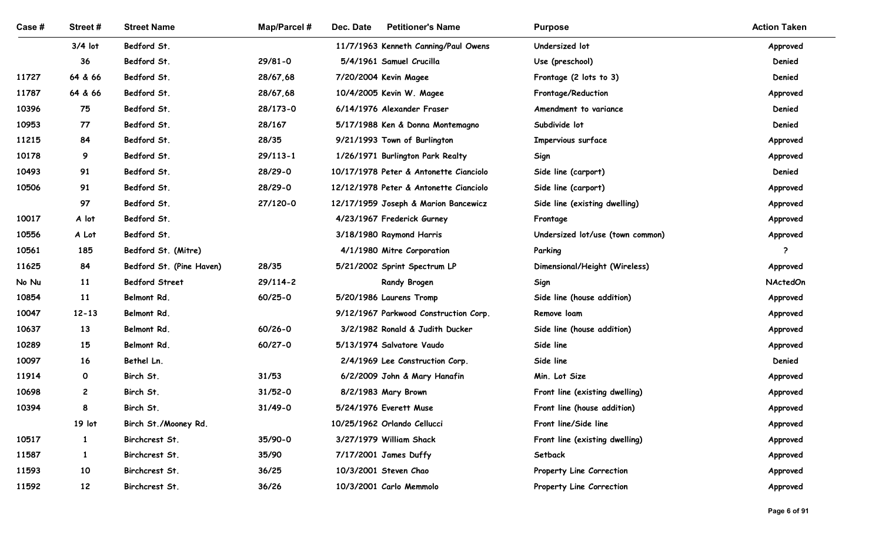| Case # | Street # | Street Name | Map/Parcel # | Dec. Date | Petitioner's Name | Purpose | Action Taken |
|---|---|---|---|---|---|---|---|
| | 3/4 lot | Bedford St. | | 11/7/1963 | Kenneth Canning/Paul Owens | Undersized lot | Approved |
| | 36 | Bedford St. | 29/81-0 | 5/4/1961 | Samuel Crucilla | Use (preschool) | Denied |
| 11727 | 64 & 66 | Bedford St. | 28/67,68 | 7/20/2004 | Kevin Magee | Frontage (2 lots to 3) | Denied |
| 11787 | 64 & 66 | Bedford St. | 28/67,68 | 10/4/2005 | Kevin W. Magee | Frontage/Reduction | Approved |
| 10396 | 75 | Bedford St. | 28/173-0 | 6/14/1976 | Alexander Fraser | Amendment to variance | Denied |
| 10953 | 77 | Bedford St. | 28/167 | 5/17/1988 | Ken & Donna Montemagno | Subdivide lot | Denied |
| 11215 | 84 | Bedford St. | 28/35 | 9/21/1993 | Town of Burlington | Impervious surface | Approved |
| 10178 | 9 | Bedford St. | 29/113-1 | 1/26/1971 | Burlington Park Realty | Sign | Approved |
| 10493 | 91 | Bedford St. | 28/29-0 | 10/17/1978 | Peter & Antonette Cianciolo | Side line (carport) | Denied |
| 10506 | 91 | Bedford St. | 28/29-0 | 12/12/1978 | Peter & Antonette Cianciolo | Side line (carport) | Approved |
| | 97 | Bedford St. | 27/120-0 | 12/17/1959 | Joseph & Marion Bancewicz | Side line (existing dwelling) | Approved |
| 10017 | A lot | Bedford St. | | 4/23/1967 | Frederick Gurney | Frontage | Approved |
| 10556 | A Lot | Bedford St. | | 3/18/1980 | Raymond Harris | Undersized lot/use (town common) | Approved |
| 10561 | 185 | Bedford St. (Mitre) | | 4/1/1980 | Mitre Corporation | Parking | ? |
| 11625 | 84 | Bedford St. (Pine Haven) | 28/35 | 5/21/2002 | Sprint Spectrum LP | Dimensional/Height (Wireless) | Approved |
| No Nu | 11 | Bedford Street | 29/114-2 | | Randy Brogen | Sign | NActedOn |
| 10854 | 11 | Belmont Rd. | 60/25-0 | 5/20/1986 | Laurens Tromp | Side line (house addition) | Approved |
| 10047 | 12-13 | Belmont Rd. | | 9/12/1967 | Parkwood Construction Corp. | Remove loam | Approved |
| 10637 | 13 | Belmont Rd. | 60/26-0 | 3/2/1982 | Ronald & Judith Ducker | Side line (house addition) | Approved |
| 10289 | 15 | Belmont Rd. | 60/27-0 | 5/13/1974 | Salvatore Vaudo | Side line | Approved |
| 10097 | 16 | Bethel Ln. | | 2/4/1969 | Lee Construction Corp. | Side line | Denied |
| 11914 | 0 | Birch St. | 31/53 | 6/2/2009 | John & Mary Hanafin | Min. Lot Size | Approved |
| 10698 | 2 | Birch St. | 31/52-0 | 8/2/1983 | Mary Brown | Front line (existing dwelling) | Approved |
| 10394 | 8 | Birch St. | 31/49-0 | 5/24/1976 | Everett Muse | Front line (house addition) | Approved |
| | 19 lot | Birch St./Mooney Rd. | | 10/25/1962 | Orlando Cellucci | Front line/Side line | Approved |
| 10517 | 1 | Birchcrest St. | 35/90-0 | 3/27/1979 | William Shack | Front line (existing dwelling) | Approved |
| 11587 | 1 | Birchcrest St. | 35/90 | 7/17/2001 | James Duffy | Setback | Approved |
| 11593 | 10 | Birchcrest St. | 36/25 | 10/3/2001 | Steven Chao | Property Line Correction | Approved |
| 11592 | 12 | Birchcrest St. | 36/26 | 10/3/2001 | Carlo Memmolo | Property Line Correction | Approved |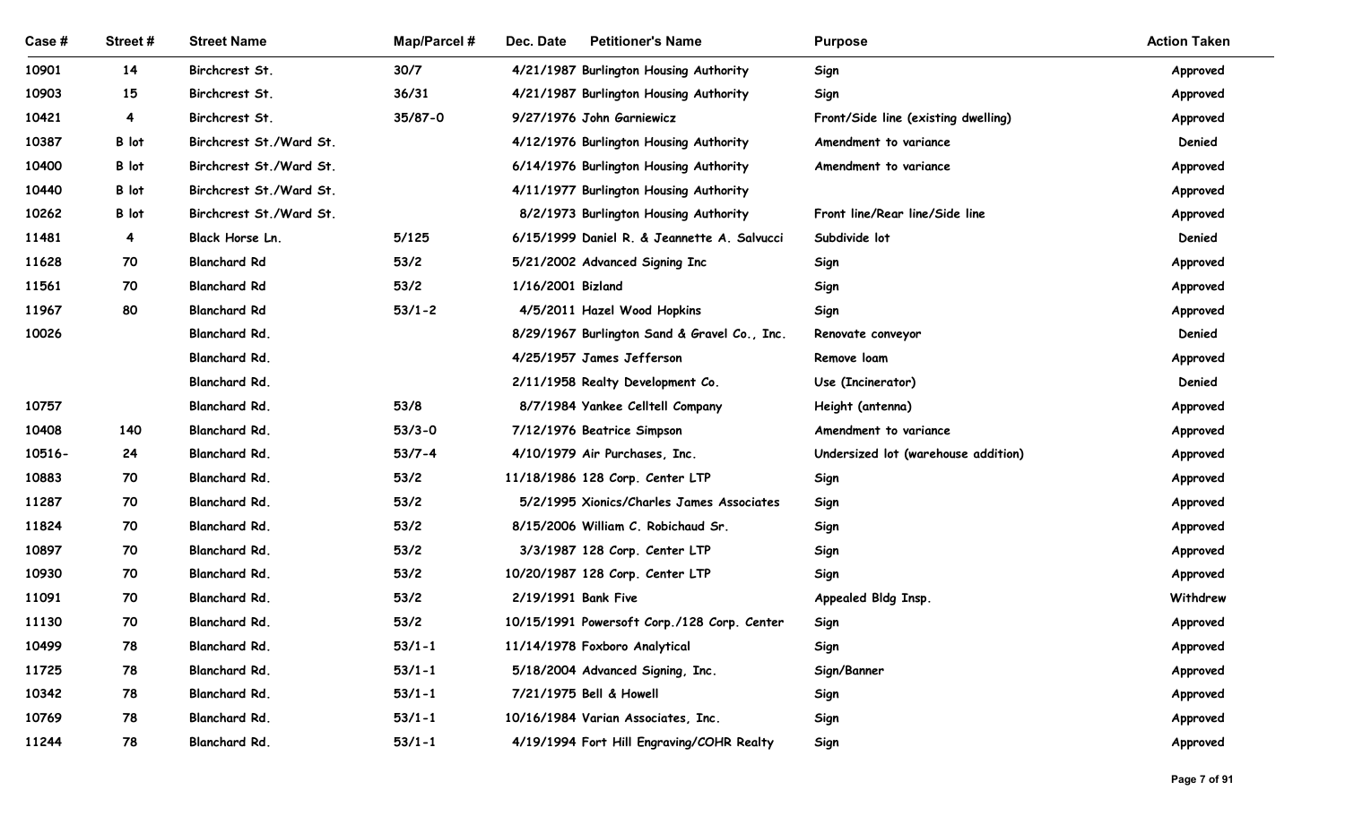| Case # | Street # | Street Name | Map/Parcel # | Dec. Date | Petitioner's Name | Purpose | Action Taken |
|---|---|---|---|---|---|---|---|
| 10901 | 14 | Birchcrest St. | 30/7 | 4/21/1987 | Burlington Housing Authority | Sign | Approved |
| 10903 | 15 | Birchcrest St. | 36/31 | 4/21/1987 | Burlington Housing Authority | Sign | Approved |
| 10421 | 4 | Birchcrest St. | 35/87-0 | 9/27/1976 | John Garniewicz | Front/Side line (existing dwelling) | Approved |
| 10387 | B lot | Birchcrest St./Ward St. | | 4/12/1976 | Burlington Housing Authority | Amendment to variance | Denied |
| 10400 | B lot | Birchcrest St./Ward St. | | 6/14/1976 | Burlington Housing Authority | Amendment to variance | Approved |
| 10440 | B lot | Birchcrest St./Ward St. | | 4/11/1977 | Burlington Housing Authority | | Approved |
| 10262 | B lot | Birchcrest St./Ward St. | | 8/2/1973 | Burlington Housing Authority | Front line/Rear line/Side line | Approved |
| 11481 | 4 | Black Horse Ln. | 5/125 | 6/15/1999 | Daniel R. & Jeannette A. Salvucci | Subdivide lot | Denied |
| 11628 | 70 | Blanchard Rd | 53/2 | 5/21/2002 | Advanced Signing Inc | Sign | Approved |
| 11561 | 70 | Blanchard Rd | 53/2 | 1/16/2001 | Bizland | Sign | Approved |
| 11967 | 80 | Blanchard Rd | 53/1-2 | 4/5/2011 | Hazel Wood Hopkins | Sign | Approved |
| 10026 | | Blanchard Rd. | | 8/29/1967 | Burlington Sand & Gravel Co., Inc. | Renovate conveyor | Denied |
| | | Blanchard Rd. | | 4/25/1957 | James Jefferson | Remove loam | Approved |
| | | Blanchard Rd. | | 2/11/1958 | Realty Development Co. | Use (Incinerator) | Denied |
| 10757 | | Blanchard Rd. | 53/8 | 8/7/1984 | Yankee Celltell Company | Height (antenna) | Approved |
| 10408 | 140 | Blanchard Rd. | 53/3-0 | 7/12/1976 | Beatrice Simpson | Amendment to variance | Approved |
| 10516- | 24 | Blanchard Rd. | 53/7-4 | 4/10/1979 | Air Purchases, Inc. | Undersized lot (warehouse addition) | Approved |
| 10883 | 70 | Blanchard Rd. | 53/2 | 11/18/1986 | 128 Corp. Center LTP | Sign | Approved |
| 11287 | 70 | Blanchard Rd. | 53/2 | 5/2/1995 | Xionics/Charles James Associates | Sign | Approved |
| 11824 | 70 | Blanchard Rd. | 53/2 | 8/15/2006 | William C. Robichaud Sr. | Sign | Approved |
| 10897 | 70 | Blanchard Rd. | 53/2 | 3/3/1987 | 128 Corp. Center LTP | Sign | Approved |
| 10930 | 70 | Blanchard Rd. | 53/2 | 10/20/1987 | 128 Corp. Center LTP | Sign | Approved |
| 11091 | 70 | Blanchard Rd. | 53/2 | 2/19/1991 | Bank Five | Appealed Bldg Insp. | Withdrew |
| 11130 | 70 | Blanchard Rd. | 53/2 | 10/15/1991 | Powersoft Corp./128 Corp. Center | Sign | Approved |
| 10499 | 78 | Blanchard Rd. | 53/1-1 | 11/14/1978 | Foxboro Analytical | Sign | Approved |
| 11725 | 78 | Blanchard Rd. | 53/1-1 | 5/18/2004 | Advanced Signing, Inc. | Sign/Banner | Approved |
| 10342 | 78 | Blanchard Rd. | 53/1-1 | 7/21/1975 | Bell & Howell | Sign | Approved |
| 10769 | 78 | Blanchard Rd. | 53/1-1 | 10/16/1984 | Varian Associates, Inc. | Sign | Approved |
| 11244 | 78 | Blanchard Rd. | 53/1-1 | 4/19/1994 | Fort Hill Engraving/COHR Realty | Sign | Approved |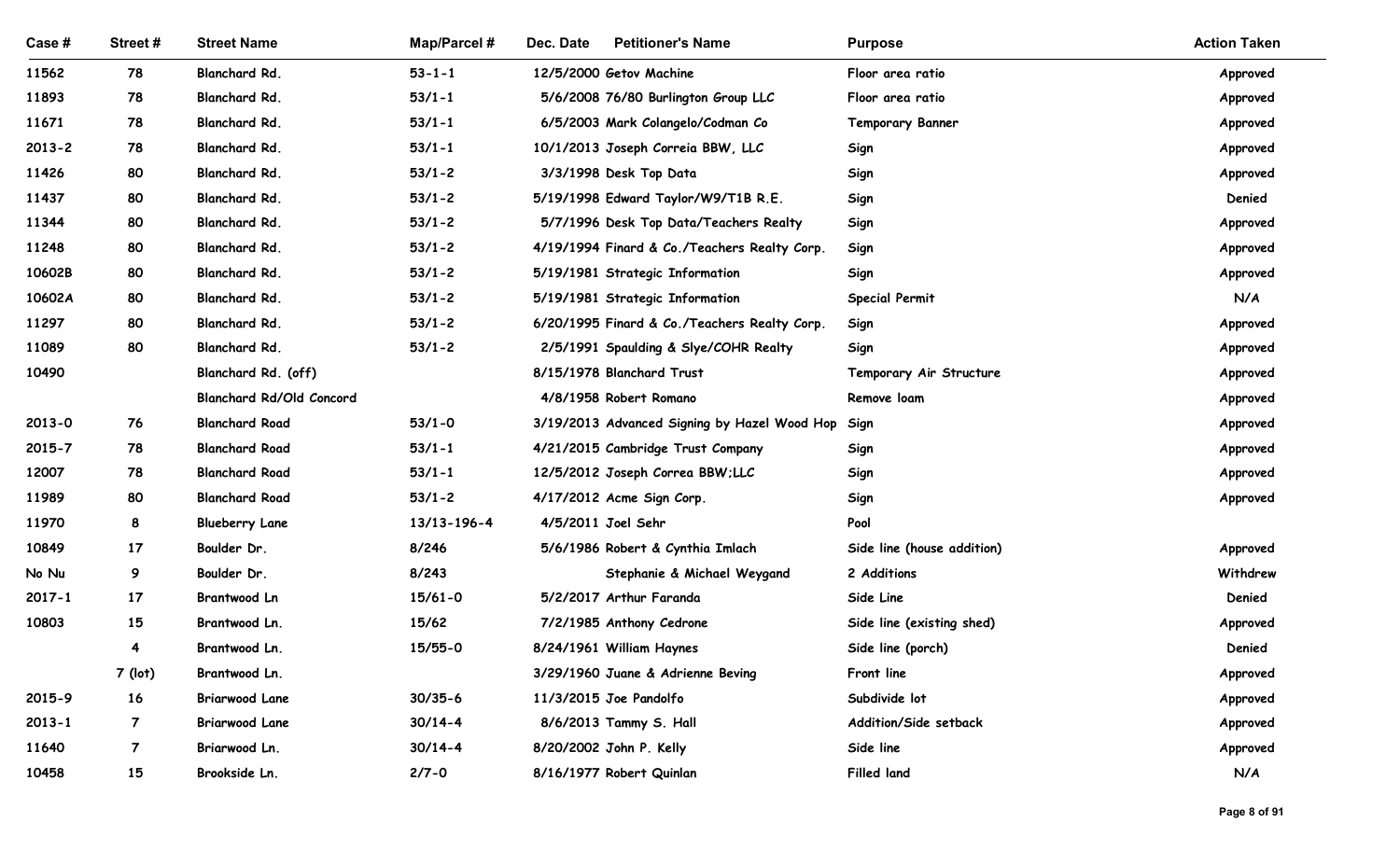| Case # | Street # | Street Name | Map/Parcel # | Dec. Date | Petitioner's Name | Purpose | Action Taken |
|---|---|---|---|---|---|---|---|
| 11562 | 78 | Blanchard Rd. | 53-1-1 | 12/5/2000 | Getov Machine | Floor area ratio | Approved |
| 11893 | 78 | Blanchard Rd. | 53/1-1 | 5/6/2008 | 76/80 Burlington Group LLC | Floor area ratio | Approved |
| 11671 | 78 | Blanchard Rd. | 53/1-1 | 6/5/2003 | Mark Colangelo/Codman Co | Temporary Banner | Approved |
| 2013-2 | 78 | Blanchard Rd. | 53/1-1 | 10/1/2013 | Joseph Correia BBW, LLC | Sign | Approved |
| 11426 | 80 | Blanchard Rd. | 53/1-2 | 3/3/1998 | Desk Top Data | Sign | Approved |
| 11437 | 80 | Blanchard Rd. | 53/1-2 | 5/19/1998 | Edward Taylor/W9/T1B R.E. | Sign | Denied |
| 11344 | 80 | Blanchard Rd. | 53/1-2 | 5/7/1996 | Desk Top Data/Teachers Realty | Sign | Approved |
| 11248 | 80 | Blanchard Rd. | 53/1-2 | 4/19/1994 | Finard & Co./Teachers Realty Corp. | Sign | Approved |
| 10602B | 80 | Blanchard Rd. | 53/1-2 | 5/19/1981 | Strategic Information | Sign | Approved |
| 10602A | 80 | Blanchard Rd. | 53/1-2 | 5/19/1981 | Strategic Information | Special Permit | N/A |
| 11297 | 80 | Blanchard Rd. | 53/1-2 | 6/20/1995 | Finard & Co./Teachers Realty Corp. | Sign | Approved |
| 11089 | 80 | Blanchard Rd. | 53/1-2 | 2/5/1991 | Spaulding & Slye/COHR Realty | Sign | Approved |
| 10490 | | Blanchard Rd. (off) | | 8/15/1978 | Blanchard Trust | Temporary Air Structure | Approved |
| | | Blanchard Rd/Old Concord | | 4/8/1958 | Robert Romano | Remove loam | Approved |
| 2013-0 | 76 | Blanchard Road | 53/1-0 | 3/19/2013 | Advanced Signing by Hazel Wood Hop | Sign | Approved |
| 2015-7 | 78 | Blanchard Road | 53/1-1 | 4/21/2015 | Cambridge Trust Company | Sign | Approved |
| 12007 | 78 | Blanchard Road | 53/1-1 | 12/5/2012 | Joseph Correa BBW;LLC | Sign | Approved |
| 11989 | 80 | Blanchard Road | 53/1-2 | 4/17/2012 | Acme Sign Corp. | Sign | Approved |
| 11970 | 8 | Blueberry Lane | 13/13-196-4 | 4/5/2011 | Joel Sehr | Pool | |
| 10849 | 17 | Boulder Dr. | 8/246 | 5/6/1986 | Robert & Cynthia Imlach | Side line (house addition) | Approved |
| No Nu | 9 | Boulder Dr. | 8/243 | | Stephanie & Michael Weygand | 2 Additions | Withdrew |
| 2017-1 | 17 | Brantwood Ln | 15/61-0 | 5/2/2017 | Arthur Faranda | Side Line | Denied |
| 10803 | 15 | Brantwood Ln. | 15/62 | 7/2/1985 | Anthony Cedrone | Side line (existing shed) | Approved |
| | 4 | Brantwood Ln. | 15/55-0 | 8/24/1961 | William Haynes | Side line (porch) | Denied |
| | 7 (lot) | Brantwood Ln. | | 3/29/1960 | Juane & Adrienne Beving | Front line | Approved |
| 2015-9 | 16 | Briarwood Lane | 30/35-6 | 11/3/2015 | Joe Pandolfo | Subdivide lot | Approved |
| 2013-1 | 7 | Briarwood Lane | 30/14-4 | 8/6/2013 | Tammy S. Hall | Addition/Side setback | Approved |
| 11640 | 7 | Briarwood Ln. | 30/14-4 | 8/20/2002 | John P. Kelly | Side line | Approved |
| 10458 | 15 | Brookside Ln. | 2/7-0 | 8/16/1977 | Robert Quinlan | Filled land | N/A |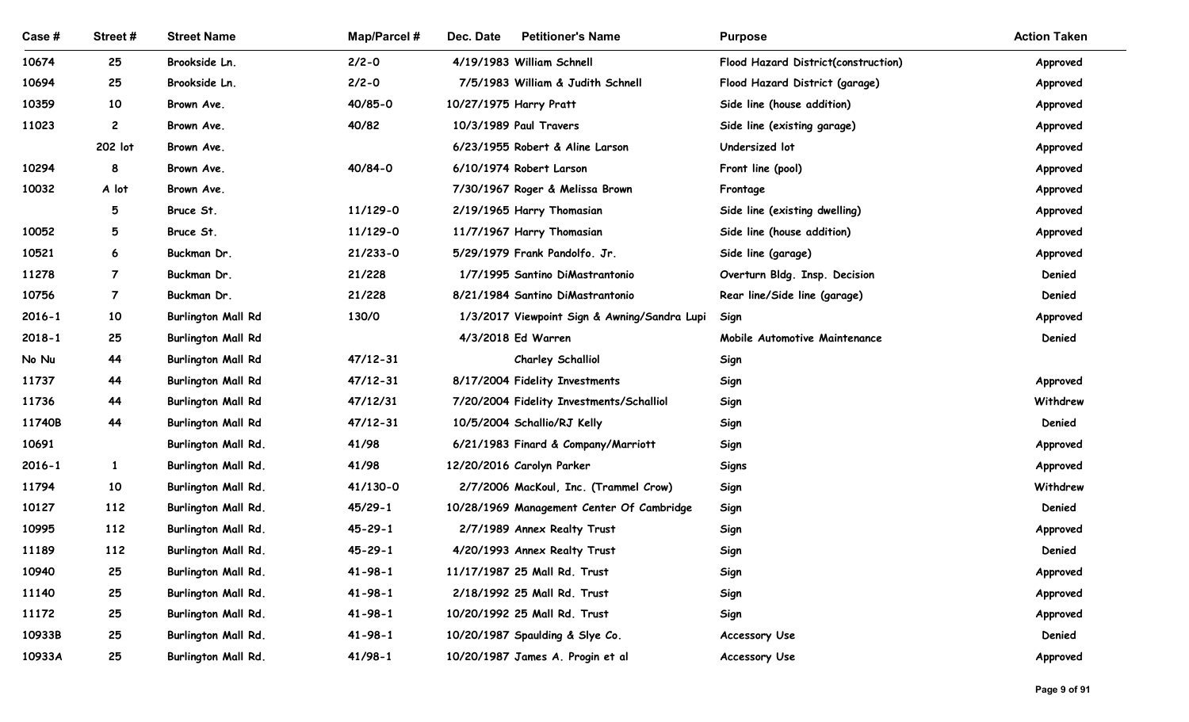| Case # | Street # | Street Name | Map/Parcel # | Dec. Date | Petitioner's Name | Purpose | Action Taken |
|---|---|---|---|---|---|---|---|
| 10674 | 25 | Brookside Ln. | 2/2-0 | 4/19/1983 | William Schnell | Flood Hazard District(construction) | Approved |
| 10694 | 25 | Brookside Ln. | 2/2-0 | 7/5/1983 | William & Judith Schnell | Flood Hazard District (garage) | Approved |
| 10359 | 10 | Brown Ave. | 40/85-0 | 10/27/1975 | Harry Pratt | Side line (house addition) | Approved |
| 11023 | 2 | Brown Ave. | 40/82 | 10/3/1989 | Paul Travers | Side line (existing garage) | Approved |
| | 202 lot | Brown Ave. | | 6/23/1955 | Robert & Aline Larson | Undersized lot | Approved |
| 10294 | 8 | Brown Ave. | 40/84-0 | 6/10/1974 | Robert Larson | Front line (pool) | Approved |
| 10032 | A lot | Brown Ave. | | 7/30/1967 | Roger & Melissa Brown | Frontage | Approved |
| | 5 | Bruce St. | 11/129-0 | 2/19/1965 | Harry Thomasian | Side line (existing dwelling) | Approved |
| 10052 | 5 | Bruce St. | 11/129-0 | 11/7/1967 | Harry Thomasian | Side line (house addition) | Approved |
| 10521 | 6 | Buckman Dr. | 21/233-0 | 5/29/1979 | Frank Pandolfo. Jr. | Side line (garage) | Approved |
| 11278 | 7 | Buckman Dr. | 21/228 | 1/7/1995 | Santino DiMastrantonio | Overturn Bldg. Insp. Decision | Denied |
| 10756 | 7 | Buckman Dr. | 21/228 | 8/21/1984 | Santino DiMastrantonio | Rear line/Side line (garage) | Denied |
| 2016-1 | 10 | Burlington Mall Rd | 130/0 | 1/3/2017 | Viewpoint Sign & Awning/Sandra Lupi | Sign | Approved |
| 2018-1 | 25 | Burlington Mall Rd | | 4/3/2018 | Ed Warren | Mobile Automotive Maintenance | Denied |
| No Nu | 44 | Burlington Mall Rd | 47/12-31 | | Charley Schalliol | Sign | |
| 11737 | 44 | Burlington Mall Rd | 47/12-31 | 8/17/2004 | Fidelity Investments | Sign | Approved |
| 11736 | 44 | Burlington Mall Rd | 47/12/31 | 7/20/2004 | Fidelity Investments/Schalliol | Sign | Withdrew |
| 11740B | 44 | Burlington Mall Rd | 47/12-31 | 10/5/2004 | Schallio/RJ Kelly | Sign | Denied |
| 10691 | | Burlington Mall Rd. | 41/98 | 6/21/1983 | Finard & Company/Marriott | Sign | Approved |
| 2016-1 | 1 | Burlington Mall Rd. | 41/98 | 12/20/2016 | Carolyn Parker | Signs | Approved |
| 11794 | 10 | Burlington Mall Rd. | 41/130-0 | 2/7/2006 | MacKoul, Inc. (Trammel Crow) | Sign | Withdrew |
| 10127 | 112 | Burlington Mall Rd. | 45/29-1 | 10/28/1969 | Management Center Of Cambridge | Sign | Denied |
| 10995 | 112 | Burlington Mall Rd. | 45-29-1 | 2/7/1989 | Annex Realty Trust | Sign | Approved |
| 11189 | 112 | Burlington Mall Rd. | 45-29-1 | 4/20/1993 | Annex Realty Trust | Sign | Denied |
| 10940 | 25 | Burlington Mall Rd. | 41-98-1 | 11/17/1987 | 25 Mall Rd. Trust | Sign | Approved |
| 11140 | 25 | Burlington Mall Rd. | 41-98-1 | 2/18/1992 | 25 Mall Rd. Trust | Sign | Approved |
| 11172 | 25 | Burlington Mall Rd. | 41-98-1 | 10/20/1992 | 25 Mall Rd. Trust | Sign | Approved |
| 10933B | 25 | Burlington Mall Rd. | 41-98-1 | 10/20/1987 | Spaulding & Slye Co. | Accessory Use | Denied |
| 10933A | 25 | Burlington Mall Rd. | 41/98-1 | 10/20/1987 | James A. Progin et al | Accessory Use | Approved |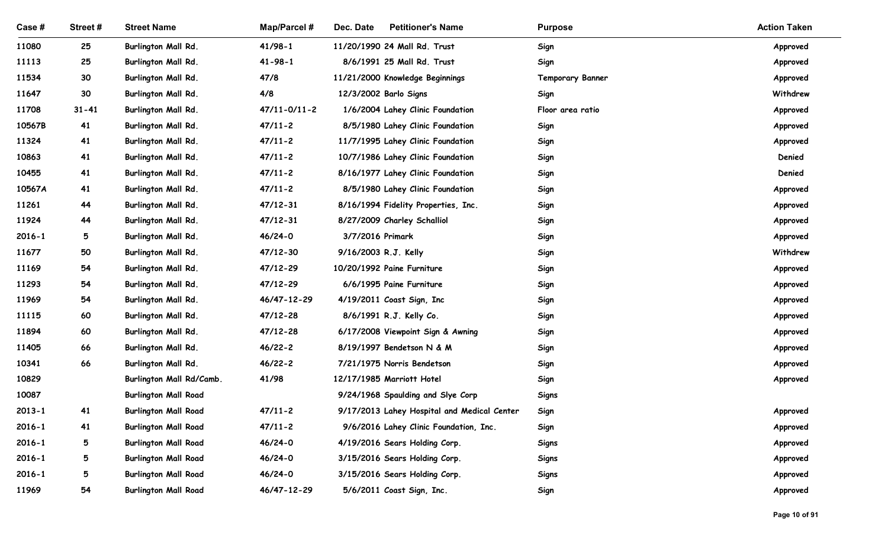| Case # | Street # | Street Name | Map/Parcel # | Dec. Date | Petitioner's Name | Purpose | Action Taken |
|---|---|---|---|---|---|---|---|
| 11080 | 25 | Burlington Mall Rd. | 41/98-1 | 11/20/1990 | 24 Mall Rd. Trust | Sign | Approved |
| 11113 | 25 | Burlington Mall Rd. | 41-98-1 | 8/6/1991 | 25 Mall Rd. Trust | Sign | Approved |
| 11534 | 30 | Burlington Mall Rd. | 47/8 | 11/21/2000 | Knowledge Beginnings | Temporary Banner | Approved |
| 11647 | 30 | Burlington Mall Rd. | 4/8 | 12/3/2002 | Barlo Signs | Sign | Withdrew |
| 11708 | 31-41 | Burlington Mall Rd. | 47/11-0/11-2 | 1/6/2004 | Lahey Clinic Foundation | Floor area ratio | Approved |
| 10567B | 41 | Burlington Mall Rd. | 47/11-2 | 8/5/1980 | Lahey Clinic Foundation | Sign | Approved |
| 11324 | 41 | Burlington Mall Rd. | 47/11-2 | 11/7/1995 | Lahey Clinic Foundation | Sign | Approved |
| 10863 | 41 | Burlington Mall Rd. | 47/11-2 | 10/7/1986 | Lahey Clinic Foundation | Sign | Denied |
| 10455 | 41 | Burlington Mall Rd. | 47/11-2 | 8/16/1977 | Lahey Clinic Foundation | Sign | Denied |
| 10567A | 41 | Burlington Mall Rd. | 47/11-2 | 8/5/1980 | Lahey Clinic Foundation | Sign | Approved |
| 11261 | 44 | Burlington Mall Rd. | 47/12-31 | 8/16/1994 | Fidelity Properties, Inc. | Sign | Approved |
| 11924 | 44 | Burlington Mall Rd. | 47/12-31 | 8/27/2009 | Charley Schalliol | Sign | Approved |
| 2016-1 | 5 | Burlington Mall Rd. | 46/24-0 | 3/7/2016 | Primark | Sign | Approved |
| 11677 | 50 | Burlington Mall Rd. | 47/12-30 | 9/16/2003 | R.J. Kelly | Sign | Withdrew |
| 11169 | 54 | Burlington Mall Rd. | 47/12-29 | 10/20/1992 | Paine Furniture | Sign | Approved |
| 11293 | 54 | Burlington Mall Rd. | 47/12-29 | 6/6/1995 | Paine Furniture | Sign | Approved |
| 11969 | 54 | Burlington Mall Rd. | 46/47-12-29 | 4/19/2011 | Coast Sign, Inc | Sign | Approved |
| 11115 | 60 | Burlington Mall Rd. | 47/12-28 | 8/6/1991 | R.J. Kelly Co. | Sign | Approved |
| 11894 | 60 | Burlington Mall Rd. | 47/12-28 | 6/17/2008 | Viewpoint Sign & Awning | Sign | Approved |
| 11405 | 66 | Burlington Mall Rd. | 46/22-2 | 8/19/1997 | Bendetson N & M | Sign | Approved |
| 10341 | 66 | Burlington Mall Rd. | 46/22-2 | 7/21/1975 | Norris Bendetson | Sign | Approved |
| 10829 | | Burlington Mall Rd/Camb. | 41/98 | 12/17/1985 | Marriott Hotel | Sign | Approved |
| 10087 | | Burlington Mall Road | | 9/24/1968 | Spaulding and Slye Corp | Signs | |
| 2013-1 | 41 | Burlington Mall Road | 47/11-2 | 9/17/2013 | Lahey Hospital and Medical Center | Sign | Approved |
| 2016-1 | 41 | Burlington Mall Road | 47/11-2 | 9/6/2016 | Lahey Clinic Foundation, Inc. | Sign | Approved |
| 2016-1 | 5 | Burlington Mall Road | 46/24-0 | 4/19/2016 | Sears Holding Corp. | Signs | Approved |
| 2016-1 | 5 | Burlington Mall Road | 46/24-0 | 3/15/2016 | Sears Holding Corp. | Signs | Approved |
| 2016-1 | 5 | Burlington Mall Road | 46/24-0 | 3/15/2016 | Sears Holding Corp. | Signs | Approved |
| 11969 | 54 | Burlington Mall Road | 46/47-12-29 | 5/6/2011 | Coast Sign, Inc. | Sign | Approved |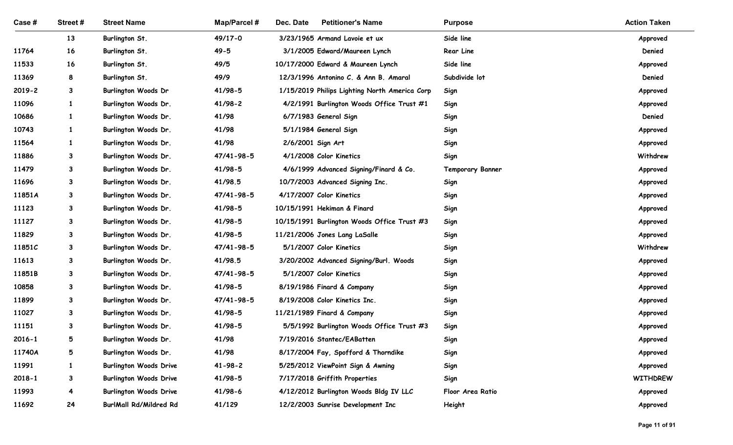| Case # | Street # | Street Name | Map/Parcel # | Dec. Date | Petitioner's Name | Purpose | Action Taken |
|---|---|---|---|---|---|---|---|
| | 13 | Burlington St. | 49/17-0 | 3/23/1965 | Armand Lavoie et ux | Side line | Approved |
| 11764 | 16 | Burlington St. | 49-5 | 3/1/2005 | Edward/Maureen Lynch | Rear Line | Denied |
| 11533 | 16 | Burlington St. | 49/5 | 10/17/2000 | Edward & Maureen Lynch | Side line | Approved |
| 11369 | 8 | Burlington St. | 49/9 | 12/3/1996 | Antonino C. & Ann B. Amaral | Subdivide lot | Denied |
| 2019-2 | 3 | Burlington Woods Dr | 41/98-5 | 1/15/2019 | Philips Lighting North America Corp | Sign | Approved |
| 11096 | 1 | Burlington Woods Dr. | 41/98-2 | 4/2/1991 | Burlington Woods Office Trust #1 | Sign | Approved |
| 10686 | 1 | Burlington Woods Dr. | 41/98 | 6/7/1983 | General Sign | Sign | Denied |
| 10743 | 1 | Burlington Woods Dr. | 41/98 | 5/1/1984 | General Sign | Sign | Approved |
| 11564 | 1 | Burlington Woods Dr. | 41/98 | 2/6/2001 | Sign Art | Sign | Approved |
| 11886 | 3 | Burlington Woods Dr. | 47/41-98-5 | 4/1/2008 | Color Kinetics | Sign | Withdrew |
| 11479 | 3 | Burlington Woods Dr. | 41/98-5 | 4/6/1999 | Advanced Signing/Finard & Co. | Temporary Banner | Approved |
| 11696 | 3 | Burlington Woods Dr. | 41/98.5 | 10/7/2003 | Advanced Signing Inc. | Sign | Approved |
| 11851A | 3 | Burlington Woods Dr. | 47/41-98-5 | 4/17/2007 | Color Kinetics | Sign | Approved |
| 11123 | 3 | Burlington Woods Dr. | 41/98-5 | 10/15/1991 | Hekiman & Finard | Sign | Approved |
| 11127 | 3 | Burlington Woods Dr. | 41/98-5 | 10/15/1991 | Burlington Woods Office Trust #3 | Sign | Approved |
| 11829 | 3 | Burlington Woods Dr. | 41/98-5 | 11/21/2006 | Jones Lang LaSalle | Sign | Approved |
| 11851C | 3 | Burlington Woods Dr. | 47/41-98-5 | 5/1/2007 | Color Kinetics | Sign | Withdrew |
| 11613 | 3 | Burlington Woods Dr. | 41/98.5 | 3/20/2002 | Advanced Signing/Burl. Woods | Sign | Approved |
| 11851B | 3 | Burlington Woods Dr. | 47/41-98-5 | 5/1/2007 | Color Kinetics | Sign | Approved |
| 10858 | 3 | Burlington Woods Dr. | 41/98-5 | 8/19/1986 | Finard & Company | Sign | Approved |
| 11899 | 3 | Burlington Woods Dr. | 47/41-98-5 | 8/19/2008 | Color Kinetics Inc. | Sign | Approved |
| 11027 | 3 | Burlington Woods Dr. | 41/98-5 | 11/21/1989 | Finard & Company | Sign | Approved |
| 11151 | 3 | Burlington Woods Dr. | 41/98-5 | 5/5/1992 | Burlington Woods Office Trust #3 | Sign | Approved |
| 2016-1 | 5 | Burlington Woods Dr. | 41/98 | 7/19/2016 | Stantec/EABatten | Sign | Approved |
| 11740A | 5 | Burlington Woods Dr. | 41/98 | 8/17/2004 | Fay, Spofford & Thorndike | Sign | Approved |
| 11991 | 1 | Burlington Woods Drive | 41-98-2 | 5/25/2012 | ViewPoint Sign & Awning | Sign | Approved |
| 2018-1 | 3 | Burlington Woods Drive | 41/98-5 | 7/17/2018 | Griffith Properties | Sign | WITHDREW |
| 11993 | 4 | Burlington Woods Drive | 41/98-6 | 4/12/2012 | Burlington Woods Bldg IV LLC | Floor Area Ratio | Approved |
| 11692 | 24 | BurlMall Rd/Mildred Rd | 41/129 | 12/2/2003 | Sunrise Development Inc | Height | Approved |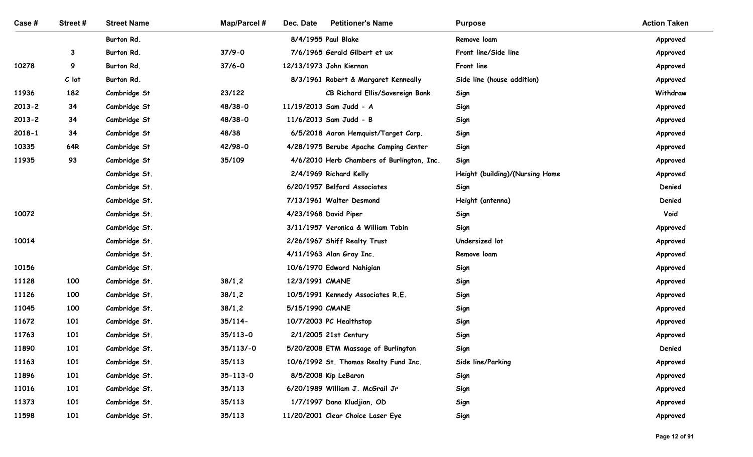| Case # | Street # | Street Name | Map/Parcel # | Dec. Date | Petitioner's Name | Purpose | Action Taken |
|---|---|---|---|---|---|---|---|
| | | Burton Rd. | | 8/4/1955 | Paul Blake | Remove loam | Approved |
| | 3 | Burton Rd. | 37/9-0 | 7/6/1965 | Gerald Gilbert et ux | Front line/Side line | Approved |
| 10278 | 9 | Burton Rd. | 37/6-0 | 12/13/1973 | John Kiernan | Front line | Approved |
| | C lot | Burton Rd. | | 8/3/1961 | Robert & Margaret Kenneally | Side line (house addition) | Approved |
| 11936 | 182 | Cambridge St | 23/122 | | CB Richard Ellis/Sovereign Bank | Sign | Withdraw |
| 2013-2 | 34 | Cambridge St | 48/38-0 | 11/19/2013 | Sam Judd - A | Sign | Approved |
| 2013-2 | 34 | Cambridge St | 48/38-0 | 11/6/2013 | Sam Judd - B | Sign | Approved |
| 2018-1 | 34 | Cambridge St | 48/38 | 6/5/2018 | Aaron Hemquist/Target Corp. | Sign | Approved |
| 10335 | 64R | Cambridge St | 42/98-0 | 4/28/1975 | Berube Apache Camping Center | Sign | Approved |
| 11935 | 93 | Cambridge St | 35/109 | 4/6/2010 | Herb Chambers of Burlington, Inc. | Sign | Approved |
| | | Cambridge St. | | 2/4/1969 | Richard Kelly | Height (building)/(Nursing Home | Approved |
| | | Cambridge St. | | 6/20/1957 | Belford Associates | Sign | Denied |
| | | Cambridge St. | | 7/13/1961 | Walter Desmond | Height (antenna) | Denied |
| 10072 | | Cambridge St. | | 4/23/1968 | David Piper | Sign | Void |
| | | Cambridge St. | | 3/11/1957 | Veronica & William Tobin | Sign | Approved |
| 10014 | | Cambridge St. | | 2/26/1967 | Shiff Realty Trust | Undersized lot | Approved |
| | | Cambridge St. | | 4/11/1963 | Alan Gray Inc. | Remove loam | Approved |
| 10156 | | Cambridge St. | | 10/6/1970 | Edward Nahigian | Sign | Approved |
| 11128 | 100 | Cambridge St. | 38/1,2 | 12/3/1991 | CMANE | Sign | Approved |
| 11126 | 100 | Cambridge St. | 38/1,2 | 10/5/1991 | Kennedy Associates R.E. | Sign | Approved |
| 11045 | 100 | Cambridge St. | 38/1,2 | 5/15/1990 | CMANE | Sign | Approved |
| 11672 | 101 | Cambridge St. | 35/114- | 10/7/2003 | PC Healthstop | Sign | Approved |
| 11763 | 101 | Cambridge St. | 35/113-0 | 2/1/2005 | 21st Century | Sign | Approved |
| 11890 | 101 | Cambridge St. | 35/113/-0 | 5/20/2008 | ETM Massage of Burlington | Sign | Denied |
| 11163 | 101 | Cambridge St. | 35/113 | 10/6/1992 | St. Thomas Realty Fund Inc. | Side line/Parking | Approved |
| 11896 | 101 | Cambridge St. | 35-113-0 | 8/5/2008 | Kip LeBaron | Sign | Approved |
| 11016 | 101 | Cambridge St. | 35/113 | 6/20/1989 | William J. McGrail Jr | Sign | Approved |
| 11373 | 101 | Cambridge St. | 35/113 | 1/7/1997 | Dana Kludjian, OD | Sign | Approved |
| 11598 | 101 | Cambridge St. | 35/113 | 11/20/2001 | Clear Choice Laser Eye | Sign | Approved |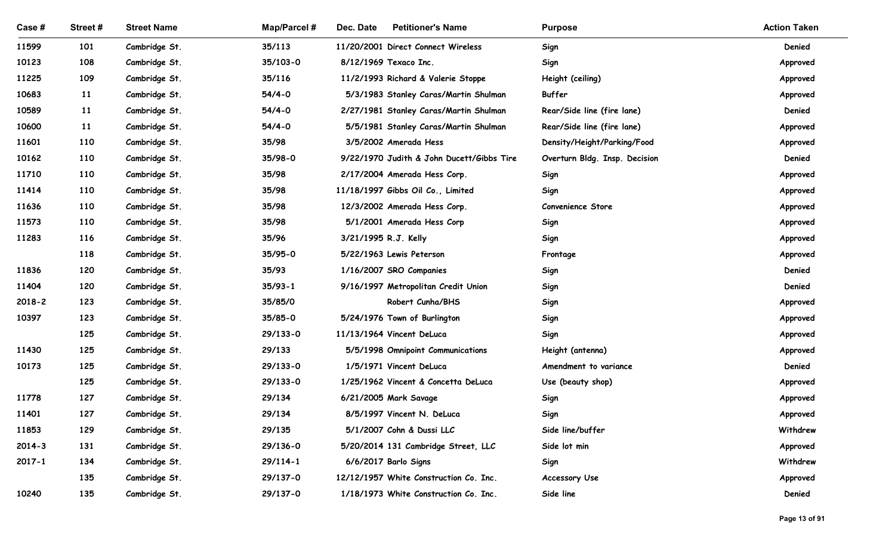| Case # | Street # | Street Name | Map/Parcel # | Dec. Date | Petitioner's Name | Purpose | Action Taken |
|---|---|---|---|---|---|---|---|
| 11599 | 101 | Cambridge St. | 35/113 | 11/20/2001 | Direct Connect Wireless | Sign | Denied |
| 10123 | 108 | Cambridge St. | 35/103-0 | 8/12/1969 | Texaco Inc. | Sign | Approved |
| 11225 | 109 | Cambridge St. | 35/116 | 11/2/1993 | Richard & Valerie Stoppe | Height (ceiling) | Approved |
| 10683 | 11 | Cambridge St. | 54/4-0 | 5/3/1983 | Stanley Caras/Martin Shulman | Buffer | Approved |
| 10589 | 11 | Cambridge St. | 54/4-0 | 2/27/1981 | Stanley Caras/Martin Shulman | Rear/Side line (fire lane) | Denied |
| 10600 | 11 | Cambridge St. | 54/4-0 | 5/5/1981 | Stanley Caras/Martin Shulman | Rear/Side line (fire lane) | Approved |
| 11601 | 110 | Cambridge St. | 35/98 | 3/5/2002 | Amerada Hess | Density/Height/Parking/Food | Approved |
| 10162 | 110 | Cambridge St. | 35/98-0 | 9/22/1970 | Judith & John Ducett/Gibbs Tire | Overturn Bldg. Insp. Decision | Denied |
| 11710 | 110 | Cambridge St. | 35/98 | 2/17/2004 | Amerada Hess Corp. | Sign | Approved |
| 11414 | 110 | Cambridge St. | 35/98 | 11/18/1997 | Gibbs Oil Co., Limited | Sign | Approved |
| 11636 | 110 | Cambridge St. | 35/98 | 12/3/2002 | Amerada Hess Corp. | Convenience Store | Approved |
| 11573 | 110 | Cambridge St. | 35/98 | 5/1/2001 | Amerada Hess Corp | Sign | Approved |
| 11283 | 116 | Cambridge St. | 35/96 | 3/21/1995 | R.J. Kelly | Sign | Approved |
| | 118 | Cambridge St. | 35/95-0 | 5/22/1963 | Lewis Peterson | Frontage | Approved |
| 11836 | 120 | Cambridge St. | 35/93 | 1/16/2007 | SRO Companies | Sign | Denied |
| 11404 | 120 | Cambridge St. | 35/93-1 | 9/16/1997 | Metropolitan Credit Union | Sign | Denied |
| 2018-2 | 123 | Cambridge St. | 35/85/0 | | Robert Cunha/BHS | Sign | Approved |
| 10397 | 123 | Cambridge St. | 35/85-0 | 5/24/1976 | Town of Burlington | Sign | Approved |
| | 125 | Cambridge St. | 29/133-0 | 11/13/1964 | Vincent DeLuca | Sign | Approved |
| 11430 | 125 | Cambridge St. | 29/133 | 5/5/1998 | Omnipoint Communications | Height (antenna) | Approved |
| 10173 | 125 | Cambridge St. | 29/133-0 | 1/5/1971 | Vincent DeLuca | Amendment to variance | Denied |
| | 125 | Cambridge St. | 29/133-0 | 1/25/1962 | Vincent & Concetta DeLuca | Use (beauty shop) | Approved |
| 11778 | 127 | Cambridge St. | 29/134 | 6/21/2005 | Mark Savage | Sign | Approved |
| 11401 | 127 | Cambridge St. | 29/134 | 8/5/1997 | Vincent N. DeLuca | Sign | Approved |
| 11853 | 129 | Cambridge St. | 29/135 | 5/1/2007 | Cohn & Dussi LLC | Side line/buffer | Withdrew |
| 2014-3 | 131 | Cambridge St. | 29/136-0 | 5/20/2014 | 131 Cambridge Street, LLC | Side lot min | Approved |
| 2017-1 | 134 | Cambridge St. | 29/114-1 | 6/6/2017 | Barlo Signs | Sign | Withdrew |
| | 135 | Cambridge St. | 29/137-0 | 12/12/1957 | White Construction Co. Inc. | Accessory Use | Approved |
| 10240 | 135 | Cambridge St. | 29/137-0 | 1/18/1973 | White Construction Co. Inc. | Side line | Denied |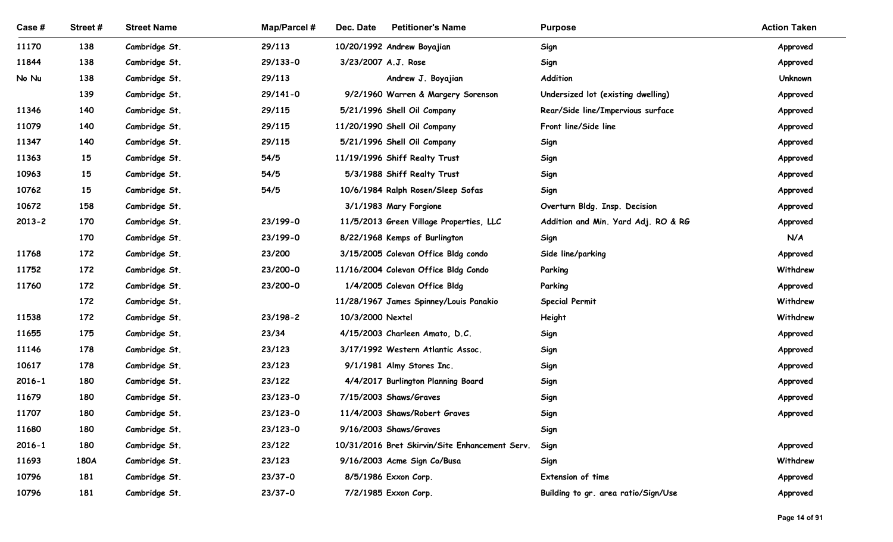| Case # | Street # | Street Name | Map/Parcel # | Dec. Date | Petitioner's Name | Purpose | Action Taken |
|---|---|---|---|---|---|---|---|
| 11170 | 138 | Cambridge St. | 29/113 | 10/20/1992 | Andrew Boyajian | Sign | Approved |
| 11844 | 138 | Cambridge St. | 29/133-0 | 3/23/2007 | A.J. Rose | Sign | Approved |
| No Nu | 138 | Cambridge St. | 29/113 | | Andrew J. Boyajian | Addition | Unknown |
| | 139 | Cambridge St. | 29/141-0 | 9/2/1960 | Warren & Margery Sorenson | Undersized lot (existing dwelling) | Approved |
| 11346 | 140 | Cambridge St. | 29/115 | 5/21/1996 | Shell Oil Company | Rear/Side line/Impervious surface | Approved |
| 11079 | 140 | Cambridge St. | 29/115 | 11/20/1990 | Shell Oil Company | Front line/Side line | Approved |
| 11347 | 140 | Cambridge St. | 29/115 | 5/21/1996 | Shell Oil Company | Sign | Approved |
| 11363 | 15 | Cambridge St. | 54/5 | 11/19/1996 | Shiff Realty Trust | Sign | Approved |
| 10963 | 15 | Cambridge St. | 54/5 | 5/3/1988 | Shiff Realty Trust | Sign | Approved |
| 10762 | 15 | Cambridge St. | 54/5 | 10/6/1984 | Ralph Rosen/Sleep Sofas | Sign | Approved |
| 10672 | 158 | Cambridge St. | | 3/1/1983 | Mary Forgione | Overturn Bldg. Insp. Decision | Approved |
| 2013-2 | 170 | Cambridge St. | 23/199-0 | 11/5/2013 | Green Village Properties, LLC | Addition and Min. Yard Adj. RO & RG | Approved |
| | 170 | Cambridge St. | 23/199-0 | 8/22/1968 | Kemps of Burlington | Sign | N/A |
| 11768 | 172 | Cambridge St. | 23/200 | 3/15/2005 | Colevan Office Bldg condo | Side line/parking | Approved |
| 11752 | 172 | Cambridge St. | 23/200-0 | 11/16/2004 | Colevan Office Bldg Condo | Parking | Withdrew |
| 11760 | 172 | Cambridge St. | 23/200-0 | 1/4/2005 | Colevan Office Bldg | Parking | Approved |
| | 172 | Cambridge St. | | 11/28/1967 | James Spinney/Louis Panakio | Special Permit | Withdrew |
| 11538 | 172 | Cambridge St. | 23/198-2 | 10/3/2000 | Nextel | Height | Withdrew |
| 11655 | 175 | Cambridge St. | 23/34 | 4/15/2003 | Charleen Amato, D.C. | Sign | Approved |
| 11146 | 178 | Cambridge St. | 23/123 | 3/17/1992 | Western Atlantic Assoc. | Sign | Approved |
| 10617 | 178 | Cambridge St. | 23/123 | 9/1/1981 | Almy Stores Inc. | Sign | Approved |
| 2016-1 | 180 | Cambridge St. | 23/122 | 4/4/2017 | Burlington Planning Board | Sign | Approved |
| 11679 | 180 | Cambridge St. | 23/123-0 | 7/15/2003 | Shaws/Graves | Sign | Approved |
| 11707 | 180 | Cambridge St. | 23/123-0 | 11/4/2003 | Shaws/Robert Graves | Sign | Approved |
| 11680 | 180 | Cambridge St. | 23/123-0 | 9/16/2003 | Shaws/Graves | Sign | |
| 2016-1 | 180 | Cambridge St. | 23/122 | 10/31/2016 | Bret Skirvin/Site Enhancement Serv. | Sign | Approved |
| 11693 | 180A | Cambridge St. | 23/123 | 9/16/2003 | Acme Sign Co/Busa | Sign | Withdrew |
| 10796 | 181 | Cambridge St. | 23/37-0 | 8/5/1986 | Exxon Corp. | Extension of time | Approved |
| 10796 | 181 | Cambridge St. | 23/37-0 | 7/2/1985 | Exxon Corp. | Building to gr. area ratio/Sign/Use | Approved |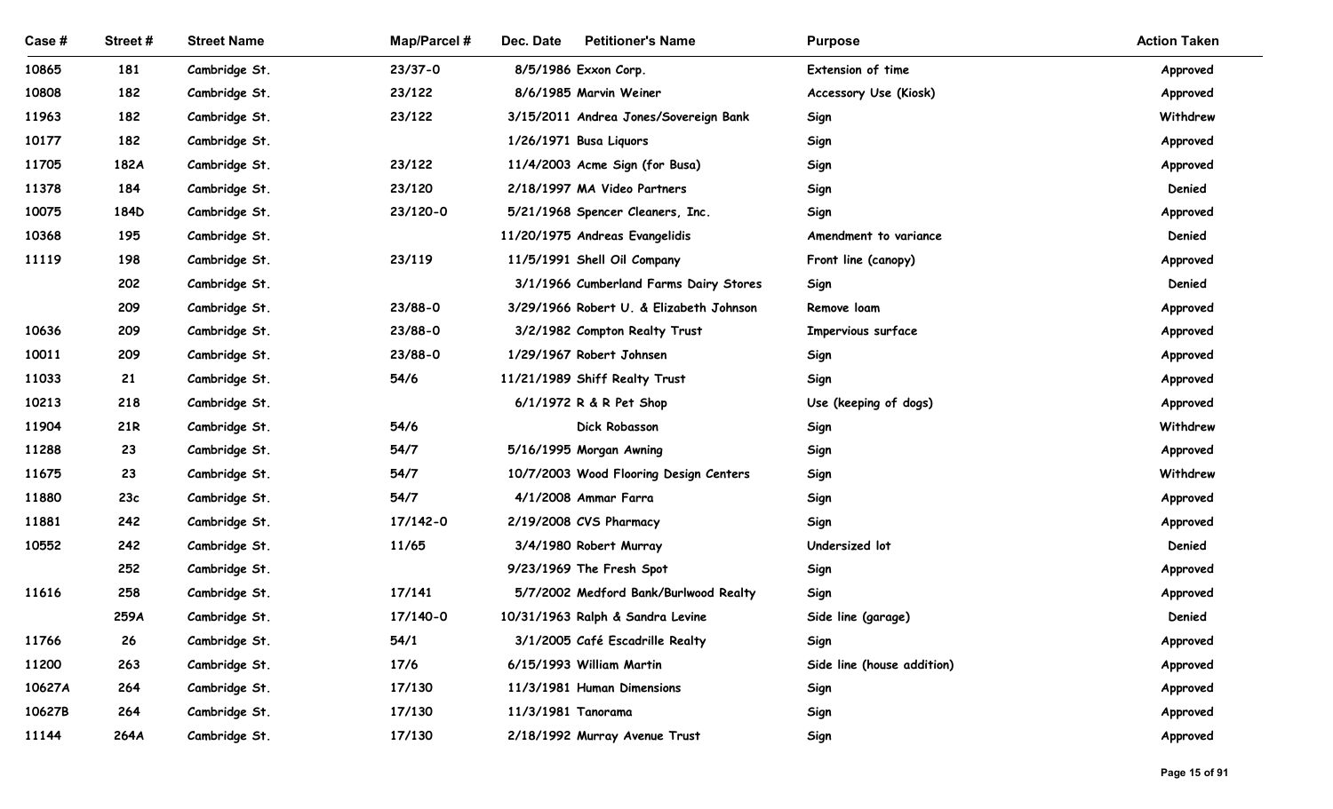| Case # | Street # | Street Name | Map/Parcel # | Dec. Date | Petitioner's Name | Purpose | Action Taken |
|---|---|---|---|---|---|---|---|
| 10865 | 181 | Cambridge St. | 23/37-0 | 8/5/1986 | Exxon Corp. | Extension of time | Approved |
| 10808 | 182 | Cambridge St. | 23/122 | 8/6/1985 | Marvin Weiner | Accessory Use (Kiosk) | Approved |
| 11963 | 182 | Cambridge St. | 23/122 | 3/15/2011 | Andrea Jones/Sovereign Bank | Sign | Withdrew |
| 10177 | 182 | Cambridge St. | | 1/26/1971 | Busa Liquors | Sign | Approved |
| 11705 | 182A | Cambridge St. | 23/122 | 11/4/2003 | Acme Sign (for Busa) | Sign | Approved |
| 11378 | 184 | Cambridge St. | 23/120 | 2/18/1997 | MA Video Partners | Sign | Denied |
| 10075 | 184D | Cambridge St. | 23/120-0 | 5/21/1968 | Spencer Cleaners, Inc. | Sign | Approved |
| 10368 | 195 | Cambridge St. | | 11/20/1975 | Andreas Evangelidis | Amendment to variance | Denied |
| 11119 | 198 | Cambridge St. | 23/119 | 11/5/1991 | Shell Oil Company | Front line (canopy) | Approved |
| | 202 | Cambridge St. | | 3/1/1966 | Cumberland Farms Dairy Stores | Sign | Denied |
| | 209 | Cambridge St. | 23/88-0 | 3/29/1966 | Robert U. & Elizabeth Johnson | Remove loam | Approved |
| 10636 | 209 | Cambridge St. | 23/88-0 | 3/2/1982 | Compton Realty Trust | Impervious surface | Approved |
| 10011 | 209 | Cambridge St. | 23/88-0 | 1/29/1967 | Robert Johnsen | Sign | Approved |
| 11033 | 21 | Cambridge St. | 54/6 | 11/21/1989 | Shiff Realty Trust | Sign | Approved |
| 10213 | 218 | Cambridge St. | | 6/1/1972 | R & R Pet Shop | Use (keeping of dogs) | Approved |
| 11904 | 21R | Cambridge St. | 54/6 | | Dick Robasson | Sign | Withdrew |
| 11288 | 23 | Cambridge St. | 54/7 | 5/16/1995 | Morgan Awning | Sign | Approved |
| 11675 | 23 | Cambridge St. | 54/7 | 10/7/2003 | Wood Flooring Design Centers | Sign | Withdrew |
| 11880 | 23c | Cambridge St. | 54/7 | 4/1/2008 | Ammar Farra | Sign | Approved |
| 11881 | 242 | Cambridge St. | 17/142-0 | 2/19/2008 | CVS Pharmacy | Sign | Approved |
| 10552 | 242 | Cambridge St. | 11/65 | 3/4/1980 | Robert Murray | Undersized lot | Denied |
| | 252 | Cambridge St. | | 9/23/1969 | The Fresh Spot | Sign | Approved |
| 11616 | 258 | Cambridge St. | 17/141 | 5/7/2002 | Medford Bank/Burlwood Realty | Sign | Approved |
| | 259A | Cambridge St. | 17/140-0 | 10/31/1963 | Ralph & Sandra Levine | Side line (garage) | Denied |
| 11766 | 26 | Cambridge St. | 54/1 | 3/1/2005 | Café Escadrille Realty | Sign | Approved |
| 11200 | 263 | Cambridge St. | 17/6 | 6/15/1993 | William Martin | Side line (house addition) | Approved |
| 10627A | 264 | Cambridge St. | 17/130 | 11/3/1981 | Human Dimensions | Sign | Approved |
| 10627B | 264 | Cambridge St. | 17/130 | 11/3/1981 | Tanorama | Sign | Approved |
| 11144 | 264A | Cambridge St. | 17/130 | 2/18/1992 | Murray Avenue Trust | Sign | Approved |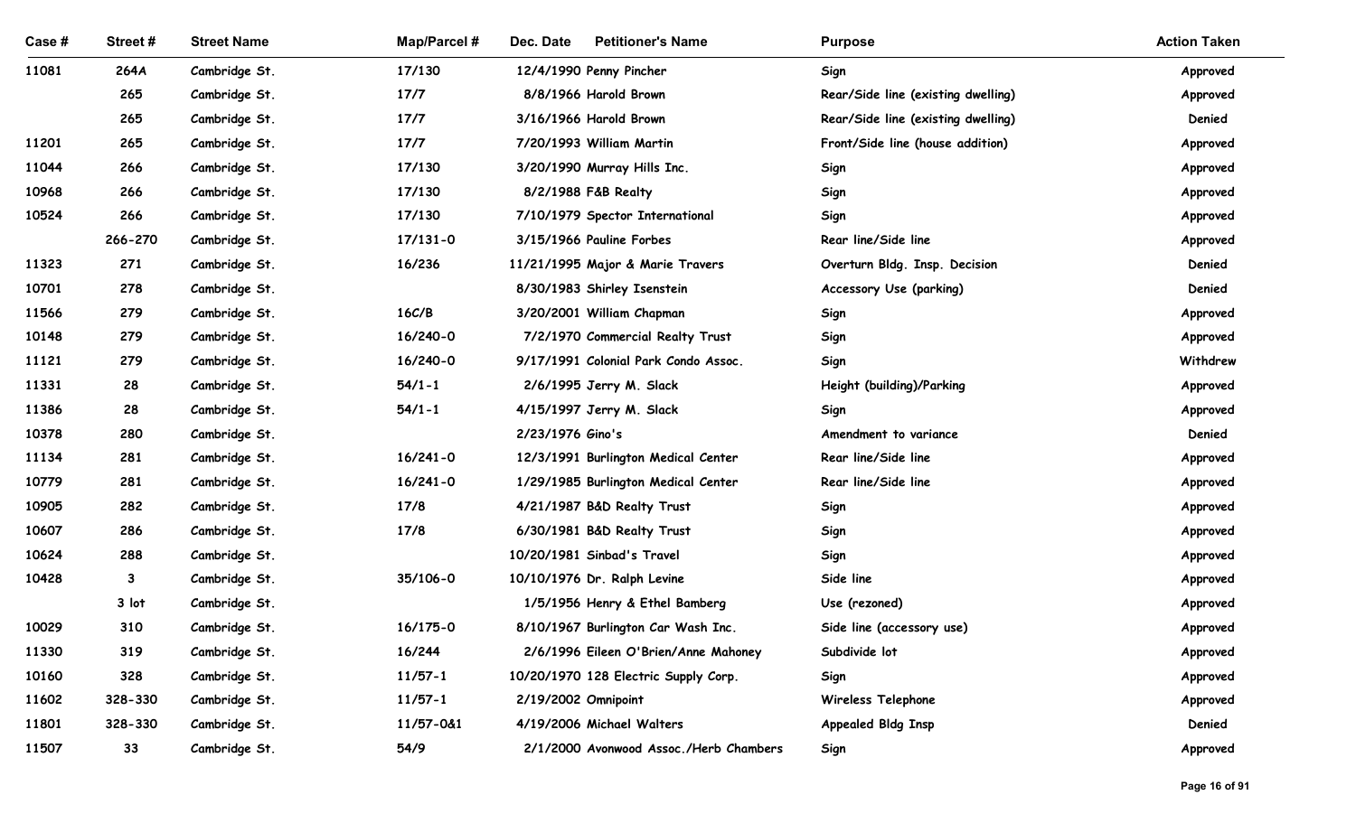| Case # | Street # | Street Name | Map/Parcel # | Dec. Date | Petitioner's Name | Purpose | Action Taken |
|---|---|---|---|---|---|---|---|
| 11081 | 264A | Cambridge St. | 17/130 | 12/4/1990 | Penny Pincher | Sign | Approved |
| | 265 | Cambridge St. | 17/7 | 8/8/1966 | Harold Brown | Rear/Side line (existing dwelling) | Approved |
| | 265 | Cambridge St. | 17/7 | 3/16/1966 | Harold Brown | Rear/Side line (existing dwelling) | Denied |
| 11201 | 265 | Cambridge St. | 17/7 | 7/20/1993 | William Martin | Front/Side line (house addition) | Approved |
| 11044 | 266 | Cambridge St. | 17/130 | 3/20/1990 | Murray Hills Inc. | Sign | Approved |
| 10968 | 266 | Cambridge St. | 17/130 | 8/2/1988 | F&B Realty | Sign | Approved |
| 10524 | 266 | Cambridge St. | 17/130 | 7/10/1979 | Spector International | Sign | Approved |
| | 266-270 | Cambridge St. | 17/131-0 | 3/15/1966 | Pauline Forbes | Rear line/Side line | Approved |
| 11323 | 271 | Cambridge St. | 16/236 | 11/21/1995 | Major & Marie Travers | Overturn Bldg. Insp. Decision | Denied |
| 10701 | 278 | Cambridge St. | | 8/30/1983 | Shirley Isenstein | Accessory Use (parking) | Denied |
| 11566 | 279 | Cambridge St. | 16C/B | 3/20/2001 | William Chapman | Sign | Approved |
| 10148 | 279 | Cambridge St. | 16/240-0 | 7/2/1970 | Commercial Realty Trust | Sign | Approved |
| 11121 | 279 | Cambridge St. | 16/240-0 | 9/17/1991 | Colonial Park Condo Assoc. | Sign | Withdrew |
| 11331 | 28 | Cambridge St. | 54/1-1 | 2/6/1995 | Jerry M. Slack | Height (building)/Parking | Approved |
| 11386 | 28 | Cambridge St. | 54/1-1 | 4/15/1997 | Jerry M. Slack | Sign | Approved |
| 10378 | 280 | Cambridge St. | | 2/23/1976 | Gino's | Amendment to variance | Denied |
| 11134 | 281 | Cambridge St. | 16/241-0 | 12/3/1991 | Burlington Medical Center | Rear line/Side line | Approved |
| 10779 | 281 | Cambridge St. | 16/241-0 | 1/29/1985 | Burlington Medical Center | Rear line/Side line | Approved |
| 10905 | 282 | Cambridge St. | 17/8 | 4/21/1987 | B&D Realty Trust | Sign | Approved |
| 10607 | 286 | Cambridge St. | 17/8 | 6/30/1981 | B&D Realty Trust | Sign | Approved |
| 10624 | 288 | Cambridge St. | | 10/20/1981 | Sinbad's Travel | Sign | Approved |
| 10428 | 3 | Cambridge St. | 35/106-0 | 10/10/1976 | Dr. Ralph Levine | Side line | Approved |
| | 3 lot | Cambridge St. | | 1/5/1956 | Henry & Ethel Bamberg | Use (rezoned) | Approved |
| 10029 | 310 | Cambridge St. | 16/175-0 | 8/10/1967 | Burlington Car Wash Inc. | Side line (accessory use) | Approved |
| 11330 | 319 | Cambridge St. | 16/244 | 2/6/1996 | Eileen O'Brien/Anne Mahoney | Subdivide lot | Approved |
| 10160 | 328 | Cambridge St. | 11/57-1 | 10/20/1970 | 128 Electric Supply Corp. | Sign | Approved |
| 11602 | 328-330 | Cambridge St. | 11/57-1 | 2/19/2002 | Omnipoint | Wireless Telephone | Approved |
| 11801 | 328-330 | Cambridge St. | 11/57-0&1 | 4/19/2006 | Michael Walters | Appealed Bldg Insp | Denied |
| 11507 | 33 | Cambridge St. | 54/9 | 2/1/2000 | Avonwood Assoc./Herb Chambers | Sign | Approved |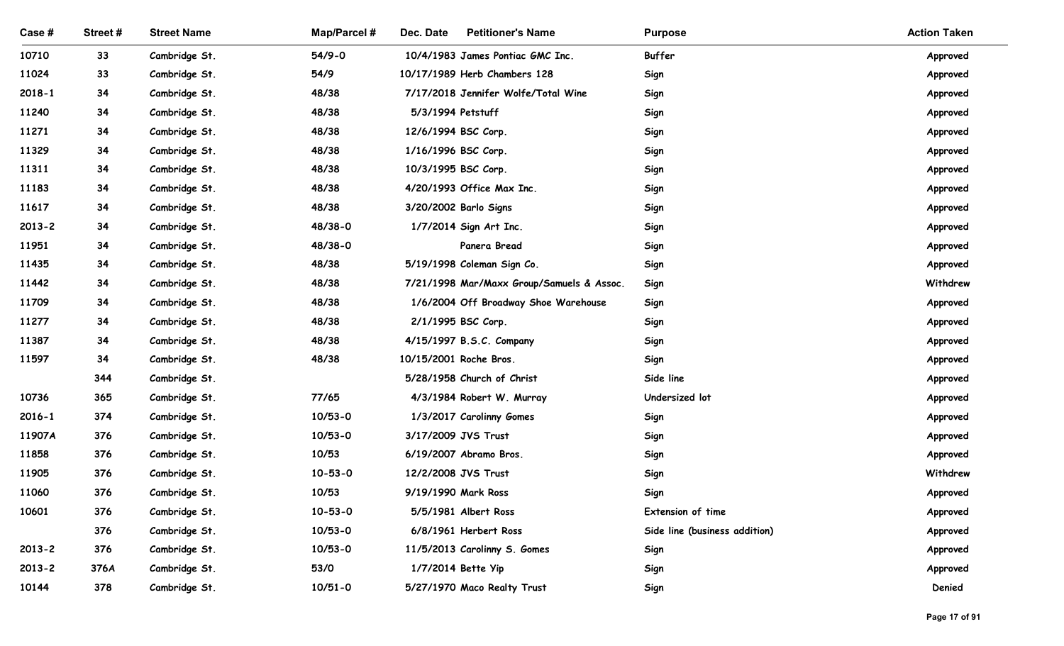| Case # | Street # | Street Name | Map/Parcel # | Dec. Date | Petitioner's Name | Purpose | Action Taken |
|---|---|---|---|---|---|---|---|
| 10710 | 33 | Cambridge St. | 54/9-0 | 10/4/1983 | James Pontiac GMC Inc. | Buffer | Approved |
| 11024 | 33 | Cambridge St. | 54/9 | 10/17/1989 | Herb Chambers 128 | Sign | Approved |
| 2018-1 | 34 | Cambridge St. | 48/38 | 7/17/2018 | Jennifer Wolfe/Total Wine | Sign | Approved |
| 11240 | 34 | Cambridge St. | 48/38 | 5/3/1994 | Petstuff | Sign | Approved |
| 11271 | 34 | Cambridge St. | 48/38 | 12/6/1994 | BSC Corp. | Sign | Approved |
| 11329 | 34 | Cambridge St. | 48/38 | 1/16/1996 | BSC Corp. | Sign | Approved |
| 11311 | 34 | Cambridge St. | 48/38 | 10/3/1995 | BSC Corp. | Sign | Approved |
| 11183 | 34 | Cambridge St. | 48/38 | 4/20/1993 | Office Max Inc. | Sign | Approved |
| 11617 | 34 | Cambridge St. | 48/38 | 3/20/2002 | Barlo Signs | Sign | Approved |
| 2013-2 | 34 | Cambridge St. | 48/38-0 | 1/7/2014 | Sign Art Inc. | Sign | Approved |
| 11951 | 34 | Cambridge St. | 48/38-0 | | Panera Bread | Sign | Approved |
| 11435 | 34 | Cambridge St. | 48/38 | 5/19/1998 | Coleman Sign Co. | Sign | Approved |
| 11442 | 34 | Cambridge St. | 48/38 | 7/21/1998 | Mar/Maxx Group/Samuels & Assoc. | Sign | Withdrew |
| 11709 | 34 | Cambridge St. | 48/38 | 1/6/2004 | Off Broadway Shoe Warehouse | Sign | Approved |
| 11277 | 34 | Cambridge St. | 48/38 | 2/1/1995 | BSC Corp. | Sign | Approved |
| 11387 | 34 | Cambridge St. | 48/38 | 4/15/1997 | B.S.C. Company | Sign | Approved |
| 11597 | 34 | Cambridge St. | 48/38 | 10/15/2001 | Roche Bros. | Sign | Approved |
| | 344 | Cambridge St. | | 5/28/1958 | Church of Christ | Side line | Approved |
| 10736 | 365 | Cambridge St. | 77/65 | 4/3/1984 | Robert W. Murray | Undersized lot | Approved |
| 2016-1 | 374 | Cambridge St. | 10/53-0 | 1/3/2017 | Carolinny Gomes | Sign | Approved |
| 11907A | 376 | Cambridge St. | 10/53-0 | 3/17/2009 | JVS Trust | Sign | Approved |
| 11858 | 376 | Cambridge St. | 10/53 | 6/19/2007 | Abramo Bros. | Sign | Approved |
| 11905 | 376 | Cambridge St. | 10-53-0 | 12/2/2008 | JVS Trust | Sign | Withdrew |
| 11060 | 376 | Cambridge St. | 10/53 | 9/19/1990 | Mark Ross | Sign | Approved |
| 10601 | 376 | Cambridge St. | 10-53-0 | 5/5/1981 | Albert Ross | Extension of time | Approved |
| | 376 | Cambridge St. | 10/53-0 | 6/8/1961 | Herbert Ross | Side line (business addition) | Approved |
| 2013-2 | 376 | Cambridge St. | 10/53-0 | 11/5/2013 | Carolinny S. Gomes | Sign | Approved |
| 2013-2 | 376A | Cambridge St. | 53/0 | 1/7/2014 | Bette Yip | Sign | Approved |
| 10144 | 378 | Cambridge St. | 10/51-0 | 5/27/1970 | Maco Realty Trust | Sign | Denied |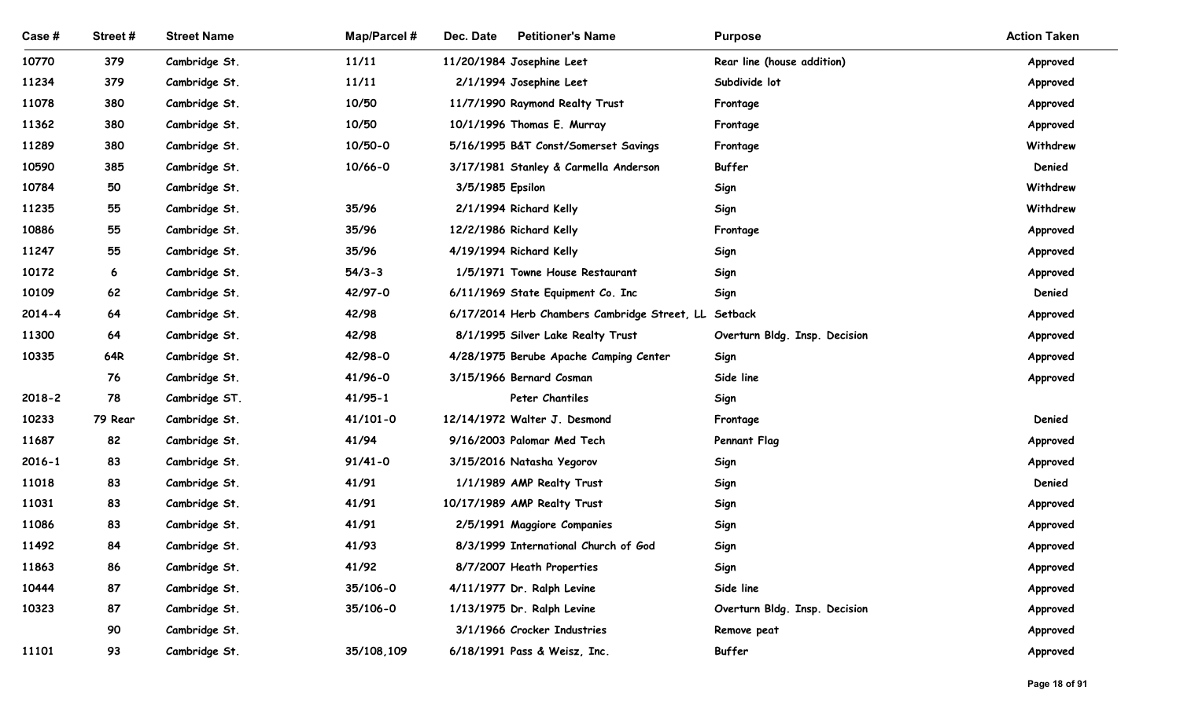| Case # | Street # | Street Name | Map/Parcel # | Dec. Date | Petitioner's Name | Purpose | Action Taken |
|---|---|---|---|---|---|---|---|
| 10770 | 379 | Cambridge St. | 11/11 | 11/20/1984 | Josephine Leet | Rear line (house addition) | Approved |
| 11234 | 379 | Cambridge St. | 11/11 | 2/1/1994 | Josephine Leet | Subdivide lot | Approved |
| 11078 | 380 | Cambridge St. | 10/50 | 11/7/1990 | Raymond Realty Trust | Frontage | Approved |
| 11362 | 380 | Cambridge St. | 10/50 | 10/1/1996 | Thomas E. Murray | Frontage | Approved |
| 11289 | 380 | Cambridge St. | 10/50-0 | 5/16/1995 | B&T Const/Somerset Savings | Frontage | Withdrew |
| 10590 | 385 | Cambridge St. | 10/66-0 | 3/17/1981 | Stanley & Carmella Anderson | Buffer | Denied |
| 10784 | 50 | Cambridge St. | | 3/5/1985 | Epsilon | Sign | Withdrew |
| 11235 | 55 | Cambridge St. | 35/96 | 2/1/1994 | Richard Kelly | Sign | Withdrew |
| 10886 | 55 | Cambridge St. | 35/96 | 12/2/1986 | Richard Kelly | Frontage | Approved |
| 11247 | 55 | Cambridge St. | 35/96 | 4/19/1994 | Richard Kelly | Sign | Approved |
| 10172 | 6 | Cambridge St. | 54/3-3 | 1/5/1971 | Towne House Restaurant | Sign | Approved |
| 10109 | 62 | Cambridge St. | 42/97-0 | 6/11/1969 | State Equipment Co. Inc | Sign | Denied |
| 2014-4 | 64 | Cambridge St. | 42/98 | 6/17/2014 | Herb Chambers Cambridge Street, LL | Setback | Approved |
| 11300 | 64 | Cambridge St. | 42/98 | 8/1/1995 | Silver Lake Realty Trust | Overturn Bldg. Insp. Decision | Approved |
| 10335 | 64R | Cambridge St. | 42/98-0 | 4/28/1975 | Berube Apache Camping Center | Sign | Approved |
| | 76 | Cambridge St. | 41/96-0 | 3/15/1966 | Bernard Cosman | Side line | Approved |
| 2018-2 | 78 | Cambridge ST. | 41/95-1 | | Peter Chantiles | Sign | |
| 10233 | 79 Rear | Cambridge St. | 41/101-0 | 12/14/1972 | Walter J. Desmond | Frontage | Denied |
| 11687 | 82 | Cambridge St. | 41/94 | 9/16/2003 | Palomar Med Tech | Pennant Flag | Approved |
| 2016-1 | 83 | Cambridge St. | 91/41-0 | 3/15/2016 | Natasha Yegorov | Sign | Approved |
| 11018 | 83 | Cambridge St. | 41/91 | 1/1/1989 | AMP Realty Trust | Sign | Denied |
| 11031 | 83 | Cambridge St. | 41/91 | 10/17/1989 | AMP Realty Trust | Sign | Approved |
| 11086 | 83 | Cambridge St. | 41/91 | 2/5/1991 | Maggiore Companies | Sign | Approved |
| 11492 | 84 | Cambridge St. | 41/93 | 8/3/1999 | International Church of God | Sign | Approved |
| 11863 | 86 | Cambridge St. | 41/92 | 8/7/2007 | Heath Properties | Sign | Approved |
| 10444 | 87 | Cambridge St. | 35/106-0 | 4/11/1977 | Dr. Ralph Levine | Side line | Approved |
| 10323 | 87 | Cambridge St. | 35/106-0 | 1/13/1975 | Dr. Ralph Levine | Overturn Bldg. Insp. Decision | Approved |
| | 90 | Cambridge St. | | 3/1/1966 | Crocker Industries | Remove peat | Approved |
| 11101 | 93 | Cambridge St. | 35/108,109 | 6/18/1991 | Pass & Weisz, Inc. | Buffer | Approved |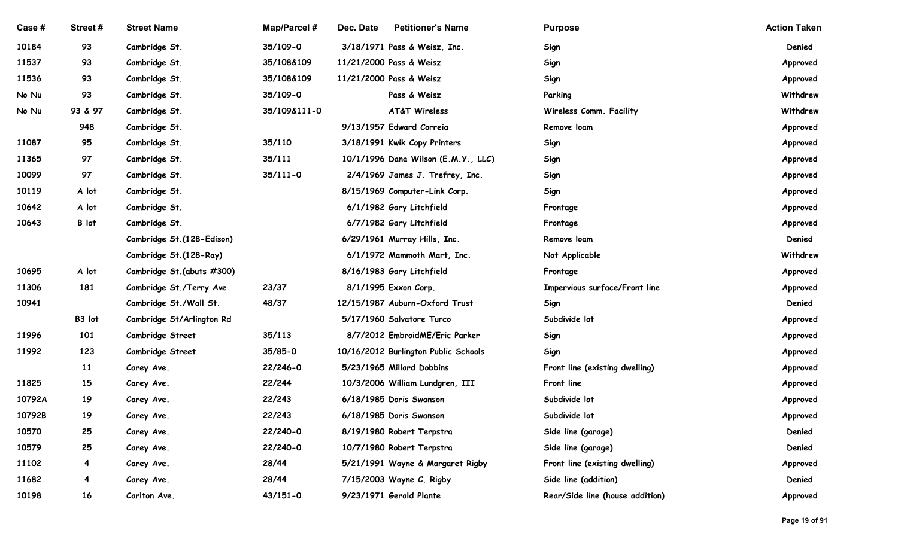| Case # | Street # | Street Name | Map/Parcel # | Dec. Date | Petitioner's Name | Purpose | Action Taken |
|---|---|---|---|---|---|---|---|
| 10184 | 93 | Cambridge St. | 35/109-0 | 3/18/1971 | Pass & Weisz, Inc. | Sign | Denied |
| 11537 | 93 | Cambridge St. | 35/108&109 | 11/21/2000 | Pass & Weisz | Sign | Approved |
| 11536 | 93 | Cambridge St. | 35/108&109 | 11/21/2000 | Pass & Weisz | Sign | Approved |
| No Nu | 93 | Cambridge St. | 35/109-0 | | Pass & Weisz | Parking | Withdrew |
| No Nu | 93 & 97 | Cambridge St. | 35/109&111-0 | | AT&T Wireless | Wireless Comm. Facility | Withdrew |
| | 948 | Cambridge St. | | 9/13/1957 | Edward Correia | Remove loam | Approved |
| 11087 | 95 | Cambridge St. | 35/110 | 3/18/1991 | Kwik Copy Printers | Sign | Approved |
| 11365 | 97 | Cambridge St. | 35/111 | 10/1/1996 | Dana Wilson (E.M.Y., LLC) | Sign | Approved |
| 10099 | 97 | Cambridge St. | 35/111-0 | 2/4/1969 | James J. Trefrey, Inc. | Sign | Approved |
| 10119 | A lot | Cambridge St. | | 8/15/1969 | Computer-Link Corp. | Sign | Approved |
| 10642 | A lot | Cambridge St. | | 6/1/1982 | Gary Litchfield | Frontage | Approved |
| 10643 | B lot | Cambridge St. | | 6/7/1982 | Gary Litchfield | Frontage | Approved |
| | | Cambridge St.(128-Edison) | | 6/29/1961 | Murray Hills, Inc. | Remove loam | Denied |
| | | Cambridge St.(128-Ray) | | 6/1/1972 | Mammoth Mart, Inc. | Not Applicable | Withdrew |
| 10695 | A lot | Cambridge St.(abuts #300) | | 8/16/1983 | Gary Litchfield | Frontage | Approved |
| 11306 | 181 | Cambridge St./Terry Ave | 23/37 | 8/1/1995 | Exxon Corp. | Impervious surface/Front line | Approved |
| 10941 | | Cambridge St./Wall St. | 48/37 | 12/15/1987 | Auburn-Oxford Trust | Sign | Denied |
| | B3 lot | Cambridge St/Arlington Rd | | 5/17/1960 | Salvatore Turco | Subdivide lot | Approved |
| 11996 | 101 | Cambridge Street | 35/113 | 8/7/2012 | EmbroidME/Eric Parker | Sign | Approved |
| 11992 | 123 | Cambridge Street | 35/85-0 | 10/16/2012 | Burlington Public Schools | Sign | Approved |
| | 11 | Carey Ave. | 22/246-0 | 5/23/1965 | Millard Dobbins | Front line (existing dwelling) | Approved |
| 11825 | 15 | Carey Ave. | 22/244 | 10/3/2006 | William Lundgren, III | Front line | Approved |
| 10792A | 19 | Carey Ave. | 22/243 | 6/18/1985 | Doris Swanson | Subdivide lot | Approved |
| 10792B | 19 | Carey Ave. | 22/243 | 6/18/1985 | Doris Swanson | Subdivide lot | Approved |
| 10570 | 25 | Carey Ave. | 22/240-0 | 8/19/1980 | Robert Terpstra | Side line (garage) | Denied |
| 10579 | 25 | Carey Ave. | 22/240-0 | 10/7/1980 | Robert Terpstra | Side line (garage) | Denied |
| 11102 | 4 | Carey Ave. | 28/44 | 5/21/1991 | Wayne & Margaret Rigby | Front line (existing dwelling) | Approved |
| 11682 | 4 | Carey Ave. | 28/44 | 7/15/2003 | Wayne C. Rigby | Side line (addition) | Denied |
| 10198 | 16 | Carlton Ave. | 43/151-0 | 9/23/1971 | Gerald Plante | Rear/Side line (house addition) | Approved |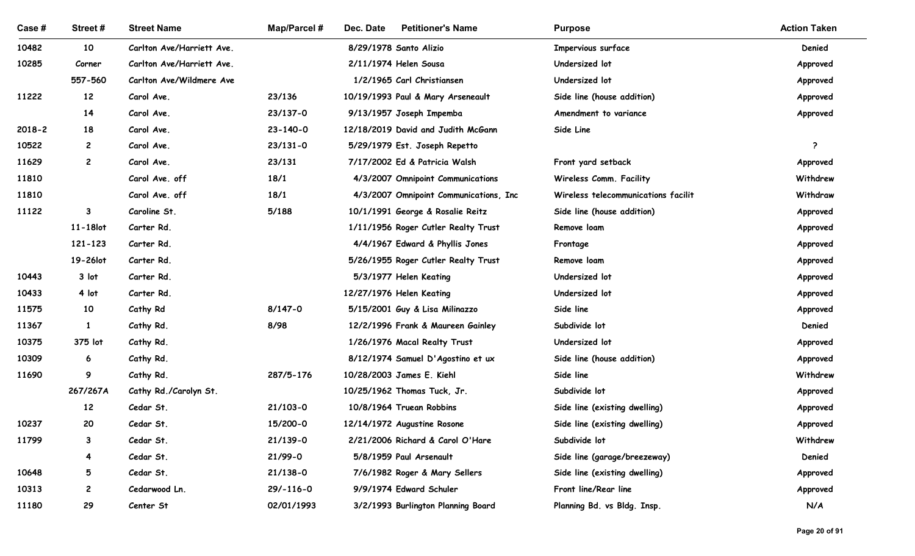| Case # | Street # | Street Name | Map/Parcel # | Dec. Date | Petitioner's Name | Purpose | Action Taken |
|---|---|---|---|---|---|---|---|
| 10482 | 10 | Carlton Ave/Harriett Ave. | | 8/29/1978 | Santo Alizio | Impervious surface | Denied |
| 10285 | Corner | Carlton Ave/Harriett Ave. | | 2/11/1974 | Helen Sousa | Undersized lot | Approved |
| | 557-560 | Carlton Ave/Wildmere Ave | | 1/2/1965 | Carl Christiansen | Undersized lot | Approved |
| 11222 | 12 | Carol Ave. | 23/136 | 10/19/1993 | Paul & Mary Arseneault | Side line (house addition) | Approved |
| | 14 | Carol Ave. | 23/137-0 | 9/13/1957 | Joseph Impemba | Amendment to variance | Approved |
| 2018-2 | 18 | Carol Ave. | 23-140-0 | 12/18/2019 | David and Judith McGann | Side Line | |
| 10522 | 2 | Carol Ave. | 23/131-0 | 5/29/1979 | Est. Joseph Repetto | | ? |
| 11629 | 2 | Carol Ave. | 23/131 | 7/17/2002 | Ed & Patricia Walsh | Front yard setback | Approved |
| 11810 | | Carol Ave. off | 18/1 | 4/3/2007 | Omnipoint Communications | Wireless Comm. Facility | Withdrew |
| 11810 | | Carol Ave. off | 18/1 | 4/3/2007 | Omnipoint Communications, Inc | Wireless telecommunications facilit | Withdraw |
| 11122 | 3 | Caroline St. | 5/188 | 10/1/1991 | George & Rosalie Reitz | Side line (house addition) | Approved |
| | 11-18lot | Carter Rd. | | 1/11/1956 | Roger Cutler Realty Trust | Remove loam | Approved |
| | 121-123 | Carter Rd. | | 4/4/1967 | Edward & Phyllis Jones | Frontage | Approved |
| | 19-26lot | Carter Rd. | | 5/26/1955 | Roger Cutler Realty Trust | Remove loam | Approved |
| 10443 | 3 lot | Carter Rd. | | 5/3/1977 | Helen Keating | Undersized lot | Approved |
| 10433 | 4 lot | Carter Rd. | | 12/27/1976 | Helen Keating | Undersized lot | Approved |
| 11575 | 10 | Cathy Rd | 8/147-0 | 5/15/2001 | Guy & Lisa Milinazzo | Side line | Approved |
| 11367 | 1 | Cathy Rd. | 8/98 | 12/2/1996 | Frank & Maureen Gainley | Subdivide lot | Denied |
| 10375 | 375 lot | Cathy Rd. | | 1/26/1976 | Macal Realty Trust | Undersized lot | Approved |
| 10309 | 6 | Cathy Rd. | | 8/12/1974 | Samuel D'Agostino et ux | Side line (house addition) | Approved |
| 11690 | 9 | Cathy Rd. | 287/5-176 | 10/28/2003 | James E. Kiehl | Side line | Withdrew |
| | 267/267A | Cathy Rd./Carolyn St. | | 10/25/1962 | Thomas Tuck, Jr. | Subdivide lot | Approved |
| | 12 | Cedar St. | 21/103-0 | 10/8/1964 | Truean Robbins | Side line (existing dwelling) | Approved |
| 10237 | 20 | Cedar St. | 15/200-0 | 12/14/1972 | Augustine Rosone | Side line (existing dwelling) | Approved |
| 11799 | 3 | Cedar St. | 21/139-0 | 2/21/2006 | Richard & Carol O'Hare | Subdivide lot | Withdrew |
| | 4 | Cedar St. | 21/99-0 | 5/8/1959 | Paul Arsenault | Side line (garage/breezeway) | Denied |
| 10648 | 5 | Cedar St. | 21/138-0 | 7/6/1982 | Roger & Mary Sellers | Side line (existing dwelling) | Approved |
| 10313 | 2 | Cedarwood Ln. | 29/-116-0 | 9/9/1974 | Edward Schuler | Front line/Rear line | Approved |
| 11180 | 29 | Center St | 02/01/1993 | 3/2/1993 | Burlington Planning Board | Planning Bd. vs Bldg. Insp. | N/A |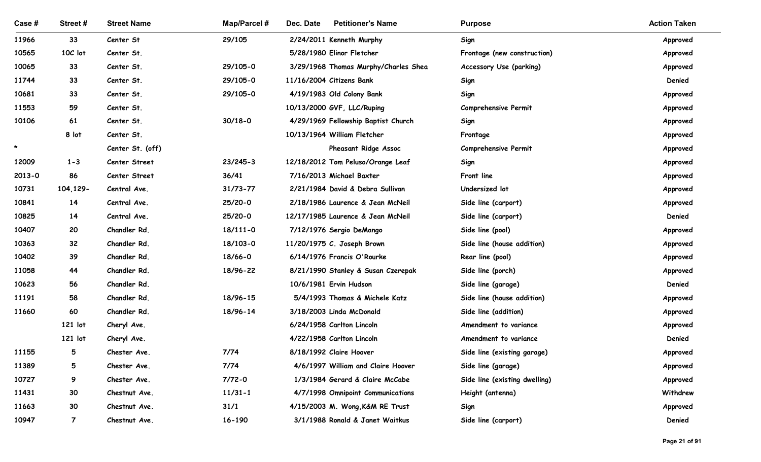| Case # | Street # | Street Name | Map/Parcel # | Dec. Date | Petitioner's Name | Purpose | Action Taken |
|---|---|---|---|---|---|---|---|
| 11966 | 33 | Center St | 29/105 | 2/24/2011 | Kenneth Murphy | Sign | Approved |
| 10565 | 10C lot | Center St. | | 5/28/1980 | Elinor Fletcher | Frontage (new construction) | Approved |
| 10065 | 33 | Center St. | 29/105-0 | 3/29/1968 | Thomas Murphy/Charles Shea | Accessory Use (parking) | Approved |
| 11744 | 33 | Center St. | 29/105-0 | 11/16/2004 | Citizens Bank | Sign | Denied |
| 10681 | 33 | Center St. | 29/105-0 | 4/19/1983 | Old Colony Bank | Sign | Approved |
| 11553 | 59 | Center St. | | 10/13/2000 | GVF, LLC/Ruping | Comprehensive Permit | Approved |
| 10106 | 61 | Center St. | 30/18-0 | 4/29/1969 | Fellowship Baptist Church | Sign | Approved |
| | 8 lot | Center St. | | 10/13/1964 | William Fletcher | Frontage | Approved |
| * | | Center St. (off) | | | Pheasant Ridge Assoc | Comprehensive Permit | Approved |
| 12009 | 1-3 | Center Street | 23/245-3 | 12/18/2012 | Tom Peluso/Orange Leaf | Sign | Approved |
| 2013-0 | 86 | Center Street | 36/41 | 7/16/2013 | Michael Baxter | Front line | Approved |
| 10731 | 104,129- | Central Ave. | 31/73-77 | 2/21/1984 | David & Debra Sullivan | Undersized lot | Approved |
| 10841 | 14 | Central Ave. | 25/20-0 | 2/18/1986 | Laurence & Jean McNeil | Side line (carport) | Approved |
| 10825 | 14 | Central Ave. | 25/20-0 | 12/17/1985 | Laurence & Jean McNeil | Side line (carport) | Denied |
| 10407 | 20 | Chandler Rd. | 18/111-0 | 7/12/1976 | Sergio DeMango | Side line (pool) | Approved |
| 10363 | 32 | Chandler Rd. | 18/103-0 | 11/20/1975 | C. Joseph Brown | Side line (house addition) | Approved |
| 10402 | 39 | Chandler Rd. | 18/66-0 | 6/14/1976 | Francis O'Rourke | Rear line (pool) | Approved |
| 11058 | 44 | Chandler Rd. | 18/96-22 | 8/21/1990 | Stanley & Susan Czerepak | Side line (porch) | Approved |
| 10623 | 56 | Chandler Rd. | | 10/6/1981 | Ervin Hudson | Side line (garage) | Denied |
| 11191 | 58 | Chandler Rd. | 18/96-15 | 5/4/1993 | Thomas & Michele Katz | Side line (house addition) | Approved |
| 11660 | 60 | Chandler Rd. | 18/96-14 | 3/18/2003 | Linda McDonald | Side line (addition) | Approved |
| | 121 lot | Cheryl Ave. | | 6/24/1958 | Carlton Lincoln | Amendment to variance | Approved |
| | 121 lot | Cheryl Ave. | | 4/22/1958 | Carlton Lincoln | Amendment to variance | Denied |
| 11155 | 5 | Chester Ave. | 7/74 | 8/18/1992 | Claire Hoover | Side line (existing garage) | Approved |
| 11389 | 5 | Chester Ave. | 7/74 | 4/6/1997 | William and Claire Hoover | Side line (garage) | Approved |
| 10727 | 9 | Chester Ave. | 7/72-0 | 1/3/1984 | Gerard & Claire McCabe | Side line (existing dwelling) | Approved |
| 11431 | 30 | Chestnut Ave. | 11/31-1 | 4/7/1998 | Omnipoint Communications | Height (antenna) | Withdrew |
| 11663 | 30 | Chestnut Ave. | 31/1 | 4/15/2003 | M. Wong,K&M RE Trust | Sign | Approved |
| 10947 | 7 | Chestnut Ave. | 16-190 | 3/1/1988 | Ronald & Janet Waitkus | Side line (carport) | Denied |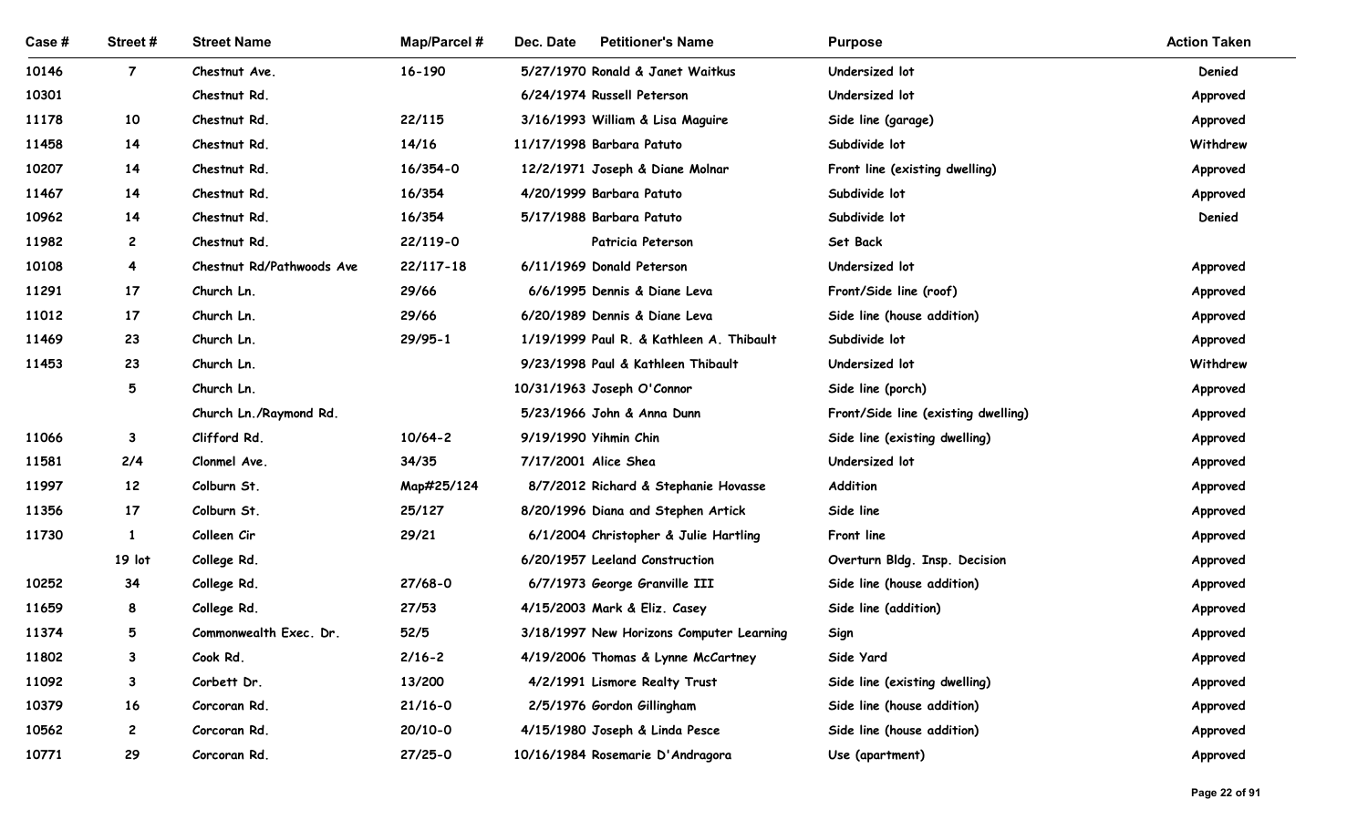| Case # | Street # | Street Name | Map/Parcel # | Dec. Date | Petitioner's Name | Purpose | Action Taken |
|---|---|---|---|---|---|---|---|
| 10146 | 7 | Chestnut Ave. | 16-190 | 5/27/1970 | Ronald & Janet Waitkus | Undersized lot | Denied |
| 10301 | | Chestnut Rd. | | 6/24/1974 | Russell Peterson | Undersized lot | Approved |
| 11178 | 10 | Chestnut Rd. | 22/115 | 3/16/1993 | William & Lisa Maguire | Side line (garage) | Approved |
| 11458 | 14 | Chestnut Rd. | 14/16 | 11/17/1998 | Barbara Patuto | Subdivide lot | Withdrew |
| 10207 | 14 | Chestnut Rd. | 16/354-0 | 12/2/1971 | Joseph & Diane Molnar | Front line (existing dwelling) | Approved |
| 11467 | 14 | Chestnut Rd. | 16/354 | 4/20/1999 | Barbara Patuto | Subdivide lot | Approved |
| 10962 | 14 | Chestnut Rd. | 16/354 | 5/17/1988 | Barbara Patuto | Subdivide lot | Denied |
| 11982 | 2 | Chestnut Rd. | 22/119-0 | | Patricia Peterson | Set Back | |
| 10108 | 4 | Chestnut Rd/Pathwoods Ave | 22/117-18 | 6/11/1969 | Donald Peterson | Undersized lot | Approved |
| 11291 | 17 | Church Ln. | 29/66 | 6/6/1995 | Dennis & Diane Leva | Front/Side line (roof) | Approved |
| 11012 | 17 | Church Ln. | 29/66 | 6/20/1989 | Dennis & Diane Leva | Side line (house addition) | Approved |
| 11469 | 23 | Church Ln. | 29/95-1 | 1/19/1999 | Paul R. & Kathleen A. Thibault | Subdivide lot | Approved |
| 11453 | 23 | Church Ln. | | 9/23/1998 | Paul & Kathleen Thibault | Undersized lot | Withdrew |
| | 5 | Church Ln. | | 10/31/1963 | Joseph O'Connor | Side line (porch) | Approved |
| | | Church Ln./Raymond Rd. | | 5/23/1966 | John & Anna Dunn | Front/Side line (existing dwelling) | Approved |
| 11066 | 3 | Clifford Rd. | 10/64-2 | 9/19/1990 | Yihmin Chin | Side line (existing dwelling) | Approved |
| 11581 | 2/4 | Clonmel Ave. | 34/35 | 7/17/2001 | Alice Shea | Undersized lot | Approved |
| 11997 | 12 | Colburn St. | Map#25/124 | 8/7/2012 | Richard & Stephanie Hovasse | Addition | Approved |
| 11356 | 17 | Colburn St. | 25/127 | 8/20/1996 | Diana and Stephen Artick | Side line | Approved |
| 11730 | 1 | Colleen Cir | 29/21 | 6/1/2004 | Christopher & Julie Hartling | Front line | Approved |
| | 19 lot | College Rd. | | 6/20/1957 | Leeland Construction | Overturn Bldg. Insp. Decision | Approved |
| 10252 | 34 | College Rd. | 27/68-0 | 6/7/1973 | George Granville III | Side line (house addition) | Approved |
| 11659 | 8 | College Rd. | 27/53 | 4/15/2003 | Mark & Eliz. Casey | Side line (addition) | Approved |
| 11374 | 5 | Commonwealth Exec. Dr. | 52/5 | 3/18/1997 | New Horizons Computer Learning | Sign | Approved |
| 11802 | 3 | Cook Rd. | 2/16-2 | 4/19/2006 | Thomas & Lynne McCartney | Side Yard | Approved |
| 11092 | 3 | Corbett Dr. | 13/200 | 4/2/1991 | Lismore Realty Trust | Side line (existing dwelling) | Approved |
| 10379 | 16 | Corcoran Rd. | 21/16-0 | 2/5/1976 | Gordon Gillingham | Side line (house addition) | Approved |
| 10562 | 2 | Corcoran Rd. | 20/10-0 | 4/15/1980 | Joseph & Linda Pesce | Side line (house addition) | Approved |
| 10771 | 29 | Corcoran Rd. | 27/25-0 | 10/16/1984 | Rosemarie D'Andragora | Use (apartment) | Approved |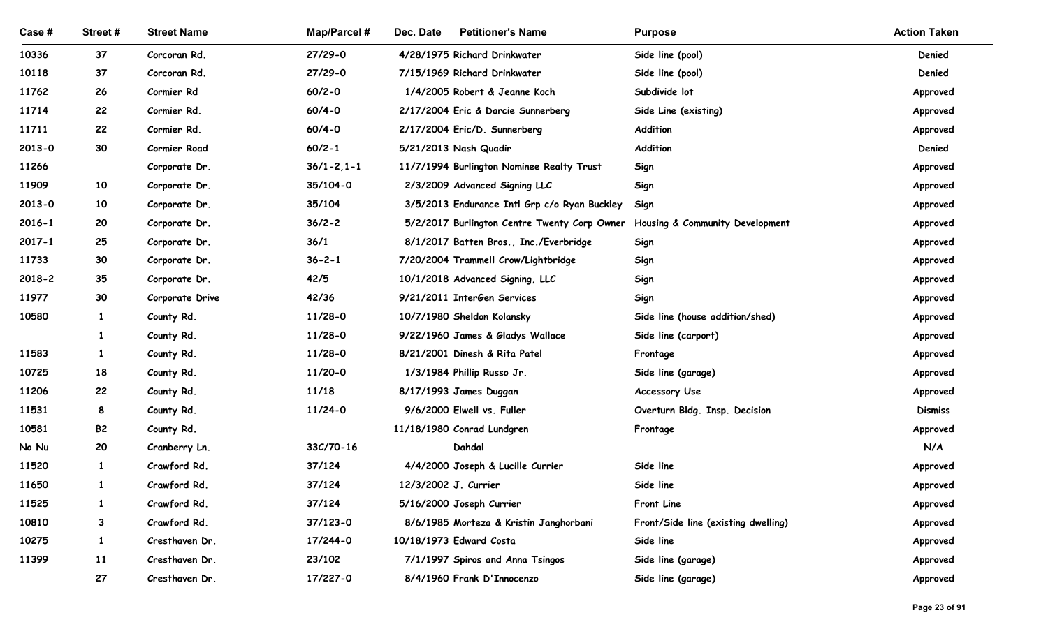| Case # | Street # | Street Name | Map/Parcel # | Dec. Date | Petitioner's Name | Purpose | Action Taken |
|---|---|---|---|---|---|---|---|
| 10336 | 37 | Corcoran Rd. | 27/29-0 | 4/28/1975 | Richard Drinkwater | Side line (pool) | Denied |
| 10118 | 37 | Corcoran Rd. | 27/29-0 | 7/15/1969 | Richard Drinkwater | Side line (pool) | Denied |
| 11762 | 26 | Cormier Rd | 60/2-0 | 1/4/2005 | Robert & Jeanne Koch | Subdivide lot | Approved |
| 11714 | 22 | Cormier Rd. | 60/4-0 | 2/17/2004 | Eric & Darcie Sunnerberg | Side Line (existing) | Approved |
| 11711 | 22 | Cormier Rd. | 60/4-0 | 2/17/2004 | Eric/D. Sunnerberg | Addition | Approved |
| 2013-0 | 30 | Cormier Road | 60/2-1 | 5/21/2013 | Nash Quadir | Addition | Denied |
| 11266 | | Corporate Dr. | 36/1-2,1-1 | 11/7/1994 | Burlington Nominee Realty Trust | Sign | Approved |
| 11909 | 10 | Corporate Dr. | 35/104-0 | 2/3/2009 | Advanced Signing LLC | Sign | Approved |
| 2013-0 | 10 | Corporate Dr. | 35/104 | 3/5/2013 | Endurance Intl Grp c/o Ryan Buckley | Sign | Approved |
| 2016-1 | 20 | Corporate Dr. | 36/2-2 | 5/2/2017 | Burlington Centre Twenty Corp Owner | Housing & Community Development | Approved |
| 2017-1 | 25 | Corporate Dr. | 36/1 | 8/1/2017 | Batten Bros., Inc./Everbridge | Sign | Approved |
| 11733 | 30 | Corporate Dr. | 36-2-1 | 7/20/2004 | Trammell Crow/Lightbridge | Sign | Approved |
| 2018-2 | 35 | Corporate Dr. | 42/5 | 10/1/2018 | Advanced Signing, LLC | Sign | Approved |
| 11977 | 30 | Corporate Drive | 42/36 | 9/21/2011 | InterGen Services | Sign | Approved |
| 10580 | 1 | County Rd. | 11/28-0 | 10/7/1980 | Sheldon Kolansky | Side line (house addition/shed) | Approved |
| | 1 | County Rd. | 11/28-0 | 9/22/1960 | James & Gladys Wallace | Side line (carport) | Approved |
| 11583 | 1 | County Rd. | 11/28-0 | 8/21/2001 | Dinesh & Rita Patel | Frontage | Approved |
| 10725 | 18 | County Rd. | 11/20-0 | 1/3/1984 | Phillip Russo Jr. | Side line (garage) | Approved |
| 11206 | 22 | County Rd. | 11/18 | 8/17/1993 | James Duggan | Accessory Use | Approved |
| 11531 | 8 | County Rd. | 11/24-0 | 9/6/2000 | Elwell vs. Fuller | Overturn Bldg. Insp. Decision | Dismiss |
| 10581 | B2 | County Rd. | | 11/18/1980 | Conrad Lundgren | Frontage | Approved |
| No Nu | 20 | Cranberry Ln. | 33C/70-16 | | Dahdal | | N/A |
| 11520 | 1 | Crawford Rd. | 37/124 | 4/4/2000 | Joseph & Lucille Currier | Side line | Approved |
| 11650 | 1 | Crawford Rd. | 37/124 | 12/3/2002 | J. Currier | Side line | Approved |
| 11525 | 1 | Crawford Rd. | 37/124 | 5/16/2000 | Joseph Currier | Front Line | Approved |
| 10810 | 3 | Crawford Rd. | 37/123-0 | 8/6/1985 | Morteza & Kristin Janghorbani | Front/Side line (existing dwelling) | Approved |
| 10275 | 1 | Cresthaven Dr. | 17/244-0 | 10/18/1973 | Edward Costa | Side line | Approved |
| 11399 | 11 | Cresthaven Dr. | 23/102 | 7/1/1997 | Spiros and Anna Tsingos | Side line (garage) | Approved |
| | 27 | Cresthaven Dr. | 17/227-0 | 8/4/1960 | Frank D'Innocenzo | Side line (garage) | Approved |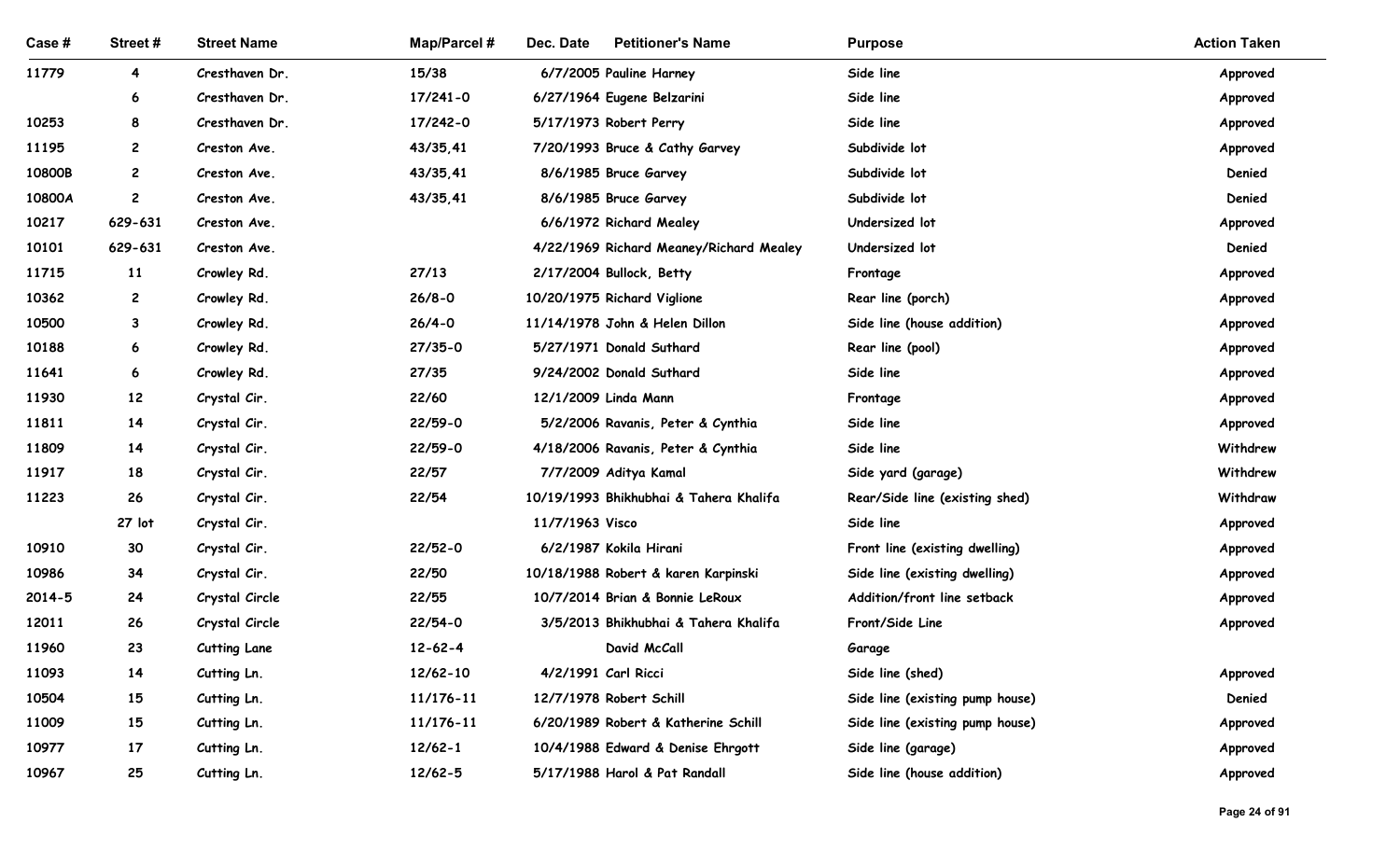| Case # | Street # | Street Name | Map/Parcel # | Dec. Date | Petitioner's Name | Purpose | Action Taken |
|---|---|---|---|---|---|---|---|
| 11779 | 4 | Cresthaven Dr. | 15/38 | 6/7/2005 | Pauline Harney | Side line | Approved |
| | 6 | Cresthaven Dr. | 17/241-0 | 6/27/1964 | Eugene Belzarini | Side line | Approved |
| 10253 | 8 | Cresthaven Dr. | 17/242-0 | 5/17/1973 | Robert Perry | Side line | Approved |
| 11195 | 2 | Creston Ave. | 43/35,41 | 7/20/1993 | Bruce & Cathy Garvey | Subdivide lot | Approved |
| 10800B | 2 | Creston Ave. | 43/35,41 | 8/6/1985 | Bruce Garvey | Subdivide lot | Denied |
| 10800A | 2 | Creston Ave. | 43/35,41 | 8/6/1985 | Bruce Garvey | Subdivide lot | Denied |
| 10217 | 629-631 | Creston Ave. | | 6/6/1972 | Richard Mealey | Undersized lot | Approved |
| 10101 | 629-631 | Creston Ave. | | 4/22/1969 | Richard Meaney/Richard Mealey | Undersized lot | Denied |
| 11715 | 11 | Crowley Rd. | 27/13 | 2/17/2004 | Bullock, Betty | Frontage | Approved |
| 10362 | 2 | Crowley Rd. | 26/8-0 | 10/20/1975 | Richard Viglione | Rear line (porch) | Approved |
| 10500 | 3 | Crowley Rd. | 26/4-0 | 11/14/1978 | John & Helen Dillon | Side line (house addition) | Approved |
| 10188 | 6 | Crowley Rd. | 27/35-0 | 5/27/1971 | Donald Suthard | Rear line (pool) | Approved |
| 11641 | 6 | Crowley Rd. | 27/35 | 9/24/2002 | Donald Suthard | Side line | Approved |
| 11930 | 12 | Crystal Cir. | 22/60 | 12/1/2009 | Linda Mann | Frontage | Approved |
| 11811 | 14 | Crystal Cir. | 22/59-0 | 5/2/2006 | Ravanis, Peter & Cynthia | Side line | Approved |
| 11809 | 14 | Crystal Cir. | 22/59-0 | 4/18/2006 | Ravanis, Peter & Cynthia | Side line | Withdrew |
| 11917 | 18 | Crystal Cir. | 22/57 | 7/7/2009 | Aditya Kamal | Side yard (garage) | Withdrew |
| 11223 | 26 | Crystal Cir. | 22/54 | 10/19/1993 | Bhikhubhai & Tahera Khalifa | Rear/Side line (existing shed) | Withdraw |
| | 27 lot | Crystal Cir. | | 11/7/1963 | Visco | Side line | Approved |
| 10910 | 30 | Crystal Cir. | 22/52-0 | 6/2/1987 | Kokila Hirani | Front line (existing dwelling) | Approved |
| 10986 | 34 | Crystal Cir. | 22/50 | 10/18/1988 | Robert & karen Karpinski | Side line (existing dwelling) | Approved |
| 2014-5 | 24 | Crystal Circle | 22/55 | 10/7/2014 | Brian & Bonnie LeRoux | Addition/front line setback | Approved |
| 12011 | 26 | Crystal Circle | 22/54-0 | 3/5/2013 | Bhikhubhai & Tahera Khalifa | Front/Side Line | Approved |
| 11960 | 23 | Cutting Lane | 12-62-4 | | David McCall | Garage | |
| 11093 | 14 | Cutting Ln. | 12/62-10 | 4/2/1991 | Carl Ricci | Side line (shed) | Approved |
| 10504 | 15 | Cutting Ln. | 11/176-11 | 12/7/1978 | Robert Schill | Side line (existing pump house) | Denied |
| 11009 | 15 | Cutting Ln. | 11/176-11 | 6/20/1989 | Robert & Katherine Schill | Side line (existing pump house) | Approved |
| 10977 | 17 | Cutting Ln. | 12/62-1 | 10/4/1988 | Edward & Denise Ehrgott | Side line (garage) | Approved |
| 10967 | 25 | Cutting Ln. | 12/62-5 | 5/17/1988 | Harol & Pat Randall | Side line (house addition) | Approved |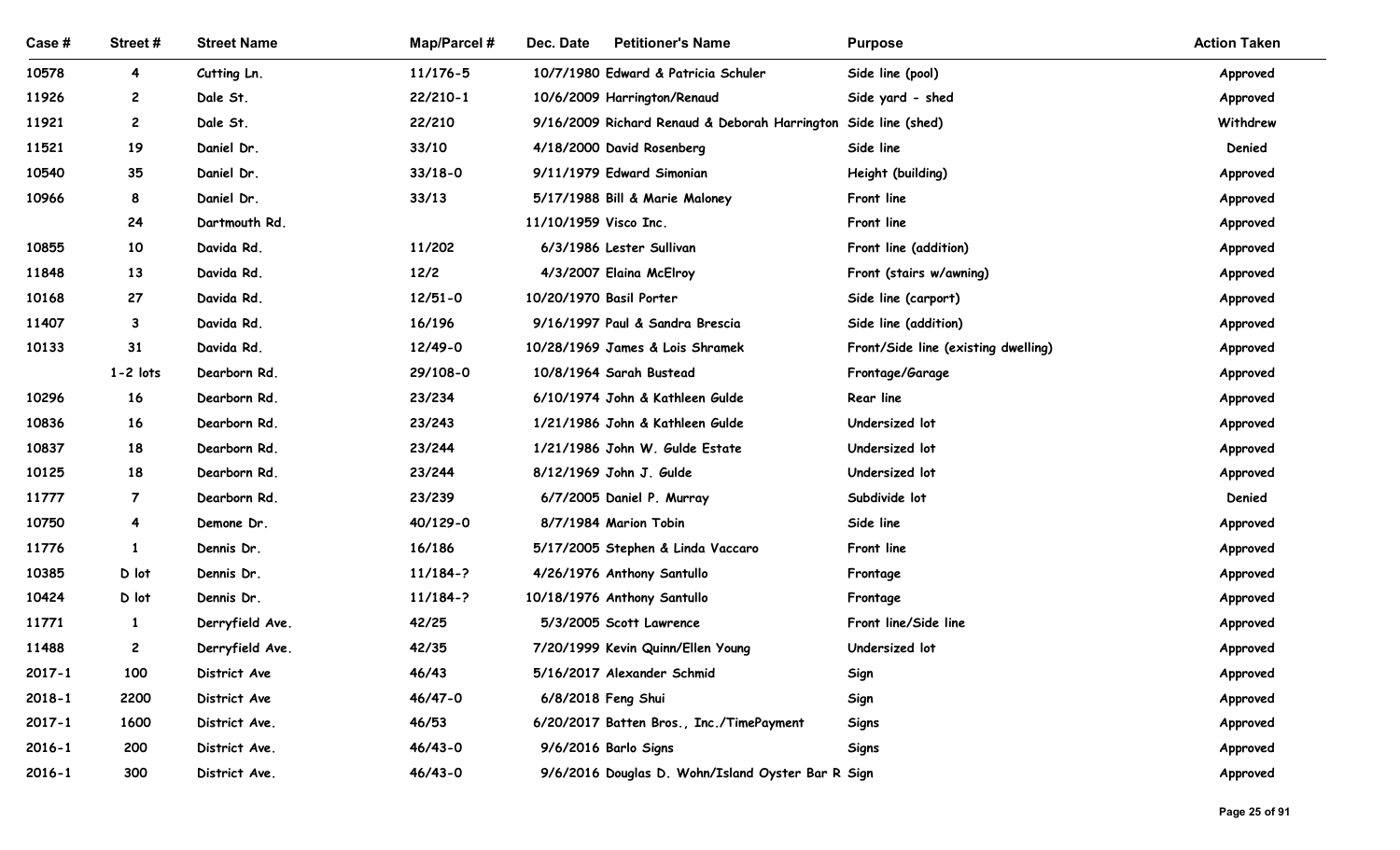| Case # | Street # | Street Name | Map/Parcel # | Dec. Date | Petitioner's Name | Purpose | Action Taken |
|---|---|---|---|---|---|---|---|
| 10578 | 4 | Cutting Ln. | 11/176-5 | 10/7/1980 | Edward & Patricia Schuler | Side line (pool) | Approved |
| 11926 | 2 | Dale St. | 22/210-1 | 10/6/2009 | Harrington/Renaud | Side yard - shed | Approved |
| 11921 | 2 | Dale St. | 22/210 | 9/16/2009 | Richard Renaud & Deborah Harrington | Side line (shed) | Withdrew |
| 11521 | 19 | Daniel Dr. | 33/10 | 4/18/2000 | David Rosenberg | Side line | Denied |
| 10540 | 35 | Daniel Dr. | 33/18-0 | 9/11/1979 | Edward Simonian | Height (building) | Approved |
| 10966 | 8 | Daniel Dr. | 33/13 | 5/17/1988 | Bill & Marie Maloney | Front line | Approved |
| | 24 | Dartmouth Rd. | | 11/10/1959 | Visco Inc. | Front line | Approved |
| 10855 | 10 | Davida Rd. | 11/202 | 6/3/1986 | Lester Sullivan | Front line (addition) | Approved |
| 11848 | 13 | Davida Rd. | 12/2 | 4/3/2007 | Elaina McElroy | Front (stairs w/awning) | Approved |
| 10168 | 27 | Davida Rd. | 12/51-0 | 10/20/1970 | Basil Porter | Side line (carport) | Approved |
| 11407 | 3 | Davida Rd. | 16/196 | 9/16/1997 | Paul & Sandra Brescia | Side line (addition) | Approved |
| 10133 | 31 | Davida Rd. | 12/49-0 | 10/28/1969 | James & Lois Shramek | Front/Side line (existing dwelling) | Approved |
| | 1-2 lots | Dearborn Rd. | 29/108-0 | 10/8/1964 | Sarah Bustead | Frontage/Garage | Approved |
| 10296 | 16 | Dearborn Rd. | 23/234 | 6/10/1974 | John & Kathleen Gulde | Rear line | Approved |
| 10836 | 16 | Dearborn Rd. | 23/243 | 1/21/1986 | John & Kathleen Gulde | Undersized lot | Approved |
| 10837 | 18 | Dearborn Rd. | 23/244 | 1/21/1986 | John W. Gulde Estate | Undersized lot | Approved |
| 10125 | 18 | Dearborn Rd. | 23/244 | 8/12/1969 | John J. Gulde | Undersized lot | Approved |
| 11777 | 7 | Dearborn Rd. | 23/239 | 6/7/2005 | Daniel P. Murray | Subdivide lot | Denied |
| 10750 | 4 | Demone Dr. | 40/129-0 | 8/7/1984 | Marion Tobin | Side line | Approved |
| 11776 | 1 | Dennis Dr. | 16/186 | 5/17/2005 | Stephen & Linda Vaccaro | Front line | Approved |
| 10385 | D lot | Dennis Dr. | 11/184-? | 4/26/1976 | Anthony Santullo | Frontage | Approved |
| 10424 | D lot | Dennis Dr. | 11/184-? | 10/18/1976 | Anthony Santullo | Frontage | Approved |
| 11771 | 1 | Derryfield Ave. | 42/25 | 5/3/2005 | Scott Lawrence | Front line/Side line | Approved |
| 11488 | 2 | Derryfield Ave. | 42/35 | 7/20/1999 | Kevin Quinn/Ellen Young | Undersized lot | Approved |
| 2017-1 | 100 | District Ave | 46/43 | 5/16/2017 | Alexander Schmid | Sign | Approved |
| 2018-1 | 2200 | District Ave | 46/47-0 | 6/8/2018 | Feng Shui | Sign | Approved |
| 2017-1 | 1600 | District Ave. | 46/53 | 6/20/2017 | Batten Bros., Inc./TimePayment | Signs | Approved |
| 2016-1 | 200 | District Ave. | 46/43-0 | 9/6/2016 | Barlo Signs | Signs | Approved |
| 2016-1 | 300 | District Ave. | 46/43-0 | 9/6/2016 | Douglas D. Wohn/Island Oyster Bar R | Sign | Approved |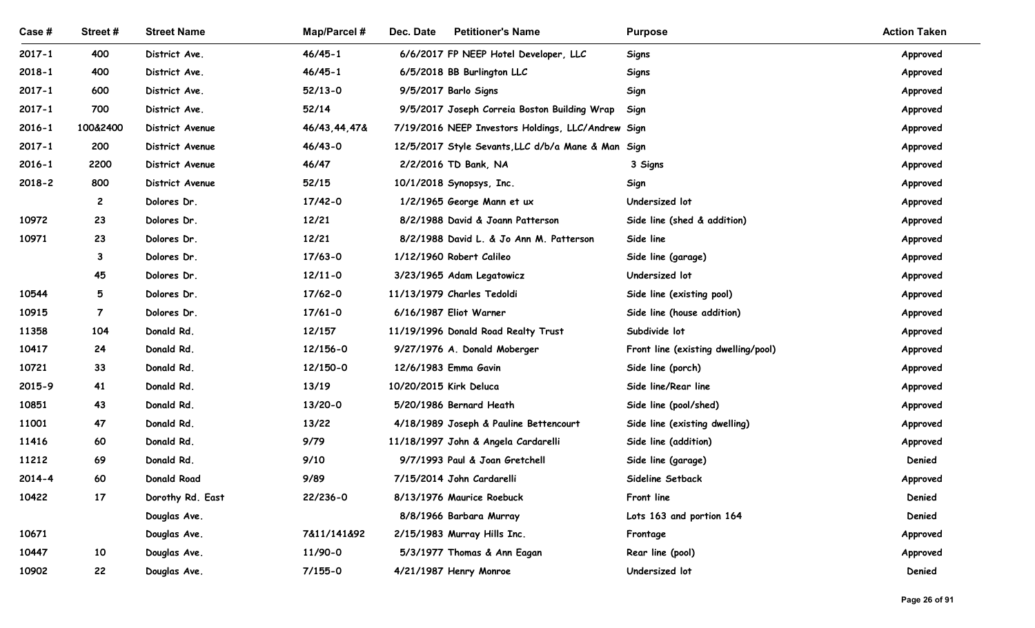| Case # | Street # | Street Name | Map/Parcel # | Dec. Date | Petitioner's Name | Purpose | Action Taken |
|---|---|---|---|---|---|---|---|
| 2017-1 | 400 | District Ave. | 46/45-1 | 6/6/2017 | FP NEEP Hotel Developer, LLC | Signs | Approved |
| 2018-1 | 400 | District Ave. | 46/45-1 | 6/5/2018 | BB Burlington LLC | Signs | Approved |
| 2017-1 | 600 | District Ave. | 52/13-0 | 9/5/2017 | Barlo Signs | Sign | Approved |
| 2017-1 | 700 | District Ave. | 52/14 | 9/5/2017 | Joseph Correia Boston Building Wrap | Sign | Approved |
| 2016-1 | 100&2400 | District Avenue | 46/43,44,47& | 7/19/2016 | NEEP Investors Holdings, LLC/Andrew | Sign | Approved |
| 2017-1 | 200 | District Avenue | 46/43-0 | 12/5/2017 | Style Sevants,LLC d/b/a Mane & Man | Sign | Approved |
| 2016-1 | 2200 | District Avenue | 46/47 | 2/2/2016 | TD Bank, NA | 3 Signs | Approved |
| 2018-2 | 800 | District Avenue | 52/15 | 10/1/2018 | Synopsys, Inc. | Sign | Approved |
| | 2 | Dolores Dr. | 17/42-0 | 1/2/1965 | George Mann et ux | Undersized lot | Approved |
| 10972 | 23 | Dolores Dr. | 12/21 | 8/2/1988 | David & Joann Patterson | Side line (shed & addition) | Approved |
| 10971 | 23 | Dolores Dr. | 12/21 | 8/2/1988 | David L. & Jo Ann M. Patterson | Side line | Approved |
| | 3 | Dolores Dr. | 17/63-0 | 1/12/1960 | Robert Calileo | Side line (garage) | Approved |
| | 45 | Dolores Dr. | 12/11-0 | 3/23/1965 | Adam Legatowicz | Undersized lot | Approved |
| 10544 | 5 | Dolores Dr. | 17/62-0 | 11/13/1979 | Charles Tedoldi | Side line (existing pool) | Approved |
| 10915 | 7 | Dolores Dr. | 17/61-0 | 6/16/1987 | Eliot Warner | Side line (house addition) | Approved |
| 11358 | 104 | Donald Rd. | 12/157 | 11/19/1996 | Donald Road Realty Trust | Subdivide lot | Approved |
| 10417 | 24 | Donald Rd. | 12/156-0 | 9/27/1976 | A. Donald Moberger | Front line (existing dwelling/pool) | Approved |
| 10721 | 33 | Donald Rd. | 12/150-0 | 12/6/1983 | Emma Gavin | Side line (porch) | Approved |
| 2015-9 | 41 | Donald Rd. | 13/19 | 10/20/2015 | Kirk Deluca | Side line/Rear line | Approved |
| 10851 | 43 | Donald Rd. | 13/20-0 | 5/20/1986 | Bernard Heath | Side line (pool/shed) | Approved |
| 11001 | 47 | Donald Rd. | 13/22 | 4/18/1989 | Joseph & Pauline Bettencourt | Side line (existing dwelling) | Approved |
| 11416 | 60 | Donald Rd. | 9/79 | 11/18/1997 | John & Angela Cardarelli | Side line (addition) | Approved |
| 11212 | 69 | Donald Rd. | 9/10 | 9/7/1993 | Paul & Joan Gretchell | Side line (garage) | Denied |
| 2014-4 | 60 | Donald Road | 9/89 | 7/15/2014 | John Cardarelli | Sideline Setback | Approved |
| 10422 | 17 | Dorothy Rd. East | 22/236-0 | 8/13/1976 | Maurice Roebuck | Front line | Denied |
| | | Douglas Ave. | | 8/8/1966 | Barbara Murray | Lots 163 and portion 164 | Denied |
| 10671 | | Douglas Ave. | 7&11/141&92 | 2/15/1983 | Murray Hills Inc. | Frontage | Approved |
| 10447 | 10 | Douglas Ave. | 11/90-0 | 5/3/1977 | Thomas & Ann Eagan | Rear line (pool) | Approved |
| 10902 | 22 | Douglas Ave. | 7/155-0 | 4/21/1987 | Henry Monroe | Undersized lot | Denied |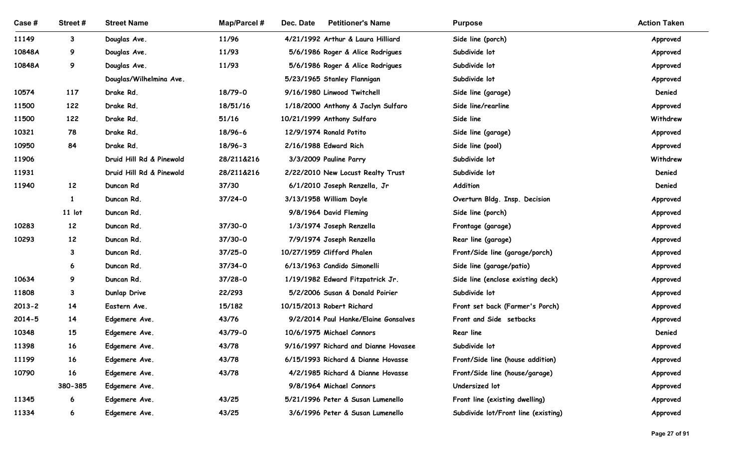| Case # | Street # | Street Name | Map/Parcel # | Dec. Date | Petitioner's Name | Purpose | Action Taken |
|---|---|---|---|---|---|---|---|
| 11149 | 3 | Douglas Ave. | 11/96 | 4/21/1992 | Arthur & Laura Hilliard | Side line (porch) | Approved |
| 10848A | 9 | Douglas Ave. | 11/93 | 5/6/1986 | Roger & Alice Rodrigues | Subdivide lot | Approved |
| 10848A | 9 | Douglas Ave. | 11/93 | 5/6/1986 | Roger & Alice Rodrigues | Subdivide lot | Approved |
| | | Douglas/Wilhelmina Ave. | | 5/23/1965 | Stanley Flannigan | Subdivide lot | Approved |
| 10574 | 117 | Drake Rd. | 18/79-0 | 9/16/1980 | Linwood Twitchell | Side line (garage) | Denied |
| 11500 | 122 | Drake Rd. | 18/51/16 | 1/18/2000 | Anthony & Jaclyn Sulfaro | Side line/rearline | Approved |
| 11500 | 122 | Drake Rd. | 51/16 | 10/21/1999 | Anthony Sulfaro | Side line | Withdrew |
| 10321 | 78 | Drake Rd. | 18/96-6 | 12/9/1974 | Ronald Potito | Side line (garage) | Approved |
| 10950 | 84 | Drake Rd. | 18/96-3 | 2/16/1988 | Edward Rich | Side line (pool) | Approved |
| 11906 | | Druid Hill Rd & Pinewold | 28/211&216 | 3/3/2009 | Pauline Parry | Subdivide lot | Withdrew |
| 11931 | | Druid Hill Rd & Pinewold | 28/211&216 | 2/22/2010 | New Locust Realty Trust | Subdivide lot | Denied |
| 11940 | 12 | Duncan Rd | 37/30 | 6/1/2010 | Joseph Renzella, Jr | Addition | Denied |
| | 1 | Duncan Rd. | 37/24-0 | 3/13/1958 | William Doyle | Overturn Bldg. Insp. Decision | Approved |
| | 11 lot | Duncan Rd. | | 9/8/1964 | David Fleming | Side line (porch) | Approved |
| 10283 | 12 | Duncan Rd. | 37/30-0 | 1/3/1974 | Joseph Renzella | Frontage (garage) | Approved |
| 10293 | 12 | Duncan Rd. | 37/30-0 | 7/9/1974 | Joseph Renzella | Rear line (garage) | Approved |
| | 3 | Duncan Rd. | 37/25-0 | 10/27/1959 | Clifford Phalen | Front/Side line (garage/porch) | Approved |
| | 6 | Duncan Rd. | 37/34-0 | 6/13/1963 | Candido Simonelli | Side line (garage/patio) | Approved |
| 10634 | 9 | Duncan Rd. | 37/28-0 | 1/19/1982 | Edward Fitzpatrick Jr. | Side line (enclose existing deck) | Approved |
| 11808 | 3 | Dunlap Drive | 22/293 | 5/2/2006 | Susan & Donald Poirier | Subdivide lot | Approved |
| 2013-2 | 14 | Eastern Ave. | 15/182 | 10/15/2013 | Robert Richard | Front set back (Farmer's Porch) | Approved |
| 2014-5 | 14 | Edgemere Ave. | 43/76 | 9/2/2014 | Paul Hanke/Elaine Gonsalves | Front and Side setbacks | Approved |
| 10348 | 15 | Edgemere Ave. | 43/79-0 | 10/6/1975 | Michael Connors | Rear line | Denied |
| 11398 | 16 | Edgemere Ave. | 43/78 | 9/16/1997 | Richard and Dianne Hovasee | Subdivide lot | Approved |
| 11199 | 16 | Edgemere Ave. | 43/78 | 6/15/1993 | Richard & Dianne Hovasse | Front/Side line (house addition) | Approved |
| 10790 | 16 | Edgemere Ave. | 43/78 | 4/2/1985 | Richard & Dianne Hovasse | Front/Side line (house/garage) | Approved |
| | 380-385 | Edgemere Ave. | | 9/8/1964 | Michael Connors | Undersized lot | Approved |
| 11345 | 6 | Edgemere Ave. | 43/25 | 5/21/1996 | Peter & Susan Lumenello | Front line (existing dwelling) | Approved |
| 11334 | 6 | Edgemere Ave. | 43/25 | 3/6/1996 | Peter & Susan Lumenello | Subdivide lot/Front line (existing) | Approved |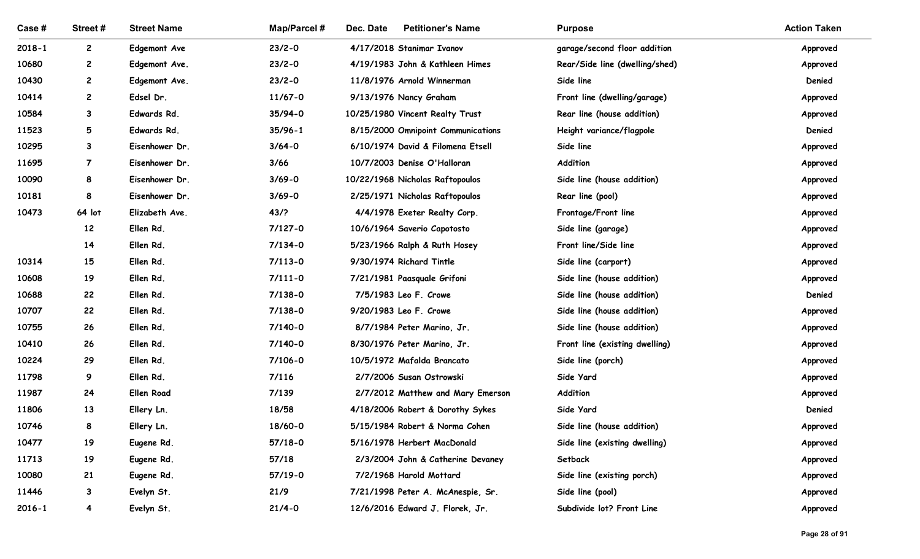| Case # | Street # | Street Name | Map/Parcel # | Dec. Date | Petitioner's Name | Purpose | Action Taken |
|---|---|---|---|---|---|---|---|
| 2018-1 | 2 | Edgemont Ave | 23/2-0 | 4/17/2018 | Stanimar Ivanov | garage/second floor addition | Approved |
| 10680 | 2 | Edgemont Ave. | 23/2-0 | 4/19/1983 | John & Kathleen Himes | Rear/Side line (dwelling/shed) | Approved |
| 10430 | 2 | Edgemont Ave. | 23/2-0 | 11/8/1976 | Arnold Winnerman | Side line | Denied |
| 10414 | 2 | Edsel Dr. | 11/67-0 | 9/13/1976 | Nancy Graham | Front line (dwelling/garage) | Approved |
| 10584 | 3 | Edwards Rd. | 35/94-0 | 10/25/1980 | Vincent Realty Trust | Rear line (house addition) | Approved |
| 11523 | 5 | Edwards Rd. | 35/96-1 | 8/15/2000 | Omnipoint Communications | Height variance/flagpole | Denied |
| 10295 | 3 | Eisenhower Dr. | 3/64-0 | 6/10/1974 | David & Filomena Etsell | Side line | Approved |
| 11695 | 7 | Eisenhower Dr. | 3/66 | 10/7/2003 | Denise O'Halloran | Addition | Approved |
| 10090 | 8 | Eisenhower Dr. | 3/69-0 | 10/22/1968 | Nicholas Raftopoulos | Side line (house addition) | Approved |
| 10181 | 8 | Eisenhower Dr. | 3/69-0 | 2/25/1971 | Nicholas Raftopoulos | Rear line (pool) | Approved |
| 10473 | 64 lot | Elizabeth Ave. | 43/? | 4/4/1978 | Exeter Realty Corp. | Frontage/Front line | Approved |
| | 12 | Ellen Rd. | 7/127-0 | 10/6/1964 | Saverio Capotosto | Side line (garage) | Approved |
| | 14 | Ellen Rd. | 7/134-0 | 5/23/1966 | Ralph & Ruth Hosey | Front line/Side line | Approved |
| 10314 | 15 | Ellen Rd. | 7/113-0 | 9/30/1974 | Richard Tintle | Side line (carport) | Approved |
| 10608 | 19 | Ellen Rd. | 7/111-0 | 7/21/1981 | Paasquale Grifoni | Side line (house addition) | Approved |
| 10688 | 22 | Ellen Rd. | 7/138-0 | 7/5/1983 | Leo F. Crowe | Side line (house addition) | Denied |
| 10707 | 22 | Ellen Rd. | 7/138-0 | 9/20/1983 | Leo F. Crowe | Side line (house addition) | Approved |
| 10755 | 26 | Ellen Rd. | 7/140-0 | 8/7/1984 | Peter Marino, Jr. | Side line (house addition) | Approved |
| 10410 | 26 | Ellen Rd. | 7/140-0 | 8/30/1976 | Peter Marino, Jr. | Front line (existing dwelling) | Approved |
| 10224 | 29 | Ellen Rd. | 7/106-0 | 10/5/1972 | Mafalda Brancato | Side line (porch) | Approved |
| 11798 | 9 | Ellen Rd. | 7/116 | 2/7/2006 | Susan Ostrowski | Side Yard | Approved |
| 11987 | 24 | Ellen Road | 7/139 | 2/7/2012 | Matthew and Mary Emerson | Addition | Approved |
| 11806 | 13 | Ellery Ln. | 18/58 | 4/18/2006 | Robert & Dorothy Sykes | Side Yard | Denied |
| 10746 | 8 | Ellery Ln. | 18/60-0 | 5/15/1984 | Robert & Norma Cohen | Side line (house addition) | Approved |
| 10477 | 19 | Eugene Rd. | 57/18-0 | 5/16/1978 | Herbert MacDonald | Side line (existing dwelling) | Approved |
| 11713 | 19 | Eugene Rd. | 57/18 | 2/3/2004 | John & Catherine Devaney | Setback | Approved |
| 10080 | 21 | Eugene Rd. | 57/19-0 | 7/2/1968 | Harold Mottard | Side line (existing porch) | Approved |
| 11446 | 3 | Evelyn St. | 21/9 | 7/21/1998 | Peter A. McAnespie, Sr. | Side line (pool) | Approved |
| 2016-1 | 4 | Evelyn St. | 21/4-0 | 12/6/2016 | Edward J. Florek, Jr. | Subdivide lot? Front Line | Approved |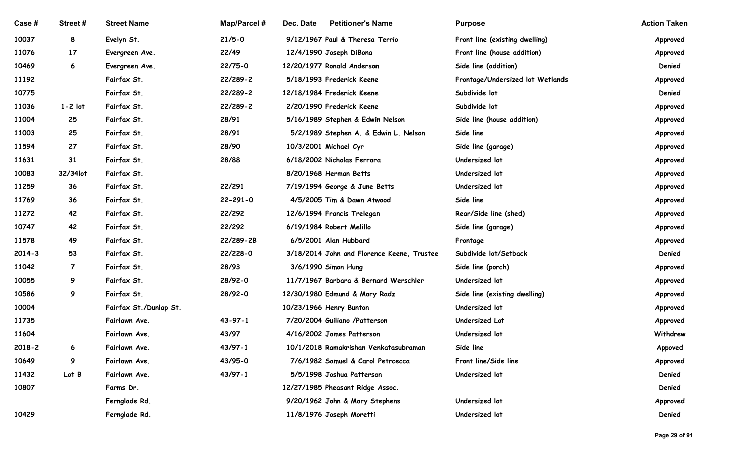| Case # | Street # | Street Name | Map/Parcel # | Dec. Date | Petitioner's Name | Purpose | Action Taken |
|---|---|---|---|---|---|---|---|
| 10037 | 8 | Evelyn St. | 21/5-0 | 9/12/1967 | Paul & Theresa Terrio | Front line (existing dwelling) | Approved |
| 11076 | 17 | Evergreen Ave. | 22/49 | 12/4/1990 | Joseph DiBona | Front line (house addition) | Approved |
| 10469 | 6 | Evergreen Ave. | 22/75-0 | 12/20/1977 | Ronald Anderson | Side line (addition) | Denied |
| 11192 | | Fairfax St. | 22/289-2 | 5/18/1993 | Frederick Keene | Frontage/Undersized lot Wetlands | Approved |
| 10775 | | Fairfax St. | 22/289-2 | 12/18/1984 | Frederick Keene | Subdivide lot | Denied |
| 11036 | 1-2 lot | Fairfax St. | 22/289-2 | 2/20/1990 | Frederick Keene | Subdivide lot | Approved |
| 11004 | 25 | Fairfax St. | 28/91 | 5/16/1989 | Stephen & Edwin Nelson | Side line (house addition) | Approved |
| 11003 | 25 | Fairfax St. | 28/91 | 5/2/1989 | Stephen A. & Edwin L. Nelson | Side line | Approved |
| 11594 | 27 | Fairfax St. | 28/90 | 10/3/2001 | Michael Cyr | Side line (garage) | Approved |
| 11631 | 31 | Fairfax St. | 28/88 | 6/18/2002 | Nicholas Ferrara | Undersized lot | Approved |
| 10083 | 32/34lot | Fairfax St. | | 8/20/1968 | Herman Betts | Undersized lot | Approved |
| 11259 | 36 | Fairfax St. | 22/291 | 7/19/1994 | George & June Betts | Undersized lot | Approved |
| 11769 | 36 | Fairfax St. | 22-291-0 | 4/5/2005 | Tim & Dawn Atwood | Side line | Approved |
| 11272 | 42 | Fairfax St. | 22/292 | 12/6/1994 | Francis Trelegan | Rear/Side line (shed) | Approved |
| 10747 | 42 | Fairfax St. | 22/292 | 6/19/1984 | Robert Melillo | Side line (garage) | Approved |
| 11578 | 49 | Fairfax St. | 22/289-2B | 6/5/2001 | Alan Hubbard | Frontage | Approved |
| 2014-3 | 53 | Fairfax St. | 22/228-0 | 3/18/2014 | John and Florence Keene, Trustee | Subdivide lot/Setback | Denied |
| 11042 | 7 | Fairfax St. | 28/93 | 3/6/1990 | Simon Hung | Side line (porch) | Approved |
| 10055 | 9 | Fairfax St. | 28/92-0 | 11/7/1967 | Barbara & Bernard Werschler | Undersized lot | Approved |
| 10586 | 9 | Fairfax St. | 28/92-0 | 12/30/1980 | Edmund & Mary Radz | Side line (existing dwelling) | Approved |
| 10004 | | Fairfax St./Dunlap St. | | 10/23/1966 | Henry Bunton | Undersized lot | Approved |
| 11735 | | Fairlawn Ave. | 43-97-1 | 7/20/2004 | Guiliano /Patterson | Undersized Lot | Approved |
| 11604 | | Fairlawn Ave. | 43/97 | 4/16/2002 | James Patterson | Undersized lot | Withdrew |
| 2018-2 | 6 | Fairlawn Ave. | 43/97-1 | 10/1/2018 | Ramakrishan Venkatasubraman | Side line | Appoved |
| 10649 | 9 | Fairlawn Ave. | 43/95-0 | 7/6/1982 | Samuel & Carol Petrcecca | Front line/Side line | Approved |
| 11432 | Lot B | Fairlawn Ave. | 43/97-1 | 5/5/1998 | Joshua Patterson | Undersized lot | Denied |
| 10807 | | Farms Dr. | | 12/27/1985 | Pheasant Ridge Assoc. | | Denied |
| | | Fernglade Rd. | | 9/20/1962 | John & Mary Stephens | Undersized lot | Approved |
| 10429 | | Fernglade Rd. | | 11/8/1976 | Joseph Moretti | Undersized lot | Denied |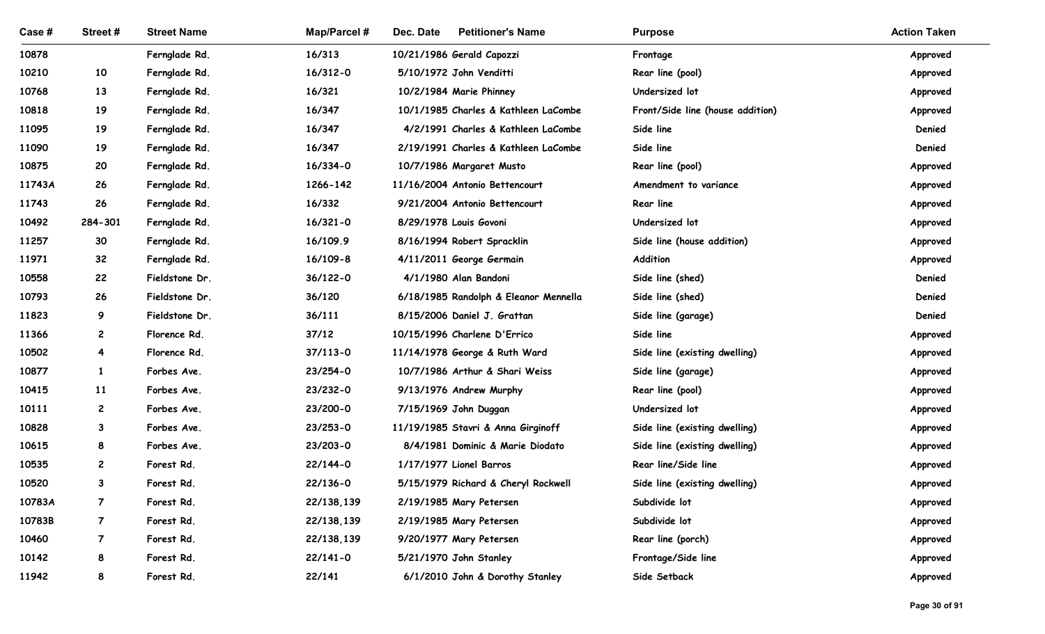| Case # | Street # | Street Name | Map/Parcel # | Dec. Date | Petitioner's Name | Purpose | Action Taken |
|---|---|---|---|---|---|---|---|
| 10878 | | Fernglade Rd. | 16/313 | 10/21/1986 | Gerald Capozzi | Frontage | Approved |
| 10210 | 10 | Fernglade Rd. | 16/312-0 | 5/10/1972 | John Venditti | Rear line (pool) | Approved |
| 10768 | 13 | Fernglade Rd. | 16/321 | 10/2/1984 | Marie Phinney | Undersized lot | Approved |
| 10818 | 19 | Fernglade Rd. | 16/347 | 10/1/1985 | Charles & Kathleen LaCombe | Front/Side line (house addition) | Approved |
| 11095 | 19 | Fernglade Rd. | 16/347 | 4/2/1991 | Charles & Kathleen LaCombe | Side line | Denied |
| 11090 | 19 | Fernglade Rd. | 16/347 | 2/19/1991 | Charles & Kathleen LaCombe | Side line | Denied |
| 10875 | 20 | Fernglade Rd. | 16/334-0 | 10/7/1986 | Margaret Musto | Rear line (pool) | Approved |
| 11743A | 26 | Fernglade Rd. | 1266-142 | 11/16/2004 | Antonio Bettencourt | Amendment to variance | Approved |
| 11743 | 26 | Fernglade Rd. | 16/332 | 9/21/2004 | Antonio Bettencourt | Rear line | Approved |
| 10492 | 284-301 | Fernglade Rd. | 16/321-0 | 8/29/1978 | Louis Govoni | Undersized lot | Approved |
| 11257 | 30 | Fernglade Rd. | 16/109.9 | 8/16/1994 | Robert Spracklin | Side line (house addition) | Approved |
| 11971 | 32 | Fernglade Rd. | 16/109-8 | 4/11/2011 | George Germain | Addition | Approved |
| 10558 | 22 | Fieldstone Dr. | 36/122-0 | 4/1/1980 | Alan Bandoni | Side line (shed) | Denied |
| 10793 | 26 | Fieldstone Dr. | 36/120 | 6/18/1985 | Randolph & Eleanor Mennella | Side line (shed) | Denied |
| 11823 | 9 | Fieldstone Dr. | 36/111 | 8/15/2006 | Daniel J. Grattan | Side line (garage) | Denied |
| 11366 | 2 | Florence Rd. | 37/12 | 10/15/1996 | Charlene D'Errico | Side line | Approved |
| 10502 | 4 | Florence Rd. | 37/113-0 | 11/14/1978 | George & Ruth Ward | Side line (existing dwelling) | Approved |
| 10877 | 1 | Forbes Ave. | 23/254-0 | 10/7/1986 | Arthur & Shari Weiss | Side line (garage) | Approved |
| 10415 | 11 | Forbes Ave. | 23/232-0 | 9/13/1976 | Andrew Murphy | Rear line (pool) | Approved |
| 10111 | 2 | Forbes Ave. | 23/200-0 | 7/15/1969 | John Duggan | Undersized lot | Approved |
| 10828 | 3 | Forbes Ave. | 23/253-0 | 11/19/1985 | Stavri & Anna Girginoff | Side line (existing dwelling) | Approved |
| 10615 | 8 | Forbes Ave. | 23/203-0 | 8/4/1981 | Dominic & Marie Diodato | Side line (existing dwelling) | Approved |
| 10535 | 2 | Forest Rd. | 22/144-0 | 1/17/1977 | Lionel Barros | Rear line/Side line | Approved |
| 10520 | 3 | Forest Rd. | 22/136-0 | 5/15/1979 | Richard & Cheryl Rockwell | Side line (existing dwelling) | Approved |
| 10783A | 7 | Forest Rd. | 22/138,139 | 2/19/1985 | Mary Petersen | Subdivide lot | Approved |
| 10783B | 7 | Forest Rd. | 22/138,139 | 2/19/1985 | Mary Petersen | Subdivide lot | Approved |
| 10460 | 7 | Forest Rd. | 22/138,139 | 9/20/1977 | Mary Petersen | Rear line (porch) | Approved |
| 10142 | 8 | Forest Rd. | 22/141-0 | 5/21/1970 | John Stanley | Frontage/Side line | Approved |
| 11942 | 8 | Forest Rd. | 22/141 | 6/1/2010 | John & Dorothy Stanley | Side Setback | Approved |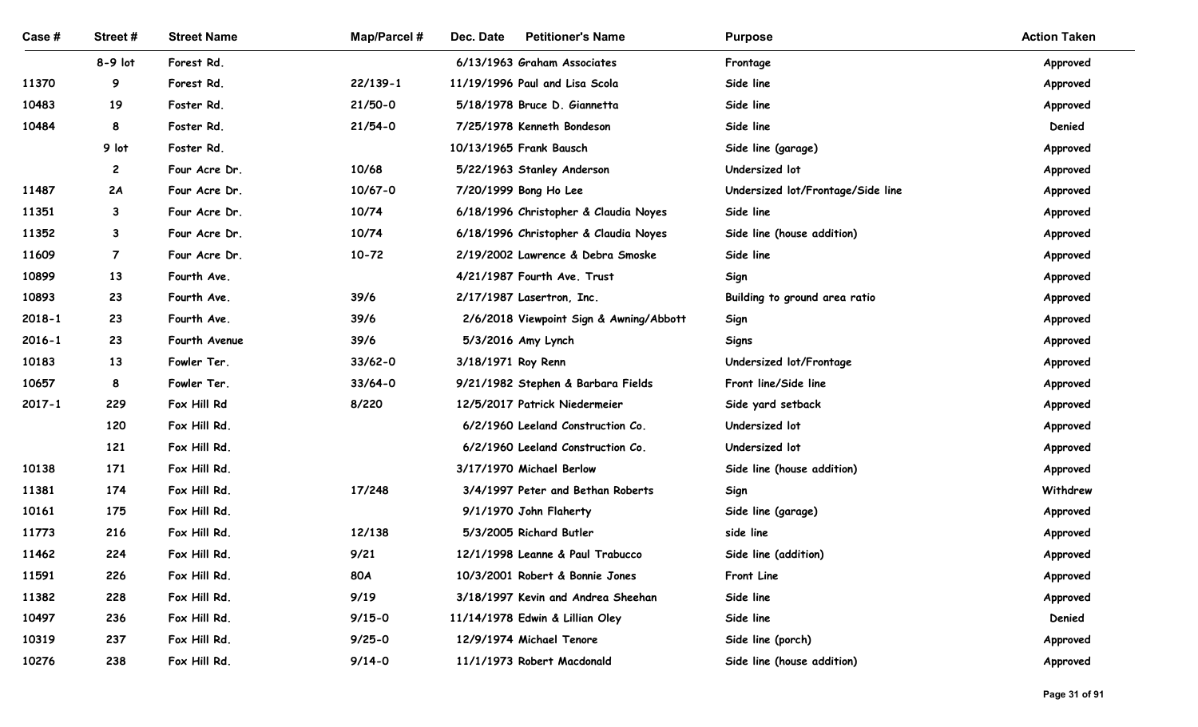| Case # | Street # | Street Name | Map/Parcel # | Dec. Date | Petitioner's Name | Purpose | Action Taken |
|---|---|---|---|---|---|---|---|
| | 8-9 lot | Forest Rd. | | 6/13/1963 | Graham Associates | Frontage | Approved |
| 11370 | 9 | Forest Rd. | 22/139-1 | 11/19/1996 | Paul and Lisa Scola | Side line | Approved |
| 10483 | 19 | Foster Rd. | 21/50-0 | 5/18/1978 | Bruce D. Giannetta | Side line | Approved |
| 10484 | 8 | Foster Rd. | 21/54-0 | 7/25/1978 | Kenneth Bondeson | Side line | Denied |
| | 9 lot | Foster Rd. | | 10/13/1965 | Frank Bausch | Side line (garage) | Approved |
| | 2 | Four Acre Dr. | 10/68 | 5/22/1963 | Stanley Anderson | Undersized lot | Approved |
| 11487 | 2A | Four Acre Dr. | 10/67-0 | 7/20/1999 | Bong Ho Lee | Undersized lot/Frontage/Side line | Approved |
| 11351 | 3 | Four Acre Dr. | 10/74 | 6/18/1996 | Christopher & Claudia Noyes | Side line | Approved |
| 11352 | 3 | Four Acre Dr. | 10/74 | 6/18/1996 | Christopher & Claudia Noyes | Side line (house addition) | Approved |
| 11609 | 7 | Four Acre Dr. | 10-72 | 2/19/2002 | Lawrence & Debra Smoske | Side line | Approved |
| 10899 | 13 | Fourth Ave. | | 4/21/1987 | Fourth Ave. Trust | Sign | Approved |
| 10893 | 23 | Fourth Ave. | 39/6 | 2/17/1987 | Lasertron, Inc. | Building to ground area ratio | Approved |
| 2018-1 | 23 | Fourth Ave. | 39/6 | 2/6/2018 | Viewpoint Sign & Awning/Abbott | Sign | Approved |
| 2016-1 | 23 | Fourth Avenue | 39/6 | 5/3/2016 | Amy Lynch | Signs | Approved |
| 10183 | 13 | Fowler Ter. | 33/62-0 | 3/18/1971 | Roy Renn | Undersized lot/Frontage | Approved |
| 10657 | 8 | Fowler Ter. | 33/64-0 | 9/21/1982 | Stephen & Barbara Fields | Front line/Side line | Approved |
| 2017-1 | 229 | Fox Hill Rd | 8/220 | 12/5/2017 | Patrick Niedermeier | Side yard setback | Approved |
| | 120 | Fox Hill Rd. | | 6/2/1960 | Leeland Construction Co. | Undersized lot | Approved |
| | 121 | Fox Hill Rd. | | 6/2/1960 | Leeland Construction Co. | Undersized lot | Approved |
| 10138 | 171 | Fox Hill Rd. | | 3/17/1970 | Michael Berlow | Side line (house addition) | Approved |
| 11381 | 174 | Fox Hill Rd. | 17/248 | 3/4/1997 | Peter and Bethan Roberts | Sign | Withdrew |
| 10161 | 175 | Fox Hill Rd. | | 9/1/1970 | John Flaherty | Side line (garage) | Approved |
| 11773 | 216 | Fox Hill Rd. | 12/138 | 5/3/2005 | Richard Butler | side line | Approved |
| 11462 | 224 | Fox Hill Rd. | 9/21 | 12/1/1998 | Leanne & Paul Trabucco | Side line (addition) | Approved |
| 11591 | 226 | Fox Hill Rd. | 80A | 10/3/2001 | Robert & Bonnie Jones | Front Line | Approved |
| 11382 | 228 | Fox Hill Rd. | 9/19 | 3/18/1997 | Kevin and Andrea Sheehan | Side line | Approved |
| 10497 | 236 | Fox Hill Rd. | 9/15-0 | 11/14/1978 | Edwin & Lillian Oley | Side line | Denied |
| 10319 | 237 | Fox Hill Rd. | 9/25-0 | 12/9/1974 | Michael Tenore | Side line (porch) | Approved |
| 10276 | 238 | Fox Hill Rd. | 9/14-0 | 11/1/1973 | Robert Macdonald | Side line (house addition) | Approved |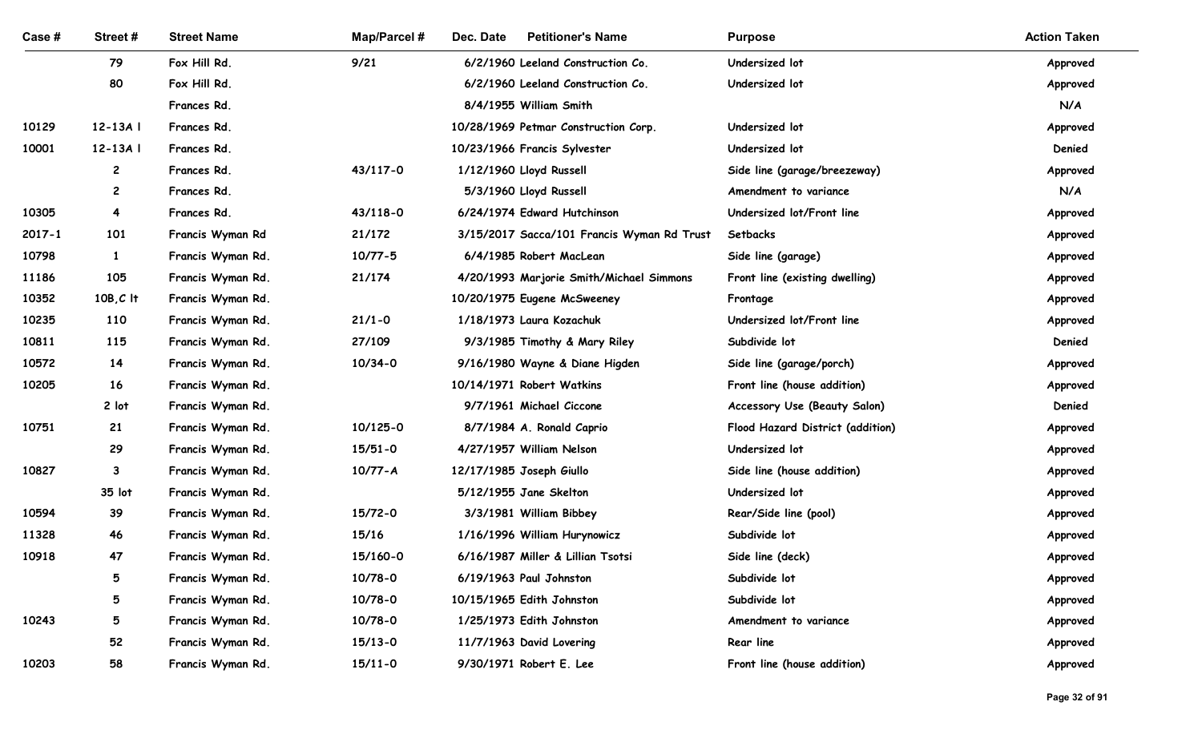| Case # | Street # | Street Name | Map/Parcel # | Dec. Date | Petitioner's Name | Purpose | Action Taken |
|---|---|---|---|---|---|---|---|
| | 79 | Fox Hill Rd. | 9/21 | 6/2/1960 | Leeland Construction Co. | Undersized lot | Approved |
| | 80 | Fox Hill Rd. | | 6/2/1960 | Leeland Construction Co. | Undersized lot | Approved |
| | | Frances Rd. | | 8/4/1955 | William Smith | | N/A |
| 10129 | 12-13A l | Frances Rd. | | 10/28/1969 | Petmar Construction Corp. | Undersized lot | Approved |
| 10001 | 12-13A l | Frances Rd. | | 10/23/1966 | Francis Sylvester | Undersized lot | Denied |
| | 2 | Frances Rd. | 43/117-0 | 1/12/1960 | Lloyd Russell | Side line (garage/breezeway) | Approved |
| | 2 | Frances Rd. | | 5/3/1960 | Lloyd Russell | Amendment to variance | N/A |
| 10305 | 4 | Frances Rd. | 43/118-0 | 6/24/1974 | Edward Hutchinson | Undersized lot/Front line | Approved |
| 2017-1 | 101 | Francis Wyman Rd | 21/172 | 3/15/2017 | Sacca/101 Francis Wyman Rd Trust | Setbacks | Approved |
| 10798 | 1 | Francis Wyman Rd. | 10/77-5 | 6/4/1985 | Robert MacLean | Side line (garage) | Approved |
| 11186 | 105 | Francis Wyman Rd. | 21/174 | 4/20/1993 | Marjorie Smith/Michael Simmons | Front line (existing dwelling) | Approved |
| 10352 | 10B,C lt | Francis Wyman Rd. | | 10/20/1975 | Eugene McSweeney | Frontage | Approved |
| 10235 | 110 | Francis Wyman Rd. | 21/1-0 | 1/18/1973 | Laura Kozachuk | Undersized lot/Front line | Approved |
| 10811 | 115 | Francis Wyman Rd. | 27/109 | 9/3/1985 | Timothy & Mary Riley | Subdivide lot | Denied |
| 10572 | 14 | Francis Wyman Rd. | 10/34-0 | 9/16/1980 | Wayne & Diane Higden | Side line (garage/porch) | Approved |
| 10205 | 16 | Francis Wyman Rd. | | 10/14/1971 | Robert Watkins | Front line (house addition) | Approved |
| | 2 lot | Francis Wyman Rd. | | 9/7/1961 | Michael Ciccone | Accessory Use (Beauty Salon) | Denied |
| 10751 | 21 | Francis Wyman Rd. | 10/125-0 | 8/7/1984 | A. Ronald Caprio | Flood Hazard District (addition) | Approved |
| | 29 | Francis Wyman Rd. | 15/51-0 | 4/27/1957 | William Nelson | Undersized lot | Approved |
| 10827 | 3 | Francis Wyman Rd. | 10/77-A | 12/17/1985 | Joseph Giullo | Side line (house addition) | Approved |
| | 35 lot | Francis Wyman Rd. | | 5/12/1955 | Jane Skelton | Undersized lot | Approved |
| 10594 | 39 | Francis Wyman Rd. | 15/72-0 | 3/3/1981 | William Bibbey | Rear/Side line (pool) | Approved |
| 11328 | 46 | Francis Wyman Rd. | 15/16 | 1/16/1996 | William Hurynowicz | Subdivide lot | Approved |
| 10918 | 47 | Francis Wyman Rd. | 15/160-0 | 6/16/1987 | Miller & Lillian Tsotsi | Side line (deck) | Approved |
| | 5 | Francis Wyman Rd. | 10/78-0 | 6/19/1963 | Paul Johnston | Subdivide lot | Approved |
| | 5 | Francis Wyman Rd. | 10/78-0 | 10/15/1965 | Edith Johnston | Subdivide lot | Approved |
| 10243 | 5 | Francis Wyman Rd. | 10/78-0 | 1/25/1973 | Edith Johnston | Amendment to variance | Approved |
| | 52 | Francis Wyman Rd. | 15/13-0 | 11/7/1963 | David Lovering | Rear line | Approved |
| 10203 | 58 | Francis Wyman Rd. | 15/11-0 | 9/30/1971 | Robert E. Lee | Front line (house addition) | Approved |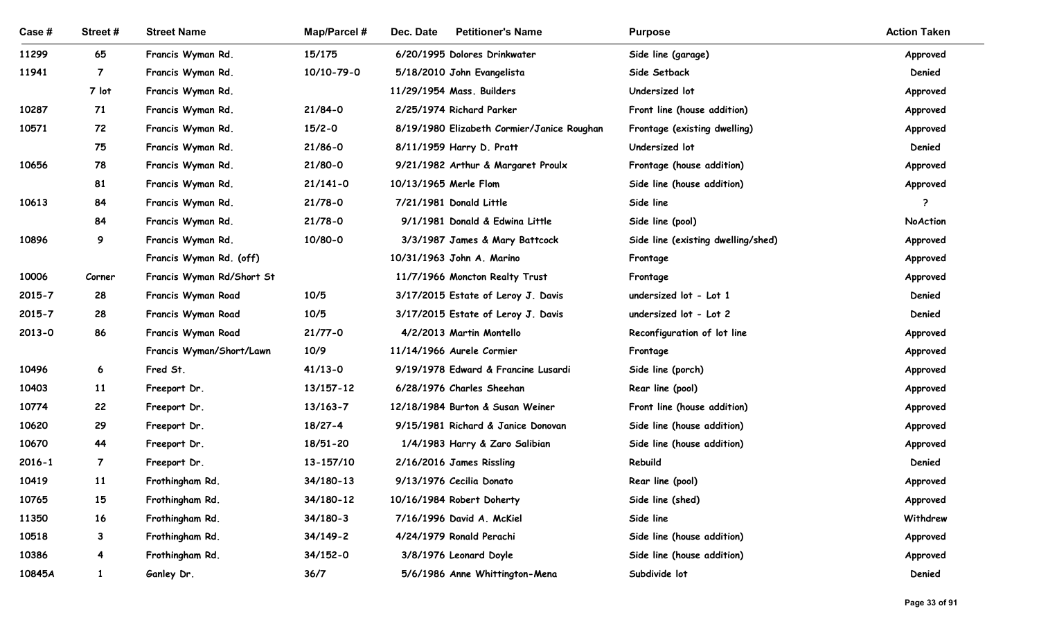| Case # | Street # | Street Name | Map/Parcel # | Dec. Date | Petitioner's Name | Purpose | Action Taken |
|---|---|---|---|---|---|---|---|
| 11299 | 65 | Francis Wyman Rd. | 15/175 | 6/20/1995 | Dolores Drinkwater | Side line (garage) | Approved |
| 11941 | 7 | Francis Wyman Rd. | 10/10-79-0 | 5/18/2010 | John Evangelista | Side Setback | Denied |
| | 7 lot | Francis Wyman Rd. | | 11/29/1954 | Mass. Builders | Undersized lot | Approved |
| 10287 | 71 | Francis Wyman Rd. | 21/84-0 | 2/25/1974 | Richard Parker | Front line (house addition) | Approved |
| 10571 | 72 | Francis Wyman Rd. | 15/2-0 | 8/19/1980 | Elizabeth Cormier/Janice Roughan | Frontage (existing dwelling) | Approved |
| | 75 | Francis Wyman Rd. | 21/86-0 | 8/11/1959 | Harry D. Pratt | Undersized lot | Denied |
| 10656 | 78 | Francis Wyman Rd. | 21/80-0 | 9/21/1982 | Arthur & Margaret Proulx | Frontage (house addition) | Approved |
| | 81 | Francis Wyman Rd. | 21/141-0 | 10/13/1965 | Merle Flom | Side line (house addition) | Approved |
| 10613 | 84 | Francis Wyman Rd. | 21/78-0 | 7/21/1981 | Donald Little | Side line | ? |
| | 84 | Francis Wyman Rd. | 21/78-0 | 9/1/1981 | Donald & Edwina Little | Side line (pool) | NoAction |
| 10896 | 9 | Francis Wyman Rd. | 10/80-0 | 3/3/1987 | James & Mary Battcock | Side line (existing dwelling/shed) | Approved |
| | | Francis Wyman Rd. (off) | | 10/31/1963 | John A. Marino | Frontage | Approved |
| 10006 | Corner | Francis Wyman Rd/Short St | | 11/7/1966 | Moncton Realty Trust | Frontage | Approved |
| 2015-7 | 28 | Francis Wyman Road | 10/5 | 3/17/2015 | Estate of Leroy J. Davis | undersized lot - Lot 1 | Denied |
| 2015-7 | 28 | Francis Wyman Road | 10/5 | 3/17/2015 | Estate of Leroy J. Davis | undersized lot - Lot 2 | Denied |
| 2013-0 | 86 | Francis Wyman Road | 21/77-0 | 4/2/2013 | Martin Montello | Reconfiguration of lot line | Approved |
| | | Francis Wyman/Short/Lawn | 10/9 | 11/14/1966 | Aurele Cormier | Frontage | Approved |
| 10496 | 6 | Fred St. | 41/13-0 | 9/19/1978 | Edward & Francine Lusardi | Side line (porch) | Approved |
| 10403 | 11 | Freeport Dr. | 13/157-12 | 6/28/1976 | Charles Sheehan | Rear line (pool) | Approved |
| 10774 | 22 | Freeport Dr. | 13/163-7 | 12/18/1984 | Burton & Susan Weiner | Front line (house addition) | Approved |
| 10620 | 29 | Freeport Dr. | 18/27-4 | 9/15/1981 | Richard & Janice Donovan | Side line (house addition) | Approved |
| 10670 | 44 | Freeport Dr. | 18/51-20 | 1/4/1983 | Harry & Zaro Salibian | Side line (house addition) | Approved |
| 2016-1 | 7 | Freeport Dr. | 13-157/10 | 2/16/2016 | James Rissling | Rebuild | Denied |
| 10419 | 11 | Frothingham Rd. | 34/180-13 | 9/13/1976 | Cecilia Donato | Rear line (pool) | Approved |
| 10765 | 15 | Frothingham Rd. | 34/180-12 | 10/16/1984 | Robert Doherty | Side line (shed) | Approved |
| 11350 | 16 | Frothingham Rd. | 34/180-3 | 7/16/1996 | David A. McKiel | Side line | Withdrew |
| 10518 | 3 | Frothingham Rd. | 34/149-2 | 4/24/1979 | Ronald Perachi | Side line (house addition) | Approved |
| 10386 | 4 | Frothingham Rd. | 34/152-0 | 3/8/1976 | Leonard Doyle | Side line (house addition) | Approved |
| 10845A | 1 | Ganley Dr. | 36/7 | 5/6/1986 | Anne Whittington-Mena | Subdivide lot | Denied |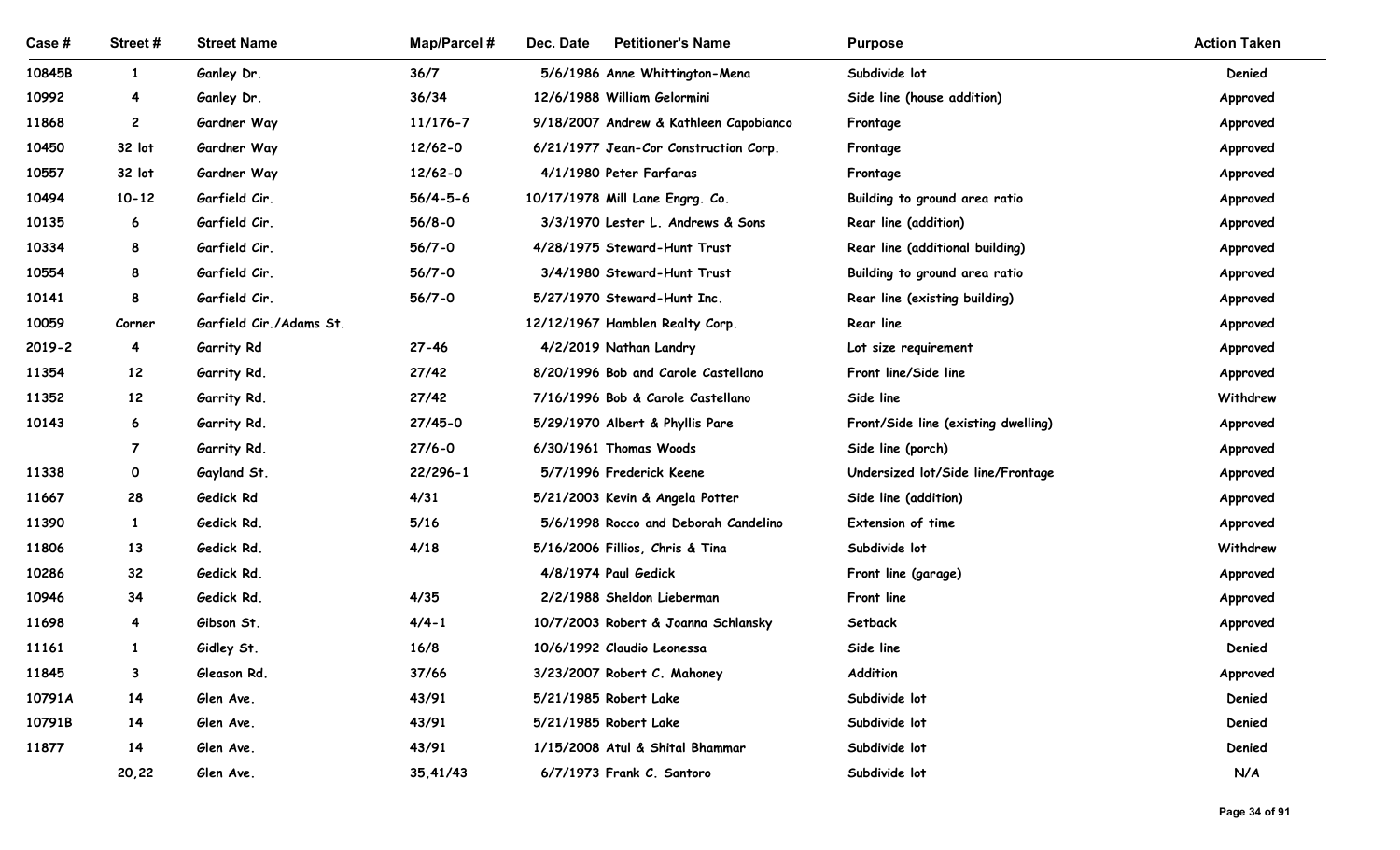| Case # | Street # | Street Name | Map/Parcel # | Dec. Date | Petitioner's Name | Purpose | Action Taken |
|---|---|---|---|---|---|---|---|
| 10845B | 1 | Ganley Dr. | 36/7 | 5/6/1986 | Anne Whittington-Mena | Subdivide lot | Denied |
| 10992 | 4 | Ganley Dr. | 36/34 | 12/6/1988 | William Gelormini | Side line (house addition) | Approved |
| 11868 | 2 | Gardner Way | 11/176-7 | 9/18/2007 | Andrew & Kathleen Capobianco | Frontage | Approved |
| 10450 | 32 lot | Gardner Way | 12/62-0 | 6/21/1977 | Jean-Cor Construction Corp. | Frontage | Approved |
| 10557 | 32 lot | Gardner Way | 12/62-0 | 4/1/1980 | Peter Farfaras | Frontage | Approved |
| 10494 | 10-12 | Garfield Cir. | 56/4-5-6 | 10/17/1978 | Mill Lane Engrg. Co. | Building to ground area ratio | Approved |
| 10135 | 6 | Garfield Cir. | 56/8-0 | 3/3/1970 | Lester L. Andrews & Sons | Rear line (addition) | Approved |
| 10334 | 8 | Garfield Cir. | 56/7-0 | 4/28/1975 | Steward-Hunt Trust | Rear line (additional building) | Approved |
| 10554 | 8 | Garfield Cir. | 56/7-0 | 3/4/1980 | Steward-Hunt Trust | Building to ground area ratio | Approved |
| 10141 | 8 | Garfield Cir. | 56/7-0 | 5/27/1970 | Steward-Hunt Inc. | Rear line (existing building) | Approved |
| 10059 | Corner | Garfield Cir./Adams St. | | 12/12/1967 | Hamblen Realty Corp. | Rear line | Approved |
| 2019-2 | 4 | Garrity Rd | 27-46 | 4/2/2019 | Nathan Landry | Lot size requirement | Approved |
| 11354 | 12 | Garrity Rd. | 27/42 | 8/20/1996 | Bob and Carole Castellano | Front line/Side line | Approved |
| 11352 | 12 | Garrity Rd. | 27/42 | 7/16/1996 | Bob & Carole Castellano | Side line | Withdrew |
| 10143 | 6 | Garrity Rd. | 27/45-0 | 5/29/1970 | Albert & Phyllis Pare | Front/Side line (existing dwelling) | Approved |
| | 7 | Garrity Rd. | 27/6-0 | 6/30/1961 | Thomas Woods | Side line (porch) | Approved |
| 11338 | 0 | Gayland St. | 22/296-1 | 5/7/1996 | Frederick Keene | Undersized lot/Side line/Frontage | Approved |
| 11667 | 28 | Gedick Rd | 4/31 | 5/21/2003 | Kevin & Angela Potter | Side line (addition) | Approved |
| 11390 | 1 | Gedick Rd. | 5/16 | 5/6/1998 | Rocco and Deborah Candelino | Extension of time | Approved |
| 11806 | 13 | Gedick Rd. | 4/18 | 5/16/2006 | Fillios, Chris & Tina | Subdivide lot | Withdrew |
| 10286 | 32 | Gedick Rd. | | 4/8/1974 | Paul Gedick | Front line (garage) | Approved |
| 10946 | 34 | Gedick Rd. | 4/35 | 2/2/1988 | Sheldon Lieberman | Front line | Approved |
| 11698 | 4 | Gibson St. | 4/4-1 | 10/7/2003 | Robert & Joanna Schlansky | Setback | Approved |
| 11161 | 1 | Gidley St. | 16/8 | 10/6/1992 | Claudio Leonessa | Side line | Denied |
| 11845 | 3 | Gleason Rd. | 37/66 | 3/23/2007 | Robert C. Mahoney | Addition | Approved |
| 10791A | 14 | Glen Ave. | 43/91 | 5/21/1985 | Robert Lake | Subdivide lot | Denied |
| 10791B | 14 | Glen Ave. | 43/91 | 5/21/1985 | Robert Lake | Subdivide lot | Denied |
| 11877 | 14 | Glen Ave. | 43/91 | 1/15/2008 | Atul & Shital Bhammar | Subdivide lot | Denied |
| | 20,22 | Glen Ave. | 35,41/43 | 6/7/1973 | Frank C. Santoro | Subdivide lot | N/A |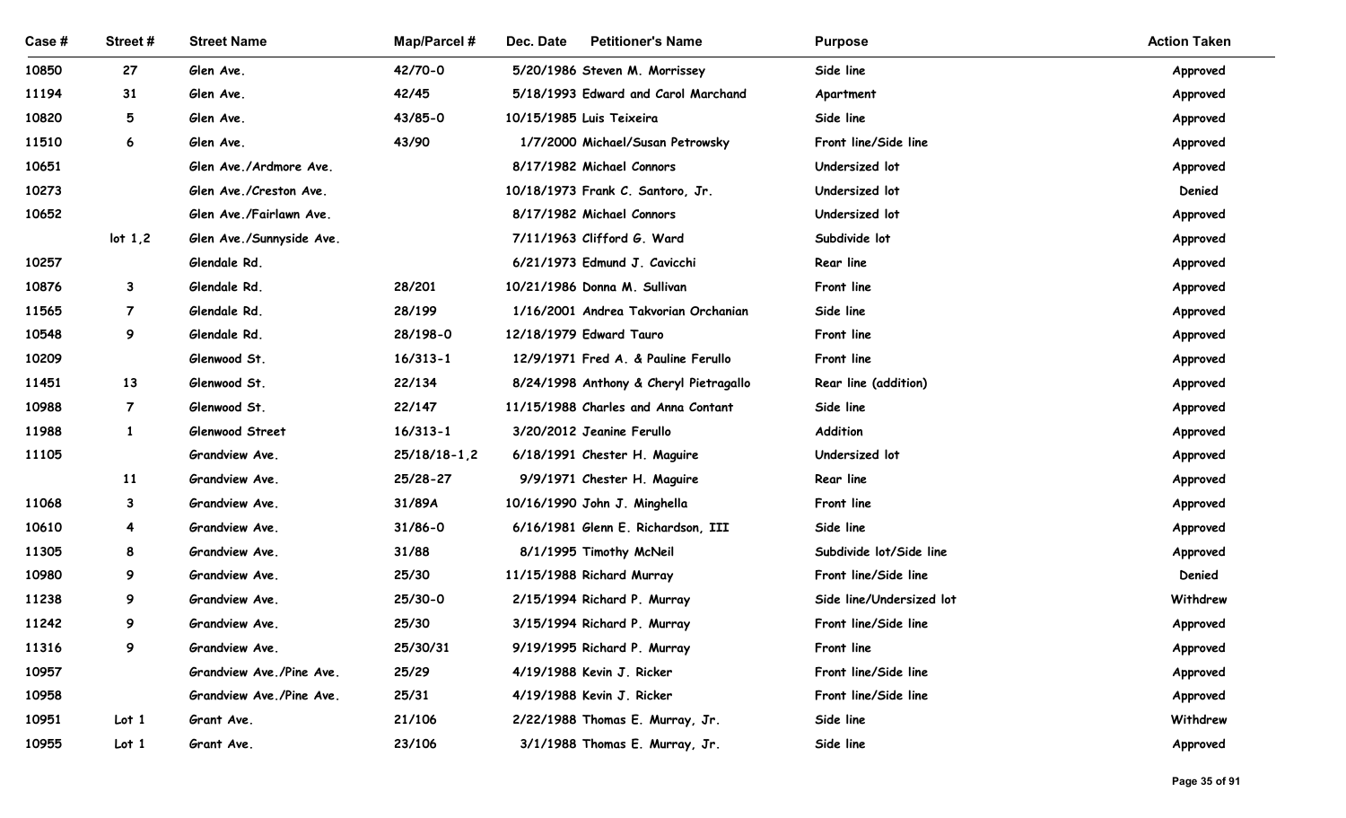| Case # | Street # | Street Name | Map/Parcel # | Dec. Date | Petitioner's Name | Purpose | Action Taken |
|---|---|---|---|---|---|---|---|
| 10850 | 27 | Glen Ave. | 42/70-0 | 5/20/1986 | Steven M. Morrissey | Side line | Approved |
| 11194 | 31 | Glen Ave. | 42/45 | 5/18/1993 | Edward and Carol Marchand | Apartment | Approved |
| 10820 | 5 | Glen Ave. | 43/85-0 | 10/15/1985 | Luis Teixeira | Side line | Approved |
| 11510 | 6 | Glen Ave. | 43/90 | 1/7/2000 | Michael/Susan Petrowsky | Front line/Side line | Approved |
| 10651 | | Glen Ave./Ardmore Ave. | | 8/17/1982 | Michael Connors | Undersized lot | Approved |
| 10273 | | Glen Ave./Creston Ave. | | 10/18/1973 | Frank C. Santoro, Jr. | Undersized lot | Denied |
| 10652 | | Glen Ave./Fairlawn Ave. | | 8/17/1982 | Michael Connors | Undersized lot | Approved |
| | lot 1,2 | Glen Ave./Sunnyside Ave. | | 7/11/1963 | Clifford G. Ward | Subdivide lot | Approved |
| 10257 | | Glendale Rd. | | 6/21/1973 | Edmund J. Cavicchi | Rear line | Approved |
| 10876 | 3 | Glendale Rd. | 28/201 | 10/21/1986 | Donna M. Sullivan | Front line | Approved |
| 11565 | 7 | Glendale Rd. | 28/199 | 1/16/2001 | Andrea Takvorian Orchanian | Side line | Approved |
| 10548 | 9 | Glendale Rd. | 28/198-0 | 12/18/1979 | Edward Tauro | Front line | Approved |
| 10209 | | Glenwood St. | 16/313-1 | 12/9/1971 | Fred A. & Pauline Ferullo | Front line | Approved |
| 11451 | 13 | Glenwood St. | 22/134 | 8/24/1998 | Anthony & Cheryl Pietragallo | Rear line (addition) | Approved |
| 10988 | 7 | Glenwood St. | 22/147 | 11/15/1988 | Charles and Anna Contant | Side line | Approved |
| 11988 | 1 | Glenwood Street | 16/313-1 | 3/20/2012 | Jeanine Ferullo | Addition | Approved |
| 11105 | | Grandview Ave. | 25/18/18-1,2 | 6/18/1991 | Chester H. Maguire | Undersized lot | Approved |
| | 11 | Grandview Ave. | 25/28-27 | 9/9/1971 | Chester H. Maguire | Rear line | Approved |
| 11068 | 3 | Grandview Ave. | 31/89A | 10/16/1990 | John J. Minghella | Front line | Approved |
| 10610 | 4 | Grandview Ave. | 31/86-0 | 6/16/1981 | Glenn E. Richardson, III | Side line | Approved |
| 11305 | 8 | Grandview Ave. | 31/88 | 8/1/1995 | Timothy McNeil | Subdivide lot/Side line | Approved |
| 10980 | 9 | Grandview Ave. | 25/30 | 11/15/1988 | Richard Murray | Front line/Side line | Denied |
| 11238 | 9 | Grandview Ave. | 25/30-0 | 2/15/1994 | Richard P. Murray | Side line/Undersized lot | Withdrew |
| 11242 | 9 | Grandview Ave. | 25/30 | 3/15/1994 | Richard P. Murray | Front line/Side line | Approved |
| 11316 | 9 | Grandview Ave. | 25/30/31 | 9/19/1995 | Richard P. Murray | Front line | Approved |
| 10957 | | Grandview Ave./Pine Ave. | 25/29 | 4/19/1988 | Kevin J. Ricker | Front line/Side line | Approved |
| 10958 | | Grandview Ave./Pine Ave. | 25/31 | 4/19/1988 | Kevin J. Ricker | Front line/Side line | Approved |
| 10951 | Lot 1 | Grant Ave. | 21/106 | 2/22/1988 | Thomas E. Murray, Jr. | Side line | Withdrew |
| 10955 | Lot 1 | Grant Ave. | 23/106 | 3/1/1988 | Thomas E. Murray, Jr. | Side line | Approved |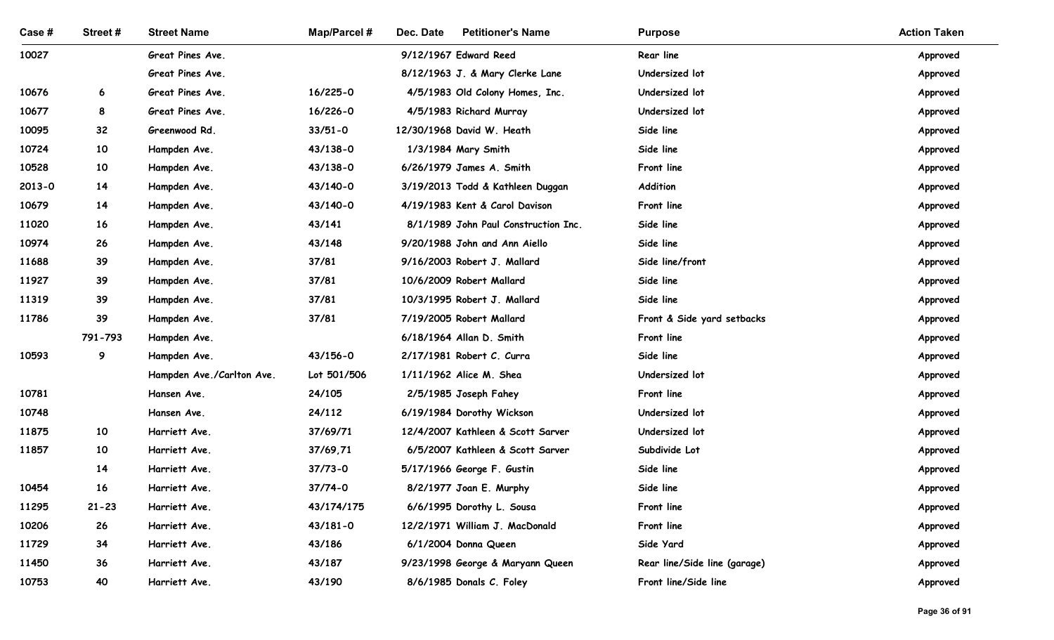| Case # | Street # | Street Name | Map/Parcel # | Dec. Date | Petitioner's Name | Purpose | Action Taken |
|---|---|---|---|---|---|---|---|
| 10027 | | Great Pines Ave. | | 9/12/1967 | Edward Reed | Rear line | Approved |
| | | Great Pines Ave. | | 8/12/1963 | J. & Mary Clerke Lane | Undersized lot | Approved |
| 10676 | 6 | Great Pines Ave. | 16/225-0 | 4/5/1983 | Old Colony Homes, Inc. | Undersized lot | Approved |
| 10677 | 8 | Great Pines Ave. | 16/226-0 | 4/5/1983 | Richard Murray | Undersized lot | Approved |
| 10095 | 32 | Greenwood Rd. | 33/51-0 | 12/30/1968 | David W. Heath | Side line | Approved |
| 10724 | 10 | Hampden Ave. | 43/138-0 | 1/3/1984 | Mary Smith | Side line | Approved |
| 10528 | 10 | Hampden Ave. | 43/138-0 | 6/26/1979 | James A. Smith | Front line | Approved |
| 2013-0 | 14 | Hampden Ave. | 43/140-0 | 3/19/2013 | Todd & Kathleen Duggan | Addition | Approved |
| 10679 | 14 | Hampden Ave. | 43/140-0 | 4/19/1983 | Kent & Carol Davison | Front line | Approved |
| 11020 | 16 | Hampden Ave. | 43/141 | 8/1/1989 | John Paul Construction Inc. | Side line | Approved |
| 10974 | 26 | Hampden Ave. | 43/148 | 9/20/1988 | John and Ann Aiello | Side line | Approved |
| 11688 | 39 | Hampden Ave. | 37/81 | 9/16/2003 | Robert J. Mallard | Side line/front | Approved |
| 11927 | 39 | Hampden Ave. | 37/81 | 10/6/2009 | Robert Mallard | Side line | Approved |
| 11319 | 39 | Hampden Ave. | 37/81 | 10/3/1995 | Robert J. Mallard | Side line | Approved |
| 11786 | 39 | Hampden Ave. | 37/81 | 7/19/2005 | Robert Mallard | Front & Side yard setbacks | Approved |
| | 791-793 | Hampden Ave. | | 6/18/1964 | Allan D. Smith | Front line | Approved |
| 10593 | 9 | Hampden Ave. | 43/156-0 | 2/17/1981 | Robert C. Curra | Side line | Approved |
| | | Hampden Ave./Carlton Ave. | Lot 501/506 | 1/11/1962 | Alice M. Shea | Undersized lot | Approved |
| 10781 | | Hansen Ave. | 24/105 | 2/5/1985 | Joseph Fahey | Front line | Approved |
| 10748 | | Hansen Ave. | 24/112 | 6/19/1984 | Dorothy Wickson | Undersized lot | Approved |
| 11875 | 10 | Harriett Ave. | 37/69/71 | 12/4/2007 | Kathleen & Scott Sarver | Undersized lot | Approved |
| 11857 | 10 | Harriett Ave. | 37/69,71 | 6/5/2007 | Kathleen & Scott Sarver | Subdivide Lot | Approved |
| | 14 | Harriett Ave. | 37/73-0 | 5/17/1966 | George F. Gustin | Side line | Approved |
| 10454 | 16 | Harriett Ave. | 37/74-0 | 8/2/1977 | Joan E. Murphy | Side line | Approved |
| 11295 | 21-23 | Harriett Ave. | 43/174/175 | 6/6/1995 | Dorothy L. Sousa | Front line | Approved |
| 10206 | 26 | Harriett Ave. | 43/181-0 | 12/2/1971 | William J. MacDonald | Front line | Approved |
| 11729 | 34 | Harriett Ave. | 43/186 | 6/1/2004 | Donna Queen | Side Yard | Approved |
| 11450 | 36 | Harriett Ave. | 43/187 | 9/23/1998 | George & Maryann Queen | Rear line/Side line (garage) | Approved |
| 10753 | 40 | Harriett Ave. | 43/190 | 8/6/1985 | Donals C. Foley | Front line/Side line | Approved |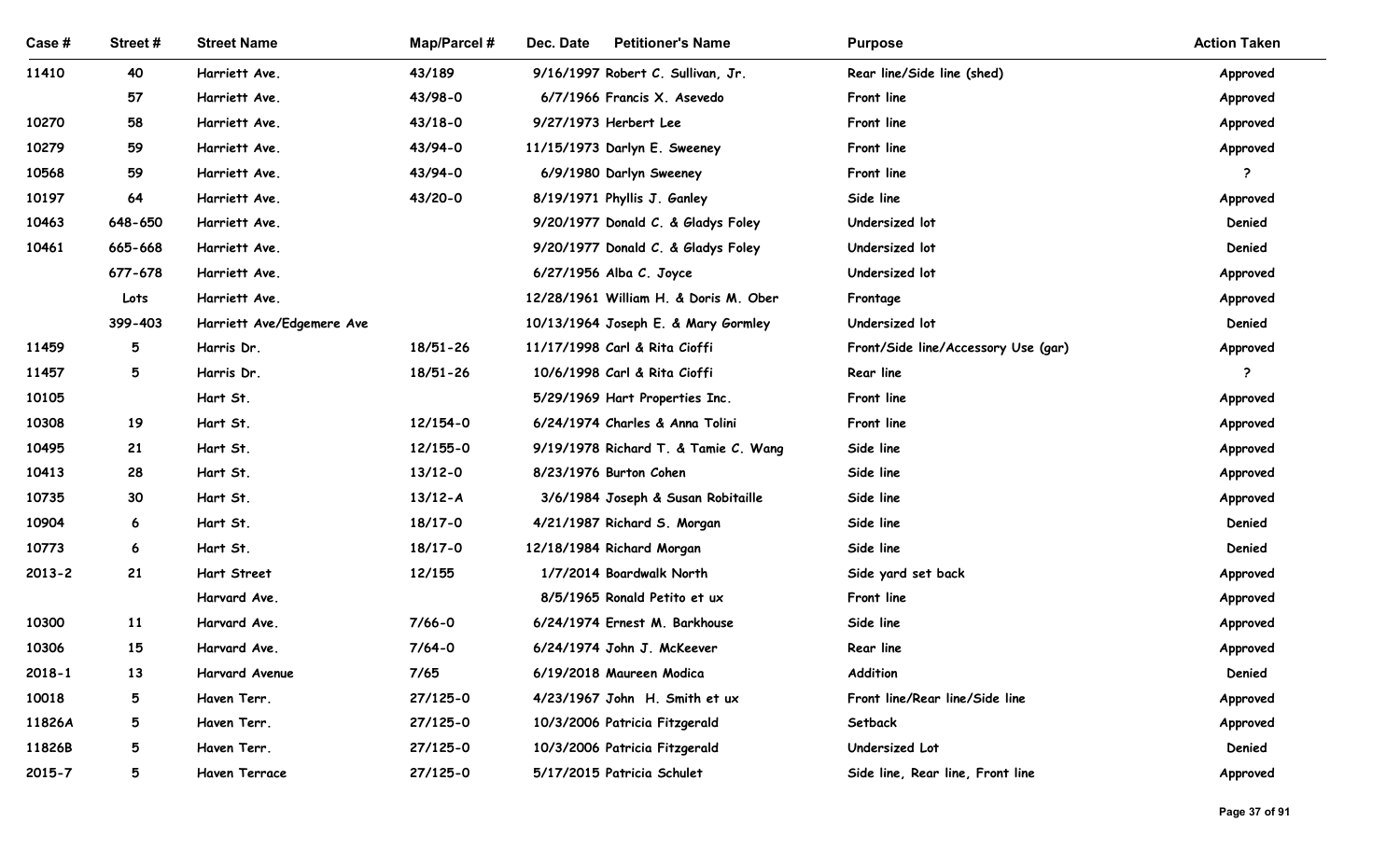| Case # | Street # | Street Name | Map/Parcel # | Dec. Date | Petitioner's Name | Purpose | Action Taken |
|---|---|---|---|---|---|---|---|
| 11410 | 40 | Harriett Ave. | 43/189 | 9/16/1997 | Robert C. Sullivan, Jr. | Rear line/Side line (shed) | Approved |
| | 57 | Harriett Ave. | 43/98-0 | 6/7/1966 | Francis X. Asevedo | Front line | Approved |
| 10270 | 58 | Harriett Ave. | 43/18-0 | 9/27/1973 | Herbert Lee | Front line | Approved |
| 10279 | 59 | Harriett Ave. | 43/94-0 | 11/15/1973 | Darlyn E. Sweeney | Front line | Approved |
| 10568 | 59 | Harriett Ave. | 43/94-0 | 6/9/1980 | Darlyn Sweeney | Front line | ? |
| 10197 | 64 | Harriett Ave. | 43/20-0 | 8/19/1971 | Phyllis J. Ganley | Side line | Approved |
| 10463 | 648-650 | Harriett Ave. | | 9/20/1977 | Donald C. & Gladys Foley | Undersized lot | Denied |
| 10461 | 665-668 | Harriett Ave. | | 9/20/1977 | Donald C. & Gladys Foley | Undersized lot | Denied |
| | 677-678 | Harriett Ave. | | 6/27/1956 | Alba C. Joyce | Undersized lot | Approved |
| | Lots | Harriett Ave. | | 12/28/1961 | William H. & Doris M. Ober | Frontage | Approved |
| | 399-403 | Harriett Ave/Edgemere Ave | | 10/13/1964 | Joseph E. & Mary Gormley | Undersized lot | Denied |
| 11459 | 5 | Harris Dr. | 18/51-26 | 11/17/1998 | Carl & Rita Cioffi | Front/Side line/Accessory Use (gar) | Approved |
| 11457 | 5 | Harris Dr. | 18/51-26 | 10/6/1998 | Carl & Rita Cioffi | Rear line | ? |
| 10105 | | Hart St. | | 5/29/1969 | Hart Properties Inc. | Front line | Approved |
| 10308 | 19 | Hart St. | 12/154-0 | 6/24/1974 | Charles & Anna Tolini | Front line | Approved |
| 10495 | 21 | Hart St. | 12/155-0 | 9/19/1978 | Richard T. & Tamie C. Wang | Side line | Approved |
| 10413 | 28 | Hart St. | 13/12-0 | 8/23/1976 | Burton Cohen | Side line | Approved |
| 10735 | 30 | Hart St. | 13/12-A | 3/6/1984 | Joseph & Susan Robitaille | Side line | Approved |
| 10904 | 6 | Hart St. | 18/17-0 | 4/21/1987 | Richard S. Morgan | Side line | Denied |
| 10773 | 6 | Hart St. | 18/17-0 | 12/18/1984 | Richard Morgan | Side line | Denied |
| 2013-2 | 21 | Hart Street | 12/155 | 1/7/2014 | Boardwalk North | Side yard set back | Approved |
| | | Harvard Ave. | | 8/5/1965 | Ronald Petito et ux | Front line | Approved |
| 10300 | 11 | Harvard Ave. | 7/66-0 | 6/24/1974 | Ernest M. Barkhouse | Side line | Approved |
| 10306 | 15 | Harvard Ave. | 7/64-0 | 6/24/1974 | John J. McKeever | Rear line | Approved |
| 2018-1 | 13 | Harvard Avenue | 7/65 | 6/19/2018 | Maureen Modica | Addition | Denied |
| 10018 | 5 | Haven Terr. | 27/125-0 | 4/23/1967 | John H. Smith et ux | Front line/Rear line/Side line | Approved |
| 11826A | 5 | Haven Terr. | 27/125-0 | 10/3/2006 | Patricia Fitzgerald | Setback | Approved |
| 11826B | 5 | Haven Terr. | 27/125-0 | 10/3/2006 | Patricia Fitzgerald | Undersized Lot | Denied |
| 2015-7 | 5 | Haven Terrace | 27/125-0 | 5/17/2015 | Patricia Schulet | Side line, Rear line, Front line | Approved |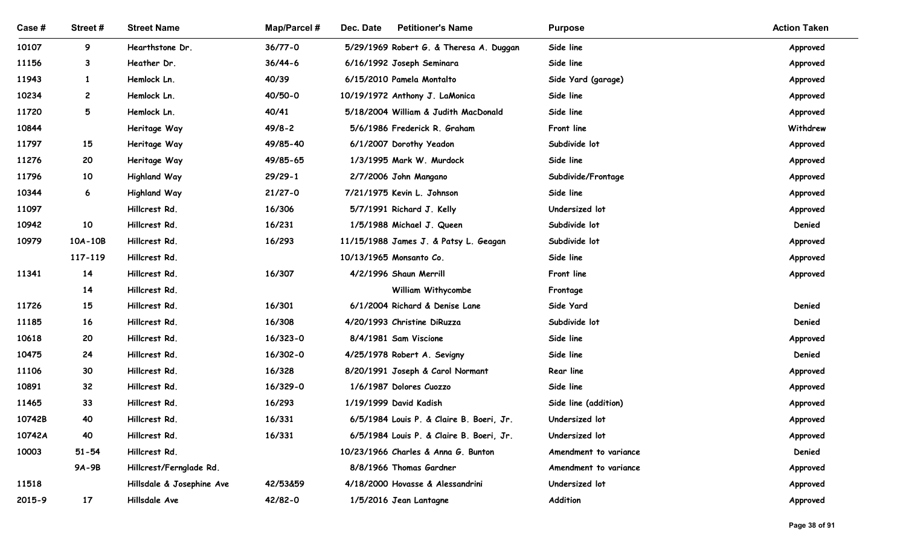| Case # | Street # | Street Name | Map/Parcel # | Dec. Date | Petitioner's Name | Purpose | Action Taken |
|---|---|---|---|---|---|---|---|
| 10107 | 9 | Hearthstone Dr. | 36/77-0 | 5/29/1969 | Robert G. & Theresa A. Duggan | Side line | Approved |
| 11156 | 3 | Heather Dr. | 36/44-6 | 6/16/1992 | Joseph Seminara | Side line | Approved |
| 11943 | 1 | Hemlock Ln. | 40/39 | 6/15/2010 | Pamela Montalto | Side Yard (garage) | Approved |
| 10234 | 2 | Hemlock Ln. | 40/50-0 | 10/19/1972 | Anthony J. LaMonica | Side line | Approved |
| 11720 | 5 | Hemlock Ln. | 40/41 | 5/18/2004 | William & Judith MacDonald | Side line | Approved |
| 10844 | | Heritage Way | 49/8-2 | 5/6/1986 | Frederick R. Graham | Front line | Withdrew |
| 11797 | 15 | Heritage Way | 49/85-40 | 6/1/2007 | Dorothy Yeadon | Subdivide lot | Approved |
| 11276 | 20 | Heritage Way | 49/85-65 | 1/3/1995 | Mark W. Murdock | Side line | Approved |
| 11796 | 10 | Highland Way | 29/29-1 | 2/7/2006 | John Mangano | Subdivide/Frontage | Approved |
| 10344 | 6 | Highland Way | 21/27-0 | 7/21/1975 | Kevin L. Johnson | Side line | Approved |
| 11097 | | Hillcrest Rd. | 16/306 | 5/7/1991 | Richard J. Kelly | Undersized lot | Approved |
| 10942 | 10 | Hillcrest Rd. | 16/231 | 1/5/1988 | Michael J. Queen | Subdivide lot | Denied |
| 10979 | 10A-10B | Hillcrest Rd. | 16/293 | 11/15/1988 | James J. & Patsy L. Geagan | Subdivide lot | Approved |
| | 117-119 | Hillcrest Rd. | | 10/13/1965 | Monsanto Co. | Side line | Approved |
| 11341 | 14 | Hillcrest Rd. | 16/307 | 4/2/1996 | Shaun Merrill | Front line | Approved |
| | 14 | Hillcrest Rd. | | | William Withycombe | Frontage | |
| 11726 | 15 | Hillcrest Rd. | 16/301 | 6/1/2004 | Richard & Denise Lane | Side Yard | Denied |
| 11185 | 16 | Hillcrest Rd. | 16/308 | 4/20/1993 | Christine DiRuzza | Subdivide lot | Denied |
| 10618 | 20 | Hillcrest Rd. | 16/323-0 | 8/4/1981 | Sam Viscione | Side line | Approved |
| 10475 | 24 | Hillcrest Rd. | 16/302-0 | 4/25/1978 | Robert A. Sevigny | Side line | Denied |
| 11106 | 30 | Hillcrest Rd. | 16/328 | 8/20/1991 | Joseph & Carol Normant | Rear line | Approved |
| 10891 | 32 | Hillcrest Rd. | 16/329-0 | 1/6/1987 | Dolores Cuozzo | Side line | Approved |
| 11465 | 33 | Hillcrest Rd. | 16/293 | 1/19/1999 | David Kadish | Side line (addition) | Approved |
| 10742B | 40 | Hillcrest Rd. | 16/331 | 6/5/1984 | Louis P. & Claire B. Boeri, Jr. | Undersized lot | Approved |
| 10742A | 40 | Hillcrest Rd. | 16/331 | 6/5/1984 | Louis P. & Claire B. Boeri, Jr. | Undersized lot | Approved |
| 10003 | 51-54 | Hillcrest Rd. | | 10/23/1966 | Charles & Anna G. Bunton | Amendment to variance | Denied |
| | 9A-9B | Hillcrest/Fernglade Rd. | | 8/8/1966 | Thomas Gardner | Amendment to variance | Approved |
| 11518 | | Hillsdale & Josephine Ave | 42/53&59 | 4/18/2000 | Hovasse & Alessandrini | Undersized lot | Approved |
| 2015-9 | 17 | Hillsdale Ave | 42/82-0 | 1/5/2016 | Jean Lantagne | Addition | Approved |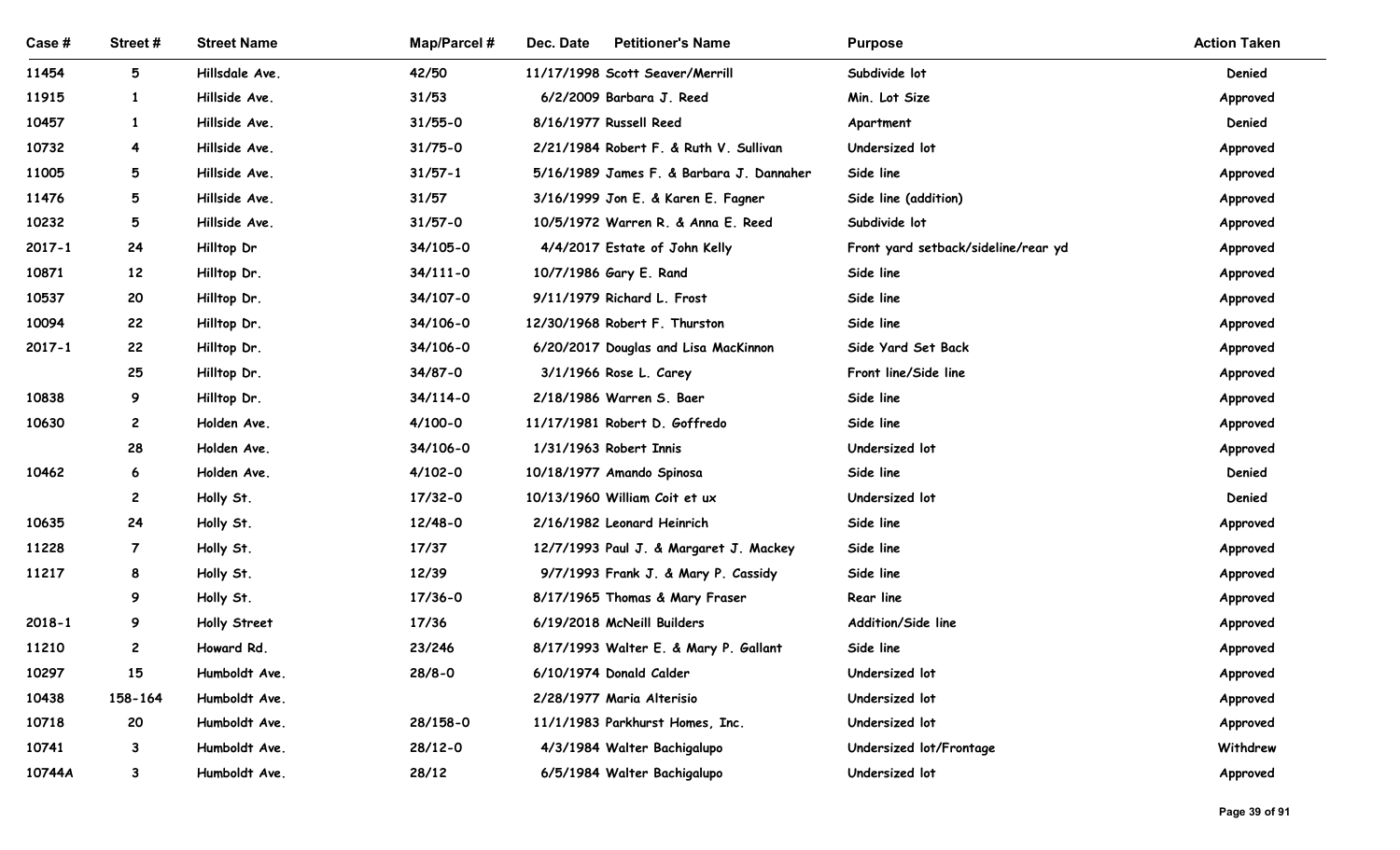| Case # | Street # | Street Name | Map/Parcel # | Dec. Date | Petitioner's Name | Purpose | Action Taken |
|---|---|---|---|---|---|---|---|
| 11454 | 5 | Hillsdale Ave. | 42/50 | 11/17/1998 | Scott Seaver/Merrill | Subdivide lot | Denied |
| 11915 | 1 | Hillside Ave. | 31/53 | 6/2/2009 | Barbara J. Reed | Min. Lot Size | Approved |
| 10457 | 1 | Hillside Ave. | 31/55-0 | 8/16/1977 | Russell Reed | Apartment | Denied |
| 10732 | 4 | Hillside Ave. | 31/75-0 | 2/21/1984 | Robert F. & Ruth V. Sullivan | Undersized lot | Approved |
| 11005 | 5 | Hillside Ave. | 31/57-1 | 5/16/1989 | James F. & Barbara J. Dannaher | Side line | Approved |
| 11476 | 5 | Hillside Ave. | 31/57 | 3/16/1999 | Jon E. & Karen E. Fagner | Side line (addition) | Approved |
| 10232 | 5 | Hillside Ave. | 31/57-0 | 10/5/1972 | Warren R. & Anna E. Reed | Subdivide lot | Approved |
| 2017-1 | 24 | Hilltop Dr | 34/105-0 | 4/4/2017 | Estate of John Kelly | Front yard setback/sideline/rear yd | Approved |
| 10871 | 12 | Hilltop Dr. | 34/111-0 | 10/7/1986 | Gary E. Rand | Side line | Approved |
| 10537 | 20 | Hilltop Dr. | 34/107-0 | 9/11/1979 | Richard L. Frost | Side line | Approved |
| 10094 | 22 | Hilltop Dr. | 34/106-0 | 12/30/1968 | Robert F. Thurston | Side line | Approved |
| 2017-1 | 22 | Hilltop Dr. | 34/106-0 | 6/20/2017 | Douglas and Lisa MacKinnon | Side Yard Set Back | Approved |
| | 25 | Hilltop Dr. | 34/87-0 | 3/1/1966 | Rose L. Carey | Front line/Side line | Approved |
| 10838 | 9 | Hilltop Dr. | 34/114-0 | 2/18/1986 | Warren S. Baer | Side line | Approved |
| 10630 | 2 | Holden Ave. | 4/100-0 | 11/17/1981 | Robert D. Goffredo | Side line | Approved |
| | 28 | Holden Ave. | 34/106-0 | 1/31/1963 | Robert Innis | Undersized lot | Approved |
| 10462 | 6 | Holden Ave. | 4/102-0 | 10/18/1977 | Amando Spinosa | Side line | Denied |
| | 2 | Holly St. | 17/32-0 | 10/13/1960 | William Coit et ux | Undersized lot | Denied |
| 10635 | 24 | Holly St. | 12/48-0 | 2/16/1982 | Leonard Heinrich | Side line | Approved |
| 11228 | 7 | Holly St. | 17/37 | 12/7/1993 | Paul J. & Margaret J. Mackey | Side line | Approved |
| 11217 | 8 | Holly St. | 12/39 | 9/7/1993 | Frank J. & Mary P. Cassidy | Side line | Approved |
| | 9 | Holly St. | 17/36-0 | 8/17/1965 | Thomas & Mary Fraser | Rear line | Approved |
| 2018-1 | 9 | Holly Street | 17/36 | 6/19/2018 | McNeill Builders | Addition/Side line | Approved |
| 11210 | 2 | Howard Rd. | 23/246 | 8/17/1993 | Walter E. & Mary P. Gallant | Side line | Approved |
| 10297 | 15 | Humboldt Ave. | 28/8-0 | 6/10/1974 | Donald Calder | Undersized lot | Approved |
| 10438 | 158-164 | Humboldt Ave. | | 2/28/1977 | Maria Alterisio | Undersized lot | Approved |
| 10718 | 20 | Humboldt Ave. | 28/158-0 | 11/1/1983 | Parkhurst Homes, Inc. | Undersized lot | Approved |
| 10741 | 3 | Humboldt Ave. | 28/12-0 | 4/3/1984 | Walter Bachigalupo | Undersized lot/Frontage | Withdrew |
| 10744A | 3 | Humboldt Ave. | 28/12 | 6/5/1984 | Walter Bachigalupo | Undersized lot | Approved |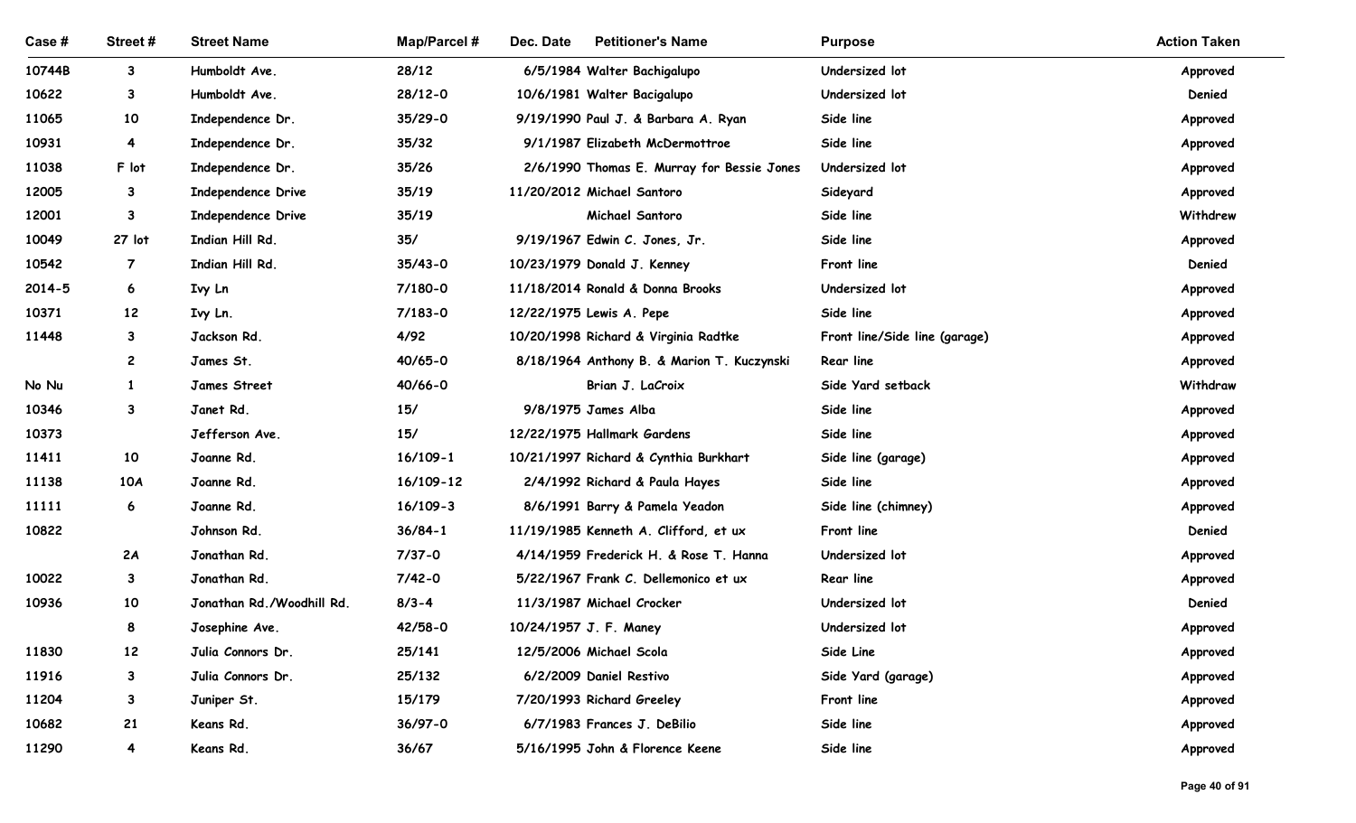| Case # | Street # | Street Name | Map/Parcel # | Dec. Date | Petitioner's Name | Purpose | Action Taken |
|---|---|---|---|---|---|---|---|
| 10744B | 3 | Humboldt Ave. | 28/12 | 6/5/1984 | Walter Bachigalupo | Undersized lot | Approved |
| 10622 | 3 | Humboldt Ave. | 28/12-0 | 10/6/1981 | Walter Bacigalupo | Undersized lot | Denied |
| 11065 | 10 | Independence Dr. | 35/29-0 | 9/19/1990 | Paul J. & Barbara A. Ryan | Side line | Approved |
| 10931 | 4 | Independence Dr. | 35/32 | 9/1/1987 | Elizabeth McDermottroe | Side line | Approved |
| 11038 | F lot | Independence Dr. | 35/26 | 2/6/1990 | Thomas E. Murray for Bessie Jones | Undersized lot | Approved |
| 12005 | 3 | Independence Drive | 35/19 | 11/20/2012 | Michael Santoro | Sideyard | Approved |
| 12001 | 3 | Independence Drive | 35/19 | | Michael Santoro | Side line | Withdrew |
| 10049 | 27 lot | Indian Hill Rd. | 35/ | 9/19/1967 | Edwin C. Jones, Jr. | Side line | Approved |
| 10542 | 7 | Indian Hill Rd. | 35/43-0 | 10/23/1979 | Donald J. Kenney | Front line | Denied |
| 2014-5 | 6 | Ivy Ln | 7/180-0 | 11/18/2014 | Ronald & Donna Brooks | Undersized lot | Approved |
| 10371 | 12 | Ivy Ln. | 7/183-0 | 12/22/1975 | Lewis A. Pepe | Side line | Approved |
| 11448 | 3 | Jackson Rd. | 4/92 | 10/20/1998 | Richard & Virginia Radtke | Front line/Side line (garage) | Approved |
| | 2 | James St. | 40/65-0 | 8/18/1964 | Anthony B. & Marion T. Kuczynski | Rear line | Approved |
| No Nu | 1 | James Street | 40/66-0 | | Brian J. LaCroix | Side Yard setback | Withdraw |
| 10346 | 3 | Janet Rd. | 15/ | 9/8/1975 | James Alba | Side line | Approved |
| 10373 | | Jefferson Ave. | 15/ | 12/22/1975 | Hallmark Gardens | Side line | Approved |
| 11411 | 10 | Joanne Rd. | 16/109-1 | 10/21/1997 | Richard & Cynthia Burkhart | Side line (garage) | Approved |
| 11138 | 10A | Joanne Rd. | 16/109-12 | 2/4/1992 | Richard & Paula Hayes | Side line | Approved |
| 11111 | 6 | Joanne Rd. | 16/109-3 | 8/6/1991 | Barry & Pamela Yeadon | Side line (chimney) | Approved |
| 10822 | | Johnson Rd. | 36/84-1 | 11/19/1985 | Kenneth A. Clifford, et ux | Front line | Denied |
| | 2A | Jonathan Rd. | 7/37-0 | 4/14/1959 | Frederick H. & Rose T. Hanna | Undersized lot | Approved |
| 10022 | 3 | Jonathan Rd. | 7/42-0 | 5/22/1967 | Frank C. Dellemonico et ux | Rear line | Approved |
| 10936 | 10 | Jonathan Rd./Woodhill Rd. | 8/3-4 | 11/3/1987 | Michael Crocker | Undersized lot | Denied |
| | 8 | Josephine Ave. | 42/58-0 | 10/24/1957 | J. F. Maney | Undersized lot | Approved |
| 11830 | 12 | Julia Connors Dr. | 25/141 | 12/5/2006 | Michael Scola | Side Line | Approved |
| 11916 | 3 | Julia Connors Dr. | 25/132 | 6/2/2009 | Daniel Restivo | Side Yard (garage) | Approved |
| 11204 | 3 | Juniper St. | 15/179 | 7/20/1993 | Richard Greeley | Front line | Approved |
| 10682 | 21 | Keans Rd. | 36/97-0 | 6/7/1983 | Frances J. DeBilio | Side line | Approved |
| 11290 | 4 | Keans Rd. | 36/67 | 5/16/1995 | John & Florence Keene | Side line | Approved |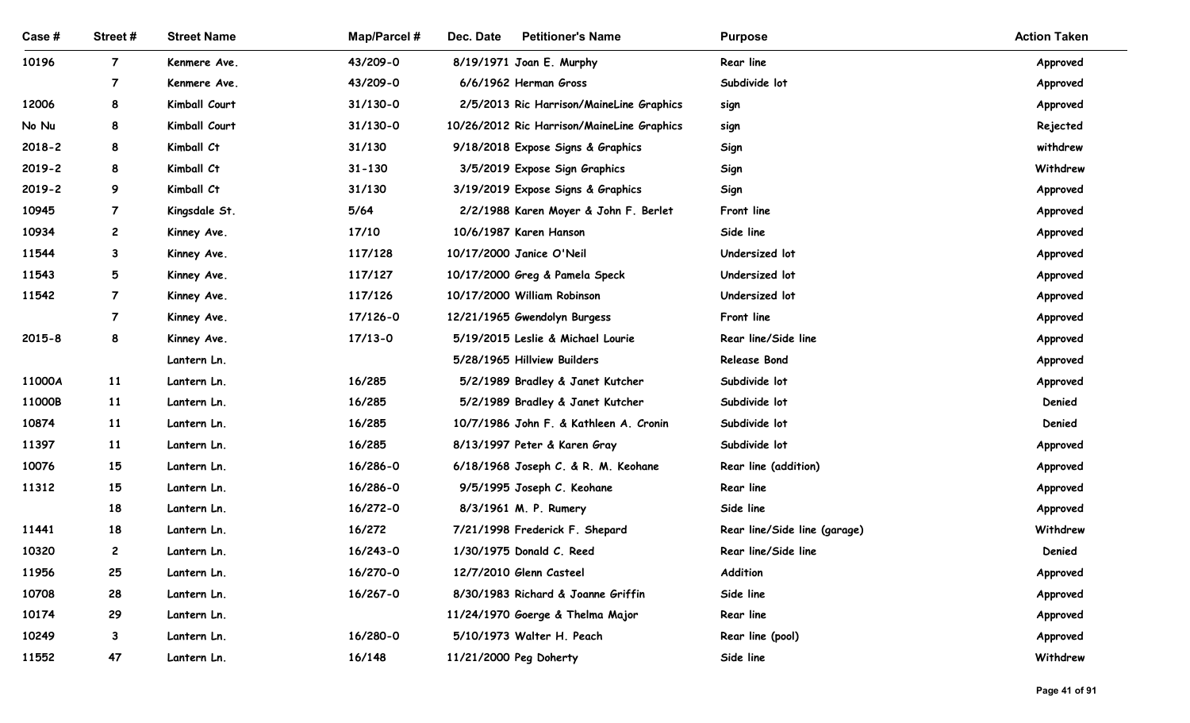| Case # | Street # | Street Name | Map/Parcel # | Dec. Date | Petitioner's Name | Purpose | Action Taken |
|---|---|---|---|---|---|---|---|
| 10196 | 7 | Kenmere Ave. | 43/209-0 | 8/19/1971 | Joan E. Murphy | Rear line | Approved |
| | 7 | Kenmere Ave. | 43/209-0 | 6/6/1962 | Herman Gross | Subdivide lot | Approved |
| 12006 | 8 | Kimball Court | 31/130-0 | 2/5/2013 | Ric Harrison/MaineLine Graphics | sign | Approved |
| No Nu | 8 | Kimball Court | 31/130-0 | 10/26/2012 | Ric Harrison/MaineLine Graphics | sign | Rejected |
| 2018-2 | 8 | Kimball Ct | 31/130 | 9/18/2018 | Expose Signs & Graphics | Sign | withdrew |
| 2019-2 | 8 | Kimball Ct | 31-130 | 3/5/2019 | Expose Sign Graphics | Sign | Withdrew |
| 2019-2 | 9 | Kimball Ct | 31/130 | 3/19/2019 | Expose Signs & Graphics | Sign | Approved |
| 10945 | 7 | Kingsdale St. | 5/64 | 2/2/1988 | Karen Moyer & John F. Berlet | Front line | Approved |
| 10934 | 2 | Kinney Ave. | 17/10 | 10/6/1987 | Karen Hanson | Side line | Approved |
| 11544 | 3 | Kinney Ave. | 117/128 | 10/17/2000 | Janice O'Neil | Undersized lot | Approved |
| 11543 | 5 | Kinney Ave. | 117/127 | 10/17/2000 | Greg & Pamela Speck | Undersized lot | Approved |
| 11542 | 7 | Kinney Ave. | 117/126 | 10/17/2000 | William Robinson | Undersized lot | Approved |
| | 7 | Kinney Ave. | 17/126-0 | 12/21/1965 | Gwendolyn Burgess | Front line | Approved |
| 2015-8 | 8 | Kinney Ave. | 17/13-0 | 5/19/2015 | Leslie & Michael Lourie | Rear line/Side line | Approved |
| | | Lantern Ln. | | 5/28/1965 | Hillview Builders | Release Bond | Approved |
| 11000A | 11 | Lantern Ln. | 16/285 | 5/2/1989 | Bradley & Janet Kutcher | Subdivide lot | Approved |
| 11000B | 11 | Lantern Ln. | 16/285 | 5/2/1989 | Bradley & Janet Kutcher | Subdivide lot | Denied |
| 10874 | 11 | Lantern Ln. | 16/285 | 10/7/1986 | John F. & Kathleen A. Cronin | Subdivide lot | Denied |
| 11397 | 11 | Lantern Ln. | 16/285 | 8/13/1997 | Peter & Karen Gray | Subdivide lot | Approved |
| 10076 | 15 | Lantern Ln. | 16/286-0 | 6/18/1968 | Joseph C. & R. M. Keohane | Rear line (addition) | Approved |
| 11312 | 15 | Lantern Ln. | 16/286-0 | 9/5/1995 | Joseph C. Keohane | Rear line | Approved |
| | 18 | Lantern Ln. | 16/272-0 | 8/3/1961 | M. P. Rumery | Side line | Approved |
| 11441 | 18 | Lantern Ln. | 16/272 | 7/21/1998 | Frederick F. Shepard | Rear line/Side line (garage) | Withdrew |
| 10320 | 2 | Lantern Ln. | 16/243-0 | 1/30/1975 | Donald C. Reed | Rear line/Side line | Denied |
| 11956 | 25 | Lantern Ln. | 16/270-0 | 12/7/2010 | Glenn Casteel | Addition | Approved |
| 10708 | 28 | Lantern Ln. | 16/267-0 | 8/30/1983 | Richard & Joanne Griffin | Side line | Approved |
| 10174 | 29 | Lantern Ln. | | 11/24/1970 | Goerge & Thelma Major | Rear line | Approved |
| 10249 | 3 | Lantern Ln. | 16/280-0 | 5/10/1973 | Walter H. Peach | Rear line (pool) | Approved |
| 11552 | 47 | Lantern Ln. | 16/148 | 11/21/2000 | Peg Doherty | Side line | Withdrew |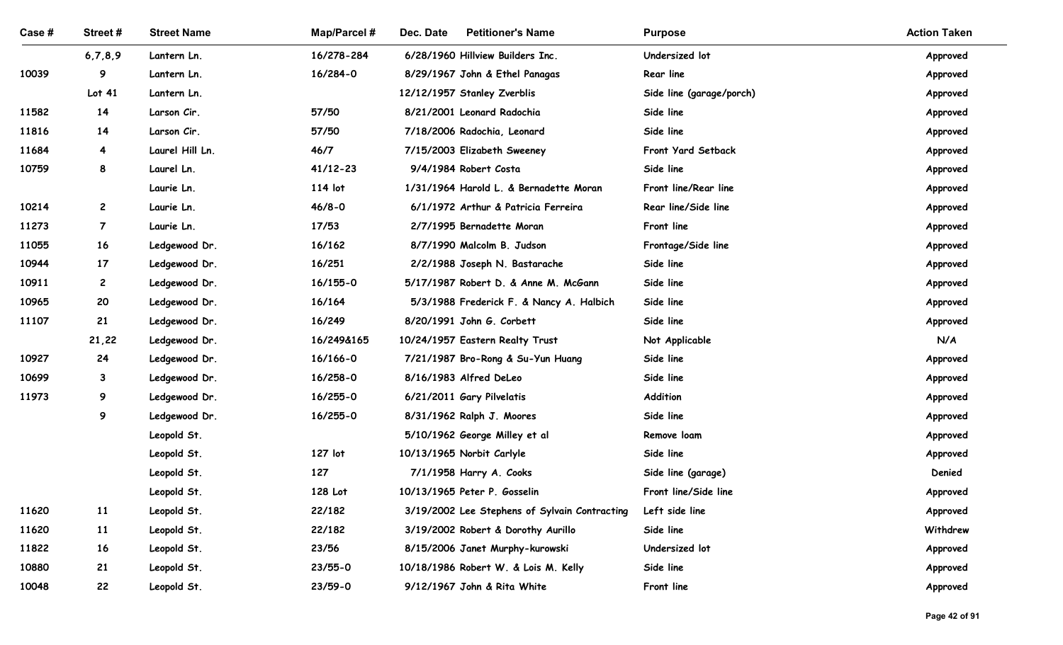| Case # | Street # | Street Name | Map/Parcel # | Dec. Date | Petitioner's Name | Purpose | Action Taken |
|---|---|---|---|---|---|---|---|
| | 6,7,8,9 | Lantern Ln. | 16/278-284 | 6/28/1960 | Hillview Builders Inc. | Undersized lot | Approved |
| 10039 | 9 | Lantern Ln. | 16/284-0 | 8/29/1967 | John & Ethel Panagas | Rear line | Approved |
| | Lot 41 | Lantern Ln. | | 12/12/1957 | Stanley Zverblis | Side line (garage/porch) | Approved |
| 11582 | 14 | Larson Cir. | 57/50 | 8/21/2001 | Leonard Radochia | Side line | Approved |
| 11816 | 14 | Larson Cir. | 57/50 | 7/18/2006 | Radochia, Leonard | Side line | Approved |
| 11684 | 4 | Laurel Hill Ln. | 46/7 | 7/15/2003 | Elizabeth Sweeney | Front Yard Setback | Approved |
| 10759 | 8 | Laurel Ln. | 41/12-23 | 9/4/1984 | Robert Costa | Side line | Approved |
| | | Laurie Ln. | 114 lot | 1/31/1964 | Harold L. & Bernadette Moran | Front line/Rear line | Approved |
| 10214 | 2 | Laurie Ln. | 46/8-0 | 6/1/1972 | Arthur & Patricia Ferreira | Rear line/Side line | Approved |
| 11273 | 7 | Laurie Ln. | 17/53 | 2/7/1995 | Bernadette Moran | Front line | Approved |
| 11055 | 16 | Ledgewood Dr. | 16/162 | 8/7/1990 | Malcolm B. Judson | Frontage/Side line | Approved |
| 10944 | 17 | Ledgewood Dr. | 16/251 | 2/2/1988 | Joseph N. Bastarache | Side line | Approved |
| 10911 | 2 | Ledgewood Dr. | 16/155-0 | 5/17/1987 | Robert D. & Anne M. McGann | Side line | Approved |
| 10965 | 20 | Ledgewood Dr. | 16/164 | 5/3/1988 | Frederick F. & Nancy A. Halbich | Side line | Approved |
| 11107 | 21 | Ledgewood Dr. | 16/249 | 8/20/1991 | John G. Corbett | Side line | Approved |
| | 21,22 | Ledgewood Dr. | 16/249&165 | 10/24/1957 | Eastern Realty Trust | Not Applicable | N/A |
| 10927 | 24 | Ledgewood Dr. | 16/166-0 | 7/21/1987 | Bro-Rong & Su-Yun Huang | Side line | Approved |
| 10699 | 3 | Ledgewood Dr. | 16/258-0 | 8/16/1983 | Alfred DeLeo | Side line | Approved |
| 11973 | 9 | Ledgewood Dr. | 16/255-0 | 6/21/2011 | Gary Pilvelatis | Addition | Approved |
| | 9 | Ledgewood Dr. | 16/255-0 | 8/31/1962 | Ralph J. Moores | Side line | Approved |
| | | Leopold St. | | 5/10/1962 | George Milley et al | Remove loam | Approved |
| | | Leopold St. | 127 lot | 10/13/1965 | Norbit Carlyle | Side line | Approved |
| | | Leopold St. | 127 | 7/1/1958 | Harry A. Cooks | Side line (garage) | Denied |
| | | Leopold St. | 128 Lot | 10/13/1965 | Peter P. Gosselin | Front line/Side line | Approved |
| 11620 | 11 | Leopold St. | 22/182 | 3/19/2002 | Lee Stephens of Sylvain Contracting | Left side line | Approved |
| 11620 | 11 | Leopold St. | 22/182 | 3/19/2002 | Robert & Dorothy Aurillo | Side line | Withdrew |
| 11822 | 16 | Leopold St. | 23/56 | 8/15/2006 | Janet Murphy-kurowski | Undersized lot | Approved |
| 10880 | 21 | Leopold St. | 23/55-0 | 10/18/1986 | Robert W. & Lois M. Kelly | Side line | Approved |
| 10048 | 22 | Leopold St. | 23/59-0 | 9/12/1967 | John & Rita White | Front line | Approved |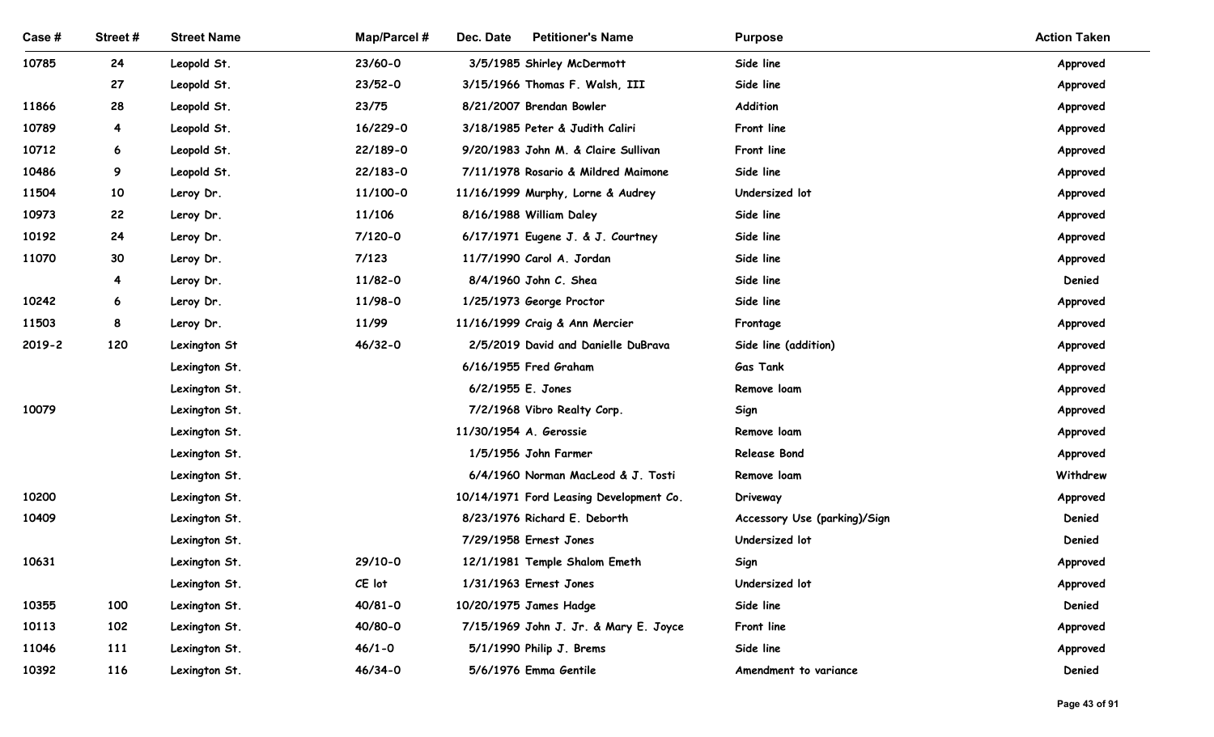| Case # | Street # | Street Name | Map/Parcel # | Dec. Date | Petitioner's Name | Purpose | Action Taken |
|---|---|---|---|---|---|---|---|
| 10785 | 24 | Leopold St. | 23/60-0 | 3/5/1985 | Shirley McDermott | Side line | Approved |
| | 27 | Leopold St. | 23/52-0 | 3/15/1966 | Thomas F. Walsh, III | Side line | Approved |
| 11866 | 28 | Leopold St. | 23/75 | 8/21/2007 | Brendan Bowler | Addition | Approved |
| 10789 | 4 | Leopold St. | 16/229-0 | 3/18/1985 | Peter & Judith Caliri | Front line | Approved |
| 10712 | 6 | Leopold St. | 22/189-0 | 9/20/1983 | John M. & Claire Sullivan | Front line | Approved |
| 10486 | 9 | Leopold St. | 22/183-0 | 7/11/1978 | Rosario & Mildred Maimone | Side line | Approved |
| 11504 | 10 | Leroy Dr. | 11/100-0 | 11/16/1999 | Murphy, Lorne & Audrey | Undersized lot | Approved |
| 10973 | 22 | Leroy Dr. | 11/106 | 8/16/1988 | William Daley | Side line | Approved |
| 10192 | 24 | Leroy Dr. | 7/120-0 | 6/17/1971 | Eugene J. & J. Courtney | Side line | Approved |
| 11070 | 30 | Leroy Dr. | 7/123 | 11/7/1990 | Carol A. Jordan | Side line | Approved |
| | 4 | Leroy Dr. | 11/82-0 | 8/4/1960 | John C. Shea | Side line | Denied |
| 10242 | 6 | Leroy Dr. | 11/98-0 | 1/25/1973 | George Proctor | Side line | Approved |
| 11503 | 8 | Leroy Dr. | 11/99 | 11/16/1999 | Craig & Ann Mercier | Frontage | Approved |
| 2019-2 | 120 | Lexington St | 46/32-0 | 2/5/2019 | David and Danielle DuBrava | Side line (addition) | Approved |
| | | Lexington St. | | 6/16/1955 | Fred Graham | Gas Tank | Approved |
| | | Lexington St. | | 6/2/1955 | E. Jones | Remove loam | Approved |
| 10079 | | Lexington St. | | 7/2/1968 | Vibro Realty Corp. | Sign | Approved |
| | | Lexington St. | | 11/30/1954 | A. Gerossie | Remove loam | Approved |
| | | Lexington St. | | 1/5/1956 | John Farmer | Release Bond | Approved |
| | | Lexington St. | | 6/4/1960 | Norman MacLeod & J. Tosti | Remove loam | Withdrew |
| 10200 | | Lexington St. | | 10/14/1971 | Ford Leasing Development Co. | Driveway | Approved |
| 10409 | | Lexington St. | | 8/23/1976 | Richard E. Deborth | Accessory Use (parking)/Sign | Denied |
| | | Lexington St. | | 7/29/1958 | Ernest Jones | Undersized lot | Denied |
| 10631 | | Lexington St. | 29/10-0 | 12/1/1981 | Temple Shalom Emeth | Sign | Approved |
| | | Lexington St. | CE lot | 1/31/1963 | Ernest Jones | Undersized lot | Approved |
| 10355 | 100 | Lexington St. | 40/81-0 | 10/20/1975 | James Hadge | Side line | Denied |
| 10113 | 102 | Lexington St. | 40/80-0 | 7/15/1969 | John J. Jr. & Mary E. Joyce | Front line | Approved |
| 11046 | 111 | Lexington St. | 46/1-0 | 5/1/1990 | Philip J. Brems | Side line | Approved |
| 10392 | 116 | Lexington St. | 46/34-0 | 5/6/1976 | Emma Gentile | Amendment to variance | Denied |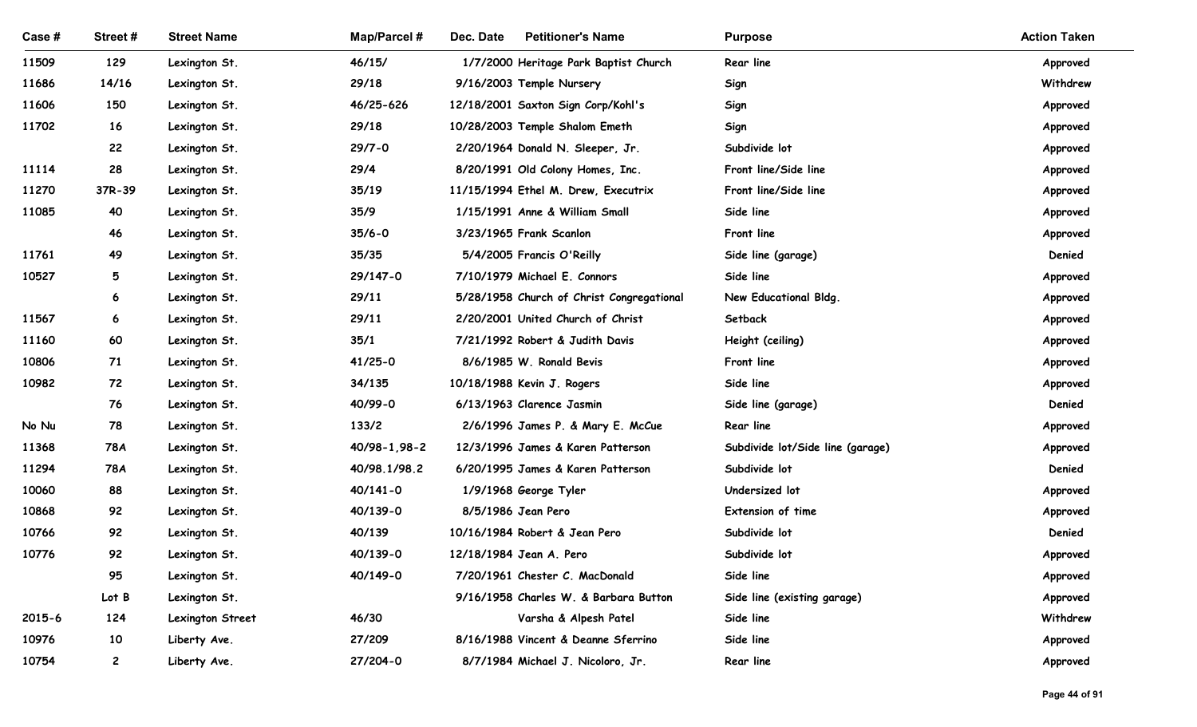| Case # | Street # | Street Name | Map/Parcel # | Dec. Date | Petitioner's Name | Purpose | Action Taken |
| --- | --- | --- | --- | --- | --- | --- | --- |
| 11509 | 129 | Lexington St. | 46/15/ | 1/7/2000 | Heritage Park Baptist Church | Rear line | Approved |
| 11686 | 14/16 | Lexington St. | 29/18 | 9/16/2003 | Temple Nursery | Sign | Withdrew |
| 11606 | 150 | Lexington St. | 46/25-626 | 12/18/2001 | Saxton Sign Corp/Kohl's | Sign | Approved |
| 11702 | 16 | Lexington St. | 29/18 | 10/28/2003 | Temple Shalom Emeth | Sign | Approved |
| | 22 | Lexington St. | 29/7-0 | 2/20/1964 | Donald N. Sleeper, Jr. | Subdivide lot | Approved |
| 11114 | 28 | Lexington St. | 29/4 | 8/20/1991 | Old Colony Homes, Inc. | Front line/Side line | Approved |
| 11270 | 37R-39 | Lexington St. | 35/19 | 11/15/1994 | Ethel M. Drew, Executrix | Front line/Side line | Approved |
| 11085 | 40 | Lexington St. | 35/9 | 1/15/1991 | Anne & William Small | Side line | Approved |
| | 46 | Lexington St. | 35/6-0 | 3/23/1965 | Frank Scanlon | Front line | Approved |
| 11761 | 49 | Lexington St. | 35/35 | 5/4/2005 | Francis O'Reilly | Side line (garage) | Denied |
| 10527 | 5 | Lexington St. | 29/147-0 | 7/10/1979 | Michael E. Connors | Side line | Approved |
| | 6 | Lexington St. | 29/11 | 5/28/1958 | Church of Christ Congregational | New Educational Bldg. | Approved |
| 11567 | 6 | Lexington St. | 29/11 | 2/20/2001 | United Church of Christ | Setback | Approved |
| 11160 | 60 | Lexington St. | 35/1 | 7/21/1992 | Robert & Judith Davis | Height (ceiling) | Approved |
| 10806 | 71 | Lexington St. | 41/25-0 | 8/6/1985 | W. Ronald Bevis | Front line | Approved |
| 10982 | 72 | Lexington St. | 34/135 | 10/18/1988 | Kevin J. Rogers | Side line | Approved |
| | 76 | Lexington St. | 40/99-0 | 6/13/1963 | Clarence Jasmin | Side line (garage) | Denied |
| No Nu | 78 | Lexington St. | 133/2 | 2/6/1996 | James P. & Mary E. McCue | Rear line | Approved |
| 11368 | 78A | Lexington St. | 40/98-1,98-2 | 12/3/1996 | James & Karen Patterson | Subdivide lot/Side line (garage) | Approved |
| 11294 | 78A | Lexington St. | 40/98.1/98.2 | 6/20/1995 | James & Karen Patterson | Subdivide lot | Denied |
| 10060 | 88 | Lexington St. | 40/141-0 | 1/9/1968 | George Tyler | Undersized lot | Approved |
| 10868 | 92 | Lexington St. | 40/139-0 | 8/5/1986 | Jean Pero | Extension of time | Approved |
| 10766 | 92 | Lexington St. | 40/139 | 10/16/1984 | Robert & Jean Pero | Subdivide lot | Denied |
| 10776 | 92 | Lexington St. | 40/139-0 | 12/18/1984 | Jean A. Pero | Subdivide lot | Approved |
| | 95 | Lexington St. | 40/149-0 | 7/20/1961 | Chester C. MacDonald | Side line | Approved |
| | Lot B | Lexington St. | | 9/16/1958 | Charles W. & Barbara Button | Side line (existing garage) | Approved |
| 2015-6 | 124 | Lexington Street | 46/30 | | Varsha & Alpesh Patel | Side line | Withdrew |
| 10976 | 10 | Liberty Ave. | 27/209 | 8/16/1988 | Vincent & Deanne Sferrino | Side line | Approved |
| 10754 | 2 | Liberty Ave. | 27/204-0 | 8/7/1984 | Michael J. Nicoloro, Jr. | Rear line | Approved |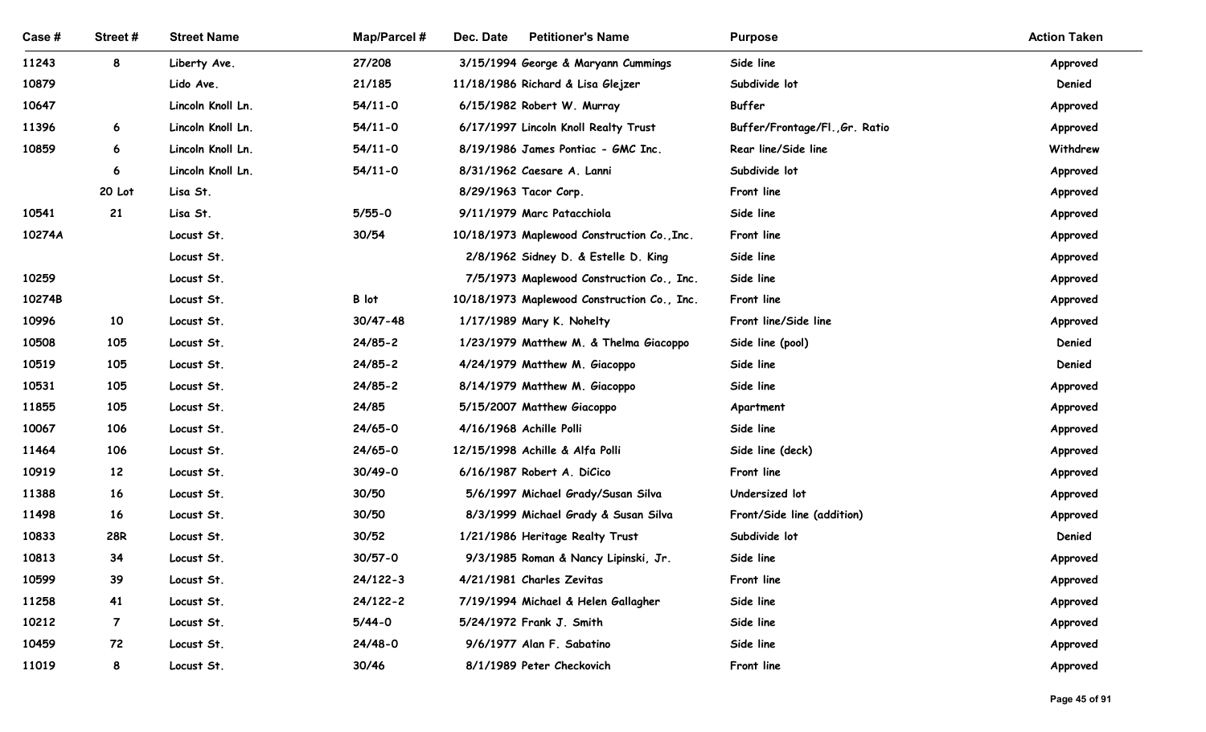| Case # | Street # | Street Name | Map/Parcel # | Dec. Date | Petitioner's Name | Purpose | Action Taken |
|---|---|---|---|---|---|---|---|
| 11243 | 8 | Liberty Ave. | 27/208 | 3/15/1994 | George & Maryann Cummings | Side line | Approved |
| 10879 | | Lido Ave. | 21/185 | 11/18/1986 | Richard & Lisa Glejzer | Subdivide lot | Denied |
| 10647 | | Lincoln Knoll Ln. | 54/11-0 | 6/15/1982 | Robert W. Murray | Buffer | Approved |
| 11396 | 6 | Lincoln Knoll Ln. | 54/11-0 | 6/17/1997 | Lincoln Knoll Realty Trust | Buffer/Frontage/Fl.,Gr. Ratio | Approved |
| 10859 | 6 | Lincoln Knoll Ln. | 54/11-0 | 8/19/1986 | James Pontiac - GMC Inc. | Rear line/Side line | Withdrew |
| | 6 | Lincoln Knoll Ln. | 54/11-0 | 8/31/1962 | Caesare A. Lanni | Subdivide lot | Approved |
| | 20 Lot | Lisa St. | | 8/29/1963 | Tacor Corp. | Front line | Approved |
| 10541 | 21 | Lisa St. | 5/55-0 | 9/11/1979 | Marc Patacchiola | Side line | Approved |
| 10274A | | Locust St. | 30/54 | 10/18/1973 | Maplewood Construction Co.,Inc. | Front line | Approved |
| | | Locust St. | | 2/8/1962 | Sidney D. & Estelle D. King | Side line | Approved |
| 10259 | | Locust St. | | 7/5/1973 | Maplewood Construction Co., Inc. | Side line | Approved |
| 10274B | | Locust St. | B lot | 10/18/1973 | Maplewood Construction Co., Inc. | Front line | Approved |
| 10996 | 10 | Locust St. | 30/47-48 | 1/17/1989 | Mary K. Nohelty | Front line/Side line | Approved |
| 10508 | 105 | Locust St. | 24/85-2 | 1/23/1979 | Matthew M. & Thelma Giacoppo | Side line (pool) | Denied |
| 10519 | 105 | Locust St. | 24/85-2 | 4/24/1979 | Matthew M. Giacoppo | Side line | Denied |
| 10531 | 105 | Locust St. | 24/85-2 | 8/14/1979 | Matthew M. Giacoppo | Side line | Approved |
| 11855 | 105 | Locust St. | 24/85 | 5/15/2007 | Matthew Giacoppo | Apartment | Approved |
| 10067 | 106 | Locust St. | 24/65-0 | 4/16/1968 | Achille Polli | Side line | Approved |
| 11464 | 106 | Locust St. | 24/65-0 | 12/15/1998 | Achille & Alfa Polli | Side line (deck) | Approved |
| 10919 | 12 | Locust St. | 30/49-0 | 6/16/1987 | Robert A. DiCico | Front line | Approved |
| 11388 | 16 | Locust St. | 30/50 | 5/6/1997 | Michael Grady/Susan Silva | Undersized lot | Approved |
| 11498 | 16 | Locust St. | 30/50 | 8/3/1999 | Michael Grady & Susan Silva | Front/Side line (addition) | Approved |
| 10833 | 28R | Locust St. | 30/52 | 1/21/1986 | Heritage Realty Trust | Subdivide lot | Denied |
| 10813 | 34 | Locust St. | 30/57-0 | 9/3/1985 | Roman & Nancy Lipinski, Jr. | Side line | Approved |
| 10599 | 39 | Locust St. | 24/122-3 | 4/21/1981 | Charles Zevitas | Front line | Approved |
| 11258 | 41 | Locust St. | 24/122-2 | 7/19/1994 | Michael & Helen Gallagher | Side line | Approved |
| 10212 | 7 | Locust St. | 5/44-0 | 5/24/1972 | Frank J. Smith | Side line | Approved |
| 10459 | 72 | Locust St. | 24/48-0 | 9/6/1977 | Alan F. Sabatino | Side line | Approved |
| 11019 | 8 | Locust St. | 30/46 | 8/1/1989 | Peter Checkovich | Front line | Approved |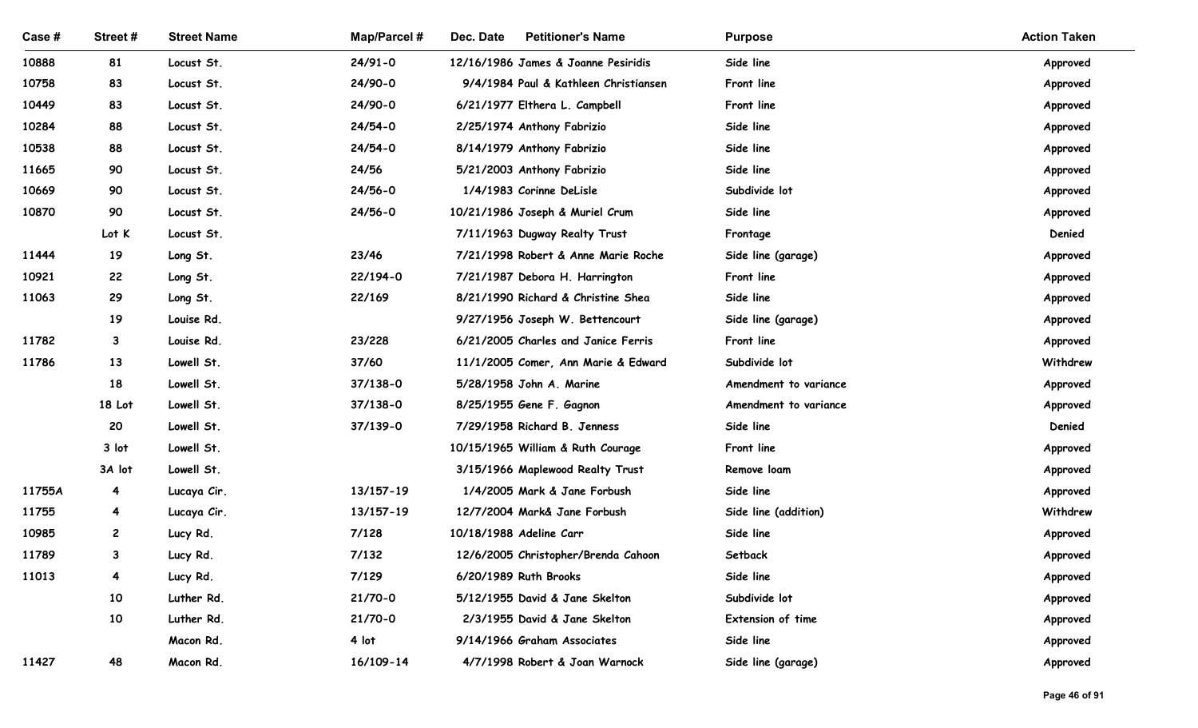| Case # | Street # | Street Name | Map/Parcel # | Dec. Date | Petitioner's Name | Purpose | Action Taken |
|---|---|---|---|---|---|---|---|
| 10888 | 81 | Locust St. | 24/91-0 | 12/16/1986 | James & Joanne Pesiridis | Side line | Approved |
| 10758 | 83 | Locust St. | 24/90-0 | 9/4/1984 | Paul & Kathleen Christiansen | Front line | Approved |
| 10449 | 83 | Locust St. | 24/90-0 | 6/21/1977 | Elthera L. Campbell | Front line | Approved |
| 10284 | 88 | Locust St. | 24/54-0 | 2/25/1974 | Anthony Fabrizio | Side line | Approved |
| 10538 | 88 | Locust St. | 24/54-0 | 8/14/1979 | Anthony Fabrizio | Side line | Approved |
| 11665 | 90 | Locust St. | 24/56 | 5/21/2003 | Anthony Fabrizio | Side line | Approved |
| 10669 | 90 | Locust St. | 24/56-0 | 1/4/1983 | Corinne DeLisle | Subdivide lot | Approved |
| 10870 | 90 | Locust St. | 24/56-0 | 10/21/1986 | Joseph & Muriel Crum | Side line | Approved |
| | Lot K | Locust St. | | 7/11/1963 | Dugway Realty Trust | Frontage | Denied |
| 11444 | 19 | Long St. | 23/46 | 7/21/1998 | Robert & Anne Marie Roche | Side line (garage) | Approved |
| 10921 | 22 | Long St. | 22/194-0 | 7/21/1987 | Debora H. Harrington | Front line | Approved |
| 11063 | 29 | Long St. | 22/169 | 8/21/1990 | Richard & Christine Shea | Side line | Approved |
| | 19 | Louise Rd. | | 9/27/1956 | Joseph W. Bettencourt | Side line (garage) | Approved |
| 11782 | 3 | Louise Rd. | 23/228 | 6/21/2005 | Charles and Janice Ferris | Front line | Approved |
| 11786 | 13 | Lowell St. | 37/60 | 11/1/2005 | Comer, Ann Marie & Edward | Subdivide lot | Withdrew |
| | 18 | Lowell St. | 37/138-0 | 5/28/1958 | John A. Marine | Amendment to variance | Approved |
| | 18 Lot | Lowell St. | 37/138-0 | 8/25/1955 | Gene F. Gagnon | Amendment to variance | Approved |
| | 20 | Lowell St. | 37/139-0 | 7/29/1958 | Richard B. Jenness | Side line | Denied |
| | 3 lot | Lowell St. | | 10/15/1965 | William & Ruth Courage | Front line | Approved |
| | 3A lot | Lowell St. | | 3/15/1966 | Maplewood Realty Trust | Remove loam | Approved |
| 11755A | 4 | Lucaya Cir. | 13/157-19 | 1/4/2005 | Mark & Jane Forbush | Side line | Approved |
| 11755 | 4 | Lucaya Cir. | 13/157-19 | 12/7/2004 | Mark& Jane Forbush | Side line (addition) | Withdrew |
| 10985 | 2 | Lucy Rd. | 7/128 | 10/18/1988 | Adeline Carr | Side line | Approved |
| 11789 | 3 | Lucy Rd. | 7/132 | 12/6/2005 | Christopher/Brenda Cahoon | Setback | Approved |
| 11013 | 4 | Lucy Rd. | 7/129 | 6/20/1989 | Ruth Brooks | Side line | Approved |
| | 10 | Luther Rd. | 21/70-0 | 5/12/1955 | David & Jane Skelton | Subdivide lot | Approved |
| | 10 | Luther Rd. | 21/70-0 | 2/3/1955 | David & Jane Skelton | Extension of time | Approved |
| | | Macon Rd. | 4 lot | 9/14/1966 | Graham Associates | Side line | Approved |
| 11427 | 48 | Macon Rd. | 16/109-14 | 4/7/1998 | Robert & Joan Warnock | Side line (garage) | Approved |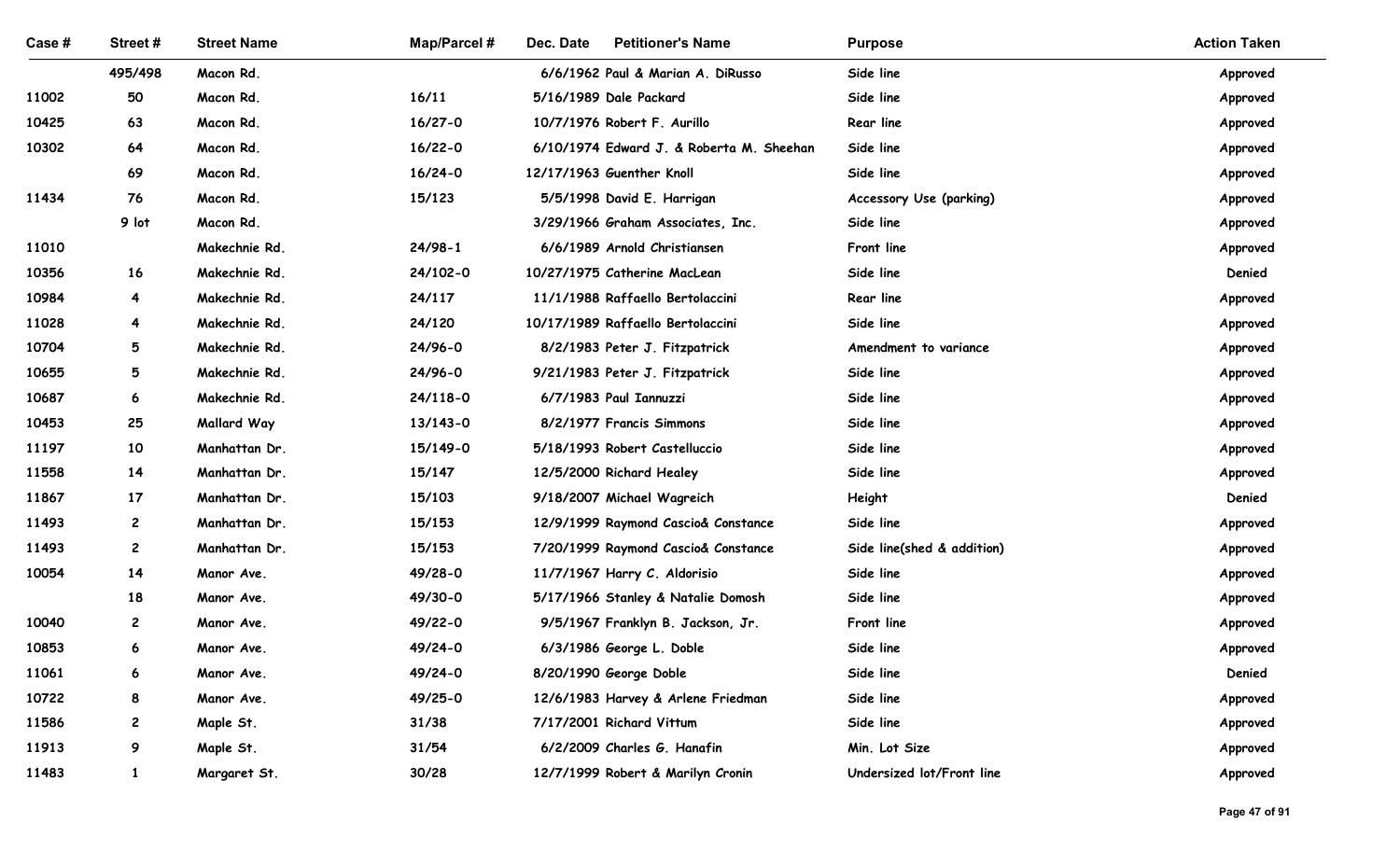| Case # | Street # | Street Name | Map/Parcel # | Dec. Date | Petitioner's Name | Purpose | Action Taken |
|---|---|---|---|---|---|---|---|
| | 495/498 | Macon Rd. | | 6/6/1962 | Paul & Marian A. DiRusso | Side line | Approved |
| 11002 | 50 | Macon Rd. | 16/11 | 5/16/1989 | Dale Packard | Side line | Approved |
| 10425 | 63 | Macon Rd. | 16/27-0 | 10/7/1976 | Robert F. Aurillo | Rear line | Approved |
| 10302 | 64 | Macon Rd. | 16/22-0 | 6/10/1974 | Edward J. & Roberta M. Sheehan | Side line | Approved |
| | 69 | Macon Rd. | 16/24-0 | 12/17/1963 | Guenther Knoll | Side line | Approved |
| 11434 | 76 | Macon Rd. | 15/123 | 5/5/1998 | David E. Harrigan | Accessory Use (parking) | Approved |
| | 9 lot | Macon Rd. | | 3/29/1966 | Graham Associates, Inc. | Side line | Approved |
| 11010 | | Makechnie Rd. | 24/98-1 | 6/6/1989 | Arnold Christiansen | Front line | Approved |
| 10356 | 16 | Makechnie Rd. | 24/102-0 | 10/27/1975 | Catherine MacLean | Side line | Denied |
| 10984 | 4 | Makechnie Rd. | 24/117 | 11/1/1988 | Raffaello Bertolaccini | Rear line | Approved |
| 11028 | 4 | Makechnie Rd. | 24/120 | 10/17/1989 | Raffaello Bertolaccini | Side line | Approved |
| 10704 | 5 | Makechnie Rd. | 24/96-0 | 8/2/1983 | Peter J. Fitzpatrick | Amendment to variance | Approved |
| 10655 | 5 | Makechnie Rd. | 24/96-0 | 9/21/1983 | Peter J. Fitzpatrick | Side line | Approved |
| 10687 | 6 | Makechnie Rd. | 24/118-0 | 6/7/1983 | Paul Iannuzzi | Side line | Approved |
| 10453 | 25 | Mallard Way | 13/143-0 | 8/2/1977 | Francis Simmons | Side line | Approved |
| 11197 | 10 | Manhattan Dr. | 15/149-0 | 5/18/1993 | Robert Castelluccio | Side line | Approved |
| 11558 | 14 | Manhattan Dr. | 15/147 | 12/5/2000 | Richard Healey | Side line | Approved |
| 11867 | 17 | Manhattan Dr. | 15/103 | 9/18/2007 | Michael Wagreich | Height | Denied |
| 11493 | 2 | Manhattan Dr. | 15/153 | 12/9/1999 | Raymond Cascio& Constance | Side line | Approved |
| 11493 | 2 | Manhattan Dr. | 15/153 | 7/20/1999 | Raymond Cascio& Constance | Side line(shed & addition) | Approved |
| 10054 | 14 | Manor Ave. | 49/28-0 | 11/7/1967 | Harry C. Aldorisio | Side line | Approved |
| | 18 | Manor Ave. | 49/30-0 | 5/17/1966 | Stanley & Natalie Domosh | Side line | Approved |
| 10040 | 2 | Manor Ave. | 49/22-0 | 9/5/1967 | Franklyn B. Jackson, Jr. | Front line | Approved |
| 10853 | 6 | Manor Ave. | 49/24-0 | 6/3/1986 | George L. Doble | Side line | Approved |
| 11061 | 6 | Manor Ave. | 49/24-0 | 8/20/1990 | George Doble | Side line | Denied |
| 10722 | 8 | Manor Ave. | 49/25-0 | 12/6/1983 | Harvey & Arlene Friedman | Side line | Approved |
| 11586 | 2 | Maple St. | 31/38 | 7/17/2001 | Richard Vittum | Side line | Approved |
| 11913 | 9 | Maple St. | 31/54 | 6/2/2009 | Charles G. Hanafin | Min. Lot Size | Approved |
| 11483 | 1 | Margaret St. | 30/28 | 12/7/1999 | Robert & Marilyn Cronin | Undersized lot/Front line | Approved |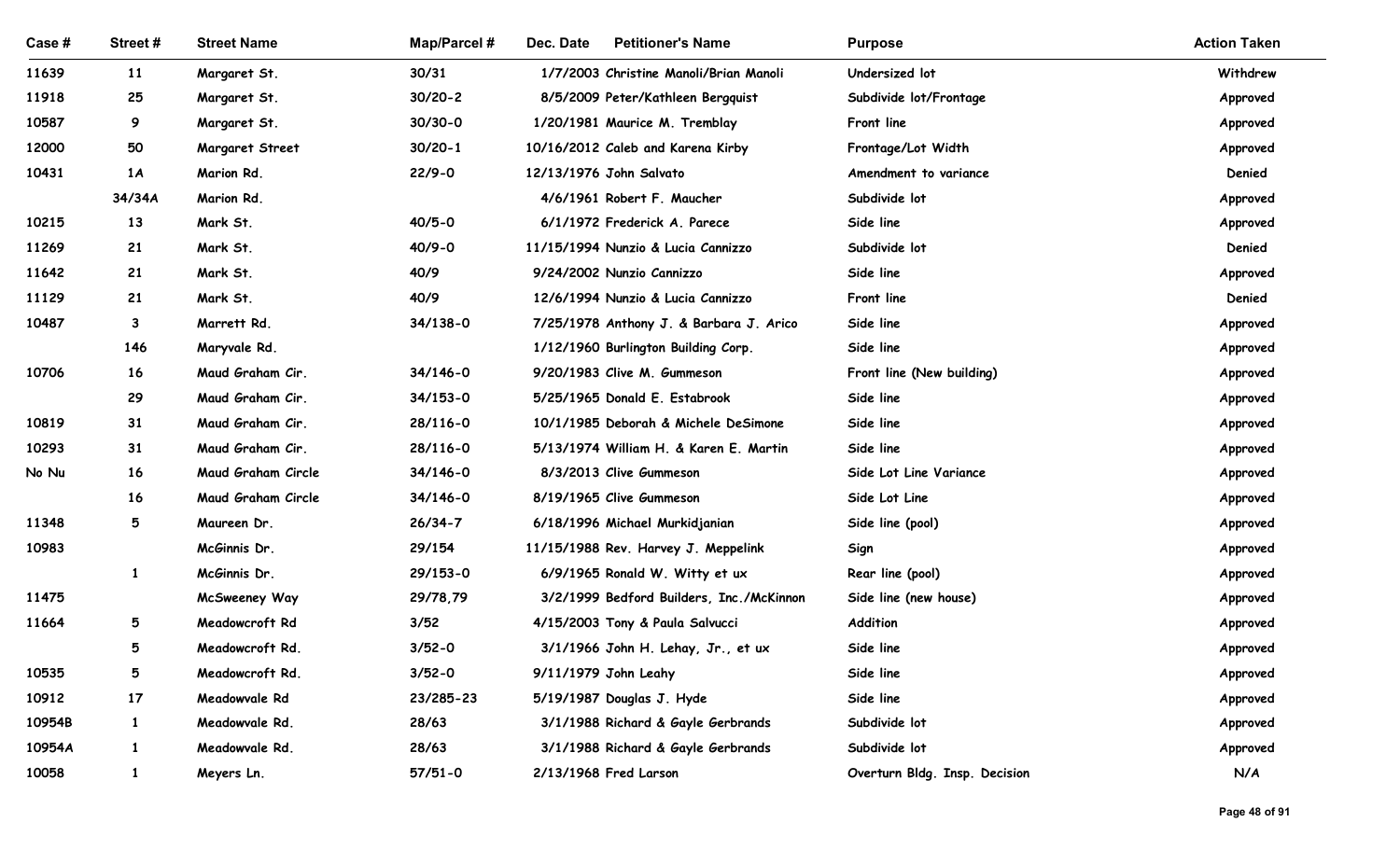| Case # | Street # | Street Name | Map/Parcel # | Dec. Date | Petitioner's Name | Purpose | Action Taken |
|---|---|---|---|---|---|---|---|
| 11639 | 11 | Margaret St. | 30/31 | 1/7/2003 | Christine Manoli/Brian Manoli | Undersized lot | Withdrew |
| 11918 | 25 | Margaret St. | 30/20-2 | 8/5/2009 | Peter/Kathleen Bergquist | Subdivide lot/Frontage | Approved |
| 10587 | 9 | Margaret St. | 30/30-0 | 1/20/1981 | Maurice M. Tremblay | Front line | Approved |
| 12000 | 50 | Margaret Street | 30/20-1 | 10/16/2012 | Caleb and Karena Kirby | Frontage/Lot Width | Approved |
| 10431 | 1A | Marion Rd. | 22/9-0 | 12/13/1976 | John Salvato | Amendment to variance | Denied |
| | 34/34A | Marion Rd. | | 4/6/1961 | Robert F. Maucher | Subdivide lot | Approved |
| 10215 | 13 | Mark St. | 40/5-0 | 6/1/1972 | Frederick A. Parece | Side line | Approved |
| 11269 | 21 | Mark St. | 40/9-0 | 11/15/1994 | Nunzio & Lucia Cannizzo | Subdivide lot | Denied |
| 11642 | 21 | Mark St. | 40/9 | 9/24/2002 | Nunzio Cannizzo | Side line | Approved |
| 11129 | 21 | Mark St. | 40/9 | 12/6/1994 | Nunzio & Lucia Cannizzo | Front line | Denied |
| 10487 | 3 | Marrett Rd. | 34/138-0 | 7/25/1978 | Anthony J. & Barbara J. Arico | Side line | Approved |
| | 146 | Maryvale Rd. | | 1/12/1960 | Burlington Building Corp. | Side line | Approved |
| 10706 | 16 | Maud Graham Cir. | 34/146-0 | 9/20/1983 | Clive M. Gummeson | Front line (New building) | Approved |
| | 29 | Maud Graham Cir. | 34/153-0 | 5/25/1965 | Donald E. Estabrook | Side line | Approved |
| 10819 | 31 | Maud Graham Cir. | 28/116-0 | 10/1/1985 | Deborah & Michele DeSimone | Side line | Approved |
| 10293 | 31 | Maud Graham Cir. | 28/116-0 | 5/13/1974 | William H. & Karen E. Martin | Side line | Approved |
| No Nu | 16 | Maud Graham Circle | 34/146-0 | 8/3/2013 | Clive Gummeson | Side Lot Line Variance | Approved |
| | 16 | Maud Graham Circle | 34/146-0 | 8/19/1965 | Clive Gummeson | Side Lot Line | Approved |
| 11348 | 5 | Maureen Dr. | 26/34-7 | 6/18/1996 | Michael Murkidjanian | Side line (pool) | Approved |
| 10983 | | McGinnis Dr. | 29/154 | 11/15/1988 | Rev. Harvey J. Meppelink | Sign | Approved |
| | 1 | McGinnis Dr. | 29/153-0 | 6/9/1965 | Ronald W. Witty et ux | Rear line (pool) | Approved |
| 11475 | | McSweeney Way | 29/78,79 | 3/2/1999 | Bedford Builders, Inc./McKinnon | Side line (new house) | Approved |
| 11664 | 5 | Meadowcroft Rd | 3/52 | 4/15/2003 | Tony & Paula Salvucci | Addition | Approved |
| | 5 | Meadowcroft Rd. | 3/52-0 | 3/1/1966 | John H. Lehay, Jr., et ux | Side line | Approved |
| 10535 | 5 | Meadowcroft Rd. | 3/52-0 | 9/11/1979 | John Leahy | Side line | Approved |
| 10912 | 17 | Meadowvale Rd | 23/285-23 | 5/19/1987 | Douglas J. Hyde | Side line | Approved |
| 10954B | 1 | Meadowvale Rd. | 28/63 | 3/1/1988 | Richard & Gayle Gerbrands | Subdivide lot | Approved |
| 10954A | 1 | Meadowvale Rd. | 28/63 | 3/1/1988 | Richard & Gayle Gerbrands | Subdivide lot | Approved |
| 10058 | 1 | Meyers Ln. | 57/51-0 | 2/13/1968 | Fred Larson | Overturn Bldg. Insp. Decision | N/A |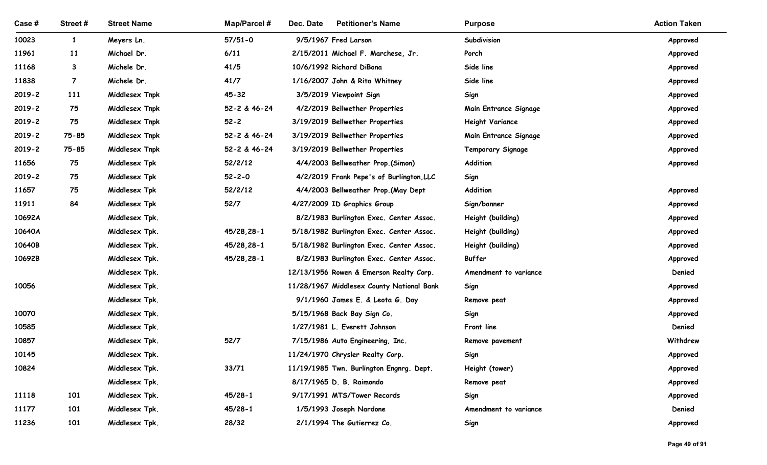| Case # | Street # | Street Name | Map/Parcel # | Dec. Date | Petitioner's Name | Purpose | Action Taken |
|---|---|---|---|---|---|---|---|
| 10023 | 1 | Meyers Ln. | 57/51-0 | 9/5/1967 | Fred Larson | Subdivision | Approved |
| 11961 | 11 | Michael Dr. | 6/11 | 2/15/2011 | Michael F. Marchese, Jr. | Porch | Approved |
| 11168 | 3 | Michele Dr. | 41/5 | 10/6/1992 | Richard DiBona | Side line | Approved |
| 11838 | 7 | Michele Dr. | 41/7 | 1/16/2007 | John & Rita Whitney | Side line | Approved |
| 2019-2 | 111 | Middlesex Tnpk | 45-32 | 3/5/2019 | Viewpoint Sign | Sign | Approved |
| 2019-2 | 75 | Middlesex Tnpk | 52-2 & 46-24 | 4/2/2019 | Bellwether Properties | Main Entrance Signage | Approved |
| 2019-2 | 75 | Middlesex Tnpk | 52-2 | 3/19/2019 | Bellwether Properties | Height Variance | Approved |
| 2019-2 | 75-85 | Middlesex Tnpk | 52-2 & 46-24 | 3/19/2019 | Bellwether Properties | Main Entrance Signage | Approved |
| 2019-2 | 75-85 | Middlesex Tnpk | 52-2 & 46-24 | 3/19/2019 | Bellwether Properties | Temporary Signage | Approved |
| 11656 | 75 | Middlesex Tpk | 52/2/12 | 4/4/2003 | Bellweather Prop.(Simon) | Addition | Approved |
| 2019-2 | 75 | Middlesex Tpk | 52-2-0 | 4/2/2019 | Frank Pepe's of Burlington,LLC | Sign | |
| 11657 | 75 | Middlesex Tpk | 52/2/12 | 4/4/2003 | Bellweather Prop.(May Dept | Addition | Approved |
| 11911 | 84 | Middlesex Tpk | 52/7 | 4/27/2009 | ID Graphics Group | Sign/banner | Approved |
| 10692A | | Middlesex Tpk. | | 8/2/1983 | Burlington Exec. Center Assoc. | Height (building) | Approved |
| 10640A | | Middlesex Tpk. | 45/28,28-1 | 5/18/1982 | Burlington Exec. Center Assoc. | Height (building) | Approved |
| 10640B | | Middlesex Tpk. | 45/28,28-1 | 5/18/1982 | Burlington Exec. Center Assoc. | Height (building) | Approved |
| 10692B | | Middlesex Tpk. | 45/28,28-1 | 8/2/1983 | Burlington Exec. Center Assoc. | Buffer | Approved |
| | | Middlesex Tpk. | | 12/13/1956 | Rowen & Emerson Realty Corp. | Amendment to variance | Denied |
| 10056 | | Middlesex Tpk. | | 11/28/1967 | Middlesex County National Bank | Sign | Approved |
| | | Middlesex Tpk. | | 9/1/1960 | James E. & Leota G. Day | Remove peat | Approved |
| 10070 | | Middlesex Tpk. | | 5/15/1968 | Back Bay Sign Co. | Sign | Approved |
| 10585 | | Middlesex Tpk. | | 1/27/1981 | L. Everett Johnson | Front line | Denied |
| 10857 | | Middlesex Tpk. | 52/7 | 7/15/1986 | Auto Engineering, Inc. | Remove pavement | Withdrew |
| 10145 | | Middlesex Tpk. | | 11/24/1970 | Chrysler Realty Corp. | Sign | Approved |
| 10824 | | Middlesex Tpk. | 33/71 | 11/19/1985 | Twn. Burlington Engnrg. Dept. | Height (tower) | Approved |
| | | Middlesex Tpk. | | 8/17/1965 | D. B. Raimondo | Remove peat | Approved |
| 11118 | 101 | Middlesex Tpk. | 45/28-1 | 9/17/1991 | MTS/Tower Records | Sign | Approved |
| 11177 | 101 | Middlesex Tpk. | 45/28-1 | 1/5/1993 | Joseph Nardone | Amendment to variance | Denied |
| 11236 | 101 | Middlesex Tpk. | 28/32 | 2/1/1994 | The Gutierrez Co. | Sign | Approved |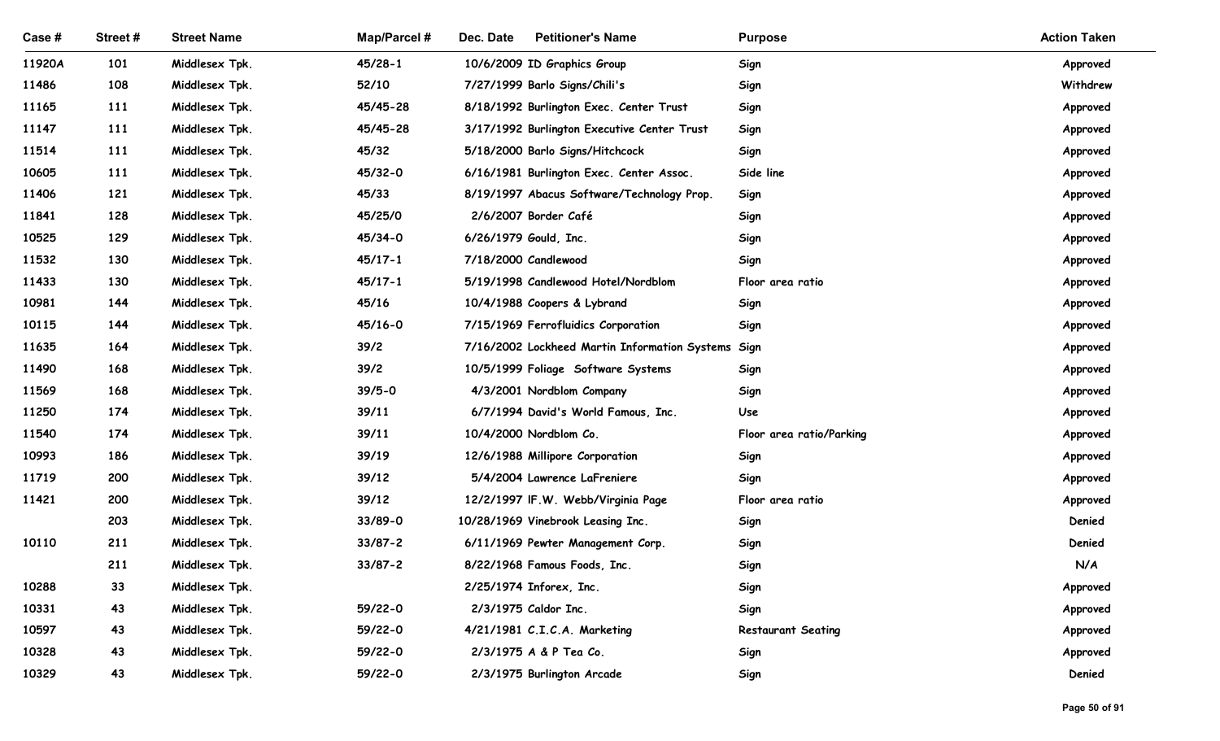| Case # | Street # | Street Name | Map/Parcel # | Dec. Date | Petitioner's Name | Purpose | Action Taken |
|---|---|---|---|---|---|---|---|
| 11920A | 101 | Middlesex Tpk. | 45/28-1 | 10/6/2009 | ID Graphics Group | Sign | Approved |
| 11486 | 108 | Middlesex Tpk. | 52/10 | 7/27/1999 | Barlo Signs/Chili's | Sign | Withdrew |
| 11165 | 111 | Middlesex Tpk. | 45/45-28 | 8/18/1992 | Burlington Exec. Center Trust | Sign | Approved |
| 11147 | 111 | Middlesex Tpk. | 45/45-28 | 3/17/1992 | Burlington Executive Center Trust | Sign | Approved |
| 11514 | 111 | Middlesex Tpk. | 45/32 | 5/18/2000 | Barlo Signs/Hitchcock | Sign | Approved |
| 10605 | 111 | Middlesex Tpk. | 45/32-0 | 6/16/1981 | Burlington Exec. Center Assoc. | Side line | Approved |
| 11406 | 121 | Middlesex Tpk. | 45/33 | 8/19/1997 | Abacus Software/Technology Prop. | Sign | Approved |
| 11841 | 128 | Middlesex Tpk. | 45/25/0 | 2/6/2007 | Border Café | Sign | Approved |
| 10525 | 129 | Middlesex Tpk. | 45/34-0 | 6/26/1979 | Gould, Inc. | Sign | Approved |
| 11532 | 130 | Middlesex Tpk. | 45/17-1 | 7/18/2000 | Candlewood | Sign | Approved |
| 11433 | 130 | Middlesex Tpk. | 45/17-1 | 5/19/1998 | Candlewood Hotel/Nordblom | Floor area ratio | Approved |
| 10981 | 144 | Middlesex Tpk. | 45/16 | 10/4/1988 | Coopers & Lybrand | Sign | Approved |
| 10115 | 144 | Middlesex Tpk. | 45/16-0 | 7/15/1969 | Ferrofluidics Corporation | Sign | Approved |
| 11635 | 164 | Middlesex Tpk. | 39/2 | 7/16/2002 | Lockheed Martin Information Systems | Sign | Approved |
| 11490 | 168 | Middlesex Tpk. | 39/2 | 10/5/1999 | Foliage Software Systems | Sign | Approved |
| 11569 | 168 | Middlesex Tpk. | 39/5-0 | 4/3/2001 | Nordblom Company | Sign | Approved |
| 11250 | 174 | Middlesex Tpk. | 39/11 | 6/7/1994 | David's World Famous, Inc. | Use | Approved |
| 11540 | 174 | Middlesex Tpk. | 39/11 | 10/4/2000 | Nordblom Co. | Floor area ratio/Parking | Approved |
| 10993 | 186 | Middlesex Tpk. | 39/19 | 12/6/1988 | Millipore Corporation | Sign | Approved |
| 11719 | 200 | Middlesex Tpk. | 39/12 | 5/4/2004 | Lawrence LaFreniere | Sign | Approved |
| 11421 | 200 | Middlesex Tpk. | 39/12 | 12/2/1997 | lF.W. Webb/Virginia Page | Floor area ratio | Approved |
| | 203 | Middlesex Tpk. | 33/89-0 | 10/28/1969 | Vinebrook Leasing Inc. | Sign | Denied |
| 10110 | 211 | Middlesex Tpk. | 33/87-2 | 6/11/1969 | Pewter Management Corp. | Sign | Denied |
| | 211 | Middlesex Tpk. | 33/87-2 | 8/22/1968 | Famous Foods, Inc. | Sign | N/A |
| 10288 | 33 | Middlesex Tpk. | | 2/25/1974 | Inforex, Inc. | Sign | Approved |
| 10331 | 43 | Middlesex Tpk. | 59/22-0 | 2/3/1975 | Caldor Inc. | Sign | Approved |
| 10597 | 43 | Middlesex Tpk. | 59/22-0 | 4/21/1981 | C.I.C.A. Marketing | Restaurant Seating | Approved |
| 10328 | 43 | Middlesex Tpk. | 59/22-0 | 2/3/1975 | A & P Tea Co. | Sign | Approved |
| 10329 | 43 | Middlesex Tpk. | 59/22-0 | 2/3/1975 | Burlington Arcade | Sign | Denied |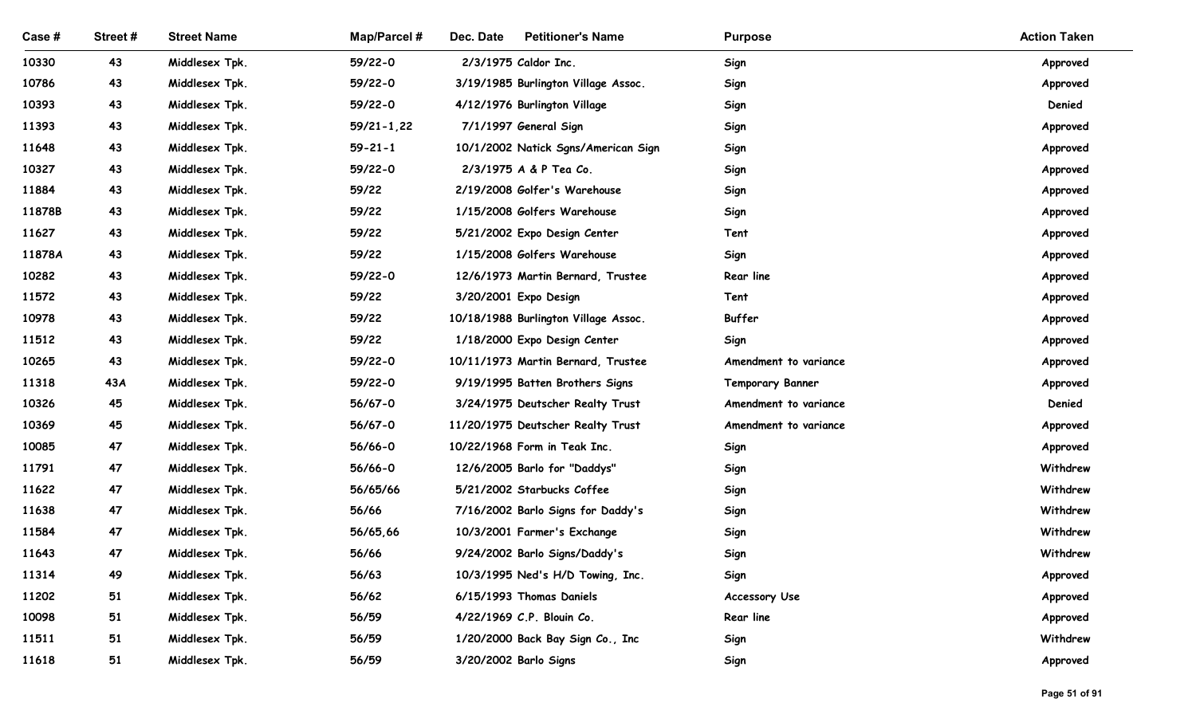| Case # | Street # | Street Name | Map/Parcel # | Dec. Date | Petitioner's Name | Purpose | Action Taken |
|---|---|---|---|---|---|---|---|
| 10330 | 43 | Middlesex Tpk. | 59/22-0 | 2/3/1975 | Caldor Inc. | Sign | Approved |
| 10786 | 43 | Middlesex Tpk. | 59/22-0 | 3/19/1985 | Burlington Village Assoc. | Sign | Approved |
| 10393 | 43 | Middlesex Tpk. | 59/22-0 | 4/12/1976 | Burlington Village | Sign | Denied |
| 11393 | 43 | Middlesex Tpk. | 59/21-1,22 | 7/1/1997 | General Sign | Sign | Approved |
| 11648 | 43 | Middlesex Tpk. | 59-21-1 | 10/1/2002 | Natick Sgns/American Sign | Sign | Approved |
| 10327 | 43 | Middlesex Tpk. | 59/22-0 | 2/3/1975 | A & P Tea Co. | Sign | Approved |
| 11884 | 43 | Middlesex Tpk. | 59/22 | 2/19/2008 | Golfer's Warehouse | Sign | Approved |
| 11878B | 43 | Middlesex Tpk. | 59/22 | 1/15/2008 | Golfers Warehouse | Sign | Approved |
| 11627 | 43 | Middlesex Tpk. | 59/22 | 5/21/2002 | Expo Design Center | Tent | Approved |
| 11878A | 43 | Middlesex Tpk. | 59/22 | 1/15/2008 | Golfers Warehouse | Sign | Approved |
| 10282 | 43 | Middlesex Tpk. | 59/22-0 | 12/6/1973 | Martin Bernard, Trustee | Rear line | Approved |
| 11572 | 43 | Middlesex Tpk. | 59/22 | 3/20/2001 | Expo Design | Tent | Approved |
| 10978 | 43 | Middlesex Tpk. | 59/22 | 10/18/1988 | Burlington Village Assoc. | Buffer | Approved |
| 11512 | 43 | Middlesex Tpk. | 59/22 | 1/18/2000 | Expo Design Center | Sign | Approved |
| 10265 | 43 | Middlesex Tpk. | 59/22-0 | 10/11/1973 | Martin Bernard, Trustee | Amendment to variance | Approved |
| 11318 | 43A | Middlesex Tpk. | 59/22-0 | 9/19/1995 | Batten Brothers Signs | Temporary Banner | Approved |
| 10326 | 45 | Middlesex Tpk. | 56/67-0 | 3/24/1975 | Deutscher Realty Trust | Amendment to variance | Denied |
| 10369 | 45 | Middlesex Tpk. | 56/67-0 | 11/20/1975 | Deutscher Realty Trust | Amendment to variance | Approved |
| 10085 | 47 | Middlesex Tpk. | 56/66-0 | 10/22/1968 | Form in Teak Inc. | Sign | Approved |
| 11791 | 47 | Middlesex Tpk. | 56/66-0 | 12/6/2005 | Barlo for "Daddys" | Sign | Withdrew |
| 11622 | 47 | Middlesex Tpk. | 56/65/66 | 5/21/2002 | Starbucks Coffee | Sign | Withdrew |
| 11638 | 47 | Middlesex Tpk. | 56/66 | 7/16/2002 | Barlo Signs for Daddy's | Sign | Withdrew |
| 11584 | 47 | Middlesex Tpk. | 56/65,66 | 10/3/2001 | Farmer's Exchange | Sign | Withdrew |
| 11643 | 47 | Middlesex Tpk. | 56/66 | 9/24/2002 | Barlo Signs/Daddy's | Sign | Withdrew |
| 11314 | 49 | Middlesex Tpk. | 56/63 | 10/3/1995 | Ned's H/D Towing, Inc. | Sign | Approved |
| 11202 | 51 | Middlesex Tpk. | 56/62 | 6/15/1993 | Thomas Daniels | Accessory Use | Approved |
| 10098 | 51 | Middlesex Tpk. | 56/59 | 4/22/1969 | C.P. Blouin Co. | Rear line | Approved |
| 11511 | 51 | Middlesex Tpk. | 56/59 | 1/20/2000 | Back Bay Sign Co., Inc | Sign | Withdrew |
| 11618 | 51 | Middlesex Tpk. | 56/59 | 3/20/2002 | Barlo Signs | Sign | Approved |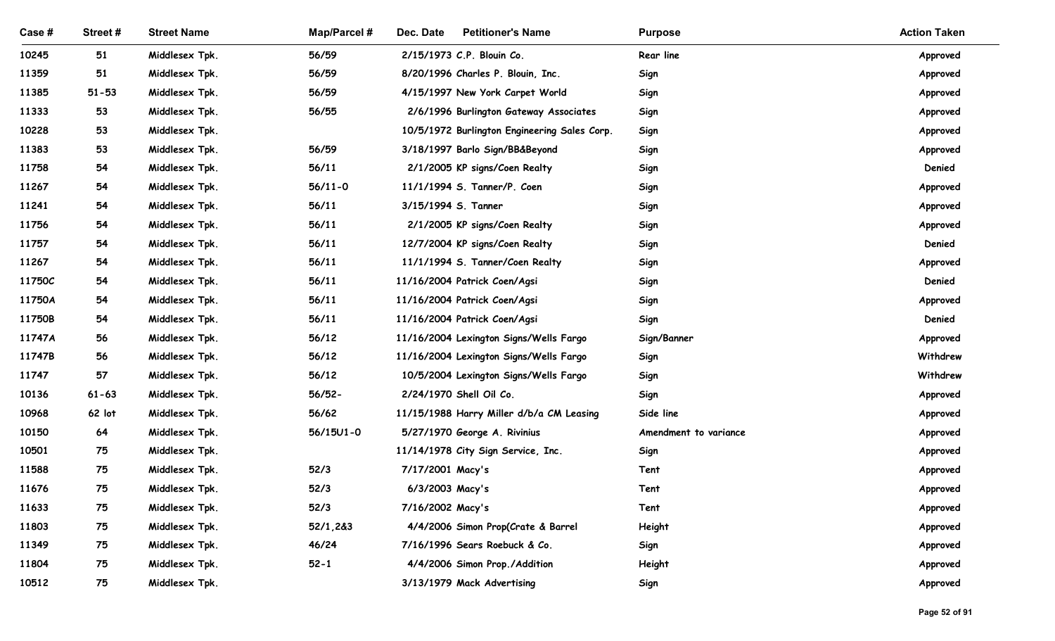| Case # | Street # | Street Name | Map/Parcel # | Dec. Date | Petitioner's Name | Purpose | Action Taken |
|---|---|---|---|---|---|---|---|
| 10245 | 51 | Middlesex Tpk. | 56/59 | 2/15/1973 | C.P. Blouin Co. | Rear line | Approved |
| 11359 | 51 | Middlesex Tpk. | 56/59 | 8/20/1996 | Charles P. Blouin, Inc. | Sign | Approved |
| 11385 | 51-53 | Middlesex Tpk. | 56/59 | 4/15/1997 | New York Carpet World | Sign | Approved |
| 11333 | 53 | Middlesex Tpk. | 56/55 | 2/6/1996 | Burlington Gateway Associates | Sign | Approved |
| 10228 | 53 | Middlesex Tpk. | | 10/5/1972 | Burlington Engineering Sales Corp. | Sign | Approved |
| 11383 | 53 | Middlesex Tpk. | 56/59 | 3/18/1997 | Barlo Sign/BB&Beyond | Sign | Approved |
| 11758 | 54 | Middlesex Tpk. | 56/11 | 2/1/2005 | KP signs/Coen Realty | Sign | Denied |
| 11267 | 54 | Middlesex Tpk. | 56/11-0 | 11/1/1994 | S. Tanner/P. Coen | Sign | Approved |
| 11241 | 54 | Middlesex Tpk. | 56/11 | 3/15/1994 | S. Tanner | Sign | Approved |
| 11756 | 54 | Middlesex Tpk. | 56/11 | 2/1/2005 | KP signs/Coen Realty | Sign | Approved |
| 11757 | 54 | Middlesex Tpk. | 56/11 | 12/7/2004 | KP signs/Coen Realty | Sign | Denied |
| 11267 | 54 | Middlesex Tpk. | 56/11 | 11/1/1994 | S. Tanner/Coen Realty | Sign | Approved |
| 11750C | 54 | Middlesex Tpk. | 56/11 | 11/16/2004 | Patrick Coen/Agsi | Sign | Denied |
| 11750A | 54 | Middlesex Tpk. | 56/11 | 11/16/2004 | Patrick Coen/Agsi | Sign | Approved |
| 11750B | 54 | Middlesex Tpk. | 56/11 | 11/16/2004 | Patrick Coen/Agsi | Sign | Denied |
| 11747A | 56 | Middlesex Tpk. | 56/12 | 11/16/2004 | Lexington Signs/Wells Fargo | Sign/Banner | Approved |
| 11747B | 56 | Middlesex Tpk. | 56/12 | 11/16/2004 | Lexington Signs/Wells Fargo | Sign | Withdrew |
| 11747 | 57 | Middlesex Tpk. | 56/12 | 10/5/2004 | Lexington Signs/Wells Fargo | Sign | Withdrew |
| 10136 | 61-63 | Middlesex Tpk. | 56/52- | 2/24/1970 | Shell Oil Co. | Sign | Approved |
| 10968 | 62 lot | Middlesex Tpk. | 56/62 | 11/15/1988 | Harry Miller d/b/a CM Leasing | Side line | Approved |
| 10150 | 64 | Middlesex Tpk. | 56/15U1-0 | 5/27/1970 | George A. Rivinius | Amendment to variance | Approved |
| 10501 | 75 | Middlesex Tpk. | | 11/14/1978 | City Sign Service, Inc. | Sign | Approved |
| 11588 | 75 | Middlesex Tpk. | 52/3 | 7/17/2001 | Macy's | Tent | Approved |
| 11676 | 75 | Middlesex Tpk. | 52/3 | 6/3/2003 | Macy's | Tent | Approved |
| 11633 | 75 | Middlesex Tpk. | 52/3 | 7/16/2002 | Macy's | Tent | Approved |
| 11803 | 75 | Middlesex Tpk. | 52/1,2&3 | 4/4/2006 | Simon Prop(Crate & Barrel | Height | Approved |
| 11349 | 75 | Middlesex Tpk. | 46/24 | 7/16/1996 | Sears Roebuck & Co. | Sign | Approved |
| 11804 | 75 | Middlesex Tpk. | 52-1 | 4/4/2006 | Simon Prop./Addition | Height | Approved |
| 10512 | 75 | Middlesex Tpk. | | 3/13/1979 | Mack Advertising | Sign | Approved |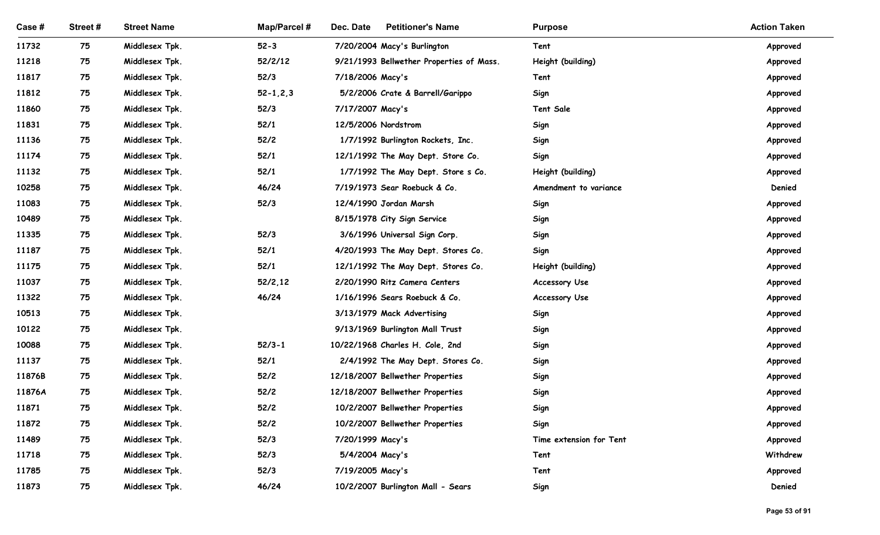| Case # | Street # | Street Name | Map/Parcel # | Dec. Date | Petitioner's Name | Purpose | Action Taken |
|---|---|---|---|---|---|---|---|
| 11732 | 75 | Middlesex Tpk. | 52-3 | 7/20/2004 | Macy's Burlington | Tent | Approved |
| 11218 | 75 | Middlesex Tpk. | 52/2/12 | 9/21/1993 | Bellwether Properties of Mass. | Height (building) | Approved |
| 11817 | 75 | Middlesex Tpk. | 52/3 | 7/18/2006 | Macy's | Tent | Approved |
| 11812 | 75 | Middlesex Tpk. | 52-1,2,3 | 5/2/2006 | Crate & Barrell/Garippo | Sign | Approved |
| 11860 | 75 | Middlesex Tpk. | 52/3 | 7/17/2007 | Macy's | Tent Sale | Approved |
| 11831 | 75 | Middlesex Tpk. | 52/1 | 12/5/2006 | Nordstrom | Sign | Approved |
| 11136 | 75 | Middlesex Tpk. | 52/2 | 1/7/1992 | Burlington Rockets, Inc. | Sign | Approved |
| 11174 | 75 | Middlesex Tpk. | 52/1 | 12/1/1992 | The May Dept. Store Co. | Sign | Approved |
| 11132 | 75 | Middlesex Tpk. | 52/1 | 1/7/1992 | The May Dept. Store s Co. | Height (building) | Approved |
| 10258 | 75 | Middlesex Tpk. | 46/24 | 7/19/1973 | Sear Roebuck & Co. | Amendment to variance | Denied |
| 11083 | 75 | Middlesex Tpk. | 52/3 | 12/4/1990 | Jordan Marsh | Sign | Approved |
| 10489 | 75 | Middlesex Tpk. | | 8/15/1978 | City Sign Service | Sign | Approved |
| 11335 | 75 | Middlesex Tpk. | 52/3 | 3/6/1996 | Universal Sign Corp. | Sign | Approved |
| 11187 | 75 | Middlesex Tpk. | 52/1 | 4/20/1993 | The May Dept. Stores Co. | Sign | Approved |
| 11175 | 75 | Middlesex Tpk. | 52/1 | 12/1/1992 | The May Dept. Stores Co. | Height (building) | Approved |
| 11037 | 75 | Middlesex Tpk. | 52/2,12 | 2/20/1990 | Ritz Camera Centers | Accessory Use | Approved |
| 11322 | 75 | Middlesex Tpk. | 46/24 | 1/16/1996 | Sears Roebuck & Co. | Accessory Use | Approved |
| 10513 | 75 | Middlesex Tpk. | | 3/13/1979 | Mack Advertising | Sign | Approved |
| 10122 | 75 | Middlesex Tpk. | | 9/13/1969 | Burlington Mall Trust | Sign | Approved |
| 10088 | 75 | Middlesex Tpk. | 52/3-1 | 10/22/1968 | Charles H. Cole, 2nd | Sign | Approved |
| 11137 | 75 | Middlesex Tpk. | 52/1 | 2/4/1992 | The May Dept. Stores Co. | Sign | Approved |
| 11876B | 75 | Middlesex Tpk. | 52/2 | 12/18/2007 | Bellwether Properties | Sign | Approved |
| 11876A | 75 | Middlesex Tpk. | 52/2 | 12/18/2007 | Bellwether Properties | Sign | Approved |
| 11871 | 75 | Middlesex Tpk. | 52/2 | 10/2/2007 | Bellwether Properties | Sign | Approved |
| 11872 | 75 | Middlesex Tpk. | 52/2 | 10/2/2007 | Bellwether Properties | Sign | Approved |
| 11489 | 75 | Middlesex Tpk. | 52/3 | 7/20/1999 | Macy's | Time extension for Tent | Approved |
| 11718 | 75 | Middlesex Tpk. | 52/3 | 5/4/2004 | Macy's | Tent | Withdrew |
| 11785 | 75 | Middlesex Tpk. | 52/3 | 7/19/2005 | Macy's | Tent | Approved |
| 11873 | 75 | Middlesex Tpk. | 46/24 | 10/2/2007 | Burlington Mall - Sears | Sign | Denied |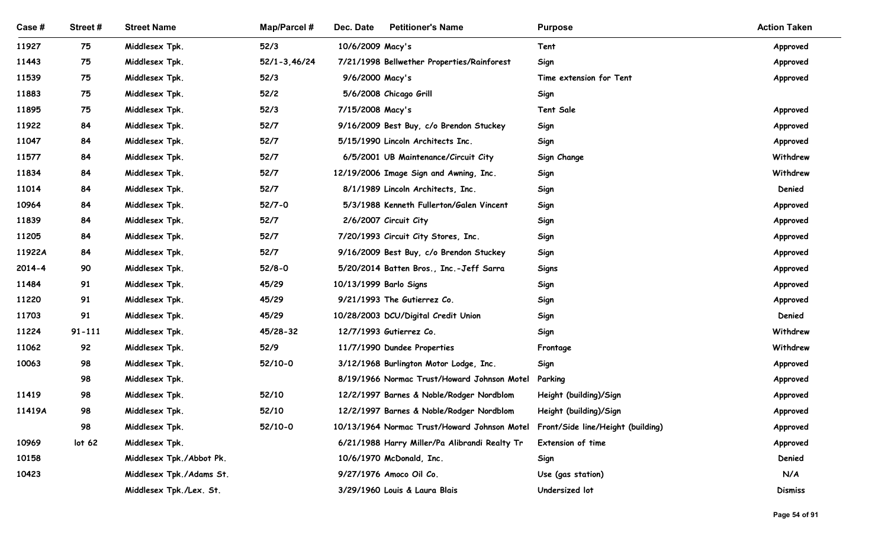| Case # | Street # | Street Name | Map/Parcel # | Dec. Date | Petitioner's Name | Purpose | Action Taken |
|---|---|---|---|---|---|---|---|
| 11927 | 75 | Middlesex Tpk. | 52/3 | 10/6/2009 | Macy's | Tent | Approved |
| 11443 | 75 | Middlesex Tpk. | 52/1-3,46/24 | 7/21/1998 | Bellwether Properties/Rainforest | Sign | Approved |
| 11539 | 75 | Middlesex Tpk. | 52/3 | 9/6/2000 | Macy's | Time extension for Tent | Approved |
| 11883 | 75 | Middlesex Tpk. | 52/2 | 5/6/2008 | Chicago Grill | Sign | |
| 11895 | 75 | Middlesex Tpk. | 52/3 | 7/15/2008 | Macy's | Tent Sale | Approved |
| 11922 | 84 | Middlesex Tpk. | 52/7 | 9/16/2009 | Best Buy, c/o Brendon Stuckey | Sign | Approved |
| 11047 | 84 | Middlesex Tpk. | 52/7 | 5/15/1990 | Lincoln Architects Inc. | Sign | Approved |
| 11577 | 84 | Middlesex Tpk. | 52/7 | 6/5/2001 | UB Maintenance/Circuit City | Sign Change | Withdrew |
| 11834 | 84 | Middlesex Tpk. | 52/7 | 12/19/2006 | Image Sign and Awning, Inc. | Sign | Withdrew |
| 11014 | 84 | Middlesex Tpk. | 52/7 | 8/1/1989 | Lincoln Architects, Inc. | Sign | Denied |
| 10964 | 84 | Middlesex Tpk. | 52/7-0 | 5/3/1988 | Kenneth Fullerton/Galen Vincent | Sign | Approved |
| 11839 | 84 | Middlesex Tpk. | 52/7 | 2/6/2007 | Circuit City | Sign | Approved |
| 11205 | 84 | Middlesex Tpk. | 52/7 | 7/20/1993 | Circuit City Stores, Inc. | Sign | Approved |
| 11922A | 84 | Middlesex Tpk. | 52/7 | 9/16/2009 | Best Buy, c/o Brendon Stuckey | Sign | Approved |
| 2014-4 | 90 | Middlesex Tpk. | 52/8-0 | 5/20/2014 | Batten Bros., Inc.-Jeff Sarra | Signs | Approved |
| 11484 | 91 | Middlesex Tpk. | 45/29 | 10/13/1999 | Barlo Signs | Sign | Approved |
| 11220 | 91 | Middlesex Tpk. | 45/29 | 9/21/1993 | The Gutierrez Co. | Sign | Approved |
| 11703 | 91 | Middlesex Tpk. | 45/29 | 10/28/2003 | DCU/Digital Credit Union | Sign | Denied |
| 11224 | 91-111 | Middlesex Tpk. | 45/28-32 | 12/7/1993 | Gutierrez Co. | Sign | Withdrew |
| 11062 | 92 | Middlesex Tpk. | 52/9 | 11/7/1990 | Dundee Properties | Frontage | Withdrew |
| 10063 | 98 | Middlesex Tpk. | 52/10-0 | 3/12/1968 | Burlington Motor Lodge, Inc. | Sign | Approved |
| | 98 | Middlesex Tpk. | | 8/19/1966 | Normac Trust/Howard Johnson Motel | Parking | Approved |
| 11419 | 98 | Middlesex Tpk. | 52/10 | 12/2/1997 | Barnes & Noble/Rodger Nordblom | Height (building)/Sign | Approved |
| 11419A | 98 | Middlesex Tpk. | 52/10 | 12/2/1997 | Barnes & Noble/Rodger Nordblom | Height (building)/Sign | Approved |
| | 98 | Middlesex Tpk. | 52/10-0 | 10/13/1964 | Normac Trust/Howard Johnson Motel | Front/Side line/Height (building) | Approved |
| 10969 | lot 62 | Middlesex Tpk. | | 6/21/1988 | Harry Miller/Pa Alibrandi Realty Tr | Extension of time | Approved |
| 10158 | | Middlesex Tpk./Abbot Pk. | | 10/6/1970 | McDonald, Inc. | Sign | Denied |
| 10423 | | Middlesex Tpk./Adams St. | | 9/27/1976 | Amoco Oil Co. | Use (gas station) | N/A |
| | | Middlesex Tpk./Lex. St. | | 3/29/1960 | Louis & Laura Blais | Undersized lot | Dismiss |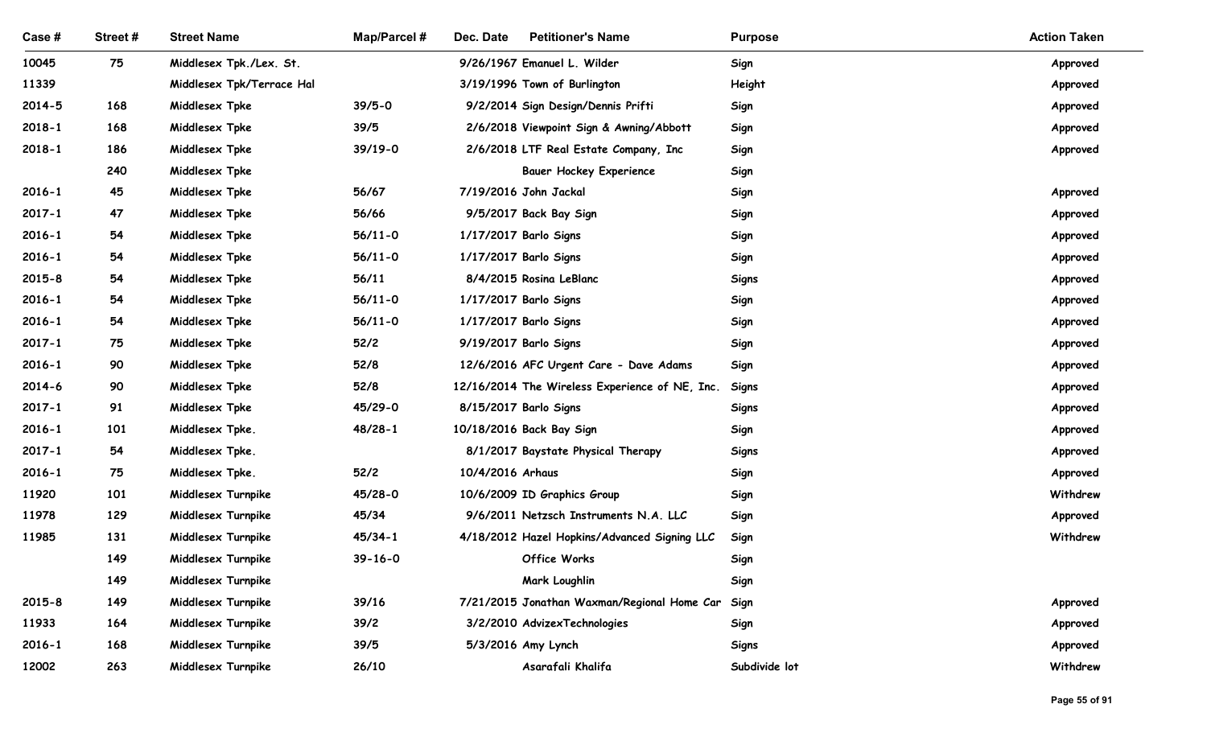| Case # | Street # | Street Name | Map/Parcel # | Dec. Date | Petitioner's Name | Purpose | Action Taken |
|---|---|---|---|---|---|---|---|
| 10045 | 75 | Middlesex Tpk./Lex. St. | | 9/26/1967 | Emanuel L. Wilder | Sign | Approved |
| 11339 | | Middlesex Tpk/Terrace Hal | | 3/19/1996 | Town of Burlington | Height | Approved |
| 2014-5 | 168 | Middlesex Tpke | 39/5-0 | 9/2/2014 | Sign Design/Dennis Prifti | Sign | Approved |
| 2018-1 | 168 | Middlesex Tpke | 39/5 | 2/6/2018 | Viewpoint Sign & Awning/Abbott | Sign | Approved |
| 2018-1 | 186 | Middlesex Tpke | 39/19-0 | 2/6/2018 | LTF Real Estate Company, Inc | Sign | Approved |
| | 240 | Middlesex Tpke | | | Bauer Hockey Experience | Sign | |
| 2016-1 | 45 | Middlesex Tpke | 56/67 | 7/19/2016 | John Jackal | Sign | Approved |
| 2017-1 | 47 | Middlesex Tpke | 56/66 | 9/5/2017 | Back Bay Sign | Sign | Approved |
| 2016-1 | 54 | Middlesex Tpke | 56/11-0 | 1/17/2017 | Barlo Signs | Sign | Approved |
| 2016-1 | 54 | Middlesex Tpke | 56/11-0 | 1/17/2017 | Barlo Signs | Sign | Approved |
| 2015-8 | 54 | Middlesex Tpke | 56/11 | 8/4/2015 | Rosina LeBlanc | Signs | Approved |
| 2016-1 | 54 | Middlesex Tpke | 56/11-0 | 1/17/2017 | Barlo Signs | Sign | Approved |
| 2016-1 | 54 | Middlesex Tpke | 56/11-0 | 1/17/2017 | Barlo Signs | Sign | Approved |
| 2017-1 | 75 | Middlesex Tpke | 52/2 | 9/19/2017 | Barlo Signs | Sign | Approved |
| 2016-1 | 90 | Middlesex Tpke | 52/8 | 12/6/2016 | AFC Urgent Care - Dave Adams | Sign | Approved |
| 2014-6 | 90 | Middlesex Tpke | 52/8 | 12/16/2014 | The Wireless Experience of NE, Inc. | Signs | Approved |
| 2017-1 | 91 | Middlesex Tpke | 45/29-0 | 8/15/2017 | Barlo Signs | Signs | Approved |
| 2016-1 | 101 | Middlesex Tpke. | 48/28-1 | 10/18/2016 | Back Bay Sign | Sign | Approved |
| 2017-1 | 54 | Middlesex Tpke. | | 8/1/2017 | Baystate Physical Therapy | Signs | Approved |
| 2016-1 | 75 | Middlesex Tpke. | 52/2 | 10/4/2016 | Arhaus | Sign | Approved |
| 11920 | 101 | Middlesex Turnpike | 45/28-0 | 10/6/2009 | ID Graphics Group | Sign | Withdrew |
| 11978 | 129 | Middlesex Turnpike | 45/34 | 9/6/2011 | Netzsch Instruments N.A. LLC | Sign | Approved |
| 11985 | 131 | Middlesex Turnpike | 45/34-1 | 4/18/2012 | Hazel Hopkins/Advanced Signing LLC | Sign | Withdrew |
| | 149 | Middlesex Turnpike | 39-16-0 | | Office Works | Sign | |
| | 149 | Middlesex Turnpike | | | Mark Loughlin | Sign | |
| 2015-8 | 149 | Middlesex Turnpike | 39/16 | 7/21/2015 | Jonathan Waxman/Regional Home Car | Sign | Approved |
| 11933 | 164 | Middlesex Turnpike | 39/2 | 3/2/2010 | AdvizexTechnologies | Sign | Approved |
| 2016-1 | 168 | Middlesex Turnpike | 39/5 | 5/3/2016 | Amy Lynch | Signs | Approved |
| 12002 | 263 | Middlesex Turnpike | 26/10 | | Asarafali Khalifa | Subdivide lot | Withdrew |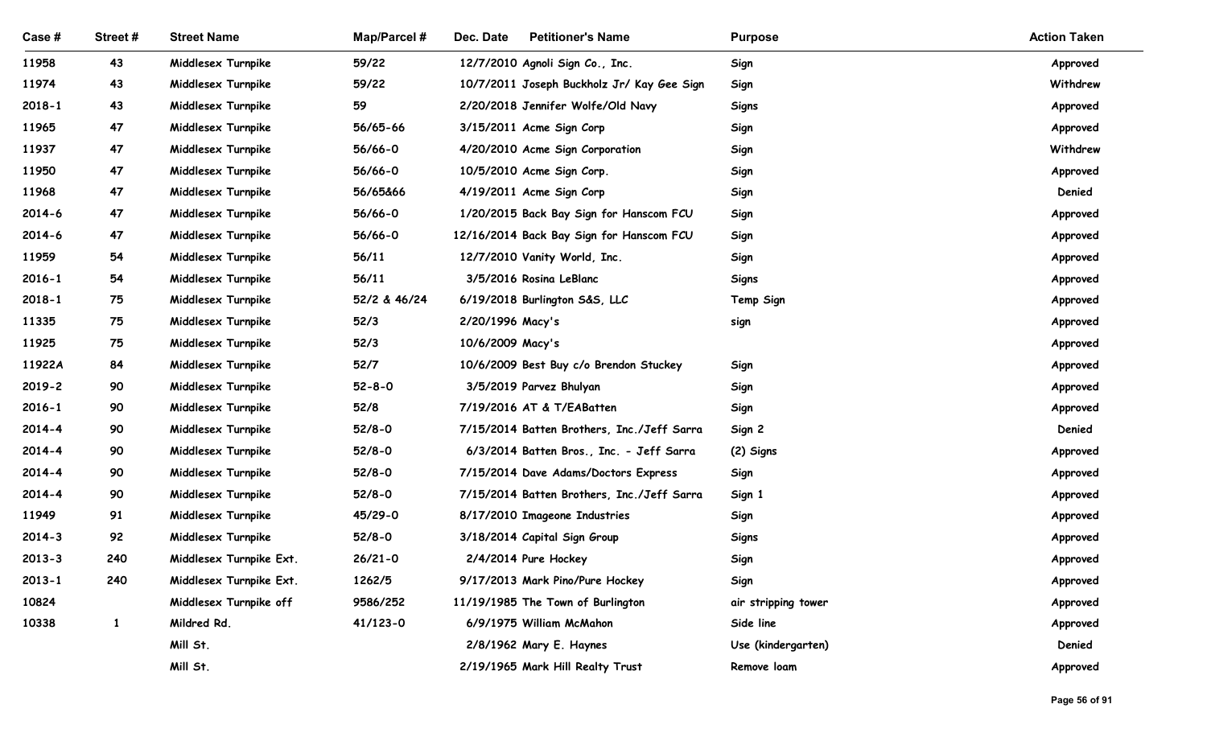| Case # | Street # | Street Name | Map/Parcel # | Dec. Date | Petitioner's Name | Purpose | Action Taken |
|---|---|---|---|---|---|---|---|
| 11958 | 43 | Middlesex Turnpike | 59/22 | 12/7/2010 | Agnoli Sign Co., Inc. | Sign | Approved |
| 11974 | 43 | Middlesex Turnpike | 59/22 | 10/7/2011 | Joseph Buckholz Jr/ Kay Gee Sign | Sign | Withdrew |
| 2018-1 | 43 | Middlesex Turnpike | 59 | 2/20/2018 | Jennifer Wolfe/Old Navy | Signs | Approved |
| 11965 | 47 | Middlesex Turnpike | 56/65-66 | 3/15/2011 | Acme Sign Corp | Sign | Approved |
| 11937 | 47 | Middlesex Turnpike | 56/66-0 | 4/20/2010 | Acme Sign Corporation | Sign | Withdrew |
| 11950 | 47 | Middlesex Turnpike | 56/66-0 | 10/5/2010 | Acme Sign Corp. | Sign | Approved |
| 11968 | 47 | Middlesex Turnpike | 56/65&66 | 4/19/2011 | Acme Sign Corp | Sign | Denied |
| 2014-6 | 47 | Middlesex Turnpike | 56/66-0 | 1/20/2015 | Back Bay Sign for Hanscom FCU | Sign | Approved |
| 2014-6 | 47 | Middlesex Turnpike | 56/66-0 | 12/16/2014 | Back Bay Sign for Hanscom FCU | Sign | Approved |
| 11959 | 54 | Middlesex Turnpike | 56/11 | 12/7/2010 | Vanity World, Inc. | Sign | Approved |
| 2016-1 | 54 | Middlesex Turnpike | 56/11 | 3/5/2016 | Rosina LeBlanc | Signs | Approved |
| 2018-1 | 75 | Middlesex Turnpike | 52/2 & 46/24 | 6/19/2018 | Burlington S&S, LLC | Temp Sign | Approved |
| 11335 | 75 | Middlesex Turnpike | 52/3 | 2/20/1996 | Macy's | sign | Approved |
| 11925 | 75 | Middlesex Turnpike | 52/3 | 10/6/2009 | Macy's | | Approved |
| 11922A | 84 | Middlesex Turnpike | 52/7 | 10/6/2009 | Best Buy c/o Brendon Stuckey | Sign | Approved |
| 2019-2 | 90 | Middlesex Turnpike | 52-8-0 | 3/5/2019 | Parvez Bhulyan | Sign | Approved |
| 2016-1 | 90 | Middlesex Turnpike | 52/8 | 7/19/2016 | AT & T/EABatten | Sign | Approved |
| 2014-4 | 90 | Middlesex Turnpike | 52/8-0 | 7/15/2014 | Batten Brothers, Inc./Jeff Sarra | Sign 2 | Denied |
| 2014-4 | 90 | Middlesex Turnpike | 52/8-0 | 6/3/2014 | Batten Bros., Inc. - Jeff Sarra | (2) Signs | Approved |
| 2014-4 | 90 | Middlesex Turnpike | 52/8-0 | 7/15/2014 | Dave Adams/Doctors Express | Sign | Approved |
| 2014-4 | 90 | Middlesex Turnpike | 52/8-0 | 7/15/2014 | Batten Brothers, Inc./Jeff Sarra | Sign 1 | Approved |
| 11949 | 91 | Middlesex Turnpike | 45/29-0 | 8/17/2010 | Imageone Industries | Sign | Approved |
| 2014-3 | 92 | Middlesex Turnpike | 52/8-0 | 3/18/2014 | Capital Sign Group | Signs | Approved |
| 2013-3 | 240 | Middlesex Turnpike Ext. | 26/21-0 | 2/4/2014 | Pure Hockey | Sign | Approved |
| 2013-1 | 240 | Middlesex Turnpike Ext. | 1262/5 | 9/17/2013 | Mark Pino/Pure Hockey | Sign | Approved |
| 10824 | | Middlesex Turnpike off | 9586/252 | 11/19/1985 | The Town of Burlington | air stripping tower | Approved |
| 10338 | 1 | Mildred Rd. | 41/123-0 | 6/9/1975 | William McMahon | Side line | Approved |
| | | Mill St. | | 2/8/1962 | Mary E. Haynes | Use (kindergarten) | Denied |
| | | Mill St. | | 2/19/1965 | Mark Hill Realty Trust | Remove loam | Approved |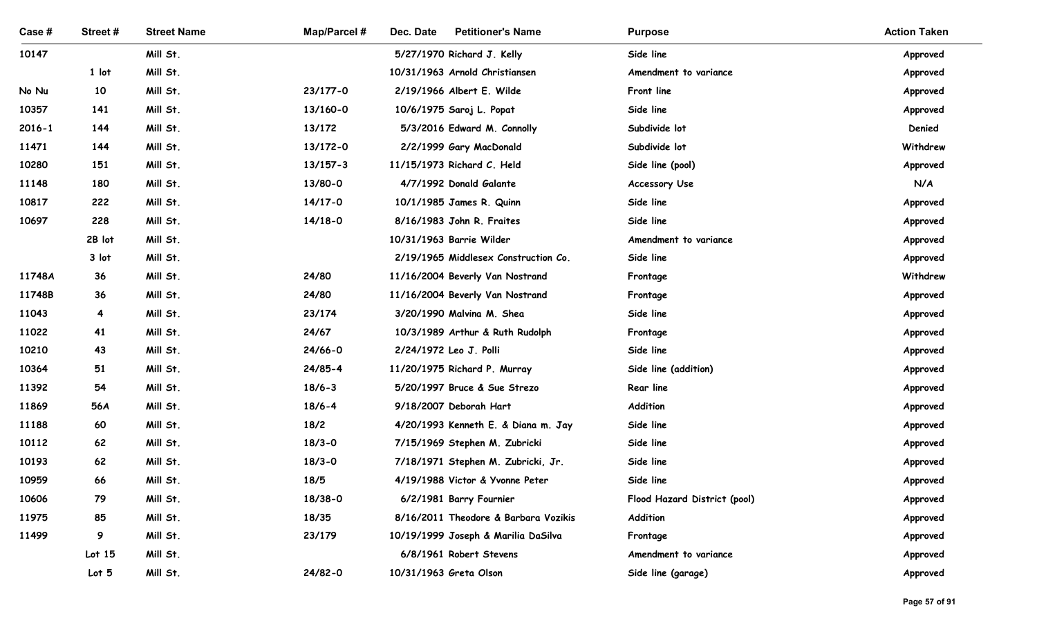| Case # | Street # | Street Name | Map/Parcel # | Dec. Date | Petitioner's Name | Purpose | Action Taken |
|---|---|---|---|---|---|---|---|
| 10147 | | Mill St. | | 5/27/1970 | Richard J. Kelly | Side line | Approved |
| | 1 lot | Mill St. | | 10/31/1963 | Arnold Christiansen | Amendment to variance | Approved |
| No Nu | 10 | Mill St. | 23/177-0 | 2/19/1966 | Albert E. Wilde | Front line | Approved |
| 10357 | 141 | Mill St. | 13/160-0 | 10/6/1975 | Saroj L. Popat | Side line | Approved |
| 2016-1 | 144 | Mill St. | 13/172 | 5/3/2016 | Edward M. Connolly | Subdivide lot | Denied |
| 11471 | 144 | Mill St. | 13/172-0 | 2/2/1999 | Gary MacDonald | Subdivide lot | Withdrew |
| 10280 | 151 | Mill St. | 13/157-3 | 11/15/1973 | Richard C. Held | Side line (pool) | Approved |
| 11148 | 180 | Mill St. | 13/80-0 | 4/7/1992 | Donald Galante | Accessory Use | N/A |
| 10817 | 222 | Mill St. | 14/17-0 | 10/1/1985 | James R. Quinn | Side line | Approved |
| 10697 | 228 | Mill St. | 14/18-0 | 8/16/1983 | John R. Fraites | Side line | Approved |
| | 2B lot | Mill St. | | 10/31/1963 | Barrie Wilder | Amendment to variance | Approved |
| | 3 lot | Mill St. | | 2/19/1965 | Middlesex Construction Co. | Side line | Approved |
| 11748A | 36 | Mill St. | 24/80 | 11/16/2004 | Beverly Van Nostrand | Frontage | Withdrew |
| 11748B | 36 | Mill St. | 24/80 | 11/16/2004 | Beverly Van Nostrand | Frontage | Approved |
| 11043 | 4 | Mill St. | 23/174 | 3/20/1990 | Malvina M. Shea | Side line | Approved |
| 11022 | 41 | Mill St. | 24/67 | 10/3/1989 | Arthur & Ruth Rudolph | Frontage | Approved |
| 10210 | 43 | Mill St. | 24/66-0 | 2/24/1972 | Leo J. Polli | Side line | Approved |
| 10364 | 51 | Mill St. | 24/85-4 | 11/20/1975 | Richard P. Murray | Side line (addition) | Approved |
| 11392 | 54 | Mill St. | 18/6-3 | 5/20/1997 | Bruce & Sue Strezo | Rear line | Approved |
| 11869 | 56A | Mill St. | 18/6-4 | 9/18/2007 | Deborah Hart | Addition | Approved |
| 11188 | 60 | Mill St. | 18/2 | 4/20/1993 | Kenneth E. & Diana m. Jay | Side line | Approved |
| 10112 | 62 | Mill St. | 18/3-0 | 7/15/1969 | Stephen M. Zubricki | Side line | Approved |
| 10193 | 62 | Mill St. | 18/3-0 | 7/18/1971 | Stephen M. Zubricki, Jr. | Side line | Approved |
| 10959 | 66 | Mill St. | 18/5 | 4/19/1988 | Victor & Yvonne Peter | Side line | Approved |
| 10606 | 79 | Mill St. | 18/38-0 | 6/2/1981 | Barry Fournier | Flood Hazard District (pool) | Approved |
| 11975 | 85 | Mill St. | 18/35 | 8/16/2011 | Theodore & Barbara Vozikis | Addition | Approved |
| 11499 | 9 | Mill St. | 23/179 | 10/19/1999 | Joseph & Marilia DaSilva | Frontage | Approved |
| | Lot 15 | Mill St. | | 6/8/1961 | Robert Stevens | Amendment to variance | Approved |
| | Lot 5 | Mill St. | 24/82-0 | 10/31/1963 | Greta Olson | Side line (garage) | Approved |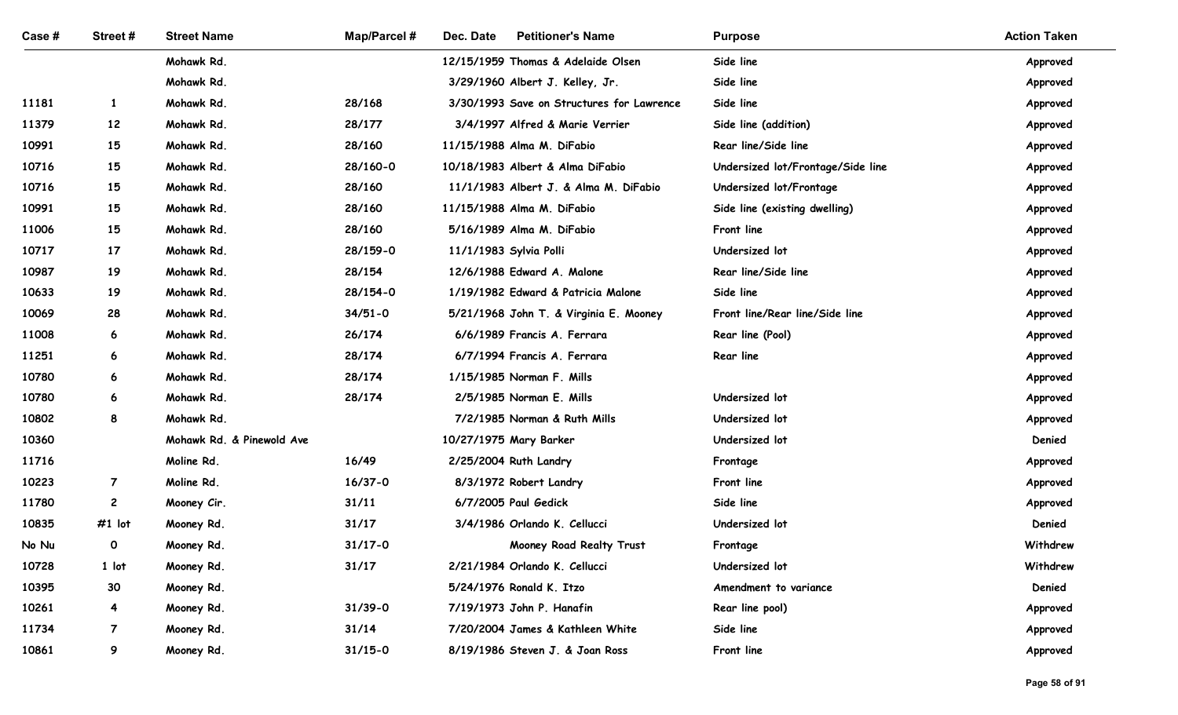| Case # | Street # | Street Name | Map/Parcel # | Dec. Date | Petitioner's Name | Purpose | Action Taken |
|---|---|---|---|---|---|---|---|
| | | Mohawk Rd. | | 12/15/1959 | Thomas & Adelaide Olsen | Side line | Approved |
| | | Mohawk Rd. | | 3/29/1960 | Albert J. Kelley, Jr. | Side line | Approved |
| 11181 | 1 | Mohawk Rd. | 28/168 | 3/30/1993 | Save on Structures for Lawrence | Side line | Approved |
| 11379 | 12 | Mohawk Rd. | 28/177 | 3/4/1997 | Alfred & Marie Verrier | Side line (addition) | Approved |
| 10991 | 15 | Mohawk Rd. | 28/160 | 11/15/1988 | Alma M. DiFabio | Rear line/Side line | Approved |
| 10716 | 15 | Mohawk Rd. | 28/160-0 | 10/18/1983 | Albert & Alma DiFabio | Undersized lot/Frontage/Side line | Approved |
| 10716 | 15 | Mohawk Rd. | 28/160 | 11/1/1983 | Albert J. & Alma M. DiFabio | Undersized lot/Frontage | Approved |
| 10991 | 15 | Mohawk Rd. | 28/160 | 11/15/1988 | Alma M. DiFabio | Side line (existing dwelling) | Approved |
| 11006 | 15 | Mohawk Rd. | 28/160 | 5/16/1989 | Alma M. DiFabio | Front line | Approved |
| 10717 | 17 | Mohawk Rd. | 28/159-0 | 11/1/1983 | Sylvia Polli | Undersized lot | Approved |
| 10987 | 19 | Mohawk Rd. | 28/154 | 12/6/1988 | Edward A. Malone | Rear line/Side line | Approved |
| 10633 | 19 | Mohawk Rd. | 28/154-0 | 1/19/1982 | Edward & Patricia Malone | Side line | Approved |
| 10069 | 28 | Mohawk Rd. | 34/51-0 | 5/21/1968 | John T. & Virginia E. Mooney | Front line/Rear line/Side line | Approved |
| 11008 | 6 | Mohawk Rd. | 26/174 | 6/6/1989 | Francis A. Ferrara | Rear line (Pool) | Approved |
| 11251 | 6 | Mohawk Rd. | 28/174 | 6/7/1994 | Francis A. Ferrara | Rear line | Approved |
| 10780 | 6 | Mohawk Rd. | 28/174 | 1/15/1985 | Norman F. Mills | | Approved |
| 10780 | 6 | Mohawk Rd. | 28/174 | 2/5/1985 | Norman E. Mills | Undersized lot | Approved |
| 10802 | 8 | Mohawk Rd. | | 7/2/1985 | Norman & Ruth Mills | Undersized lot | Approved |
| 10360 | | Mohawk Rd. & Pinewold Ave | | 10/27/1975 | Mary Barker | Undersized lot | Denied |
| 11716 | | Moline Rd. | 16/49 | 2/25/2004 | Ruth Landry | Frontage | Approved |
| 10223 | 7 | Moline Rd. | 16/37-0 | 8/3/1972 | Robert Landry | Front line | Approved |
| 11780 | 2 | Mooney Cir. | 31/11 | 6/7/2005 | Paul Gedick | Side line | Approved |
| 10835 | #1 lot | Mooney Rd. | 31/17 | 3/4/1986 | Orlando K. Cellucci | Undersized lot | Denied |
| No Nu | 0 | Mooney Rd. | 31/17-0 | | Mooney Road Realty Trust | Frontage | Withdrew |
| 10728 | 1 lot | Mooney Rd. | 31/17 | 2/21/1984 | Orlando K. Cellucci | Undersized lot | Withdrew |
| 10395 | 30 | Mooney Rd. | | 5/24/1976 | Ronald K. Itzo | Amendment to variance | Denied |
| 10261 | 4 | Mooney Rd. | 31/39-0 | 7/19/1973 | John P. Hanafin | Rear line pool) | Approved |
| 11734 | 7 | Mooney Rd. | 31/14 | 7/20/2004 | James & Kathleen White | Side line | Approved |
| 10861 | 9 | Mooney Rd. | 31/15-0 | 8/19/1986 | Steven J. & Joan Ross | Front line | Approved |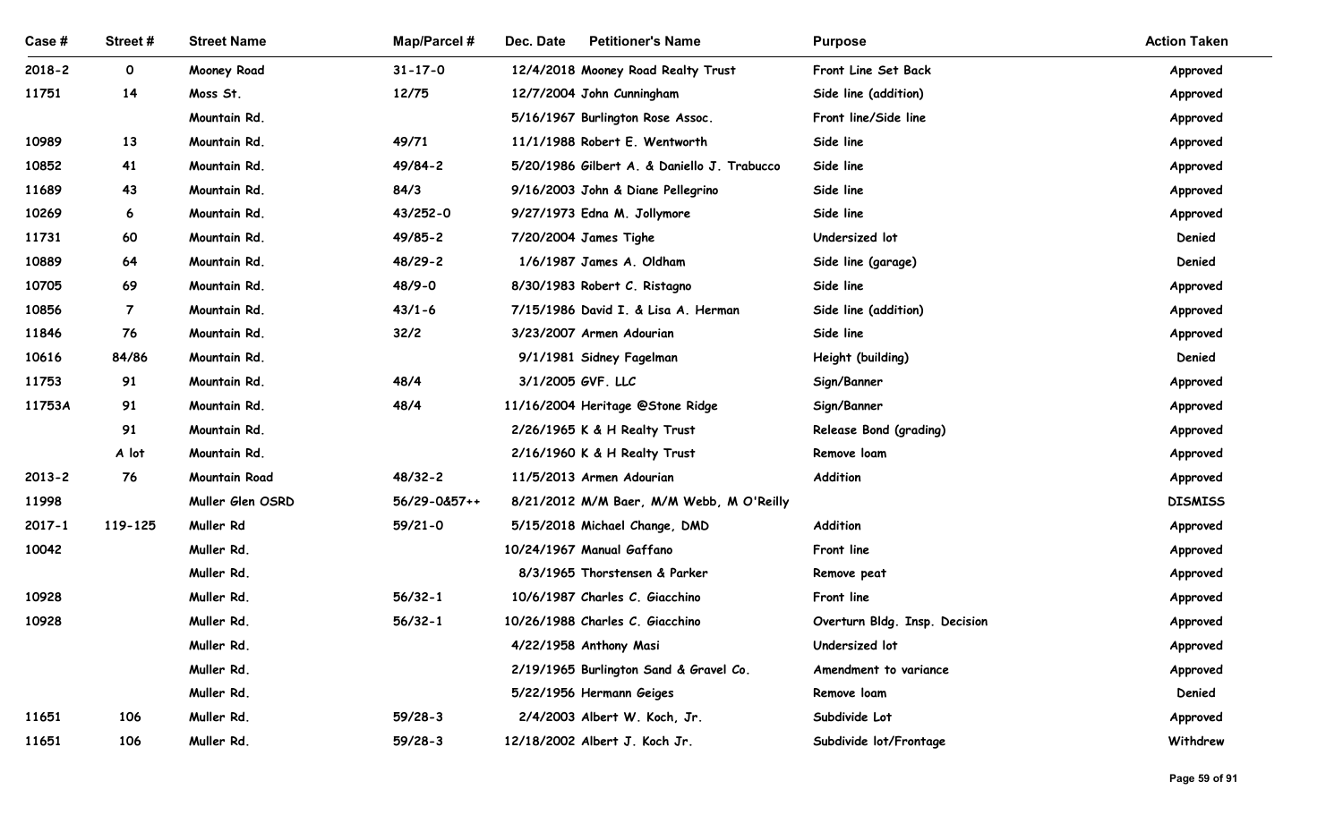| Case # | Street # | Street Name | Map/Parcel # | Dec. Date | Petitioner's Name | Purpose | Action Taken |
|---|---|---|---|---|---|---|---|
| 2018-2 | 0 | Mooney Road | 31-17-0 | 12/4/2018 | Mooney Road Realty Trust | Front Line Set Back | Approved |
| 11751 | 14 | Moss St. | 12/75 | 12/7/2004 | John Cunningham | Side line (addition) | Approved |
| | | Mountain Rd. | | 5/16/1967 | Burlington Rose Assoc. | Front line/Side line | Approved |
| 10989 | 13 | Mountain Rd. | 49/71 | 11/1/1988 | Robert E. Wentworth | Side line | Approved |
| 10852 | 41 | Mountain Rd. | 49/84-2 | 5/20/1986 | Gilbert A. & Daniello J. Trabucco | Side line | Approved |
| 11689 | 43 | Mountain Rd. | 84/3 | 9/16/2003 | John & Diane Pellegrino | Side line | Approved |
| 10269 | 6 | Mountain Rd. | 43/252-0 | 9/27/1973 | Edna M. Jollymore | Side line | Approved |
| 11731 | 60 | Mountain Rd. | 49/85-2 | 7/20/2004 | James Tighe | Undersized lot | Denied |
| 10889 | 64 | Mountain Rd. | 48/29-2 | 1/6/1987 | James A. Oldham | Side line (garage) | Denied |
| 10705 | 69 | Mountain Rd. | 48/9-0 | 8/30/1983 | Robert C. Ristagno | Side line | Approved |
| 10856 | 7 | Mountain Rd. | 43/1-6 | 7/15/1986 | David I. & Lisa A. Herman | Side line (addition) | Approved |
| 11846 | 76 | Mountain Rd. | 32/2 | 3/23/2007 | Armen Adourian | Side line | Approved |
| 10616 | 84/86 | Mountain Rd. | | 9/1/1981 | Sidney Fagelman | Height (building) | Denied |
| 11753 | 91 | Mountain Rd. | 48/4 | 3/1/2005 | GVF. LLC | Sign/Banner | Approved |
| 11753A | 91 | Mountain Rd. | 48/4 | 11/16/2004 | Heritage @Stone Ridge | Sign/Banner | Approved |
| | 91 | Mountain Rd. | | 2/26/1965 | K & H Realty Trust | Release Bond (grading) | Approved |
| | A lot | Mountain Rd. | | 2/16/1960 | K & H Realty Trust | Remove loam | Approved |
| 2013-2 | 76 | Mountain Road | 48/32-2 | 11/5/2013 | Armen Adourian | Addition | Approved |
| 11998 | | Muller Glen OSRD | 56/29-0&57++ | 8/21/2012 | M/M Baer, M/M Webb, M O'Reilly | | DISMISS |
| 2017-1 | 119-125 | Muller Rd | 59/21-0 | 5/15/2018 | Michael Change, DMD | Addition | Approved |
| 10042 | | Muller Rd. | | 10/24/1967 | Manual Gaffano | Front line | Approved |
| | | Muller Rd. | | 8/3/1965 | Thorstensen & Parker | Remove peat | Approved |
| 10928 | | Muller Rd. | 56/32-1 | 10/6/1987 | Charles C. Giacchino | Front line | Approved |
| 10928 | | Muller Rd. | 56/32-1 | 10/26/1988 | Charles C. Giacchino | Overturn Bldg. Insp. Decision | Approved |
| | | Muller Rd. | | 4/22/1958 | Anthony Masi | Undersized lot | Approved |
| | | Muller Rd. | | 2/19/1965 | Burlington Sand & Gravel Co. | Amendment to variance | Approved |
| | | Muller Rd. | | 5/22/1956 | Hermann Geiges | Remove loam | Denied |
| 11651 | 106 | Muller Rd. | 59/28-3 | 2/4/2003 | Albert W. Koch, Jr. | Subdivide Lot | Approved |
| 11651 | 106 | Muller Rd. | 59/28-3 | 12/18/2002 | Albert J. Koch Jr. | Subdivide lot/Frontage | Withdrew |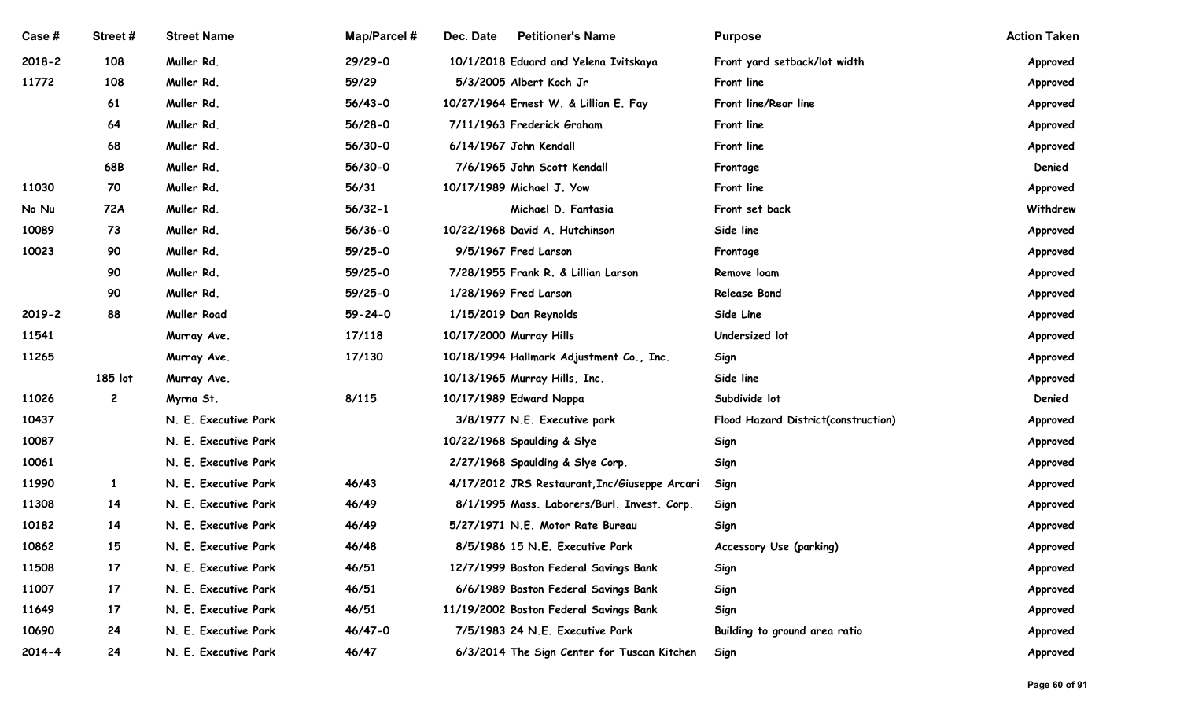| Case # | Street # | Street Name | Map/Parcel # | Dec. Date | Petitioner's Name | Purpose | Action Taken |
|---|---|---|---|---|---|---|---|
| 2018-2 | 108 | Muller Rd. | 29/29-0 | 10/1/2018 | Eduard and Yelena Ivitskaya | Front yard setback/lot width | Approved |
| 11772 | 108 | Muller Rd. | 59/29 | 5/3/2005 | Albert Koch Jr | Front line | Approved |
| | 61 | Muller Rd. | 56/43-0 | 10/27/1964 | Ernest W. & Lillian E. Fay | Front line/Rear line | Approved |
| | 64 | Muller Rd. | 56/28-0 | 7/11/1963 | Frederick Graham | Front line | Approved |
| | 68 | Muller Rd. | 56/30-0 | 6/14/1967 | John Kendall | Front line | Approved |
| | 68B | Muller Rd. | 56/30-0 | 7/6/1965 | John Scott Kendall | Frontage | Denied |
| 11030 | 70 | Muller Rd. | 56/31 | 10/17/1989 | Michael J. Yow | Front line | Approved |
| No Nu | 72A | Muller Rd. | 56/32-1 | | Michael D. Fantasia | Front set back | Withdrew |
| 10089 | 73 | Muller Rd. | 56/36-0 | 10/22/1968 | David A. Hutchinson | Side line | Approved |
| 10023 | 90 | Muller Rd. | 59/25-0 | 9/5/1967 | Fred Larson | Frontage | Approved |
| | 90 | Muller Rd. | 59/25-0 | 7/28/1955 | Frank R. & Lillian Larson | Remove loam | Approved |
| | 90 | Muller Rd. | 59/25-0 | 1/28/1969 | Fred Larson | Release Bond | Approved |
| 2019-2 | 88 | Muller Road | 59-24-0 | 1/15/2019 | Dan Reynolds | Side Line | Approved |
| 11541 | | Murray Ave. | 17/118 | 10/17/2000 | Murray Hills | Undersized lot | Approved |
| 11265 | | Murray Ave. | 17/130 | 10/18/1994 | Hallmark Adjustment Co., Inc. | Sign | Approved |
| | 185 lot | Murray Ave. | | 10/13/1965 | Murray Hills, Inc. | Side line | Approved |
| 11026 | 2 | Myrna St. | 8/115 | 10/17/1989 | Edward Nappa | Subdivide lot | Denied |
| 10437 | | N. E. Executive Park | | 3/8/1977 | N.E. Executive park | Flood Hazard District(construction) | Approved |
| 10087 | | N. E. Executive Park | | 10/22/1968 | Spaulding & Slye | Sign | Approved |
| 10061 | | N. E. Executive Park | | 2/27/1968 | Spaulding & Slye Corp. | Sign | Approved |
| 11990 | 1 | N. E. Executive Park | 46/43 | 4/17/2012 | JRS Restaurant,Inc/Giuseppe Arcari | Sign | Approved |
| 11308 | 14 | N. E. Executive Park | 46/49 | 8/1/1995 | Mass. Laborers/Burl. Invest. Corp. | Sign | Approved |
| 10182 | 14 | N. E. Executive Park | 46/49 | 5/27/1971 | N.E. Motor Rate Bureau | Sign | Approved |
| 10862 | 15 | N. E. Executive Park | 46/48 | 8/5/1986 | 15 N.E. Executive Park | Accessory Use (parking) | Approved |
| 11508 | 17 | N. E. Executive Park | 46/51 | 12/7/1999 | Boston Federal Savings Bank | Sign | Approved |
| 11007 | 17 | N. E. Executive Park | 46/51 | 6/6/1989 | Boston Federal Savings Bank | Sign | Approved |
| 11649 | 17 | N. E. Executive Park | 46/51 | 11/19/2002 | Boston Federal Savings Bank | Sign | Approved |
| 10690 | 24 | N. E. Executive Park | 46/47-0 | 7/5/1983 | 24 N.E. Executive Park | Building to ground area ratio | Approved |
| 2014-4 | 24 | N. E. Executive Park | 46/47 | 6/3/2014 | The Sign Center for Tuscan Kitchen | Sign | Approved |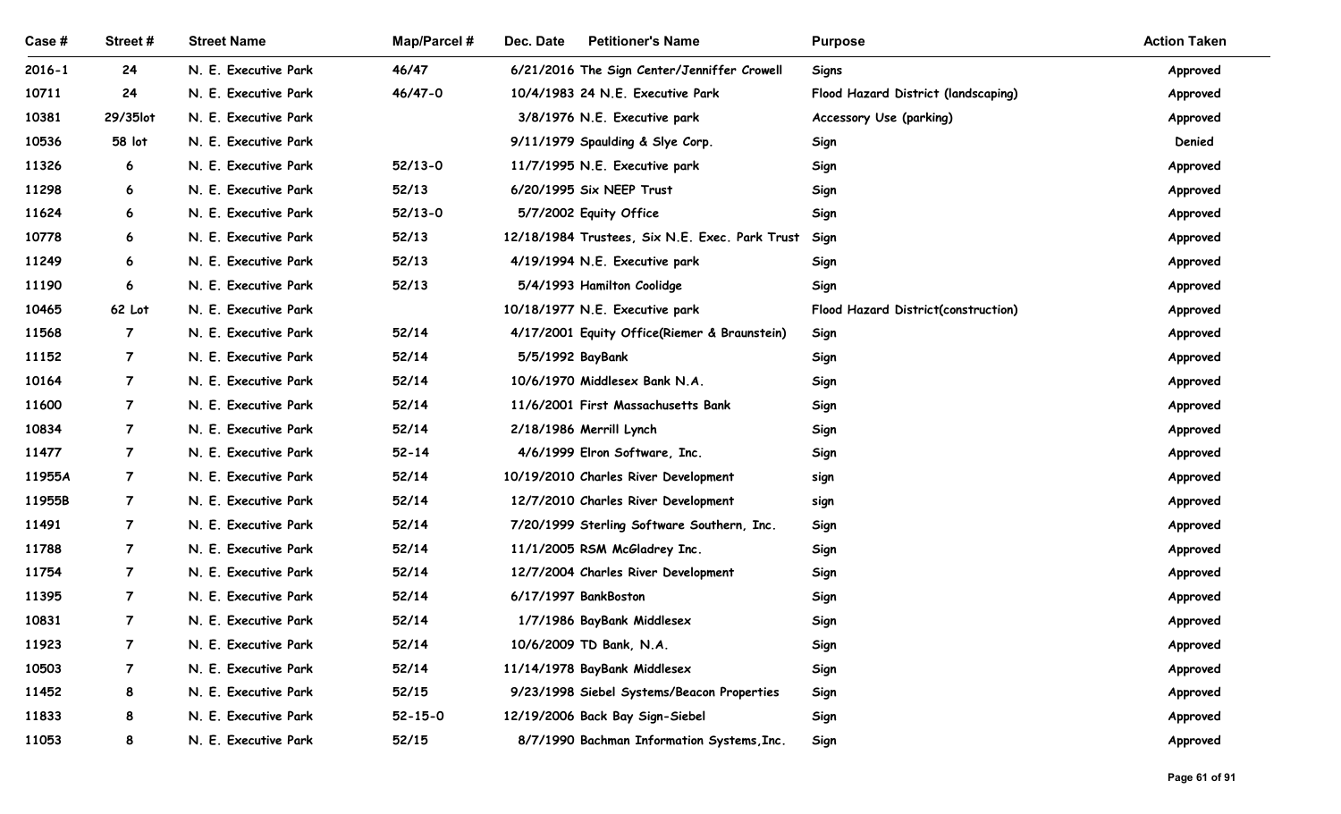| Case # | Street # | Street Name | Map/Parcel # | Dec. Date | Petitioner's Name | Purpose | Action Taken |
|---|---|---|---|---|---|---|---|
| 2016-1 | 24 | N. E. Executive Park | 46/47 | 6/21/2016 | The Sign Center/Jenniffer Crowell | Signs | Approved |
| 10711 | 24 | N. E. Executive Park | 46/47-0 | 10/4/1983 | 24 N.E. Executive Park | Flood Hazard District (landscaping) | Approved |
| 10381 | 29/35lot | N. E. Executive Park | | 3/8/1976 | N.E. Executive park | Accessory Use (parking) | Approved |
| 10536 | 58 lot | N. E. Executive Park | | 9/11/1979 | Spaulding & Slye Corp. | Sign | Denied |
| 11326 | 6 | N. E. Executive Park | 52/13-0 | 11/7/1995 | N.E. Executive park | Sign | Approved |
| 11298 | 6 | N. E. Executive Park | 52/13 | 6/20/1995 | Six NEEP Trust | Sign | Approved |
| 11624 | 6 | N. E. Executive Park | 52/13-0 | 5/7/2002 | Equity Office | Sign | Approved |
| 10778 | 6 | N. E. Executive Park | 52/13 | 12/18/1984 | Trustees, Six N.E. Exec. Park Trust | Sign | Approved |
| 11249 | 6 | N. E. Executive Park | 52/13 | 4/19/1994 | N.E. Executive park | Sign | Approved |
| 11190 | 6 | N. E. Executive Park | 52/13 | 5/4/1993 | Hamilton Coolidge | Sign | Approved |
| 10465 | 62 Lot | N. E. Executive Park | | 10/18/1977 | N.E. Executive park | Flood Hazard District(construction) | Approved |
| 11568 | 7 | N. E. Executive Park | 52/14 | 4/17/2001 | Equity Office(Riemer & Braunstein) | Sign | Approved |
| 11152 | 7 | N. E. Executive Park | 52/14 | 5/5/1992 | BayBank | Sign | Approved |
| 10164 | 7 | N. E. Executive Park | 52/14 | 10/6/1970 | Middlesex Bank N.A. | Sign | Approved |
| 11600 | 7 | N. E. Executive Park | 52/14 | 11/6/2001 | First Massachusetts Bank | Sign | Approved |
| 10834 | 7 | N. E. Executive Park | 52/14 | 2/18/1986 | Merrill Lynch | Sign | Approved |
| 11477 | 7 | N. E. Executive Park | 52-14 | 4/6/1999 | Elron Software, Inc. | Sign | Approved |
| 11955A | 7 | N. E. Executive Park | 52/14 | 10/19/2010 | Charles River Development | sign | Approved |
| 11955B | 7 | N. E. Executive Park | 52/14 | 12/7/2010 | Charles River Development | sign | Approved |
| 11491 | 7 | N. E. Executive Park | 52/14 | 7/20/1999 | Sterling Software Southern, Inc. | Sign | Approved |
| 11788 | 7 | N. E. Executive Park | 52/14 | 11/1/2005 | RSM McGladrey Inc. | Sign | Approved |
| 11754 | 7 | N. E. Executive Park | 52/14 | 12/7/2004 | Charles River Development | Sign | Approved |
| 11395 | 7 | N. E. Executive Park | 52/14 | 6/17/1997 | BankBoston | Sign | Approved |
| 10831 | 7 | N. E. Executive Park | 52/14 | 1/7/1986 | BayBank Middlesex | Sign | Approved |
| 11923 | 7 | N. E. Executive Park | 52/14 | 10/6/2009 | TD Bank, N.A. | Sign | Approved |
| 10503 | 7 | N. E. Executive Park | 52/14 | 11/14/1978 | BayBank Middlesex | Sign | Approved |
| 11452 | 8 | N. E. Executive Park | 52/15 | 9/23/1998 | Siebel Systems/Beacon Properties | Sign | Approved |
| 11833 | 8 | N. E. Executive Park | 52-15-0 | 12/19/2006 | Back Bay Sign-Siebel | Sign | Approved |
| 11053 | 8 | N. E. Executive Park | 52/15 | 8/7/1990 | Bachman Information Systems,Inc. | Sign | Approved |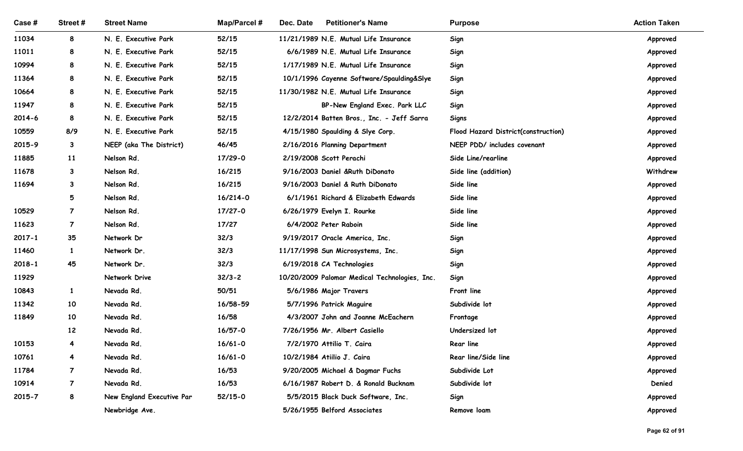| Case # | Street # | Street Name | Map/Parcel # | Dec. Date | Petitioner's Name | Purpose | Action Taken |
|---|---|---|---|---|---|---|---|
| 11034 | 8 | N. E. Executive Park | 52/15 | 11/21/1989 | N.E. Mutual Life Insurance | Sign | Approved |
| 11011 | 8 | N. E. Executive Park | 52/15 | 6/6/1989 | N.E. Mutual Life Insurance | Sign | Approved |
| 10994 | 8 | N. E. Executive Park | 52/15 | 1/17/1989 | N.E. Mutual Life Insurance | Sign | Approved |
| 11364 | 8 | N. E. Executive Park | 52/15 | 10/1/1996 | Cayenne Software/Spaulding&Slye | Sign | Approved |
| 10664 | 8 | N. E. Executive Park | 52/15 | 11/30/1982 | N.E. Mutual Life Insurance | Sign | Approved |
| 11947 | 8 | N. E. Executive Park | 52/15 | | BP-New England Exec. Park LLC | Sign | Approved |
| 2014-6 | 8 | N. E. Executive Park | 52/15 | 12/2/2014 | Batten Bros., Inc. - Jeff Sarra | Signs | Approved |
| 10559 | 8/9 | N. E. Executive Park | 52/15 | 4/15/1980 | Spaulding & Slye Corp. | Flood Hazard District(construction) | Approved |
| 2015-9 | 3 | NEEP (aka The District) | 46/45 | 2/16/2016 | Planning Department | NEEP PDD/ includes covenant | Approved |
| 11885 | 11 | Nelson Rd. | 17/29-0 | 2/19/2008 | Scott Perachi | Side Line/rearline | Approved |
| 11678 | 3 | Nelson Rd. | 16/215 | 9/16/2003 | Daniel &Ruth DiDonato | Side line (addition) | Withdrew |
| 11694 | 3 | Nelson Rd. | 16/215 | 9/16/2003 | Daniel & Ruth DiDonato | Side line | Approved |
| | 5 | Nelson Rd. | 16/214-0 | 6/1/1961 | Richard & Elizabeth Edwards | Side line | Approved |
| 10529 | 7 | Nelson Rd. | 17/27-0 | 6/26/1979 | Evelyn I. Rourke | Side line | Approved |
| 11623 | 7 | Nelson Rd. | 17/27 | 6/4/2002 | Peter Raboin | Side line | Approved |
| 2017-1 | 35 | Network Dr | 32/3 | 9/19/2017 | Oracle America, Inc. | Sign | Approved |
| 11460 | 1 | Network Dr. | 32/3 | 11/17/1998 | Sun Microsystems, Inc. | Sign | Approved |
| 2018-1 | 45 | Network Dr. | 32/3 | 6/19/2018 | CA Technologies | Sign | Approved |
| 11929 | | Network Drive | 32/3-2 | 10/20/2009 | Palomar Medical Technologies, Inc. | Sign | Approved |
| 10843 | 1 | Nevada Rd. | 50/51 | 5/6/1986 | Major Travers | Front line | Approved |
| 11342 | 10 | Nevada Rd. | 16/58-59 | 5/7/1996 | Patrick Maguire | Subdivide lot | Approved |
| 11849 | 10 | Nevada Rd. | 16/58 | 4/3/2007 | John and Joanne McEachern | Frontage | Approved |
| | 12 | Nevada Rd. | 16/57-0 | 7/26/1956 | Mr. Albert Casiello | Undersized lot | Approved |
| 10153 | 4 | Nevada Rd. | 16/61-0 | 7/2/1970 | Attilio T. Caira | Rear line | Approved |
| 10761 | 4 | Nevada Rd. | 16/61-0 | 10/2/1984 | Atiilio J. Caira | Rear line/Side line | Approved |
| 11784 | 7 | Nevada Rd. | 16/53 | 9/20/2005 | Michael & Dagmar Fuchs | Subdivide Lot | Approved |
| 10914 | 7 | Nevada Rd. | 16/53 | 6/16/1987 | Robert D. & Ronald Bucknam | Subdivide lot | Denied |
| 2015-7 | 8 | New England Executive Par | 52/15-0 | 5/5/2015 | Black Duck Software, Inc. | Sign | Approved |
| | | Newbridge Ave. | | 5/26/1955 | Belford Associates | Remove loam | Approved |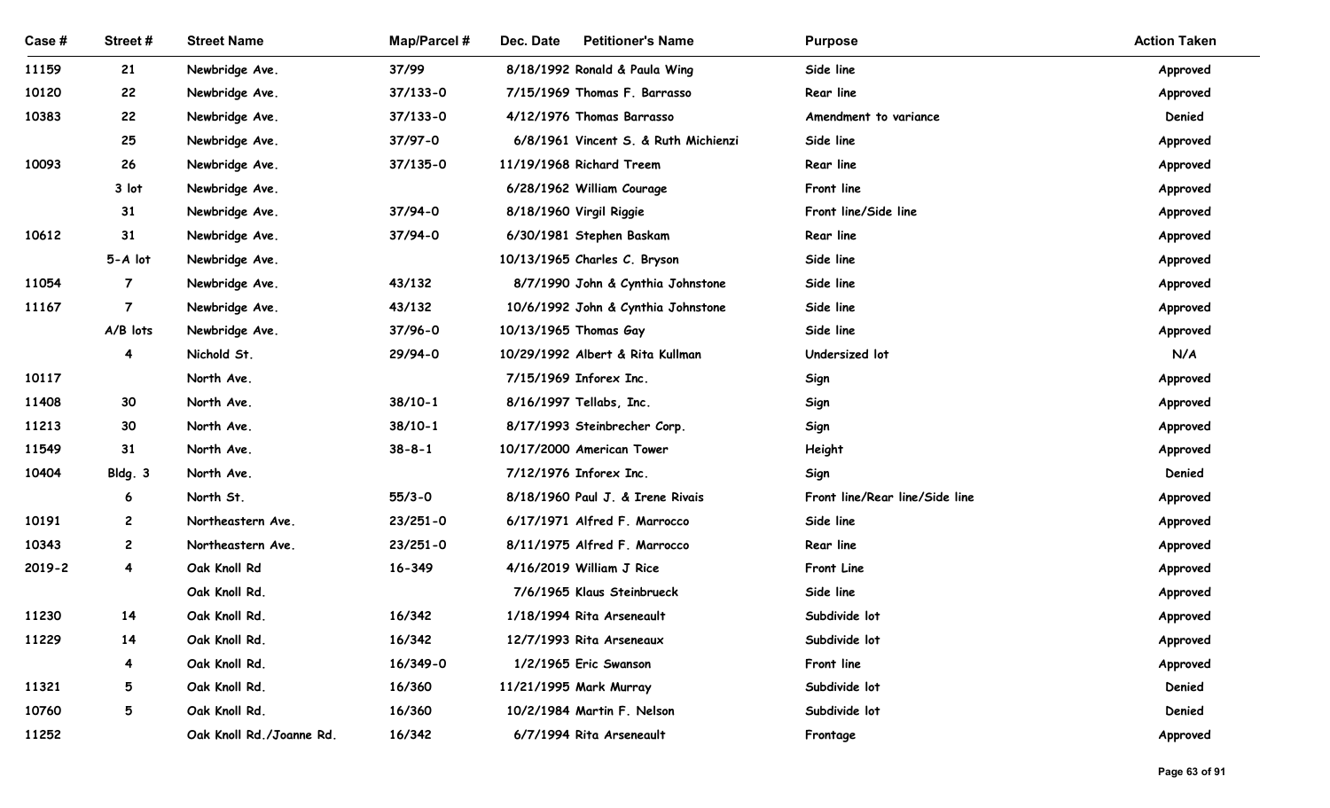| Case # | Street # | Street Name | Map/Parcel # | Dec. Date | Petitioner's Name | Purpose | Action Taken |
|---|---|---|---|---|---|---|---|
| 11159 | 21 | Newbridge Ave. | 37/99 | 8/18/1992 | Ronald & Paula Wing | Side line | Approved |
| 10120 | 22 | Newbridge Ave. | 37/133-0 | 7/15/1969 | Thomas F. Barrasso | Rear line | Approved |
| 10383 | 22 | Newbridge Ave. | 37/133-0 | 4/12/1976 | Thomas Barrasso | Amendment to variance | Denied |
| | 25 | Newbridge Ave. | 37/97-0 | 6/8/1961 | Vincent S. & Ruth Michienzi | Side line | Approved |
| 10093 | 26 | Newbridge Ave. | 37/135-0 | 11/19/1968 | Richard Treem | Rear line | Approved |
| | 3 lot | Newbridge Ave. | | 6/28/1962 | William Courage | Front line | Approved |
| | 31 | Newbridge Ave. | 37/94-0 | 8/18/1960 | Virgil Riggie | Front line/Side line | Approved |
| 10612 | 31 | Newbridge Ave. | 37/94-0 | 6/30/1981 | Stephen Baskam | Rear line | Approved |
| | 5-A lot | Newbridge Ave. | | 10/13/1965 | Charles C. Bryson | Side line | Approved |
| 11054 | 7 | Newbridge Ave. | 43/132 | 8/7/1990 | John & Cynthia Johnstone | Side line | Approved |
| 11167 | 7 | Newbridge Ave. | 43/132 | 10/6/1992 | John & Cynthia Johnstone | Side line | Approved |
| | A/B lots | Newbridge Ave. | 37/96-0 | 10/13/1965 | Thomas Gay | Side line | Approved |
| | 4 | Nichold St. | 29/94-0 | 10/29/1992 | Albert & Rita Kullman | Undersized lot | N/A |
| 10117 | | North Ave. | | 7/15/1969 | Inforex Inc. | Sign | Approved |
| 11408 | 30 | North Ave. | 38/10-1 | 8/16/1997 | Tellabs, Inc. | Sign | Approved |
| 11213 | 30 | North Ave. | 38/10-1 | 8/17/1993 | Steinbrecher Corp. | Sign | Approved |
| 11549 | 31 | North Ave. | 38-8-1 | 10/17/2000 | American Tower | Height | Approved |
| 10404 | Bldg. 3 | North Ave. | | 7/12/1976 | Inforex Inc. | Sign | Denied |
| | 6 | North St. | 55/3-0 | 8/18/1960 | Paul J. & Irene Rivais | Front line/Rear line/Side line | Approved |
| 10191 | 2 | Northeastern Ave. | 23/251-0 | 6/17/1971 | Alfred F. Marrocco | Side line | Approved |
| 10343 | 2 | Northeastern Ave. | 23/251-0 | 8/11/1975 | Alfred F. Marrocco | Rear line | Approved |
| 2019-2 | 4 | Oak Knoll Rd | 16-349 | 4/16/2019 | William J Rice | Front Line | Approved |
| | | Oak Knoll Rd. | | 7/6/1965 | Klaus Steinbrueck | Side line | Approved |
| 11230 | 14 | Oak Knoll Rd. | 16/342 | 1/18/1994 | Rita Arseneault | Subdivide lot | Approved |
| 11229 | 14 | Oak Knoll Rd. | 16/342 | 12/7/1993 | Rita Arseneaux | Subdivide lot | Approved |
| | 4 | Oak Knoll Rd. | 16/349-0 | 1/2/1965 | Eric Swanson | Front line | Approved |
| 11321 | 5 | Oak Knoll Rd. | 16/360 | 11/21/1995 | Mark Murray | Subdivide lot | Denied |
| 10760 | 5 | Oak Knoll Rd. | 16/360 | 10/2/1984 | Martin F. Nelson | Subdivide lot | Denied |
| 11252 | | Oak Knoll Rd./Joanne Rd. | 16/342 | 6/7/1994 | Rita Arseneault | Frontage | Approved |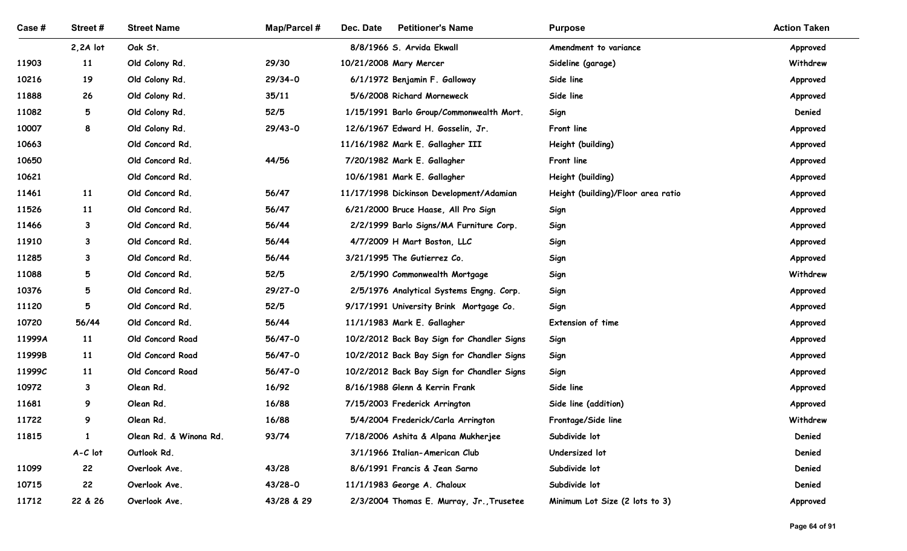| Case # | Street # | Street Name | Map/Parcel # | Dec. Date | Petitioner's Name | Purpose | Action Taken |
|---|---|---|---|---|---|---|---|
| | 2,2A lot | Oak St. | | 8/8/1966 | S. Arvida Ekwall | Amendment to variance | Approved |
| 11903 | 11 | Old Colony Rd. | 29/30 | 10/21/2008 | Mary Mercer | Sideline (garage) | Withdrew |
| 10216 | 19 | Old Colony Rd. | 29/34-0 | 6/1/1972 | Benjamin F. Galloway | Side line | Approved |
| 11888 | 26 | Old Colony Rd. | 35/11 | 5/6/2008 | Richard Morneweck | Side line | Approved |
| 11082 | 5 | Old Colony Rd. | 52/5 | 1/15/1991 | Barlo Group/Commonwealth Mort. | Sign | Denied |
| 10007 | 8 | Old Colony Rd. | 29/43-0 | 12/6/1967 | Edward H. Gosselin, Jr. | Front line | Approved |
| 10663 | | Old Concord Rd. | | 11/16/1982 | Mark E. Gallagher III | Height (building) | Approved |
| 10650 | | Old Concord Rd. | 44/56 | 7/20/1982 | Mark E. Gallagher | Front line | Approved |
| 10621 | | Old Concord Rd. | | 10/6/1981 | Mark E. Gallagher | Height (building) | Approved |
| 11461 | 11 | Old Concord Rd. | 56/47 | 11/17/1998 | Dickinson Development/Adamian | Height (building)/Floor area ratio | Approved |
| 11526 | 11 | Old Concord Rd. | 56/47 | 6/21/2000 | Bruce Haase, All Pro Sign | Sign | Approved |
| 11466 | 3 | Old Concord Rd. | 56/44 | 2/2/1999 | Barlo Signs/MA Furniture Corp. | Sign | Approved |
| 11910 | 3 | Old Concord Rd. | 56/44 | 4/7/2009 | H Mart Boston, LLC | Sign | Approved |
| 11285 | 3 | Old Concord Rd. | 56/44 | 3/21/1995 | The Gutierrez Co. | Sign | Approved |
| 11088 | 5 | Old Concord Rd. | 52/5 | 2/5/1990 | Commonwealth Mortgage | Sign | Withdrew |
| 10376 | 5 | Old Concord Rd. | 29/27-0 | 2/5/1976 | Analytical Systems Engng. Corp. | Sign | Approved |
| 11120 | 5 | Old Concord Rd. | 52/5 | 9/17/1991 | University Brink Mortgage Co. | Sign | Approved |
| 10720 | 56/44 | Old Concord Rd. | 56/44 | 11/1/1983 | Mark E. Gallagher | Extension of time | Approved |
| 11999A | 11 | Old Concord Road | 56/47-0 | 10/2/2012 | Back Bay Sign for Chandler Signs | Sign | Approved |
| 11999B | 11 | Old Concord Road | 56/47-0 | 10/2/2012 | Back Bay Sign for Chandler Signs | Sign | Approved |
| 11999C | 11 | Old Concord Road | 56/47-0 | 10/2/2012 | Back Bay Sign for Chandler Signs | Sign | Approved |
| 10972 | 3 | Olean Rd. | 16/92 | 8/16/1988 | Glenn & Kerrin Frank | Side line | Approved |
| 11681 | 9 | Olean Rd. | 16/88 | 7/15/2003 | Frederick Arrington | Side line (addition) | Approved |
| 11722 | 9 | Olean Rd. | 16/88 | 5/4/2004 | Frederick/Carla Arrington | Frontage/Side line | Withdrew |
| 11815 | 1 | Olean Rd. & Winona Rd. | 93/74 | 7/18/2006 | Ashita & Alpana Mukherjee | Subdivide lot | Denied |
| | A-C lot | Outlook Rd. | | 3/1/1966 | Italian-American Club | Undersized lot | Denied |
| 11099 | 22 | Overlook Ave. | 43/28 | 8/6/1991 | Francis & Jean Sarno | Subdivide lot | Denied |
| 10715 | 22 | Overlook Ave. | 43/28-0 | 11/1/1983 | George A. Chaloux | Subdivide lot | Denied |
| 11712 | 22 & 26 | Overlook Ave. | 43/28 & 29 | 2/3/2004 | Thomas E. Murray, Jr.,Trusetee | Minimum Lot Size (2 lots to 3) | Approved |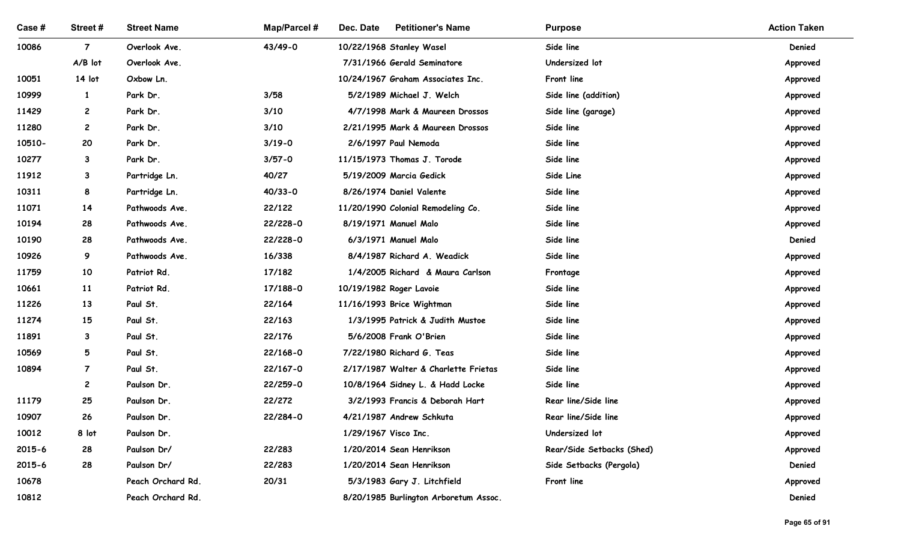| Case # | Street # | Street Name | Map/Parcel # | Dec. Date | Petitioner's Name | Purpose | Action Taken |
|---|---|---|---|---|---|---|---|
| 10086 | 7 | Overlook Ave. | 43/49-0 | 10/22/1968 | Stanley Wasel | Side line | Denied |
| | A/B lot | Overlook Ave. | | 7/31/1966 | Gerald Seminatore | Undersized lot | Approved |
| 10051 | 14 lot | Oxbow Ln. | | 10/24/1967 | Graham Associates Inc. | Front line | Approved |
| 10999 | 1 | Park Dr. | 3/58 | 5/2/1989 | Michael J. Welch | Side line (addition) | Approved |
| 11429 | 2 | Park Dr. | 3/10 | 4/7/1998 | Mark & Maureen Drossos | Side line (garage) | Approved |
| 11280 | 2 | Park Dr. | 3/10 | 2/21/1995 | Mark & Maureen Drossos | Side line | Approved |
| 10510- | 20 | Park Dr. | 3/19-0 | 2/6/1997 | Paul Nemoda | Side line | Approved |
| 10277 | 3 | Park Dr. | 3/57-0 | 11/15/1973 | Thomas J. Torode | Side line | Approved |
| 11912 | 3 | Partridge Ln. | 40/27 | 5/19/2009 | Marcia Gedick | Side Line | Approved |
| 10311 | 8 | Partridge Ln. | 40/33-0 | 8/26/1974 | Daniel Valente | Side line | Approved |
| 11071 | 14 | Pathwoods Ave. | 22/122 | 11/20/1990 | Colonial Remodeling Co. | Side line | Approved |
| 10194 | 28 | Pathwoods Ave. | 22/228-0 | 8/19/1971 | Manuel Malo | Side line | Approved |
| 10190 | 28 | Pathwoods Ave. | 22/228-0 | 6/3/1971 | Manuel Malo | Side line | Denied |
| 10926 | 9 | Pathwoods Ave. | 16/338 | 8/4/1987 | Richard A. Weadick | Side line | Approved |
| 11759 | 10 | Patriot Rd. | 17/182 | 1/4/2005 | Richard & Maura Carlson | Frontage | Approved |
| 10661 | 11 | Patriot Rd. | 17/188-0 | 10/19/1982 | Roger Lavoie | Side line | Approved |
| 11226 | 13 | Paul St. | 22/164 | 11/16/1993 | Brice Wightman | Side line | Approved |
| 11274 | 15 | Paul St. | 22/163 | 1/3/1995 | Patrick & Judith Mustoe | Side line | Approved |
| 11891 | 3 | Paul St. | 22/176 | 5/6/2008 | Frank O'Brien | Side line | Approved |
| 10569 | 5 | Paul St. | 22/168-0 | 7/22/1980 | Richard G. Teas | Side line | Approved |
| 10894 | 7 | Paul St. | 22/167-0 | 2/17/1987 | Walter & Charlette Frietas | Side line | Approved |
| | 2 | Paulson Dr. | 22/259-0 | 10/8/1964 | Sidney L. & Hadd Locke | Side line | Approved |
| 11179 | 25 | Paulson Dr. | 22/272 | 3/2/1993 | Francis & Deborah Hart | Rear line/Side line | Approved |
| 10907 | 26 | Paulson Dr. | 22/284-0 | 4/21/1987 | Andrew Schkuta | Rear line/Side line | Approved |
| 10012 | 8 lot | Paulson Dr. | | 1/29/1967 | Visco Inc. | Undersized lot | Approved |
| 2015-6 | 28 | Paulson Dr/ | 22/283 | 1/20/2014 | Sean Henrikson | Rear/Side Setbacks (Shed) | Approved |
| 2015-6 | 28 | Paulson Dr/ | 22/283 | 1/20/2014 | Sean Henrikson | Side Setbacks (Pergola) | Denied |
| 10678 | | Peach Orchard Rd. | 20/31 | 5/3/1983 | Gary J. Litchfield | Front line | Approved |
| 10812 | | Peach Orchard Rd. | | 8/20/1985 | Burlington Arboretum Assoc. | | Denied |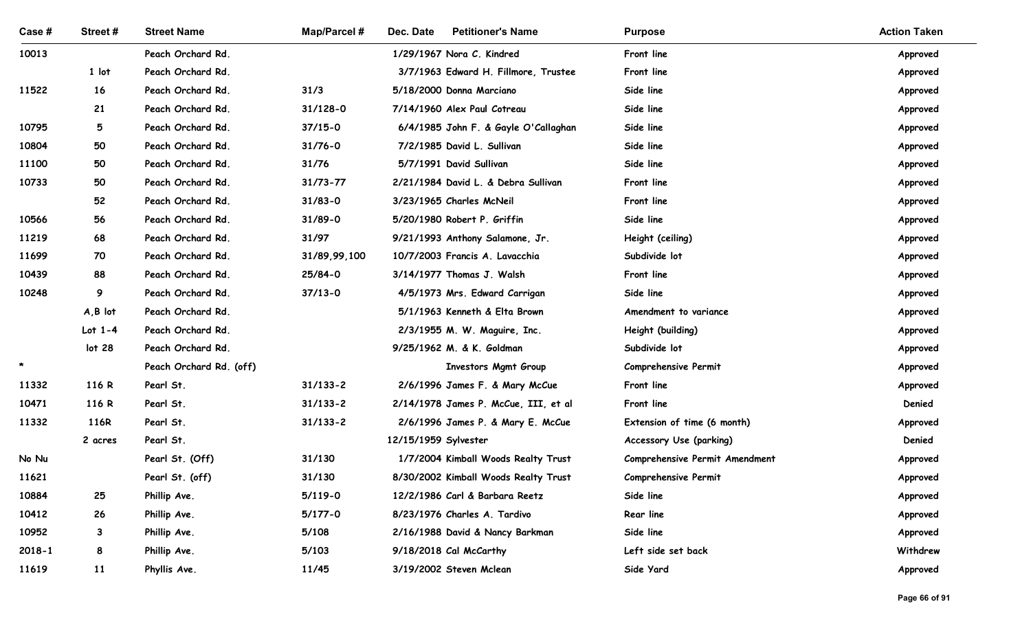| Case # | Street # | Street Name | Map/Parcel # | Dec. Date | Petitioner's Name | Purpose | Action Taken |
|---|---|---|---|---|---|---|---|
| 10013 | | Peach Orchard Rd. | | 1/29/1967 | Nora C. Kindred | Front line | Approved |
| | 1 lot | Peach Orchard Rd. | | 3/7/1963 | Edward H. Fillmore, Trustee | Front line | Approved |
| 11522 | 16 | Peach Orchard Rd. | 31/3 | 5/18/2000 | Donna Marciano | Side line | Approved |
| | 21 | Peach Orchard Rd. | 31/128-0 | 7/14/1960 | Alex Paul Cotreau | Side line | Approved |
| 10795 | 5 | Peach Orchard Rd. | 37/15-0 | 6/4/1985 | John F. & Gayle O'Callaghan | Side line | Approved |
| 10804 | 50 | Peach Orchard Rd. | 31/76-0 | 7/2/1985 | David L. Sullivan | Side line | Approved |
| 11100 | 50 | Peach Orchard Rd. | 31/76 | 5/7/1991 | David Sullivan | Side line | Approved |
| 10733 | 50 | Peach Orchard Rd. | 31/73-77 | 2/21/1984 | David L. & Debra Sullivan | Front line | Approved |
| | 52 | Peach Orchard Rd. | 31/83-0 | 3/23/1965 | Charles McNeil | Front line | Approved |
| 10566 | 56 | Peach Orchard Rd. | 31/89-0 | 5/20/1980 | Robert P. Griffin | Side line | Approved |
| 11219 | 68 | Peach Orchard Rd. | 31/97 | 9/21/1993 | Anthony Salamone, Jr. | Height (ceiling) | Approved |
| 11699 | 70 | Peach Orchard Rd. | 31/89,99,100 | 10/7/2003 | Francis A. Lavacchia | Subdivide lot | Approved |
| 10439 | 88 | Peach Orchard Rd. | 25/84-0 | 3/14/1977 | Thomas J. Walsh | Front line | Approved |
| 10248 | 9 | Peach Orchard Rd. | 37/13-0 | 4/5/1973 | Mrs. Edward Carrigan | Side line | Approved |
| | A,B lot | Peach Orchard Rd. | | 5/1/1963 | Kenneth & Elta Brown | Amendment to variance | Approved |
| | Lot 1-4 | Peach Orchard Rd. | | 2/3/1955 | M. W. Maguire, Inc. | Height (building) | Approved |
| | lot 28 | Peach Orchard Rd. | | 9/25/1962 | M. & K. Goldman | Subdivide lot | Approved |
| * | | Peach Orchard Rd. (off) | | | Investors Mgmt Group | Comprehensive Permit | Approved |
| 11332 | 116 R | Pearl St. | 31/133-2 | 2/6/1996 | James F. & Mary McCue | Front line | Approved |
| 10471 | 116 R | Pearl St. | 31/133-2 | 2/14/1978 | James P. McCue, III, et al | Front line | Denied |
| 11332 | 116R | Pearl St. | 31/133-2 | 2/6/1996 | James P. & Mary E. McCue | Extension of time (6 month) | Approved |
| | 2 acres | Pearl St. | | 12/15/1959 | Sylvester | Accessory Use (parking) | Denied |
| No Nu | | Pearl St. (Off) | 31/130 | 1/7/2004 | Kimball Woods Realty Trust | Comprehensive Permit Amendment | Approved |
| 11621 | | Pearl St. (off) | 31/130 | 8/30/2002 | Kimball Woods Realty Trust | Comprehensive Permit | Approved |
| 10884 | 25 | Phillip Ave. | 5/119-0 | 12/2/1986 | Carl & Barbara Reetz | Side line | Approved |
| 10412 | 26 | Phillip Ave. | 5/177-0 | 8/23/1976 | Charles A. Tardivo | Rear line | Approved |
| 10952 | 3 | Phillip Ave. | 5/108 | 2/16/1988 | David & Nancy Barkman | Side line | Approved |
| 2018-1 | 8 | Phillip Ave. | 5/103 | 9/18/2018 | Cal McCarthy | Left side set back | Withdrew |
| 11619 | 11 | Phyllis Ave. | 11/45 | 3/19/2002 | Steven Mclean | Side Yard | Approved |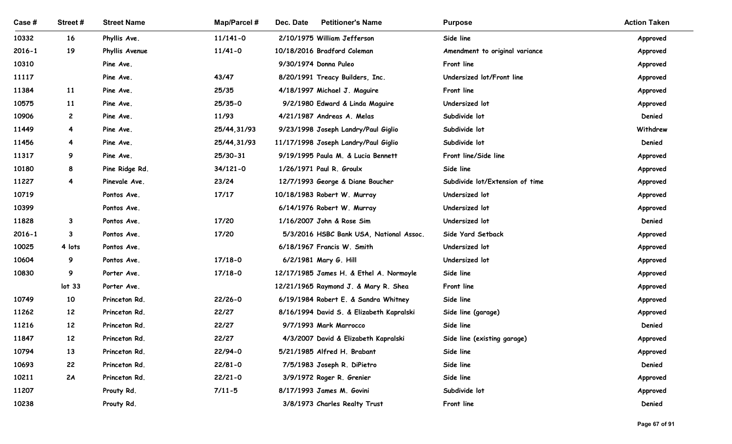| Case # | Street # | Street Name | Map/Parcel # | Dec. Date | Petitioner's Name | Purpose | Action Taken |
|---|---|---|---|---|---|---|---|
| 10332 | 16 | Phyllis Ave. | 11/141-0 | 2/10/1975 | William Jefferson | Side line | Approved |
| 2016-1 | 19 | Phyllis Avenue | 11/41-0 | 10/18/2016 | Bradford Coleman | Amendment to original variance | Approved |
| 10310 | | Pine Ave. | | 9/30/1974 | Donna Puleo | Front line | Approved |
| 11117 | | Pine Ave. | 43/47 | 8/20/1991 | Treacy Builders, Inc. | Undersized lot/Front line | Approved |
| 11384 | 11 | Pine Ave. | 25/35 | 4/18/1997 | Michael J. Maguire | Front line | Approved |
| 10575 | 11 | Pine Ave. | 25/35-0 | 9/2/1980 | Edward & Linda Maguire | Undersized lot | Approved |
| 10906 | 2 | Pine Ave. | 11/93 | 4/21/1987 | Andreas A. Melas | Subdivide lot | Denied |
| 11449 | 4 | Pine Ave. | 25/44,31/93 | 9/23/1998 | Joseph Landry/Paul Giglio | Subdivide lot | Withdrew |
| 11456 | 4 | Pine Ave. | 25/44,31/93 | 11/17/1998 | Joseph Landry/Paul Giglio | Subdivide lot | Denied |
| 11317 | 9 | Pine Ave. | 25/30-31 | 9/19/1995 | Paula M. & Lucia Bennett | Front line/Side line | Approved |
| 10180 | 8 | Pine Ridge Rd. | 34/121-0 | 1/26/1971 | Paul R. Groulx | Side line | Approved |
| 11227 | 4 | Pinevale Ave. | 23/24 | 12/7/1993 | George & Diane Boucher | Subdivide lot/Extension of time | Approved |
| 10719 | | Pontos Ave. | 17/17 | 10/18/1983 | Robert W. Murray | Undersized lot | Approved |
| 10399 | | Pontos Ave. | | 6/14/1976 | Robert W. Murray | Undersized lot | Approved |
| 11828 | 3 | Pontos Ave. | 17/20 | 1/16/2007 | John & Rose Sim | Undersized lot | Denied |
| 2016-1 | 3 | Pontos Ave. | 17/20 | 5/3/2016 | HSBC Bank USA, National Assoc. | Side Yard Setback | Approved |
| 10025 | 4 lots | Pontos Ave. | | 6/18/1967 | Francis W. Smith | Undersized lot | Approved |
| 10604 | 9 | Pontos Ave. | 17/18-0 | 6/2/1981 | Mary G. Hill | Undersized lot | Approved |
| 10830 | 9 | Porter Ave. | 17/18-0 | 12/17/1985 | James H. & Ethel A. Normoyle | Side line | Approved |
| | lot 33 | Porter Ave. | | 12/21/1965 | Raymond J. & Mary R. Shea | Front line | Approved |
| 10749 | 10 | Princeton Rd. | 22/26-0 | 6/19/1984 | Robert E. & Sandra Whitney | Side line | Approved |
| 11262 | 12 | Princeton Rd. | 22/27 | 8/16/1994 | David S. & Elizabeth Kapralski | Side line (garage) | Approved |
| 11216 | 12 | Princeton Rd. | 22/27 | 9/7/1993 | Mark Marrocco | Side line | Denied |
| 11847 | 12 | Princeton Rd. | 22/27 | 4/3/2007 | David & Elizabeth Kapralski | Side line (existing garage) | Approved |
| 10794 | 13 | Princeton Rd. | 22/94-0 | 5/21/1985 | Alfred H. Brabant | Side line | Approved |
| 10693 | 22 | Princeton Rd. | 22/81-0 | 7/5/1983 | Joseph R. DiPietro | Side line | Denied |
| 10211 | 2A | Princeton Rd. | 22/21-0 | 3/9/1972 | Roger R. Grenier | Side line | Approved |
| 11207 | | Prouty Rd. | 7/11-5 | 8/17/1993 | James M. Govini | Subdivide lot | Approved |
| 10238 | | Prouty Rd. | | 3/8/1973 | Charles Realty Trust | Front line | Denied |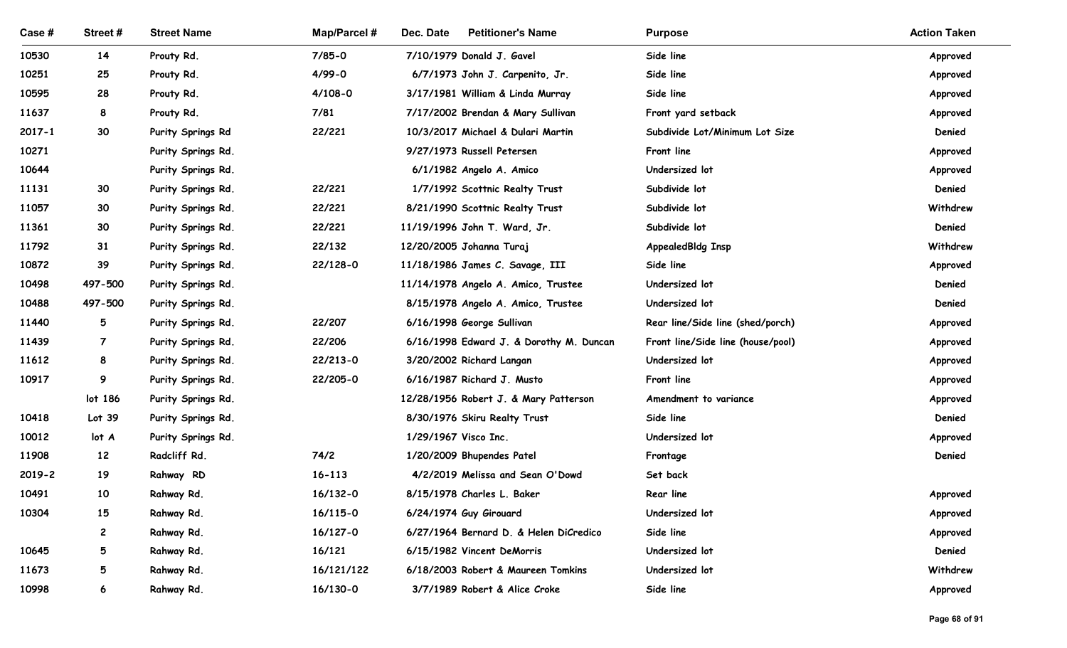| Case # | Street # | Street Name | Map/Parcel # | Dec. Date | Petitioner's Name | Purpose | Action Taken |
|---|---|---|---|---|---|---|---|
| 10530 | 14 | Prouty Rd. | 7/85-0 | 7/10/1979 | Donald J. Gavel | Side line | Approved |
| 10251 | 25 | Prouty Rd. | 4/99-0 | 6/7/1973 | John J. Carpenito, Jr. | Side line | Approved |
| 10595 | 28 | Prouty Rd. | 4/108-0 | 3/17/1981 | William & Linda Murray | Side line | Approved |
| 11637 | 8 | Prouty Rd. | 7/81 | 7/17/2002 | Brendan & Mary Sullivan | Front yard setback | Approved |
| 2017-1 | 30 | Purity Springs Rd | 22/221 | 10/3/2017 | Michael & Dulari Martin | Subdivide Lot/Minimum Lot Size | Denied |
| 10271 | | Purity Springs Rd. | | 9/27/1973 | Russell Petersen | Front line | Approved |
| 10644 | | Purity Springs Rd. | | 6/1/1982 | Angelo A. Amico | Undersized lot | Approved |
| 11131 | 30 | Purity Springs Rd. | 22/221 | 1/7/1992 | Scottnic Realty Trust | Subdivide lot | Denied |
| 11057 | 30 | Purity Springs Rd. | 22/221 | 8/21/1990 | Scottnic Realty Trust | Subdivide lot | Withdrew |
| 11361 | 30 | Purity Springs Rd. | 22/221 | 11/19/1996 | John T. Ward, Jr. | Subdivide lot | Denied |
| 11792 | 31 | Purity Springs Rd. | 22/132 | 12/20/2005 | Johanna Turaj | AppealedBldg Insp | Withdrew |
| 10872 | 39 | Purity Springs Rd. | 22/128-0 | 11/18/1986 | James C. Savage, III | Side line | Approved |
| 10498 | 497-500 | Purity Springs Rd. | | 11/14/1978 | Angelo A. Amico, Trustee | Undersized lot | Denied |
| 10488 | 497-500 | Purity Springs Rd. | | 8/15/1978 | Angelo A. Amico, Trustee | Undersized lot | Denied |
| 11440 | 5 | Purity Springs Rd. | 22/207 | 6/16/1998 | George Sullivan | Rear line/Side line (shed/porch) | Approved |
| 11439 | 7 | Purity Springs Rd. | 22/206 | 6/16/1998 | Edward J. & Dorothy M. Duncan | Front line/Side line (house/pool) | Approved |
| 11612 | 8 | Purity Springs Rd. | 22/213-0 | 3/20/2002 | Richard Langan | Undersized lot | Approved |
| 10917 | 9 | Purity Springs Rd. | 22/205-0 | 6/16/1987 | Richard J. Musto | Front line | Approved |
| | lot 186 | Purity Springs Rd. | | 12/28/1956 | Robert J. & Mary Patterson | Amendment to variance | Approved |
| 10418 | Lot 39 | Purity Springs Rd. | | 8/30/1976 | Skiru Realty Trust | Side line | Denied |
| 10012 | lot A | Purity Springs Rd. | | 1/29/1967 | Visco Inc. | Undersized lot | Approved |
| 11908 | 12 | Radcliff Rd. | 74/2 | 1/20/2009 | Bhupendes Patel | Frontage | Denied |
| 2019-2 | 19 | Rahway RD | 16-113 | 4/2/2019 | Melissa and Sean O'Dowd | Set back | |
| 10491 | 10 | Rahway Rd. | 16/132-0 | 8/15/1978 | Charles L. Baker | Rear line | Approved |
| 10304 | 15 | Rahway Rd. | 16/115-0 | 6/24/1974 | Guy Girouard | Undersized lot | Approved |
| | 2 | Rahway Rd. | 16/127-0 | 6/27/1964 | Bernard D. & Helen DiCredico | Side line | Approved |
| 10645 | 5 | Rahway Rd. | 16/121 | 6/15/1982 | Vincent DeMorris | Undersized lot | Denied |
| 11673 | 5 | Rahway Rd. | 16/121/122 | 6/18/2003 | Robert & Maureen Tomkins | Undersized lot | Withdrew |
| 10998 | 6 | Rahway Rd. | 16/130-0 | 3/7/1989 | Robert & Alice Croke | Side line | Approved |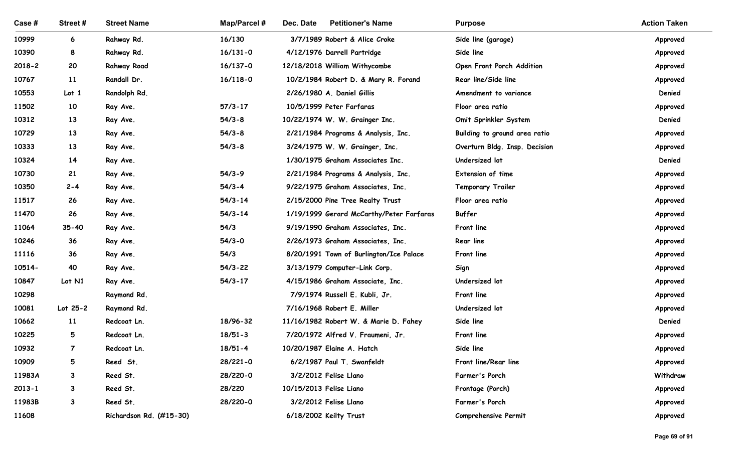| Case # | Street # | Street Name | Map/Parcel # | Dec. Date | Petitioner's Name | Purpose | Action Taken |
|---|---|---|---|---|---|---|---|
| 10999 | 6 | Rahway Rd. | 16/130 | 3/7/1989 | Robert & Alice Croke | Side line (garage) | Approved |
| 10390 | 8 | Rahway Rd. | 16/131-0 | 4/12/1976 | Darrell Partridge | Side line | Approved |
| 2018-2 | 20 | Rahway Road | 16/137-0 | 12/18/2018 | William Withycombe | Open Front Porch Addition | Approved |
| 10767 | 11 | Randall Dr. | 16/118-0 | 10/2/1984 | Robert D. & Mary R. Forand | Rear line/Side line | Approved |
| 10553 | Lot 1 | Randolph Rd. | | 2/26/1980 | A. Daniel Gillis | Amendment to variance | Denied |
| 11502 | 10 | Ray Ave. | 57/3-17 | 10/5/1999 | Peter Farfaras | Floor area ratio | Approved |
| 10312 | 13 | Ray Ave. | 54/3-8 | 10/22/1974 | W. W. Grainger Inc. | Omit Sprinkler System | Denied |
| 10729 | 13 | Ray Ave. | 54/3-8 | 2/21/1984 | Programs & Analysis, Inc. | Building to ground area ratio | Approved |
| 10333 | 13 | Ray Ave. | 54/3-8 | 3/24/1975 | W. W. Grainger, Inc. | Overturn Bldg. Insp. Decision | Approved |
| 10324 | 14 | Ray Ave. | | 1/30/1975 | Graham Associates Inc. | Undersized lot | Denied |
| 10730 | 21 | Ray Ave. | 54/3-9 | 2/21/1984 | Programs & Analysis, Inc. | Extension of time | Approved |
| 10350 | 2-4 | Ray Ave. | 54/3-4 | 9/22/1975 | Graham Associates, Inc. | Temporary Trailer | Approved |
| 11517 | 26 | Ray Ave. | 54/3-14 | 2/15/2000 | Pine Tree Realty Trust | Floor area ratio | Approved |
| 11470 | 26 | Ray Ave. | 54/3-14 | 1/19/1999 | Gerard McCarthy/Peter Farfaras | Buffer | Approved |
| 11064 | 35-40 | Ray Ave. | 54/3 | 9/19/1990 | Graham Associates, Inc. | Front line | Approved |
| 10246 | 36 | Ray Ave. | 54/3-0 | 2/26/1973 | Graham Associates, Inc. | Rear line | Approved |
| 11116 | 36 | Ray Ave. | 54/3 | 8/20/1991 | Town of Burlington/Ice Palace | Front line | Approved |
| 10514- | 40 | Ray Ave. | 54/3-22 | 3/13/1979 | Computer-Link Corp. | Sign | Approved |
| 10847 | Lot N1 | Ray Ave. | 54/3-17 | 4/15/1986 | Graham Associate, Inc. | Undersized lot | Approved |
| 10298 | | Raymond Rd. | | 7/9/1974 | Russell E. Kubli, Jr. | Front line | Approved |
| 10081 | Lot 25-2 | Raymond Rd. | | 7/16/1968 | Robert E. Miller | Undersized lot | Approved |
| 10662 | 11 | Redcoat Ln. | 18/96-32 | 11/16/1982 | Robert W. & Marie D. Fahey | Side line | Denied |
| 10225 | 5 | Redcoat Ln. | 18/51-3 | 7/20/1972 | Alfred V. Fraumeni, Jr. | Front line | Approved |
| 10932 | 7 | Redcoat Ln. | 18/51-4 | 10/20/1987 | Elaine A. Hatch | Side line | Approved |
| 10909 | 5 | Reed St. | 28/221-0 | 6/2/1987 | Paul T. Swanfeldt | Front line/Rear line | Approved |
| 11983A | 3 | Reed St. | 28/220-0 | 3/2/2012 | Felise Llano | Farmer's Porch | Withdraw |
| 2013-1 | 3 | Reed St. | 28/220 | 10/15/2013 | Felise Liano | Frontage (Porch) | Approved |
| 11983B | 3 | Reed St. | 28/220-0 | 3/2/2012 | Felise Llano | Farmer's Porch | Approved |
| 11608 | | Richardson Rd. (#15-30) | | 6/18/2002 | Keilty Trust | Comprehensive Permit | Approved |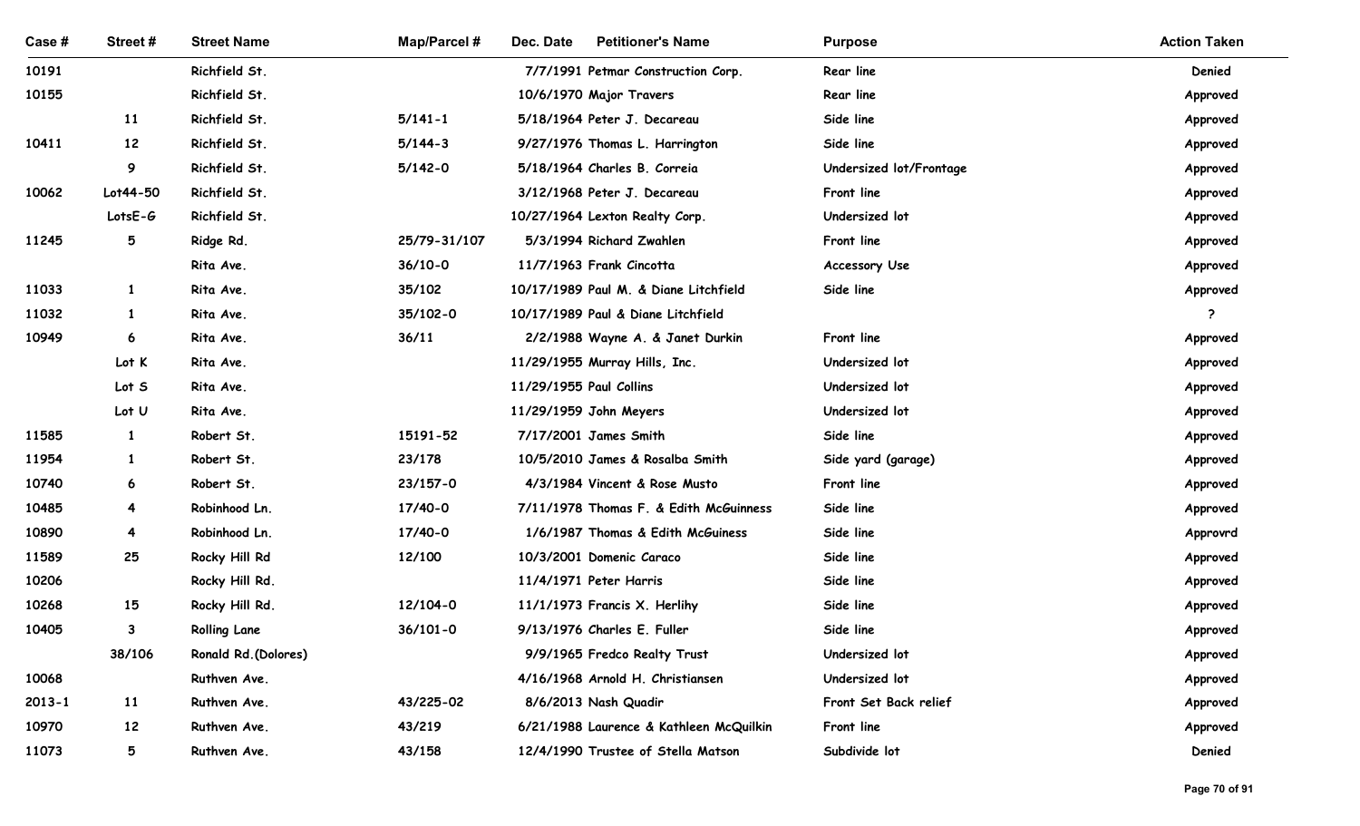| Case # | Street # | Street Name | Map/Parcel # | Dec. Date | Petitioner's Name | Purpose | Action Taken |
|---|---|---|---|---|---|---|---|
| 10191 | | Richfield St. | | 7/7/1991 | Petmar Construction Corp. | Rear line | Denied |
| 10155 | | Richfield St. | | 10/6/1970 | Major Travers | Rear line | Approved |
| | 11 | Richfield St. | 5/141-1 | 5/18/1964 | Peter J. Decareau | Side line | Approved |
| 10411 | 12 | Richfield St. | 5/144-3 | 9/27/1976 | Thomas L. Harrington | Side line | Approved |
| | 9 | Richfield St. | 5/142-0 | 5/18/1964 | Charles B. Correia | Undersized lot/Frontage | Approved |
| 10062 | Lot44-50 | Richfield St. | | 3/12/1968 | Peter J. Decareau | Front line | Approved |
| | LotsE-G | Richfield St. | | 10/27/1964 | Lexton Realty Corp. | Undersized lot | Approved |
| 11245 | 5 | Ridge Rd. | 25/79-31/107 | 5/3/1994 | Richard Zwahlen | Front line | Approved |
| | | Rita Ave. | 36/10-0 | 11/7/1963 | Frank Cincotta | Accessory Use | Approved |
| 11033 | 1 | Rita Ave. | 35/102 | 10/17/1989 | Paul M. & Diane Litchfield | Side line | Approved |
| 11032 | 1 | Rita Ave. | 35/102-0 | 10/17/1989 | Paul & Diane Litchfield | | ? |
| 10949 | 6 | Rita Ave. | 36/11 | 2/2/1988 | Wayne A. & Janet Durkin | Front line | Approved |
| | Lot K | Rita Ave. | | 11/29/1955 | Murray Hills, Inc. | Undersized lot | Approved |
| | Lot S | Rita Ave. | | 11/29/1955 | Paul Collins | Undersized lot | Approved |
| | Lot U | Rita Ave. | | 11/29/1959 | John Meyers | Undersized lot | Approved |
| 11585 | 1 | Robert St. | 15191-52 | 7/17/2001 | James Smith | Side line | Approved |
| 11954 | 1 | Robert St. | 23/178 | 10/5/2010 | James & Rosalba Smith | Side yard (garage) | Approved |
| 10740 | 6 | Robert St. | 23/157-0 | 4/3/1984 | Vincent & Rose Musto | Front line | Approved |
| 10485 | 4 | Robinhood Ln. | 17/40-0 | 7/11/1978 | Thomas F. & Edith McGuinness | Side line | Approved |
| 10890 | 4 | Robinhood Ln. | 17/40-0 | 1/6/1987 | Thomas & Edith McGuiness | Side line | Approvrd |
| 11589 | 25 | Rocky Hill Rd | 12/100 | 10/3/2001 | Domenic Caraco | Side line | Approved |
| 10206 | | Rocky Hill Rd. | | 11/4/1971 | Peter Harris | Side line | Approved |
| 10268 | 15 | Rocky Hill Rd. | 12/104-0 | 11/1/1973 | Francis X. Herlihy | Side line | Approved |
| 10405 | 3 | Rolling Lane | 36/101-0 | 9/13/1976 | Charles E. Fuller | Side line | Approved |
| | 38/106 | Ronald Rd.(Dolores) | | 9/9/1965 | Fredco Realty Trust | Undersized lot | Approved |
| 10068 | | Ruthven Ave. | | 4/16/1968 | Arnold H. Christiansen | Undersized lot | Approved |
| 2013-1 | 11 | Ruthven Ave. | 43/225-02 | 8/6/2013 | Nash Quadir | Front Set Back relief | Approved |
| 10970 | 12 | Ruthven Ave. | 43/219 | 6/21/1988 | Laurence & Kathleen McQuilkin | Front line | Approved |
| 11073 | 5 | Ruthven Ave. | 43/158 | 12/4/1990 | Trustee of Stella Matson | Subdivide lot | Denied |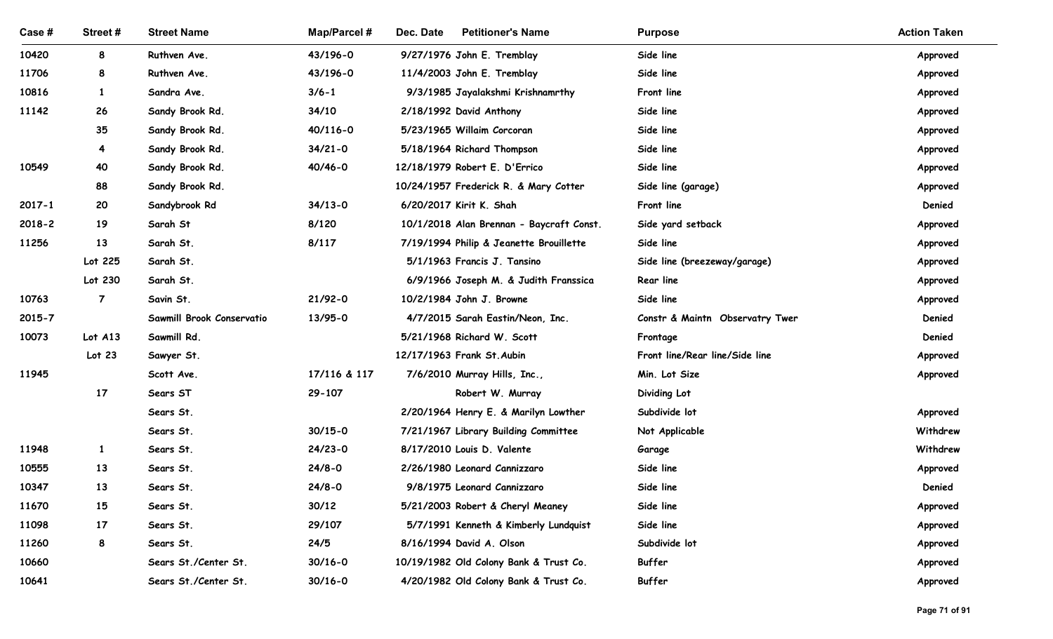| Case # | Street # | Street Name | Map/Parcel # | Dec. Date | Petitioner's Name | Purpose | Action Taken |
|---|---|---|---|---|---|---|---|
| 10420 | 8 | Ruthven Ave. | 43/196-0 | 9/27/1976 | John E. Tremblay | Side line | Approved |
| 11706 | 8 | Ruthven Ave. | 43/196-0 | 11/4/2003 | John E. Tremblay | Side line | Approved |
| 10816 | 1 | Sandra Ave. | 3/6-1 | 9/3/1985 | Jayalakshmi Krishnamrthy | Front line | Approved |
| 11142 | 26 | Sandy Brook Rd. | 34/10 | 2/18/1992 | David Anthony | Side line | Approved |
| | 35 | Sandy Brook Rd. | 40/116-0 | 5/23/1965 | Willaim Corcoran | Side line | Approved |
| | 4 | Sandy Brook Rd. | 34/21-0 | 5/18/1964 | Richard Thompson | Side line | Approved |
| 10549 | 40 | Sandy Brook Rd. | 40/46-0 | 12/18/1979 | Robert E. D'Errico | Side line | Approved |
| | 88 | Sandy Brook Rd. | | 10/24/1957 | Frederick R. & Mary Cotter | Side line (garage) | Approved |
| 2017-1 | 20 | Sandybrook Rd | 34/13-0 | 6/20/2017 | Kirit K. Shah | Front line | Denied |
| 2018-2 | 19 | Sarah St | 8/120 | 10/1/2018 | Alan Brennan - Baycraft Const. | Side yard setback | Approved |
| 11256 | 13 | Sarah St. | 8/117 | 7/19/1994 | Philip & Jeanette Brouillette | Side line | Approved |
| | Lot 225 | Sarah St. | | 5/1/1963 | Francis J. Tansino | Side line (breezeway/garage) | Approved |
| | Lot 230 | Sarah St. | | 6/9/1966 | Joseph M. & Judith Franssica | Rear line | Approved |
| 10763 | 7 | Savin St. | 21/92-0 | 10/2/1984 | John J. Browne | Side line | Approved |
| 2015-7 | | Sawmill Brook Conservatio | 13/95-0 | 4/7/2015 | Sarah Eastin/Neon, Inc. | Constr & Maintn Observatry Twer | Denied |
| 10073 | Lot A13 | Sawmill Rd. | | 5/21/1968 | Richard W. Scott | Frontage | Denied |
| | Lot 23 | Sawyer St. | | 12/17/1963 | Frank St.Aubin | Front line/Rear line/Side line | Approved |
| 11945 | | Scott Ave. | 17/116 & 117 | 7/6/2010 | Murray Hills, Inc., | Min. Lot Size | Approved |
| | 17 | Sears ST | 29-107 | | Robert W. Murray | Dividing Lot | |
| | | Sears St. | | 2/20/1964 | Henry E. & Marilyn Lowther | Subdivide lot | Approved |
| | | Sears St. | 30/15-0 | 7/21/1967 | Library Building Committee | Not Applicable | Withdrew |
| 11948 | 1 | Sears St. | 24/23-0 | 8/17/2010 | Louis D. Valente | Garage | Withdrew |
| 10555 | 13 | Sears St. | 24/8-0 | 2/26/1980 | Leonard Cannizzaro | Side line | Approved |
| 10347 | 13 | Sears St. | 24/8-0 | 9/8/1975 | Leonard Cannizzaro | Side line | Denied |
| 11670 | 15 | Sears St. | 30/12 | 5/21/2003 | Robert & Cheryl Meaney | Side line | Approved |
| 11098 | 17 | Sears St. | 29/107 | 5/7/1991 | Kenneth & Kimberly Lundquist | Side line | Approved |
| 11260 | 8 | Sears St. | 24/5 | 8/16/1994 | David A. Olson | Subdivide lot | Approved |
| 10660 | | Sears St./Center St. | 30/16-0 | 10/19/1982 | Old Colony Bank & Trust Co. | Buffer | Approved |
| 10641 | | Sears St./Center St. | 30/16-0 | 4/20/1982 | Old Colony Bank & Trust Co. | Buffer | Approved |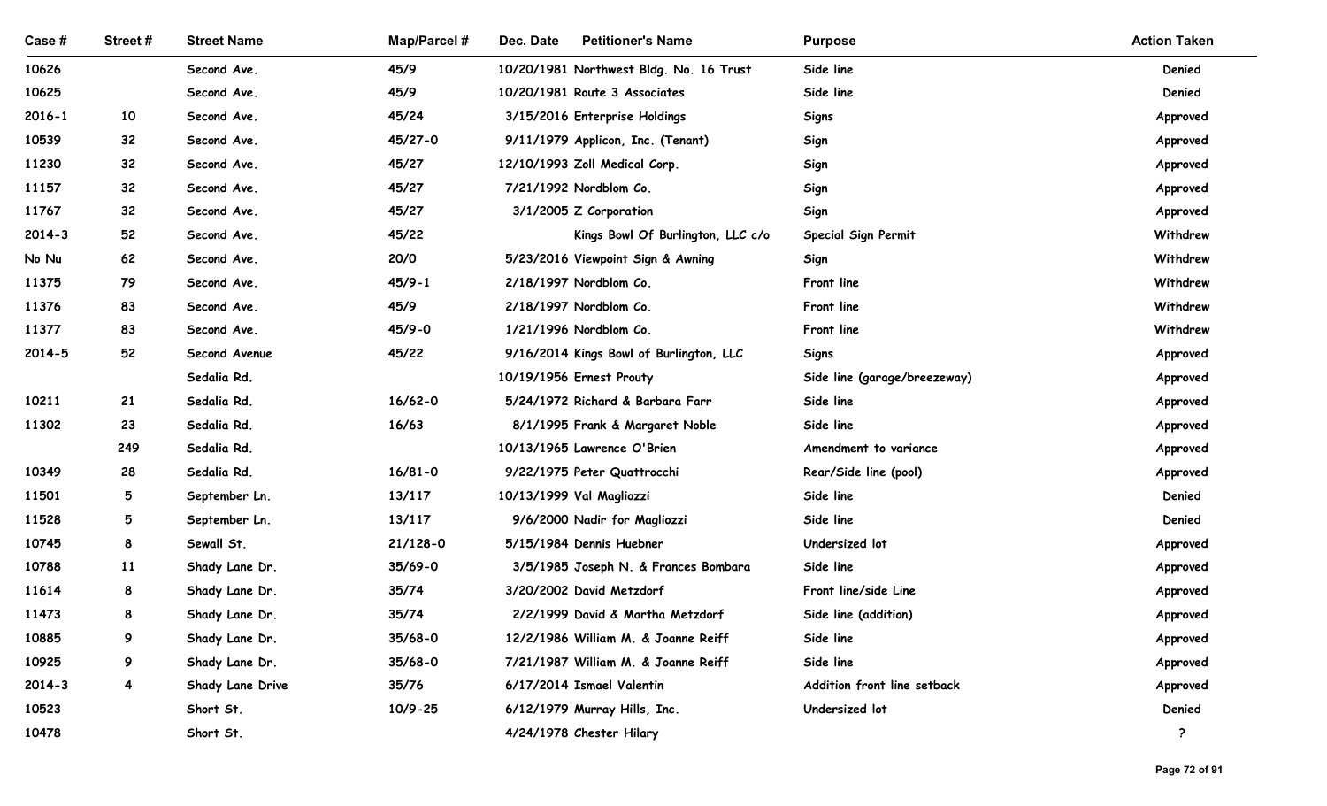| Case # | Street # | Street Name | Map/Parcel # | Dec. Date | Petitioner's Name | Purpose | Action Taken |
|---|---|---|---|---|---|---|---|
| 10626 | | Second Ave. | 45/9 | 10/20/1981 | Northwest Bldg. No. 16 Trust | Side line | Denied |
| 10625 | | Second Ave. | 45/9 | 10/20/1981 | Route 3 Associates | Side line | Denied |
| 2016-1 | 10 | Second Ave. | 45/24 | 3/15/2016 | Enterprise Holdings | Signs | Approved |
| 10539 | 32 | Second Ave. | 45/27-0 | 9/11/1979 | Applicon, Inc. (Tenant) | Sign | Approved |
| 11230 | 32 | Second Ave. | 45/27 | 12/10/1993 | Zoll Medical Corp. | Sign | Approved |
| 11157 | 32 | Second Ave. | 45/27 | 7/21/1992 | Nordblom Co. | Sign | Approved |
| 11767 | 32 | Second Ave. | 45/27 | 3/1/2005 | Z Corporation | Sign | Approved |
| 2014-3 | 52 | Second Ave. | 45/22 | | Kings Bowl Of Burlington, LLC c/o | Special Sign Permit | Withdrew |
| No Nu | 62 | Second Ave. | 20/0 | 5/23/2016 | Viewpoint Sign & Awning | Sign | Withdrew |
| 11375 | 79 | Second Ave. | 45/9-1 | 2/18/1997 | Nordblom Co. | Front line | Withdrew |
| 11376 | 83 | Second Ave. | 45/9 | 2/18/1997 | Nordblom Co. | Front line | Withdrew |
| 11377 | 83 | Second Ave. | 45/9-0 | 1/21/1996 | Nordblom Co. | Front line | Withdrew |
| 2014-5 | 52 | Second Avenue | 45/22 | 9/16/2014 | Kings Bowl of Burlington, LLC | Signs | Approved |
| | | Sedalia Rd. | | 10/19/1956 | Ernest Prouty | Side line (garage/breezeway) | Approved |
| 10211 | 21 | Sedalia Rd. | 16/62-0 | 5/24/1972 | Richard & Barbara Farr | Side line | Approved |
| 11302 | 23 | Sedalia Rd. | 16/63 | 8/1/1995 | Frank & Margaret Noble | Side line | Approved |
| | 249 | Sedalia Rd. | | 10/13/1965 | Lawrence O'Brien | Amendment to variance | Approved |
| 10349 | 28 | Sedalia Rd. | 16/81-0 | 9/22/1975 | Peter Quattrocchi | Rear/Side line (pool) | Approved |
| 11501 | 5 | September Ln. | 13/117 | 10/13/1999 | Val Magliozzi | Side line | Denied |
| 11528 | 5 | September Ln. | 13/117 | 9/6/2000 | Nadir for Magliozzi | Side line | Denied |
| 10745 | 8 | Sewall St. | 21/128-0 | 5/15/1984 | Dennis Huebner | Undersized lot | Approved |
| 10788 | 11 | Shady Lane Dr. | 35/69-0 | 3/5/1985 | Joseph N. & Frances Bombara | Side line | Approved |
| 11614 | 8 | Shady Lane Dr. | 35/74 | 3/20/2002 | David Metzdorf | Front line/side Line | Approved |
| 11473 | 8 | Shady Lane Dr. | 35/74 | 2/2/1999 | David & Martha Metzdorf | Side line (addition) | Approved |
| 10885 | 9 | Shady Lane Dr. | 35/68-0 | 12/2/1986 | William M. & Joanne Reiff | Side line | Approved |
| 10925 | 9 | Shady Lane Dr. | 35/68-0 | 7/21/1987 | William M. & Joanne Reiff | Side line | Approved |
| 2014-3 | 4 | Shady Lane Drive | 35/76 | 6/17/2014 | Ismael Valentin | Addition front line setback | Approved |
| 10523 | | Short St. | 10/9-25 | 6/12/1979 | Murray Hills, Inc. | Undersized lot | Denied |
| 10478 | | Short St. | | 4/24/1978 | Chester Hilary | | ? |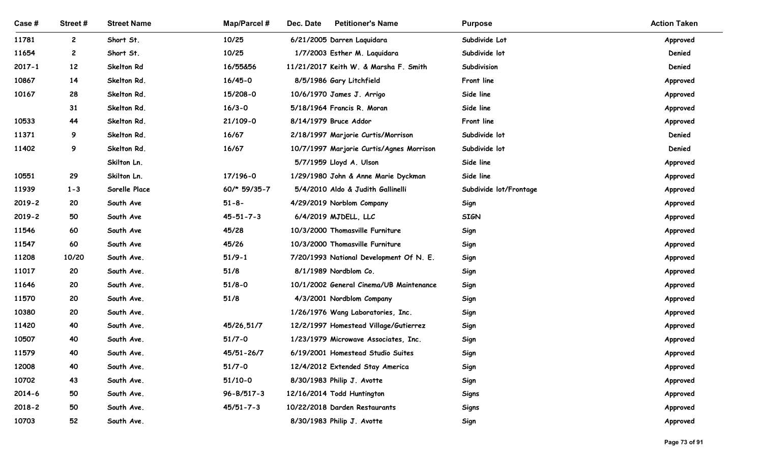| Case # | Street # | Street Name | Map/Parcel # | Dec. Date | Petitioner's Name | Purpose | Action Taken |
|---|---|---|---|---|---|---|---|
| 11781 | 2 | Short St. | 10/25 | 6/21/2005 | Darren Laquidara | Subdivide Lot | Approved |
| 11654 | 2 | Short St. | 10/25 | 1/7/2003 | Esther M. Laquidara | Subdivide lot | Denied |
| 2017-1 | 12 | Skelton Rd | 16/55&56 | 11/21/2017 | Keith W. & Marsha F. Smith | Subdivision | Denied |
| 10867 | 14 | Skelton Rd. | 16/45-0 | 8/5/1986 | Gary Litchfield | Front line | Approved |
| 10167 | 28 | Skelton Rd. | 15/208-0 | 10/6/1970 | James J. Arrigo | Side line | Approved |
| | 31 | Skelton Rd. | 16/3-0 | 5/18/1964 | Francis R. Moran | Side line | Approved |
| 10533 | 44 | Skelton Rd. | 21/109-0 | 8/14/1979 | Bruce Addor | Front line | Approved |
| 11371 | 9 | Skelton Rd. | 16/67 | 2/18/1997 | Marjorie Curtis/Morrison | Subdivide lot | Denied |
| 11402 | 9 | Skelton Rd. | 16/67 | 10/7/1997 | Marjorie Curtis/Agnes Morrison | Subdivide lot | Denied |
| | | Skilton Ln. | | 5/7/1959 | Lloyd A. Ulson | Side line | Approved |
| 10551 | 29 | Skilton Ln. | 17/196-0 | 1/29/1980 | John & Anne Marie Dyckman | Side line | Approved |
| 11939 | 1-3 | Sorelle Place | 60/* 59/35-7 | 5/4/2010 | Aldo & Judith Gallinelli | Subdivide lot/Frontage | Approved |
| 2019-2 | 20 | South Ave | 51-8- | 4/29/2019 | Norblom Company | Sign | Approved |
| 2019-2 | 50 | South Ave | 45-51-7-3 | 6/4/2019 | MJDELL, LLC | SIGN | Approved |
| 11546 | 60 | South Ave | 45/28 | 10/3/2000 | Thomasville Furniture | Sign | Approved |
| 11547 | 60 | South Ave | 45/26 | 10/3/2000 | Thomasville Furniture | Sign | Approved |
| 11208 | 10/20 | South Ave. | 51/9-1 | 7/20/1993 | National Development Of N. E. | Sign | Approved |
| 11017 | 20 | South Ave. | 51/8 | 8/1/1989 | Nordblom Co. | Sign | Approved |
| 11646 | 20 | South Ave. | 51/8-0 | 10/1/2002 | General Cinema/UB Maintenance | Sign | Approved |
| 11570 | 20 | South Ave. | 51/8 | 4/3/2001 | Nordblom Company | Sign | Approved |
| 10380 | 20 | South Ave. | | 1/26/1976 | Wang Laboratories, Inc. | Sign | Approved |
| 11420 | 40 | South Ave. | 45/26,51/7 | 12/2/1997 | Homestead Village/Gutierrez | Sign | Approved |
| 10507 | 40 | South Ave. | 51/7-0 | 1/23/1979 | Microwave Associates, Inc. | Sign | Approved |
| 11579 | 40 | South Ave. | 45/51-26/7 | 6/19/2001 | Homestead Studio Suites | Sign | Approved |
| 12008 | 40 | South Ave. | 51/7-0 | 12/4/2012 | Extended Stay America | Sign | Approved |
| 10702 | 43 | South Ave. | 51/10-0 | 8/30/1983 | Philip J. Avotte | Sign | Approved |
| 2014-6 | 50 | South Ave. | 96-B/517-3 | 12/16/2014 | Todd Huntington | Signs | Approved |
| 2018-2 | 50 | South Ave. | 45/51-7-3 | 10/22/2018 | Darden Restaurants | Signs | Approved |
| 10703 | 52 | South Ave. | | 8/30/1983 | Philip J. Avotte | Sign | Approved |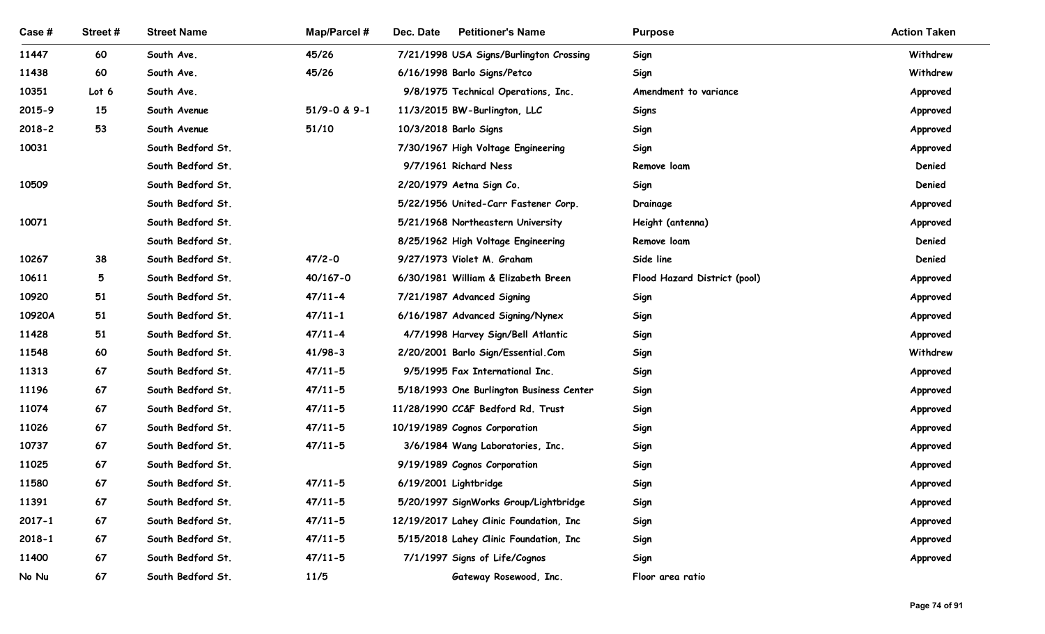| Case # | Street # | Street Name | Map/Parcel # | Dec. Date | Petitioner's Name | Purpose | Action Taken |
|---|---|---|---|---|---|---|---|
| 11447 | 60 | South Ave. | 45/26 | 7/21/1998 | USA Signs/Burlington Crossing | Sign | Withdrew |
| 11438 | 60 | South Ave. | 45/26 | 6/16/1998 | Barlo Signs/Petco | Sign | Withdrew |
| 10351 | Lot 6 | South Ave. | | 9/8/1975 | Technical Operations, Inc. | Amendment to variance | Approved |
| 2015-9 | 15 | South Avenue | 51/9-0 & 9-1 | 11/3/2015 | BW-Burlington, LLC | Signs | Approved |
| 2018-2 | 53 | South Avenue | 51/10 | 10/3/2018 | Barlo Signs | Sign | Approved |
| 10031 | | South Bedford St. | | 7/30/1967 | High Voltage Engineering | Sign | Approved |
| | | South Bedford St. | | 9/7/1961 | Richard Ness | Remove loam | Denied |
| 10509 | | South Bedford St. | | 2/20/1979 | Aetna Sign Co. | Sign | Denied |
| | | South Bedford St. | | 5/22/1956 | United-Carr Fastener Corp. | Drainage | Approved |
| 10071 | | South Bedford St. | | 5/21/1968 | Northeastern University | Height (antenna) | Approved |
| | | South Bedford St. | | 8/25/1962 | High Voltage Engineering | Remove loam | Denied |
| 10267 | 38 | South Bedford St. | 47/2-0 | 9/27/1973 | Violet M. Graham | Side line | Denied |
| 10611 | 5 | South Bedford St. | 40/167-0 | 6/30/1981 | William & Elizabeth Breen | Flood Hazard District (pool) | Approved |
| 10920 | 51 | South Bedford St. | 47/11-4 | 7/21/1987 | Advanced Signing | Sign | Approved |
| 10920A | 51 | South Bedford St. | 47/11-1 | 6/16/1987 | Advanced Signing/Nynex | Sign | Approved |
| 11428 | 51 | South Bedford St. | 47/11-4 | 4/7/1998 | Harvey Sign/Bell Atlantic | Sign | Approved |
| 11548 | 60 | South Bedford St. | 41/98-3 | 2/20/2001 | Barlo Sign/Essential.Com | Sign | Withdrew |
| 11313 | 67 | South Bedford St. | 47/11-5 | 9/5/1995 | Fax International Inc. | Sign | Approved |
| 11196 | 67 | South Bedford St. | 47/11-5 | 5/18/1993 | One Burlington Business Center | Sign | Approved |
| 11074 | 67 | South Bedford St. | 47/11-5 | 11/28/1990 | CC&F Bedford Rd. Trust | Sign | Approved |
| 11026 | 67 | South Bedford St. | 47/11-5 | 10/19/1989 | Cognos Corporation | Sign | Approved |
| 10737 | 67 | South Bedford St. | 47/11-5 | 3/6/1984 | Wang Laboratories, Inc. | Sign | Approved |
| 11025 | 67 | South Bedford St. | | 9/19/1989 | Cognos Corporation | Sign | Approved |
| 11580 | 67 | South Bedford St. | 47/11-5 | 6/19/2001 | Lightbridge | Sign | Approved |
| 11391 | 67 | South Bedford St. | 47/11-5 | 5/20/1997 | SignWorks Group/Lightbridge | Sign | Approved |
| 2017-1 | 67 | South Bedford St. | 47/11-5 | 12/19/2017 | Lahey Clinic Foundation, Inc | Sign | Approved |
| 2018-1 | 67 | South Bedford St. | 47/11-5 | 5/15/2018 | Lahey Clinic Foundation, Inc | Sign | Approved |
| 11400 | 67 | South Bedford St. | 47/11-5 | 7/1/1997 | Signs of Life/Cognos | Sign | Approved |
| No Nu | 67 | South Bedford St. | 11/5 | | Gateway Rosewood, Inc. | Floor area ratio | |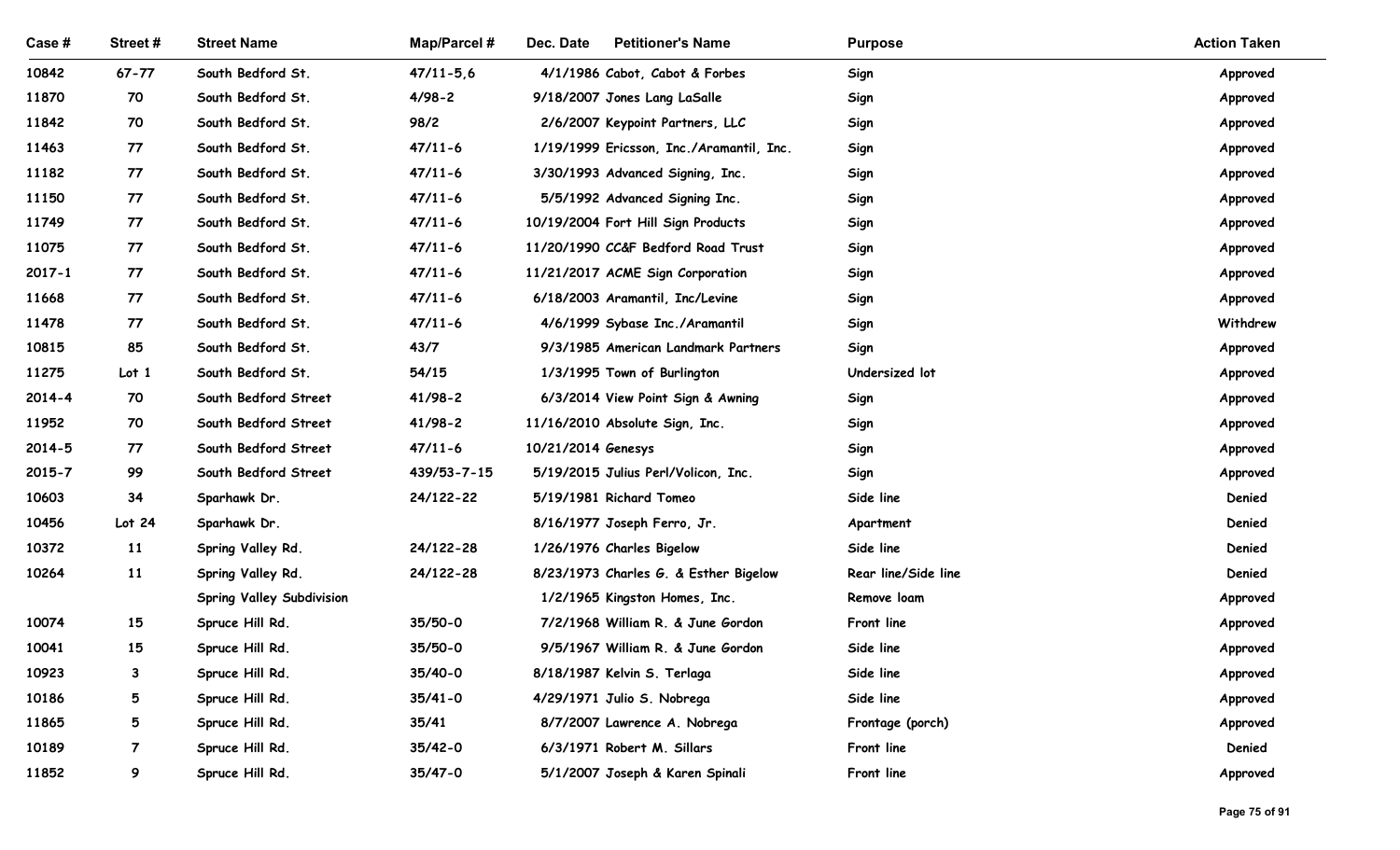| Case # | Street # | Street Name | Map/Parcel # | Dec. Date | Petitioner's Name | Purpose | Action Taken |
|---|---|---|---|---|---|---|---|
| 10842 | 67-77 | South Bedford St. | 47/11-5,6 | 4/1/1986 | Cabot, Cabot & Forbes | Sign | Approved |
| 11870 | 70 | South Bedford St. | 4/98-2 | 9/18/2007 | Jones Lang LaSalle | Sign | Approved |
| 11842 | 70 | South Bedford St. | 98/2 | 2/6/2007 | Keypoint Partners, LLC | Sign | Approved |
| 11463 | 77 | South Bedford St. | 47/11-6 | 1/19/1999 | Ericsson, Inc./Aramantil, Inc. | Sign | Approved |
| 11182 | 77 | South Bedford St. | 47/11-6 | 3/30/1993 | Advanced Signing, Inc. | Sign | Approved |
| 11150 | 77 | South Bedford St. | 47/11-6 | 5/5/1992 | Advanced Signing Inc. | Sign | Approved |
| 11749 | 77 | South Bedford St. | 47/11-6 | 10/19/2004 | Fort Hill Sign Products | Sign | Approved |
| 11075 | 77 | South Bedford St. | 47/11-6 | 11/20/1990 | CC&F Bedford Road Trust | Sign | Approved |
| 2017-1 | 77 | South Bedford St. | 47/11-6 | 11/21/2017 | ACME Sign Corporation | Sign | Approved |
| 11668 | 77 | South Bedford St. | 47/11-6 | 6/18/2003 | Aramantil, Inc/Levine | Sign | Approved |
| 11478 | 77 | South Bedford St. | 47/11-6 | 4/6/1999 | Sybase Inc./Aramantil | Sign | Withdrew |
| 10815 | 85 | South Bedford St. | 43/7 | 9/3/1985 | American Landmark Partners | Sign | Approved |
| 11275 | Lot 1 | South Bedford St. | 54/15 | 1/3/1995 | Town of Burlington | Undersized lot | Approved |
| 2014-4 | 70 | South Bedford Street | 41/98-2 | 6/3/2014 | View Point Sign & Awning | Sign | Approved |
| 11952 | 70 | South Bedford Street | 41/98-2 | 11/16/2010 | Absolute Sign, Inc. | Sign | Approved |
| 2014-5 | 77 | South Bedford Street | 47/11-6 | 10/21/2014 | Genesys | Sign | Approved |
| 2015-7 | 99 | South Bedford Street | 439/53-7-15 | 5/19/2015 | Julius Perl/Volicon, Inc. | Sign | Approved |
| 10603 | 34 | Sparhawk Dr. | 24/122-22 | 5/19/1981 | Richard Tomeo | Side line | Denied |
| 10456 | Lot 24 | Sparhawk Dr. | | 8/16/1977 | Joseph Ferro, Jr. | Apartment | Denied |
| 10372 | 11 | Spring Valley Rd. | 24/122-28 | 1/26/1976 | Charles Bigelow | Side line | Denied |
| 10264 | 11 | Spring Valley Rd. | 24/122-28 | 8/23/1973 | Charles G. & Esther Bigelow | Rear line/Side line | Denied |
| | | Spring Valley Subdivision | | 1/2/1965 | Kingston Homes, Inc. | Remove loam | Approved |
| 10074 | 15 | Spruce Hill Rd. | 35/50-0 | 7/2/1968 | William R. & June Gordon | Front line | Approved |
| 10041 | 15 | Spruce Hill Rd. | 35/50-0 | 9/5/1967 | William R. & June Gordon | Side line | Approved |
| 10923 | 3 | Spruce Hill Rd. | 35/40-0 | 8/18/1987 | Kelvin S. Terlaga | Side line | Approved |
| 10186 | 5 | Spruce Hill Rd. | 35/41-0 | 4/29/1971 | Julio S. Nobrega | Side line | Approved |
| 11865 | 5 | Spruce Hill Rd. | 35/41 | 8/7/2007 | Lawrence A. Nobrega | Frontage (porch) | Approved |
| 10189 | 7 | Spruce Hill Rd. | 35/42-0 | 6/3/1971 | Robert M. Sillars | Front line | Denied |
| 11852 | 9 | Spruce Hill Rd. | 35/47-0 | 5/1/2007 | Joseph & Karen Spinali | Front line | Approved |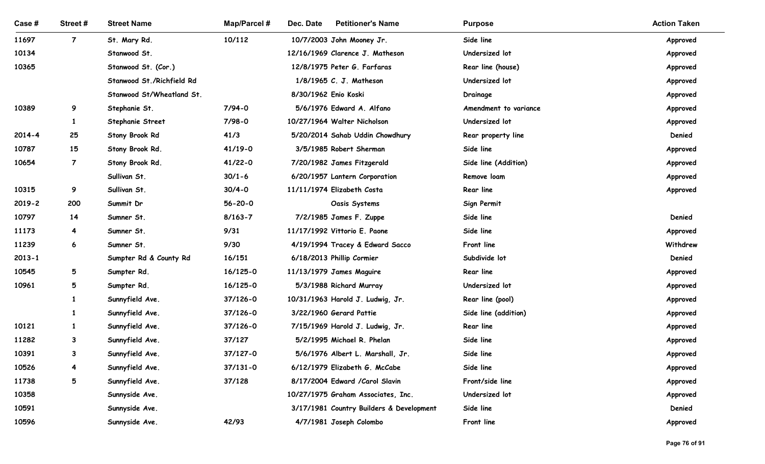| Case # | Street # | Street Name | Map/Parcel # | Dec. Date | Petitioner's Name | Purpose | Action Taken |
|---|---|---|---|---|---|---|---|
| 11697 | 7 | St. Mary Rd. | 10/112 | 10/7/2003 | John Mooney Jr. | Side line | Approved |
| 10134 | | Stanwood St. | | 12/16/1969 | Clarence J. Matheson | Undersized lot | Approved |
| 10365 | | Stanwood St. (Cor.) | | 12/8/1975 | Peter G. Farfaras | Rear line (house) | Approved |
| | | Stanwood St./Richfield Rd | | 1/8/1965 | C. J. Matheson | Undersized lot | Approved |
| | | Stanwood St/Wheatland St. | | 8/30/1962 | Enio Koski | Drainage | Approved |
| 10389 | 9 | Stephanie St. | 7/94-0 | 5/6/1976 | Edward A. Alfano | Amendment to variance | Approved |
| | 1 | Stephanie Street | 7/98-0 | 10/27/1964 | Walter Nicholson | Undersized lot | Approved |
| 2014-4 | 25 | Stony Brook Rd | 41/3 | 5/20/2014 | Sahab Uddin Chowdhury | Rear property line | Denied |
| 10787 | 15 | Stony Brook Rd. | 41/19-0 | 3/5/1985 | Robert Sherman | Side line | Approved |
| 10654 | 7 | Stony Brook Rd. | 41/22-0 | 7/20/1982 | James Fitzgerald | Side line (Addition) | Approved |
| | | Sullivan St. | 30/1-6 | 6/20/1957 | Lantern Corporation | Remove loam | Approved |
| 10315 | 9 | Sullivan St. | 30/4-0 | 11/11/1974 | Elizabeth Costa | Rear line | Approved |
| 2019-2 | 200 | Summit Dr | 56-20-0 | | Oasis Systems | Sign Permit | |
| 10797 | 14 | Sumner St. | 8/163-7 | 7/2/1985 | James F. Zuppe | Side line | Denied |
| 11173 | 4 | Sumner St. | 9/31 | 11/17/1992 | Vittorio E. Paone | Side line | Approved |
| 11239 | 6 | Sumner St. | 9/30 | 4/19/1994 | Tracey & Edward Sacco | Front line | Withdrew |
| 2013-1 | | Sumpter Rd & County Rd | 16/151 | 6/18/2013 | Phillip Cormier | Subdivide lot | Denied |
| 10545 | 5 | Sumpter Rd. | 16/125-0 | 11/13/1979 | James Maguire | Rear line | Approved |
| 10961 | 5 | Sumpter Rd. | 16/125-0 | 5/3/1988 | Richard Murray | Undersized lot | Approved |
| | 1 | Sunnyfield Ave. | 37/126-0 | 10/31/1963 | Harold J. Ludwig, Jr. | Rear line (pool) | Approved |
| | 1 | Sunnyfield Ave. | 37/126-0 | 3/22/1960 | Gerard Pattie | Side line (addition) | Approved |
| 10121 | 1 | Sunnyfield Ave. | 37/126-0 | 7/15/1969 | Harold J. Ludwig, Jr. | Rear line | Approved |
| 11282 | 3 | Sunnyfield Ave. | 37/127 | 5/2/1995 | Michael R. Phelan | Side line | Approved |
| 10391 | 3 | Sunnyfield Ave. | 37/127-0 | 5/6/1976 | Albert L. Marshall, Jr. | Side line | Approved |
| 10526 | 4 | Sunnyfield Ave. | 37/131-0 | 6/12/1979 | Elizabeth G. McCabe | Side line | Approved |
| 11738 | 5 | Sunnyfield Ave. | 37/128 | 8/17/2004 | Edward /Carol Slavin | Front/side line | Approved |
| 10358 | | Sunnyside Ave. | | 10/27/1975 | Graham Associates, Inc. | Undersized lot | Approved |
| 10591 | | Sunnyside Ave. | | 3/17/1981 | Country Builders & Development | Side line | Denied |
| 10596 | | Sunnyside Ave. | 42/93 | 4/7/1981 | Joseph Colombo | Front line | Approved |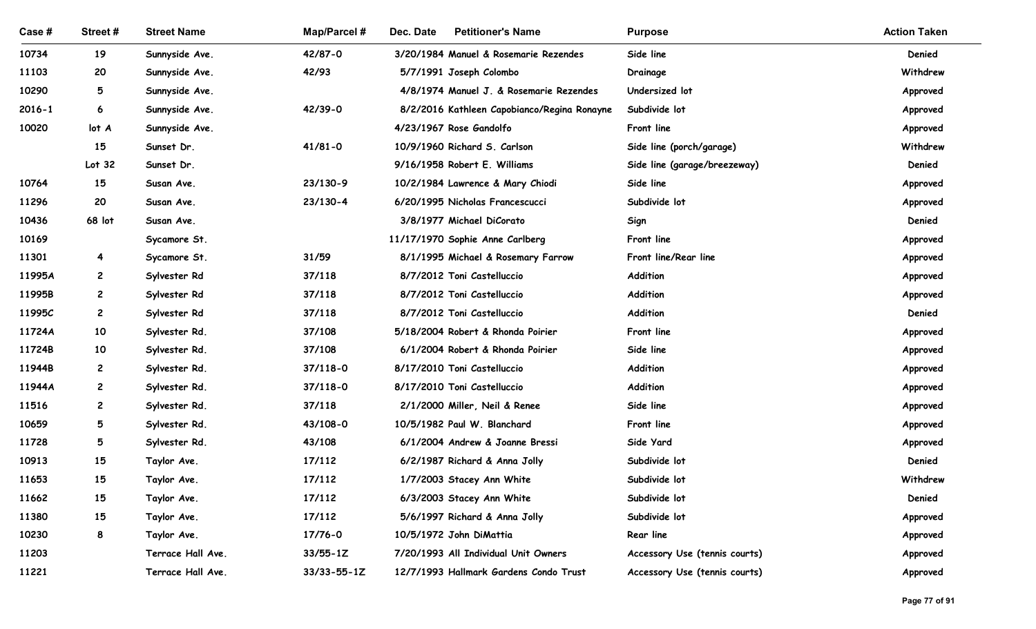| Case # | Street # | Street Name | Map/Parcel # | Dec. Date | Petitioner's Name | Purpose | Action Taken |
|---|---|---|---|---|---|---|---|
| 10734 | 19 | Sunnyside Ave. | 42/87-0 | 3/20/1984 | Manuel & Rosemarie Rezendes | Side line | Denied |
| 11103 | 20 | Sunnyside Ave. | 42/93 | 5/7/1991 | Joseph Colombo | Drainage | Withdrew |
| 10290 | 5 | Sunnyside Ave. | | 4/8/1974 | Manuel J. & Rosemarie Rezendes | Undersized lot | Approved |
| 2016-1 | 6 | Sunnyside Ave. | 42/39-0 | 8/2/2016 | Kathleen Capobianco/Regina Ronayne | Subdivide lot | Approved |
| 10020 | lot A | Sunnyside Ave. | | 4/23/1967 | Rose Gandolfo | Front line | Approved |
| | 15 | Sunset Dr. | 41/81-0 | 10/9/1960 | Richard S. Carlson | Side line (porch/garage) | Withdrew |
| | Lot 32 | Sunset Dr. | | 9/16/1958 | Robert E. Williams | Side line (garage/breezeway) | Denied |
| 10764 | 15 | Susan Ave. | 23/130-9 | 10/2/1984 | Lawrence & Mary Chiodi | Side line | Approved |
| 11296 | 20 | Susan Ave. | 23/130-4 | 6/20/1995 | Nicholas Francescucci | Subdivide lot | Approved |
| 10436 | 68 lot | Susan Ave. | | 3/8/1977 | Michael DiCorato | Sign | Denied |
| 10169 | | Sycamore St. | | 11/17/1970 | Sophie Anne Carlberg | Front line | Approved |
| 11301 | 4 | Sycamore St. | 31/59 | 8/1/1995 | Michael & Rosemary Farrow | Front line/Rear line | Approved |
| 11995A | 2 | Sylvester Rd | 37/118 | 8/7/2012 | Toni Castelluccio | Addition | Approved |
| 11995B | 2 | Sylvester Rd | 37/118 | 8/7/2012 | Toni Castelluccio | Addition | Approved |
| 11995C | 2 | Sylvester Rd | 37/118 | 8/7/2012 | Toni Castelluccio | Addition | Denied |
| 11724A | 10 | Sylvester Rd. | 37/108 | 5/18/2004 | Robert & Rhonda Poirier | Front line | Approved |
| 11724B | 10 | Sylvester Rd. | 37/108 | 6/1/2004 | Robert & Rhonda Poirier | Side line | Approved |
| 11944B | 2 | Sylvester Rd. | 37/118-0 | 8/17/2010 | Toni Castelluccio | Addition | Approved |
| 11944A | 2 | Sylvester Rd. | 37/118-0 | 8/17/2010 | Toni Castelluccio | Addition | Approved |
| 11516 | 2 | Sylvester Rd. | 37/118 | 2/1/2000 | Miller, Neil & Renee | Side line | Approved |
| 10659 | 5 | Sylvester Rd. | 43/108-0 | 10/5/1982 | Paul W. Blanchard | Front line | Approved |
| 11728 | 5 | Sylvester Rd. | 43/108 | 6/1/2004 | Andrew & Joanne Bressi | Side Yard | Approved |
| 10913 | 15 | Taylor Ave. | 17/112 | 6/2/1987 | Richard & Anna Jolly | Subdivide lot | Denied |
| 11653 | 15 | Taylor Ave. | 17/112 | 1/7/2003 | Stacey Ann White | Subdivide lot | Withdrew |
| 11662 | 15 | Taylor Ave. | 17/112 | 6/3/2003 | Stacey Ann White | Subdivide lot | Denied |
| 11380 | 15 | Taylor Ave. | 17/112 | 5/6/1997 | Richard & Anna Jolly | Subdivide lot | Approved |
| 10230 | 8 | Taylor Ave. | 17/76-0 | 10/5/1972 | John DiMattia | Rear line | Approved |
| 11203 | | Terrace Hall Ave. | 33/55-1Z | 7/20/1993 | All Individual Unit Owners | Accessory Use (tennis courts) | Approved |
| 11221 | | Terrace Hall Ave. | 33/33-55-1Z | 12/7/1993 | Hallmark Gardens Condo Trust | Accessory Use (tennis courts) | Approved |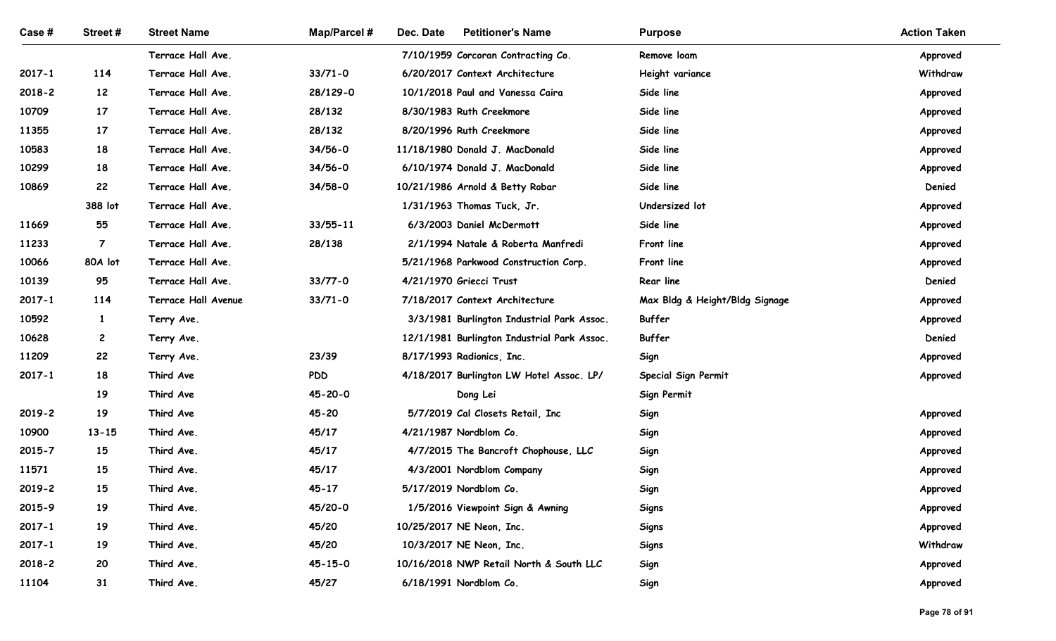| Case # | Street # | Street Name | Map/Parcel # | Dec. Date | Petitioner's Name | Purpose | Action Taken |
|---|---|---|---|---|---|---|---|
| | | Terrace Hall Ave. | | 7/10/1959 | Corcoran Contracting Co. | Remove loam | Approved |
| 2017-1 | 114 | Terrace Hall Ave. | 33/71-0 | 6/20/2017 | Context Architecture | Height variance | Withdraw |
| 2018-2 | 12 | Terrace Hall Ave. | 28/129-0 | 10/1/2018 | Paul and Vanessa Caira | Side line | Approved |
| 10709 | 17 | Terrace Hall Ave. | 28/132 | 8/30/1983 | Ruth Creekmore | Side line | Approved |
| 11355 | 17 | Terrace Hall Ave. | 28/132 | 8/20/1996 | Ruth Creekmore | Side line | Approved |
| 10583 | 18 | Terrace Hall Ave. | 34/56-0 | 11/18/1980 | Donald J. MacDonald | Side line | Approved |
| 10299 | 18 | Terrace Hall Ave. | 34/56-0 | 6/10/1974 | Donald J. MacDonald | Side line | Approved |
| 10869 | 22 | Terrace Hall Ave. | 34/58-0 | 10/21/1986 | Arnold & Betty Robar | Side line | Denied |
| | 388 lot | Terrace Hall Ave. | | 1/31/1963 | Thomas Tuck, Jr. | Undersized lot | Approved |
| 11669 | 55 | Terrace Hall Ave. | 33/55-11 | 6/3/2003 | Daniel McDermott | Side line | Approved |
| 11233 | 7 | Terrace Hall Ave. | 28/138 | 2/1/1994 | Natale & Roberta Manfredi | Front line | Approved |
| 10066 | 80A lot | Terrace Hall Ave. | | 5/21/1968 | Parkwood Construction Corp. | Front line | Approved |
| 10139 | 95 | Terrace Hall Ave. | 33/77-0 | 4/21/1970 | Griecci Trust | Rear line | Denied |
| 2017-1 | 114 | Terrace Hall Avenue | 33/71-0 | 7/18/2017 | Context Architecture | Max Bldg & Height/Bldg Signage | Approved |
| 10592 | 1 | Terry Ave. | | 3/3/1981 | Burlington Industrial Park Assoc. | Buffer | Approved |
| 10628 | 2 | Terry Ave. | | 12/1/1981 | Burlington Industrial Park Assoc. | Buffer | Denied |
| 11209 | 22 | Terry Ave. | 23/39 | 8/17/1993 | Radionics, Inc. | Sign | Approved |
| 2017-1 | 18 | Third Ave | PDD | 4/18/2017 | Burlington LW Hotel Assoc. LP/ | Special Sign Permit | Approved |
| | 19 | Third Ave | 45-20-0 | | Dong Lei | Sign Permit | |
| 2019-2 | 19 | Third Ave | 45-20 | 5/7/2019 | Cal Closets Retail, Inc | Sign | Approved |
| 10900 | 13-15 | Third Ave. | 45/17 | 4/21/1987 | Nordblom Co. | Sign | Approved |
| 2015-7 | 15 | Third Ave. | 45/17 | 4/7/2015 | The Bancroft Chophouse, LLC | Sign | Approved |
| 11571 | 15 | Third Ave. | 45/17 | 4/3/2001 | Nordblom Company | Sign | Approved |
| 2019-2 | 15 | Third Ave. | 45-17 | 5/17/2019 | Nordblom Co. | Sign | Approved |
| 2015-9 | 19 | Third Ave. | 45/20-0 | 1/5/2016 | Viewpoint Sign & Awning | Signs | Approved |
| 2017-1 | 19 | Third Ave. | 45/20 | 10/25/2017 | NE Neon, Inc. | Signs | Approved |
| 2017-1 | 19 | Third Ave. | 45/20 | 10/3/2017 | NE Neon, Inc. | Signs | Withdraw |
| 2018-2 | 20 | Third Ave. | 45-15-0 | 10/16/2018 | NWP Retail North & South LLC | Sign | Approved |
| 11104 | 31 | Third Ave. | 45/27 | 6/18/1991 | Nordblom Co. | Sign | Approved |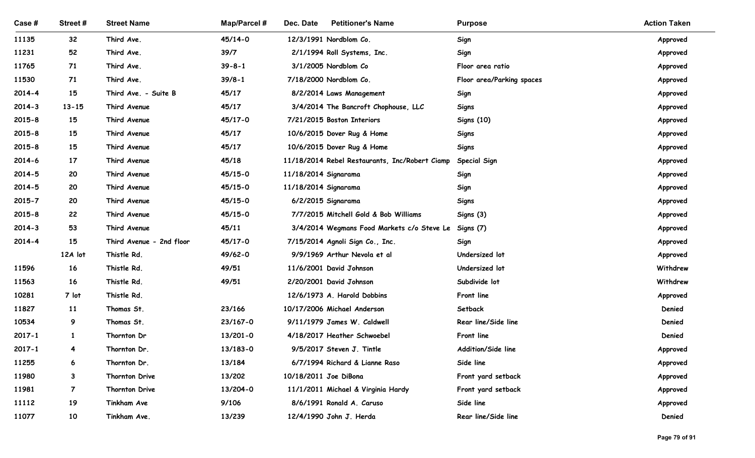| Case # | Street # | Street Name | Map/Parcel # | Dec. Date | Petitioner's Name | Purpose | Action Taken |
|---|---|---|---|---|---|---|---|
| 11135 | 32 | Third Ave. | 45/14-0 | 12/3/1991 | Nordblom Co. | Sign | Approved |
| 11231 | 52 | Third Ave. | 39/7 | 2/1/1994 | Roll Systems, Inc. | Sign | Approved |
| 11765 | 71 | Third Ave. | 39-8-1 | 3/1/2005 | Nordblom Co | Floor area ratio | Approved |
| 11530 | 71 | Third Ave. | 39/8-1 | 7/18/2000 | Nordblom Co. | Floor area/Parking spaces | Approved |
| 2014-4 | 15 | Third Ave. - Suite B | 45/17 | 8/2/2014 | Laws Management | Sign | Approved |
| 2014-3 | 13-15 | Third Avenue | 45/17 | 3/4/2014 | The Bancroft Chophouse, LLC | Signs | Approved |
| 2015-8 | 15 | Third Avenue | 45/17-0 | 7/21/2015 | Boston Interiors | Signs (10) | Approved |
| 2015-8 | 15 | Third Avenue | 45/17 | 10/6/2015 | Dover Rug & Home | Signs | Approved |
| 2015-8 | 15 | Third Avenue | 45/17 | 10/6/2015 | Dover Rug & Home | Signs | Approved |
| 2014-6 | 17 | Third Avenue | 45/18 | 11/18/2014 | Rebel Restaurants, Inc/Robert Ciamp | Special Sign | Approved |
| 2014-5 | 20 | Third Avenue | 45/15-0 | 11/18/2014 | Signarama | Sign | Approved |
| 2014-5 | 20 | Third Avenue | 45/15-0 | 11/18/2014 | Signarama | Sign | Approved |
| 2015-7 | 20 | Third Avenue | 45/15-0 | 6/2/2015 | Signarama | Signs | Approved |
| 2015-8 | 22 | Third Avenue | 45/15-0 | 7/7/2015 | Mitchell Gold & Bob Williams | Signs (3) | Approved |
| 2014-3 | 53 | Third Avenue | 45/11 | 3/4/2014 | Wegmans Food Markets c/o Steve Le | Signs (7) | Approved |
| 2014-4 | 15 | Third Avenue - 2nd floor | 45/17-0 | 7/15/2014 | Agnoli Sign Co., Inc. | Sign | Approved |
| | 12A lot | Thistle Rd. | 49/62-0 | 9/9/1969 | Arthur Nevola et al | Undersized lot | Approved |
| 11596 | 16 | Thistle Rd. | 49/51 | 11/6/2001 | David Johnson | Undersized lot | Withdrew |
| 11563 | 16 | Thistle Rd. | 49/51 | 2/20/2001 | David Johnson | Subdivide lot | Withdrew |
| 10281 | 7 lot | Thistle Rd. | | 12/6/1973 | A. Harold Dobbins | Front line | Approved |
| 11827 | 11 | Thomas St. | 23/166 | 10/17/2006 | Michael Anderson | Setback | Denied |
| 10534 | 9 | Thomas St. | 23/167-0 | 9/11/1979 | James W. Caldwell | Rear line/Side line | Denied |
| 2017-1 | 1 | Thornton Dr | 13/201-0 | 4/18/2017 | Heather Schwoebel | Front line | Denied |
| 2017-1 | 4 | Thornton Dr. | 13/183-0 | 9/5/2017 | Steven J. Tintle | Addition/Side line | Approved |
| 11255 | 6 | Thornton Dr. | 13/184 | 6/7/1994 | Richard & Lianne Raso | Side line | Approved |
| 11980 | 3 | Thornton Drive | 13/202 | 10/18/2011 | Joe DiBona | Front yard setback | Approved |
| 11981 | 7 | Thornton Drive | 13/204-0 | 11/1/2011 | Michael & Virginia Hardy | Front yard setback | Approved |
| 11112 | 19 | Tinkham Ave | 9/106 | 8/6/1991 | Ronald A. Caruso | Side line | Approved |
| 11077 | 10 | Tinkham Ave. | 13/239 | 12/4/1990 | John J. Herda | Rear line/Side line | Denied |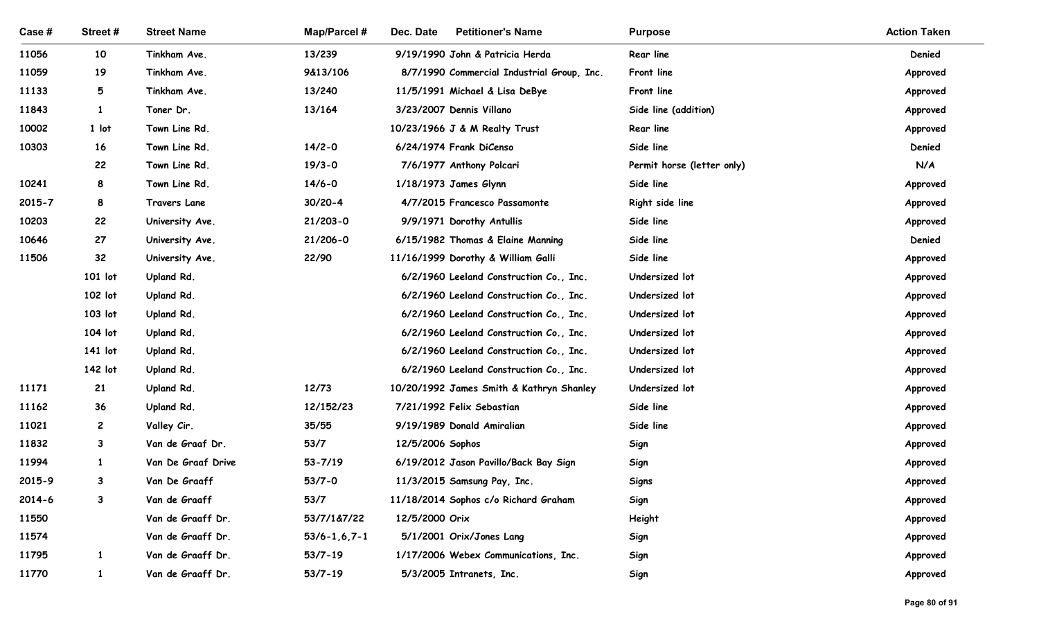| Case # | Street # | Street Name | Map/Parcel # | Dec. Date | Petitioner's Name | Purpose | Action Taken |
|---|---|---|---|---|---|---|---|
| 11056 | 10 | Tinkham Ave. | 13/239 | 9/19/1990 | John & Patricia Herda | Rear line | Denied |
| 11059 | 19 | Tinkham Ave. | 9&13/106 | 8/7/1990 | Commercial Industrial Group, Inc. | Front line | Approved |
| 11133 | 5 | Tinkham Ave. | 13/240 | 11/5/1991 | Michael & Lisa DeBye | Front line | Approved |
| 11843 | 1 | Toner Dr. | 13/164 | 3/23/2007 | Dennis Villano | Side line (addition) | Approved |
| 10002 | 1 lot | Town Line Rd. | | 10/23/1966 | J & M Realty Trust | Rear line | Approved |
| 10303 | 16 | Town Line Rd. | 14/2-0 | 6/24/1974 | Frank DiCenso | Side line | Denied |
| | 22 | Town Line Rd. | 19/3-0 | 7/6/1977 | Anthony Polcari | Permit horse (letter only) | N/A |
| 10241 | 8 | Town Line Rd. | 14/6-0 | 1/18/1973 | James Glynn | Side line | Approved |
| 2015-7 | 8 | Travers Lane | 30/20-4 | 4/7/2015 | Francesco Passamonte | Right side line | Approved |
| 10203 | 22 | University Ave. | 21/203-0 | 9/9/1971 | Dorothy Antullis | Side line | Approved |
| 10646 | 27 | University Ave. | 21/206-0 | 6/15/1982 | Thomas & Elaine Manning | Side line | Denied |
| 11506 | 32 | University Ave. | 22/90 | 11/16/1999 | Dorothy & William Galli | Side line | Approved |
| | 101 lot | Upland Rd. | | 6/2/1960 | Leeland Construction Co., Inc. | Undersized lot | Approved |
| | 102 lot | Upland Rd. | | 6/2/1960 | Leeland Construction Co., Inc. | Undersized lot | Approved |
| | 103 lot | Upland Rd. | | 6/2/1960 | Leeland Construction Co., Inc. | Undersized lot | Approved |
| | 104 lot | Upland Rd. | | 6/2/1960 | Leeland Construction Co., Inc. | Undersized lot | Approved |
| | 141 lot | Upland Rd. | | 6/2/1960 | Leeland Construction Co., Inc. | Undersized lot | Approved |
| | 142 lot | Upland Rd. | | 6/2/1960 | Leeland Construction Co., Inc. | Undersized lot | Approved |
| 11171 | 21 | Upland Rd. | 12/73 | 10/20/1992 | James Smith & Kathryn Shanley | Undersized lot | Approved |
| 11162 | 36 | Upland Rd. | 12/152/23 | 7/21/1992 | Felix Sebastian | Side line | Approved |
| 11021 | 2 | Valley Cir. | 35/55 | 9/19/1989 | Donald Amiralian | Side line | Approved |
| 11832 | 3 | Van de Graaf Dr. | 53/7 | 12/5/2006 | Sophos | Sign | Approved |
| 11994 | 1 | Van De Graaf Drive | 53-7/19 | 6/19/2012 | Jason Pavillo/Back Bay Sign | Sign | Approved |
| 2015-9 | 3 | Van De Graaff | 53/7-0 | 11/3/2015 | Samsung Pay, Inc. | Signs | Approved |
| 2014-6 | 3 | Van de Graaff | 53/7 | 11/18/2014 | Sophos c/o Richard Graham | Sign | Approved |
| 11550 | | Van de Graaff Dr. | 53/7/1&7/22 | 12/5/2000 | Orix | Height | Approved |
| 11574 | | Van de Graaff Dr. | 53/6-1,6,7-1 | 5/1/2001 | Orix/Jones Lang | Sign | Approved |
| 11795 | 1 | Van de Graaff Dr. | 53/7-19 | 1/17/2006 | Webex Communications, Inc. | Sign | Approved |
| 11770 | 1 | Van de Graaff Dr. | 53/7-19 | 5/3/2005 | Intranets, Inc. | Sign | Approved |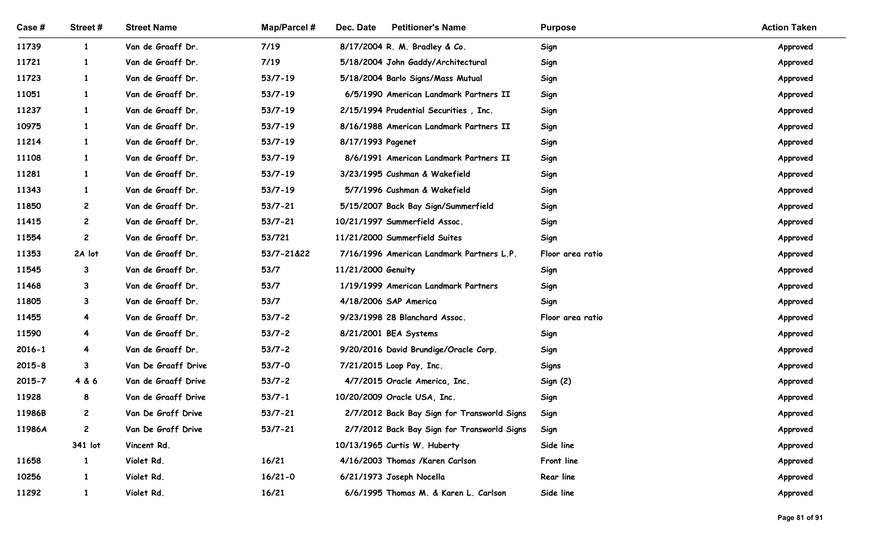| Case # | Street # | Street Name | Map/Parcel # | Dec. Date | Petitioner's Name | Purpose | Action Taken |
|---|---|---|---|---|---|---|---|
| 11739 | 1 | Van de Graaff Dr. | 7/19 | 8/17/2004 | R. M. Bradley & Co. | Sign | Approved |
| 11721 | 1 | Van de Graaff Dr. | 7/19 | 5/18/2004 | John Gaddy/Architectural | Sign | Approved |
| 11723 | 1 | Van de Graaff Dr. | 53/7-19 | 5/18/2004 | Barlo Signs/Mass Mutual | Sign | Approved |
| 11051 | 1 | Van de Graaff Dr. | 53/7-19 | 6/5/1990 | American Landmark Partners II | Sign | Approved |
| 11237 | 1 | Van de Graaff Dr. | 53/7-19 | 2/15/1994 | Prudential Securities , Inc. | Sign | Approved |
| 10975 | 1 | Van de Graaff Dr. | 53/7-19 | 8/16/1988 | American Landmark Partners II | Sign | Approved |
| 11214 | 1 | Van de Graaff Dr. | 53/7-19 | 8/17/1993 | Pagenet | Sign | Approved |
| 11108 | 1 | Van de Graaff Dr. | 53/7-19 | 8/6/1991 | American Landmark Partners II | Sign | Approved |
| 11281 | 1 | Van de Graaff Dr. | 53/7-19 | 3/23/1995 | Cushman & Wakefield | Sign | Approved |
| 11343 | 1 | Van de Graaff Dr. | 53/7-19 | 5/7/1996 | Cushman & Wakefield | Sign | Approved |
| 11850 | 2 | Van de Graaff Dr. | 53/7-21 | 5/15/2007 | Back Bay Sign/Summerfield | Sign | Approved |
| 11415 | 2 | Van de Graaff Dr. | 53/7-21 | 10/21/1997 | Summerfield Assoc. | Sign | Approved |
| 11554 | 2 | Van de Graaff Dr. | 53/721 | 11/21/2000 | Summerfield Suites | Sign | Approved |
| 11353 | 2A lot | Van de Graaff Dr. | 53/7-21&22 | 7/16/1996 | American Landmark Partners L.P. | Floor area ratio | Approved |
| 11545 | 3 | Van de Graaff Dr. | 53/7 | 11/21/2000 | Genuity | Sign | Approved |
| 11468 | 3 | Van de Graaff Dr. | 53/7 | 1/19/1999 | American Landmark Partners | Sign | Approved |
| 11805 | 3 | Van de Graaff Dr. | 53/7 | 4/18/2006 | SAP America | Sign | Approved |
| 11455 | 4 | Van de Graaff Dr. | 53/7-2 | 9/23/1998 | 28 Blanchard Assoc. | Floor area ratio | Approved |
| 11590 | 4 | Van de Graaff Dr. | 53/7-2 | 8/21/2001 | BEA Systems | Sign | Approved |
| 2016-1 | 4 | Van de Graaff Dr. | 53/7-2 | 9/20/2016 | David Brundige/Oracle Corp. | Sign | Approved |
| 2015-8 | 3 | Van De Graaff Drive | 53/7-0 | 7/21/2015 | Loop Pay, Inc. | Signs | Approved |
| 2015-7 | 4 & 6 | Van De Graaff Drive | 53/7-2 | 4/7/2015 | Oracle America, Inc. | Sign (2) | Approved |
| 11928 | 8 | Van de Graaff Drive | 53/7-1 | 10/20/2009 | Oracle USA, Inc. | Sign | Approved |
| 11986B | 2 | Van De Graff Drive | 53/7-21 | 2/7/2012 | Back Bay Sign for Transworld Signs | Sign | Approved |
| 11986A | 2 | Van De Graff Drive | 53/7-21 | 2/7/2012 | Back Bay Sign for Transworld Signs | Sign | Approved |
| | 341 lot | Vincent Rd. | | 10/13/1965 | Curtis W. Huberty | Side line | Approved |
| 11658 | 1 | Violet Rd. | 16/21 | 4/16/2003 | Thomas /Karen Carlson | Front line | Approved |
| 10256 | 1 | Violet Rd. | 16/21-0 | 6/21/1973 | Joseph Nocella | Rear line | Approved |
| 11292 | 1 | Violet Rd. | 16/21 | 6/6/1995 | Thomas M. & Karen L. Carlson | Side line | Approved |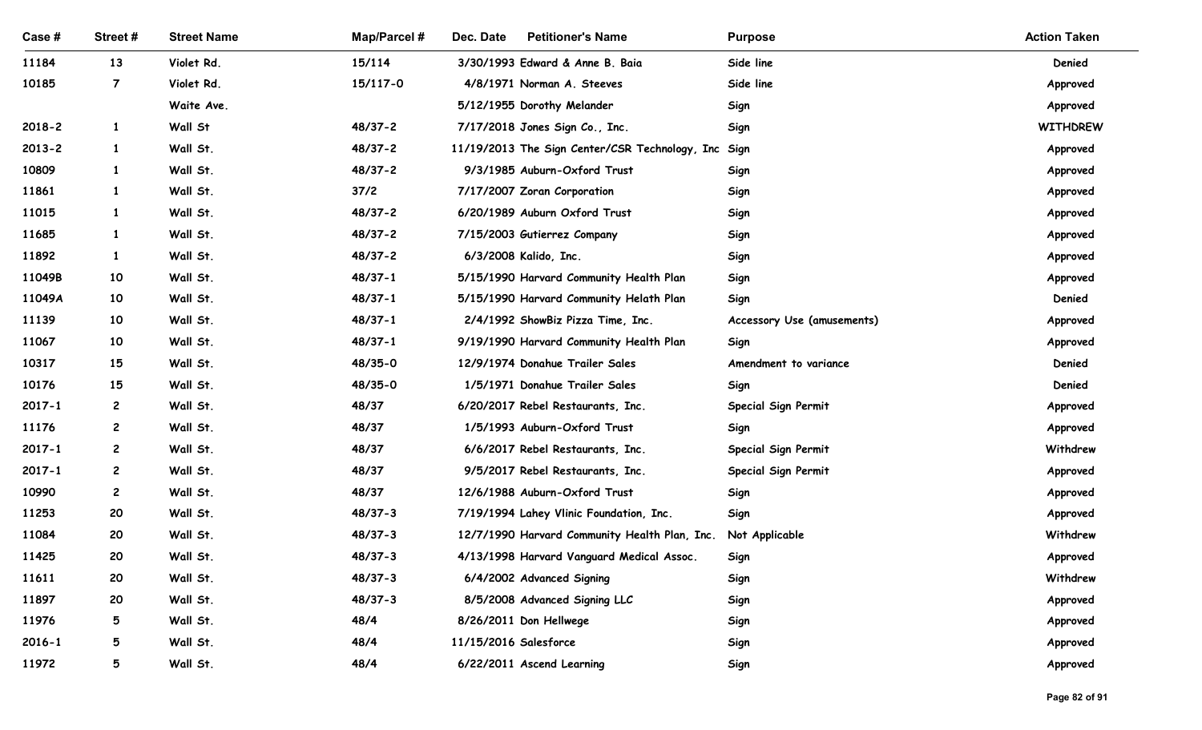| Case # | Street # | Street Name | Map/Parcel # | Dec. Date | Petitioner's Name | Purpose | Action Taken |
|---|---|---|---|---|---|---|---|
| 11184 | 13 | Violet Rd. | 15/114 | 3/30/1993 | Edward & Anne B. Baia | Side line | Denied |
| 10185 | 7 | Violet Rd. | 15/117-0 | 4/8/1971 | Norman A. Steeves | Side line | Approved |
| | | Waite Ave. | | 5/12/1955 | Dorothy Melander | Sign | Approved |
| 2018-2 | 1 | Wall St | 48/37-2 | 7/17/2018 | Jones Sign Co., Inc. | Sign | WITHDREW |
| 2013-2 | 1 | Wall St. | 48/37-2 | 11/19/2013 | The Sign Center/CSR Technology, Inc | Sign | Approved |
| 10809 | 1 | Wall St. | 48/37-2 | 9/3/1985 | Auburn-Oxford Trust | Sign | Approved |
| 11861 | 1 | Wall St. | 37/2 | 7/17/2007 | Zoran Corporation | Sign | Approved |
| 11015 | 1 | Wall St. | 48/37-2 | 6/20/1989 | Auburn Oxford Trust | Sign | Approved |
| 11685 | 1 | Wall St. | 48/37-2 | 7/15/2003 | Gutierrez Company | Sign | Approved |
| 11892 | 1 | Wall St. | 48/37-2 | 6/3/2008 | Kalido, Inc. | Sign | Approved |
| 11049B | 10 | Wall St. | 48/37-1 | 5/15/1990 | Harvard Community Health Plan | Sign | Approved |
| 11049A | 10 | Wall St. | 48/37-1 | 5/15/1990 | Harvard Community Helath Plan | Sign | Denied |
| 11139 | 10 | Wall St. | 48/37-1 | 2/4/1992 | ShowBiz Pizza Time, Inc. | Accessory Use (amusements) | Approved |
| 11067 | 10 | Wall St. | 48/37-1 | 9/19/1990 | Harvard Community Health Plan | Sign | Approved |
| 10317 | 15 | Wall St. | 48/35-0 | 12/9/1974 | Donahue Trailer Sales | Amendment to variance | Denied |
| 10176 | 15 | Wall St. | 48/35-0 | 1/5/1971 | Donahue Trailer Sales | Sign | Denied |
| 2017-1 | 2 | Wall St. | 48/37 | 6/20/2017 | Rebel Restaurants, Inc. | Special Sign Permit | Approved |
| 11176 | 2 | Wall St. | 48/37 | 1/5/1993 | Auburn-Oxford Trust | Sign | Approved |
| 2017-1 | 2 | Wall St. | 48/37 | 6/6/2017 | Rebel Restaurants, Inc. | Special Sign Permit | Withdrew |
| 2017-1 | 2 | Wall St. | 48/37 | 9/5/2017 | Rebel Restaurants, Inc. | Special Sign Permit | Approved |
| 10990 | 2 | Wall St. | 48/37 | 12/6/1988 | Auburn-Oxford Trust | Sign | Approved |
| 11253 | 20 | Wall St. | 48/37-3 | 7/19/1994 | Lahey Vlinic Foundation, Inc. | Sign | Approved |
| 11084 | 20 | Wall St. | 48/37-3 | 12/7/1990 | Harvard Community Health Plan, Inc. | Not Applicable | Withdrew |
| 11425 | 20 | Wall St. | 48/37-3 | 4/13/1998 | Harvard Vanguard Medical Assoc. | Sign | Approved |
| 11611 | 20 | Wall St. | 48/37-3 | 6/4/2002 | Advanced Signing | Sign | Withdrew |
| 11897 | 20 | Wall St. | 48/37-3 | 8/5/2008 | Advanced Signing LLC | Sign | Approved |
| 11976 | 5 | Wall St. | 48/4 | 8/26/2011 | Don Hellwege | Sign | Approved |
| 2016-1 | 5 | Wall St. | 48/4 | 11/15/2016 | Salesforce | Sign | Approved |
| 11972 | 5 | Wall St. | 48/4 | 6/22/2011 | Ascend Learning | Sign | Approved |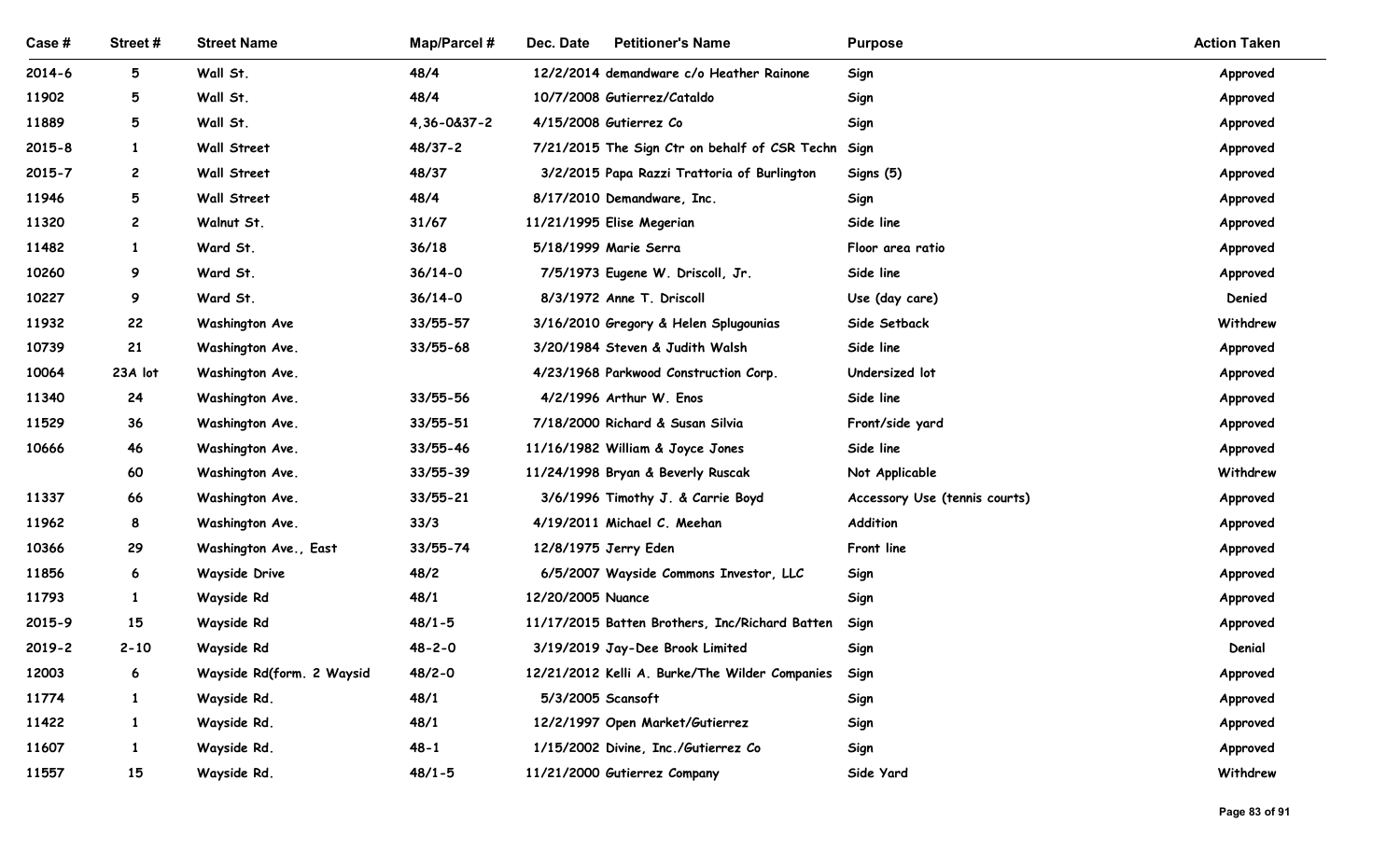| Case # | Street # | Street Name | Map/Parcel # | Dec. Date | Petitioner's Name | Purpose | Action Taken |
|---|---|---|---|---|---|---|---|
| 2014-6 | 5 | Wall St. | 48/4 | 12/2/2014 | demandware c/o Heather Rainone | Sign | Approved |
| 11902 | 5 | Wall St. | 48/4 | 10/7/2008 | Gutierrez/Cataldo | Sign | Approved |
| 11889 | 5 | Wall St. | 4,36-0&37-2 | 4/15/2008 | Gutierrez Co | Sign | Approved |
| 2015-8 | 1 | Wall Street | 48/37-2 | 7/21/2015 | The Sign Ctr on behalf of CSR Techn | Sign | Approved |
| 2015-7 | 2 | Wall Street | 48/37 | 3/2/2015 | Papa Razzi Trattoria of Burlington | Signs (5) | Approved |
| 11946 | 5 | Wall Street | 48/4 | 8/17/2010 | Demandware, Inc. | Sign | Approved |
| 11320 | 2 | Walnut St. | 31/67 | 11/21/1995 | Elise Megerian | Side line | Approved |
| 11482 | 1 | Ward St. | 36/18 | 5/18/1999 | Marie Serra | Floor area ratio | Approved |
| 10260 | 9 | Ward St. | 36/14-0 | 7/5/1973 | Eugene W. Driscoll, Jr. | Side line | Approved |
| 10227 | 9 | Ward St. | 36/14-0 | 8/3/1972 | Anne T. Driscoll | Use (day care) | Denied |
| 11932 | 22 | Washington Ave | 33/55-57 | 3/16/2010 | Gregory & Helen Splugounias | Side Setback | Withdrew |
| 10739 | 21 | Washington Ave. | 33/55-68 | 3/20/1984 | Steven & Judith Walsh | Side line | Approved |
| 10064 | 23A lot | Washington Ave. | | 4/23/1968 | Parkwood Construction Corp. | Undersized lot | Approved |
| 11340 | 24 | Washington Ave. | 33/55-56 | 4/2/1996 | Arthur W. Enos | Side line | Approved |
| 11529 | 36 | Washington Ave. | 33/55-51 | 7/18/2000 | Richard & Susan Silvia | Front/side yard | Approved |
| 10666 | 46 | Washington Ave. | 33/55-46 | 11/16/1982 | William & Joyce Jones | Side line | Approved |
| | 60 | Washington Ave. | 33/55-39 | 11/24/1998 | Bryan & Beverly Ruscak | Not Applicable | Withdrew |
| 11337 | 66 | Washington Ave. | 33/55-21 | 3/6/1996 | Timothy J. & Carrie Boyd | Accessory Use (tennis courts) | Approved |
| 11962 | 8 | Washington Ave. | 33/3 | 4/19/2011 | Michael C. Meehan | Addition | Approved |
| 10366 | 29 | Washington Ave., East | 33/55-74 | 12/8/1975 | Jerry Eden | Front line | Approved |
| 11856 | 6 | Wayside Drive | 48/2 | 6/5/2007 | Wayside Commons Investor, LLC | Sign | Approved |
| 11793 | 1 | Wayside Rd | 48/1 | 12/20/2005 | Nuance | Sign | Approved |
| 2015-9 | 15 | Wayside Rd | 48/1-5 | 11/17/2015 | Batten Brothers, Inc/Richard Batten | Sign | Approved |
| 2019-2 | 2-10 | Wayside Rd | 48-2-0 | 3/19/2019 | Jay-Dee Brook Limited | Sign | Denial |
| 12003 | 6 | Wayside Rd(form. 2 Waysid | 48/2-0 | 12/21/2012 | Kelli A. Burke/The Wilder Companies | Sign | Approved |
| 11774 | 1 | Wayside Rd. | 48/1 | 5/3/2005 | Scansoft | Sign | Approved |
| 11422 | 1 | Wayside Rd. | 48/1 | 12/2/1997 | Open Market/Gutierrez | Sign | Approved |
| 11607 | 1 | Wayside Rd. | 48-1 | 1/15/2002 | Divine, Inc./Gutierrez Co | Sign | Approved |
| 11557 | 15 | Wayside Rd. | 48/1-5 | 11/21/2000 | Gutierrez Company | Side Yard | Withdrew |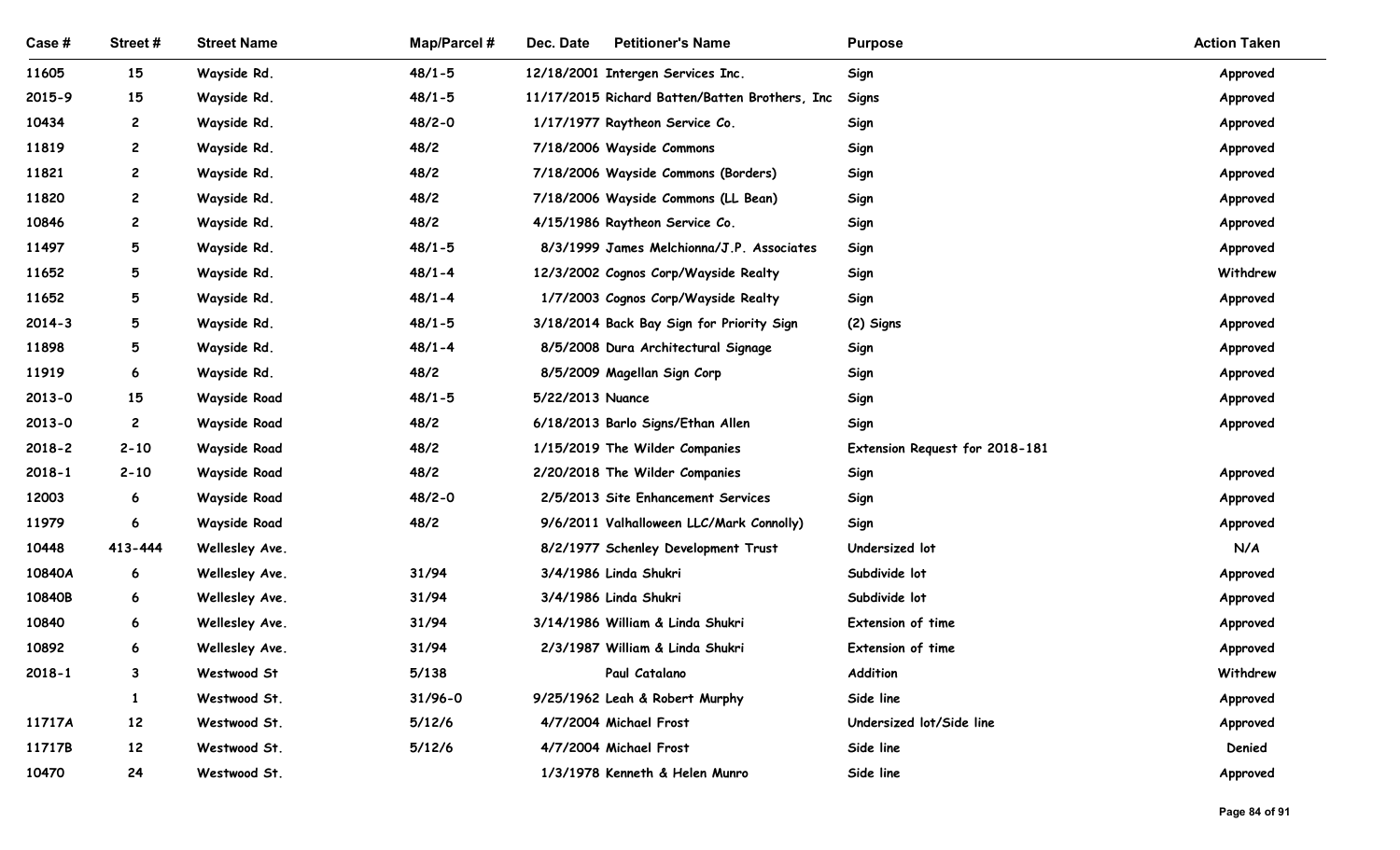| Case # | Street # | Street Name | Map/Parcel # | Dec. Date | Petitioner's Name | Purpose | Action Taken |
|---|---|---|---|---|---|---|---|
| 11605 | 15 | Wayside Rd. | 48/1-5 | 12/18/2001 | Intergen Services Inc. | Sign | Approved |
| 2015-9 | 15 | Wayside Rd. | 48/1-5 | 11/17/2015 | Richard Batten/Batten Brothers, Inc | Signs | Approved |
| 10434 | 2 | Wayside Rd. | 48/2-0 | 1/17/1977 | Raytheon Service Co. | Sign | Approved |
| 11819 | 2 | Wayside Rd. | 48/2 | 7/18/2006 | Wayside Commons | Sign | Approved |
| 11821 | 2 | Wayside Rd. | 48/2 | 7/18/2006 | Wayside Commons (Borders) | Sign | Approved |
| 11820 | 2 | Wayside Rd. | 48/2 | 7/18/2006 | Wayside Commons (LL Bean) | Sign | Approved |
| 10846 | 2 | Wayside Rd. | 48/2 | 4/15/1986 | Raytheon Service Co. | Sign | Approved |
| 11497 | 5 | Wayside Rd. | 48/1-5 | 8/3/1999 | James Melchionna/J.P. Associates | Sign | Approved |
| 11652 | 5 | Wayside Rd. | 48/1-4 | 12/3/2002 | Cognos Corp/Wayside Realty | Sign | Withdrew |
| 11652 | 5 | Wayside Rd. | 48/1-4 | 1/7/2003 | Cognos Corp/Wayside Realty | Sign | Approved |
| 2014-3 | 5 | Wayside Rd. | 48/1-5 | 3/18/2014 | Back Bay Sign for Priority Sign | (2) Signs | Approved |
| 11898 | 5 | Wayside Rd. | 48/1-4 | 8/5/2008 | Dura Architectural Signage | Sign | Approved |
| 11919 | 6 | Wayside Rd. | 48/2 | 8/5/2009 | Magellan Sign Corp | Sign | Approved |
| 2013-0 | 15 | Wayside Road | 48/1-5 | 5/22/2013 | Nuance | Sign | Approved |
| 2013-0 | 2 | Wayside Road | 48/2 | 6/18/2013 | Barlo Signs/Ethan Allen | Sign | Approved |
| 2018-2 | 2-10 | Wayside Road | 48/2 | 1/15/2019 | The Wilder Companies | Extension Request for 2018-181 | |
| 2018-1 | 2-10 | Wayside Road | 48/2 | 2/20/2018 | The Wilder Companies | Sign | Approved |
| 12003 | 6 | Wayside Road | 48/2-0 | 2/5/2013 | Site Enhancement Services | Sign | Approved |
| 11979 | 6 | Wayside Road | 48/2 | 9/6/2011 | Valhalloween LLC/Mark Connolly) | Sign | Approved |
| 10448 | 413-444 | Wellesley Ave. | | 8/2/1977 | Schenley Development Trust | Undersized lot | N/A |
| 10840A | 6 | Wellesley Ave. | 31/94 | 3/4/1986 | Linda Shukri | Subdivide lot | Approved |
| 10840B | 6 | Wellesley Ave. | 31/94 | 3/4/1986 | Linda Shukri | Subdivide lot | Approved |
| 10840 | 6 | Wellesley Ave. | 31/94 | 3/14/1986 | William & Linda Shukri | Extension of time | Approved |
| 10892 | 6 | Wellesley Ave. | 31/94 | 2/3/1987 | William & Linda Shukri | Extension of time | Approved |
| 2018-1 | 3 | Westwood St | 5/138 | | Paul Catalano | Addition | Withdrew |
| | 1 | Westwood St. | 31/96-0 | 9/25/1962 | Leah & Robert Murphy | Side line | Approved |
| 11717A | 12 | Westwood St. | 5/12/6 | 4/7/2004 | Michael Frost | Undersized lot/Side line | Approved |
| 11717B | 12 | Westwood St. | 5/12/6 | 4/7/2004 | Michael Frost | Side line | Denied |
| 10470 | 24 | Westwood St. | | 1/3/1978 | Kenneth & Helen Munro | Side line | Approved |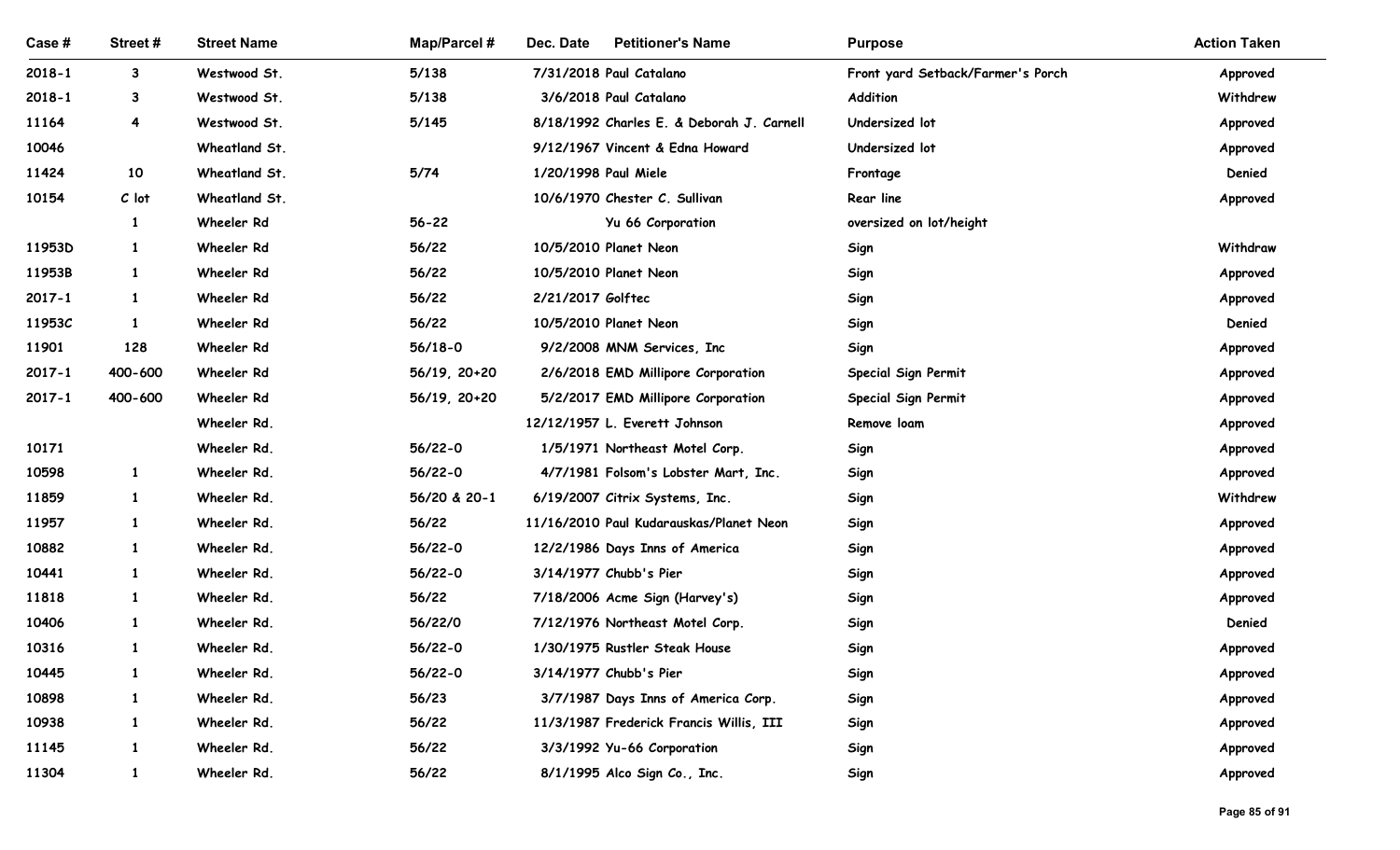| Case # | Street # | Street Name | Map/Parcel # | Dec. Date | Petitioner's Name | Purpose | Action Taken |
|---|---|---|---|---|---|---|---|
| 2018-1 | 3 | Westwood St. | 5/138 | 7/31/2018 | Paul Catalano | Front yard Setback/Farmer's Porch | Approved |
| 2018-1 | 3 | Westwood St. | 5/138 | 3/6/2018 | Paul Catalano | Addition | Withdrew |
| 11164 | 4 | Westwood St. | 5/145 | 8/18/1992 | Charles E. & Deborah J. Carnell | Undersized lot | Approved |
| 10046 | | Wheatland St. | | 9/12/1967 | Vincent & Edna Howard | Undersized lot | Approved |
| 11424 | 10 | Wheatland St. | 5/74 | 1/20/1998 | Paul Miele | Frontage | Denied |
| 10154 | C lot | Wheatland St. | | 10/6/1970 | Chester C. Sullivan | Rear line | Approved |
| | 1 | Wheeler Rd | 56-22 | | Yu 66 Corporation | oversized on lot/height | |
| 11953D | 1 | Wheeler Rd | 56/22 | 10/5/2010 | Planet Neon | Sign | Withdraw |
| 11953B | 1 | Wheeler Rd | 56/22 | 10/5/2010 | Planet Neon | Sign | Approved |
| 2017-1 | 1 | Wheeler Rd | 56/22 | 2/21/2017 | Golftec | Sign | Approved |
| 11953C | 1 | Wheeler Rd | 56/22 | 10/5/2010 | Planet Neon | Sign | Denied |
| 11901 | 128 | Wheeler Rd | 56/18-0 | 9/2/2008 | MNM Services, Inc | Sign | Approved |
| 2017-1 | 400-600 | Wheeler Rd | 56/19, 20+20 | 2/6/2018 | EMD Millipore Corporation | Special Sign Permit | Approved |
| 2017-1 | 400-600 | Wheeler Rd | 56/19, 20+20 | 5/2/2017 | EMD Millipore Corporation | Special Sign Permit | Approved |
| | | Wheeler Rd. | | 12/12/1957 | L. Everett Johnson | Remove loam | Approved |
| 10171 | | Wheeler Rd. | 56/22-0 | 1/5/1971 | Northeast Motel Corp. | Sign | Approved |
| 10598 | 1 | Wheeler Rd. | 56/22-0 | 4/7/1981 | Folsom's Lobster Mart, Inc. | Sign | Approved |
| 11859 | 1 | Wheeler Rd. | 56/20 & 20-1 | 6/19/2007 | Citrix Systems, Inc. | Sign | Withdrew |
| 11957 | 1 | Wheeler Rd. | 56/22 | 11/16/2010 | Paul Kudarauskas/Planet Neon | Sign | Approved |
| 10882 | 1 | Wheeler Rd. | 56/22-0 | 12/2/1986 | Days Inns of America | Sign | Approved |
| 10441 | 1 | Wheeler Rd. | 56/22-0 | 3/14/1977 | Chubb's Pier | Sign | Approved |
| 11818 | 1 | Wheeler Rd. | 56/22 | 7/18/2006 | Acme Sign (Harvey's) | Sign | Approved |
| 10406 | 1 | Wheeler Rd. | 56/22/0 | 7/12/1976 | Northeast Motel Corp. | Sign | Denied |
| 10316 | 1 | Wheeler Rd. | 56/22-0 | 1/30/1975 | Rustler Steak House | Sign | Approved |
| 10445 | 1 | Wheeler Rd. | 56/22-0 | 3/14/1977 | Chubb's Pier | Sign | Approved |
| 10898 | 1 | Wheeler Rd. | 56/23 | 3/7/1987 | Days Inns of America Corp. | Sign | Approved |
| 10938 | 1 | Wheeler Rd. | 56/22 | 11/3/1987 | Frederick Francis Willis, III | Sign | Approved |
| 11145 | 1 | Wheeler Rd. | 56/22 | 3/3/1992 | Yu-66 Corporation | Sign | Approved |
| 11304 | 1 | Wheeler Rd. | 56/22 | 8/1/1995 | Alco Sign Co., Inc. | Sign | Approved |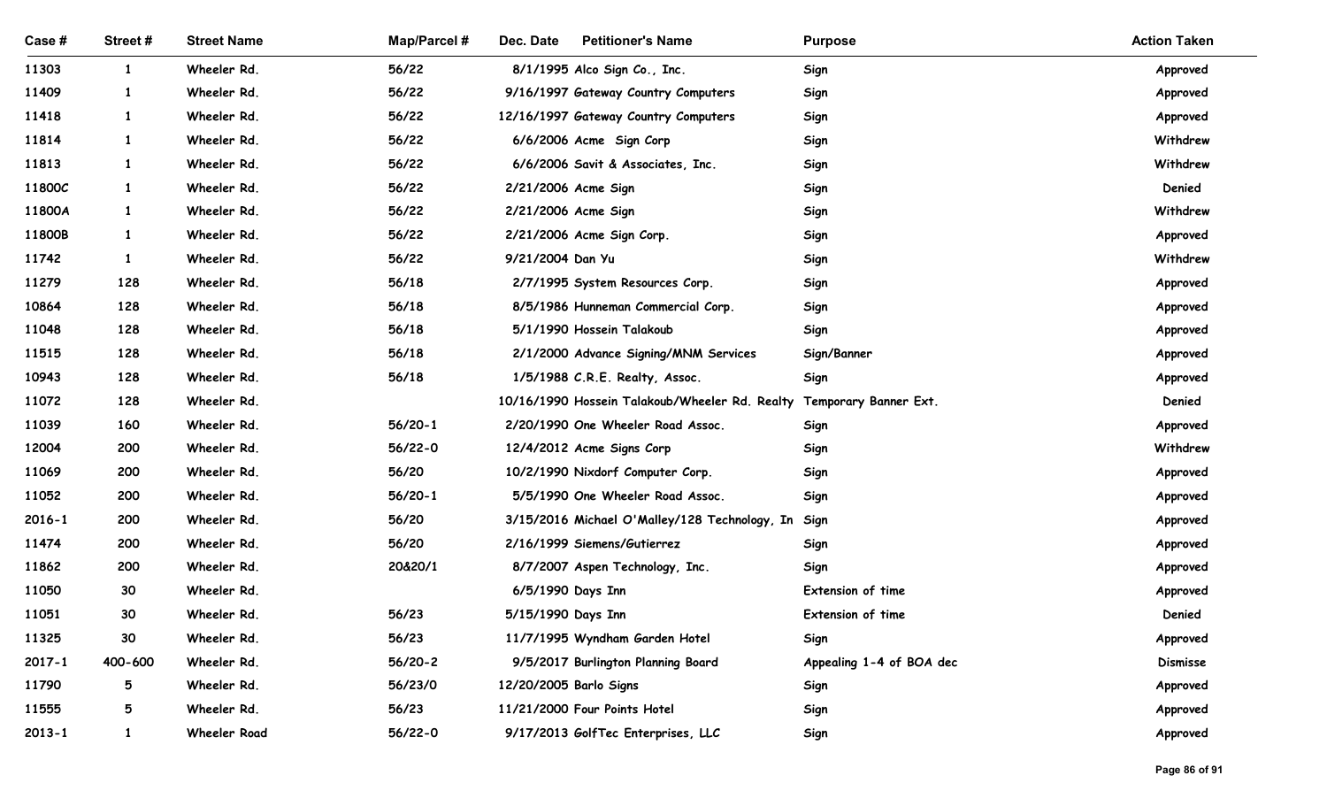| Case # | Street # | Street Name | Map/Parcel # | Dec. Date | Petitioner's Name | Purpose | Action Taken |
|---|---|---|---|---|---|---|---|
| 11303 | 1 | Wheeler Rd. | 56/22 | 8/1/1995 | Alco Sign Co., Inc. | Sign | Approved |
| 11409 | 1 | Wheeler Rd. | 56/22 | 9/16/1997 | Gateway Country Computers | Sign | Approved |
| 11418 | 1 | Wheeler Rd. | 56/22 | 12/16/1997 | Gateway Country Computers | Sign | Approved |
| 11814 | 1 | Wheeler Rd. | 56/22 | 6/6/2006 | Acme Sign Corp | Sign | Withdrew |
| 11813 | 1 | Wheeler Rd. | 56/22 | 6/6/2006 | Savit & Associates, Inc. | Sign | Withdrew |
| 11800C | 1 | Wheeler Rd. | 56/22 | 2/21/2006 | Acme Sign | Sign | Denied |
| 11800A | 1 | Wheeler Rd. | 56/22 | 2/21/2006 | Acme Sign | Sign | Withdrew |
| 11800B | 1 | Wheeler Rd. | 56/22 | 2/21/2006 | Acme Sign Corp. | Sign | Approved |
| 11742 | 1 | Wheeler Rd. | 56/22 | 9/21/2004 | Dan Yu | Sign | Withdrew |
| 11279 | 128 | Wheeler Rd. | 56/18 | 2/7/1995 | System Resources Corp. | Sign | Approved |
| 10864 | 128 | Wheeler Rd. | 56/18 | 8/5/1986 | Hunneman Commercial Corp. | Sign | Approved |
| 11048 | 128 | Wheeler Rd. | 56/18 | 5/1/1990 | Hossein Talakoub | Sign | Approved |
| 11515 | 128 | Wheeler Rd. | 56/18 | 2/1/2000 | Advance Signing/MNM Services | Sign/Banner | Approved |
| 10943 | 128 | Wheeler Rd. | 56/18 | 1/5/1988 | C.R.E. Realty, Assoc. | Sign | Approved |
| 11072 | 128 | Wheeler Rd. | | 10/16/1990 | Hossein Talakoub/Wheeler Rd. Realty | Temporary Banner Ext. | Denied |
| 11039 | 160 | Wheeler Rd. | 56/20-1 | 2/20/1990 | One Wheeler Road Assoc. | Sign | Approved |
| 12004 | 200 | Wheeler Rd. | 56/22-0 | 12/4/2012 | Acme Signs Corp | Sign | Withdrew |
| 11069 | 200 | Wheeler Rd. | 56/20 | 10/2/1990 | Nixdorf Computer Corp. | Sign | Approved |
| 11052 | 200 | Wheeler Rd. | 56/20-1 | 5/5/1990 | One Wheeler Road Assoc. | Sign | Approved |
| 2016-1 | 200 | Wheeler Rd. | 56/20 | 3/15/2016 | Michael O'Malley/128 Technology, In | Sign | Approved |
| 11474 | 200 | Wheeler Rd. | 56/20 | 2/16/1999 | Siemens/Gutierrez | Sign | Approved |
| 11862 | 200 | Wheeler Rd. | 20&20/1 | 8/7/2007 | Aspen Technology, Inc. | Sign | Approved |
| 11050 | 30 | Wheeler Rd. | | 6/5/1990 | Days Inn | Extension of time | Approved |
| 11051 | 30 | Wheeler Rd. | 56/23 | 5/15/1990 | Days Inn | Extension of time | Denied |
| 11325 | 30 | Wheeler Rd. | 56/23 | 11/7/1995 | Wyndham Garden Hotel | Sign | Approved |
| 2017-1 | 400-600 | Wheeler Rd. | 56/20-2 | 9/5/2017 | Burlington Planning Board | Appealing 1-4 of BOA dec | Dismisse |
| 11790 | 5 | Wheeler Rd. | 56/23/0 | 12/20/2005 | Barlo Signs | Sign | Approved |
| 11555 | 5 | Wheeler Rd. | 56/23 | 11/21/2000 | Four Points Hotel | Sign | Approved |
| 2013-1 | 1 | Wheeler Road | 56/22-0 | 9/17/2013 | GolfTec Enterprises, LLC | Sign | Approved |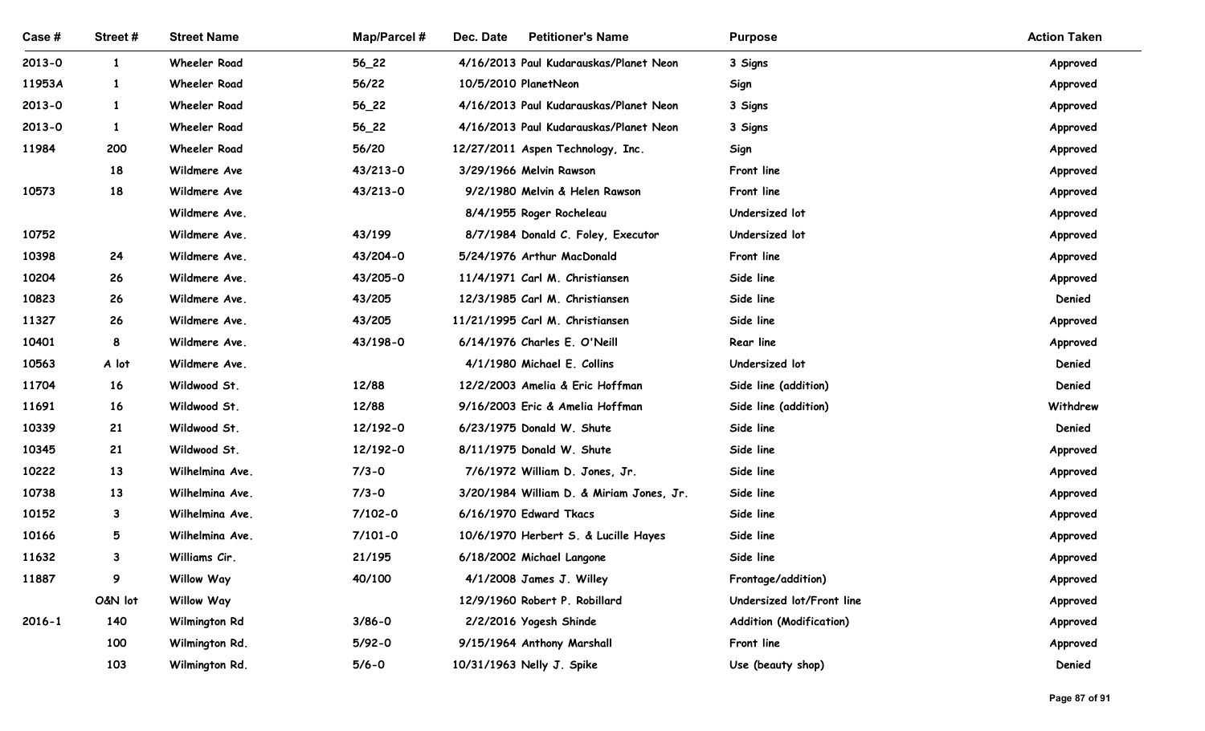| Case # | Street # | Street Name | Map/Parcel # | Dec. Date | Petitioner's Name | Purpose | Action Taken |
|---|---|---|---|---|---|---|---|
| 2013-0 | 1 | Wheeler Road | 56_22 | 4/16/2013 | Paul Kudarauskas/Planet Neon | 3 Signs | Approved |
| 11953A | 1 | Wheeler Road | 56/22 | 10/5/2010 | PlanetNeon | Sign | Approved |
| 2013-0 | 1 | Wheeler Road | 56_22 | 4/16/2013 | Paul Kudarauskas/Planet Neon | 3 Signs | Approved |
| 2013-0 | 1 | Wheeler Road | 56_22 | 4/16/2013 | Paul Kudarauskas/Planet Neon | 3 Signs | Approved |
| 11984 | 200 | Wheeler Road | 56/20 | 12/27/2011 | Aspen Technology, Inc. | Sign | Approved |
| | 18 | Wildmere Ave | 43/213-0 | 3/29/1966 | Melvin Rawson | Front line | Approved |
| 10573 | 18 | Wildmere Ave | 43/213-0 | 9/2/1980 | Melvin & Helen Rawson | Front line | Approved |
| | | Wildmere Ave. | | 8/4/1955 | Roger Rocheleau | Undersized lot | Approved |
| 10752 | | Wildmere Ave. | 43/199 | 8/7/1984 | Donald C. Foley, Executor | Undersized lot | Approved |
| 10398 | 24 | Wildmere Ave. | 43/204-0 | 5/24/1976 | Arthur MacDonald | Front line | Approved |
| 10204 | 26 | Wildmere Ave. | 43/205-0 | 11/4/1971 | Carl M. Christiansen | Side line | Approved |
| 10823 | 26 | Wildmere Ave. | 43/205 | 12/3/1985 | Carl M. Christiansen | Side line | Denied |
| 11327 | 26 | Wildmere Ave. | 43/205 | 11/21/1995 | Carl M. Christiansen | Side line | Approved |
| 10401 | 8 | Wildmere Ave. | 43/198-0 | 6/14/1976 | Charles E. O'Neill | Rear line | Approved |
| 10563 | A lot | Wildmere Ave. | | 4/1/1980 | Michael E. Collins | Undersized lot | Denied |
| 11704 | 16 | Wildwood St. | 12/88 | 12/2/2003 | Amelia & Eric Hoffman | Side line (addition) | Denied |
| 11691 | 16 | Wildwood St. | 12/88 | 9/16/2003 | Eric & Amelia Hoffman | Side line (addition) | Withdrew |
| 10339 | 21 | Wildwood St. | 12/192-0 | 6/23/1975 | Donald W. Shute | Side line | Denied |
| 10345 | 21 | Wildwood St. | 12/192-0 | 8/11/1975 | Donald W. Shute | Side line | Approved |
| 10222 | 13 | Wilhelmina Ave. | 7/3-0 | 7/6/1972 | William D. Jones, Jr. | Side line | Approved |
| 10738 | 13 | Wilhelmina Ave. | 7/3-0 | 3/20/1984 | William D. & Miriam Jones, Jr. | Side line | Approved |
| 10152 | 3 | Wilhelmina Ave. | 7/102-0 | 6/16/1970 | Edward Tkacs | Side line | Approved |
| 10166 | 5 | Wilhelmina Ave. | 7/101-0 | 10/6/1970 | Herbert S. & Lucille Hayes | Side line | Approved |
| 11632 | 3 | Williams Cir. | 21/195 | 6/18/2002 | Michael Langone | Side line | Approved |
| 11887 | 9 | Willow Way | 40/100 | 4/1/2008 | James J. Willey | Frontage/addition) | Approved |
| | O&N lot | Willow Way | | 12/9/1960 | Robert P. Robillard | Undersized lot/Front line | Approved |
| 2016-1 | 140 | Wilmington Rd | 3/86-0 | 2/2/2016 | Yogesh Shinde | Addition (Modification) | Approved |
| | 100 | Wilmington Rd. | 5/92-0 | 9/15/1964 | Anthony Marshall | Front line | Approved |
| | 103 | Wilmington Rd. | 5/6-0 | 10/31/1963 | Nelly J. Spike | Use (beauty shop) | Denied |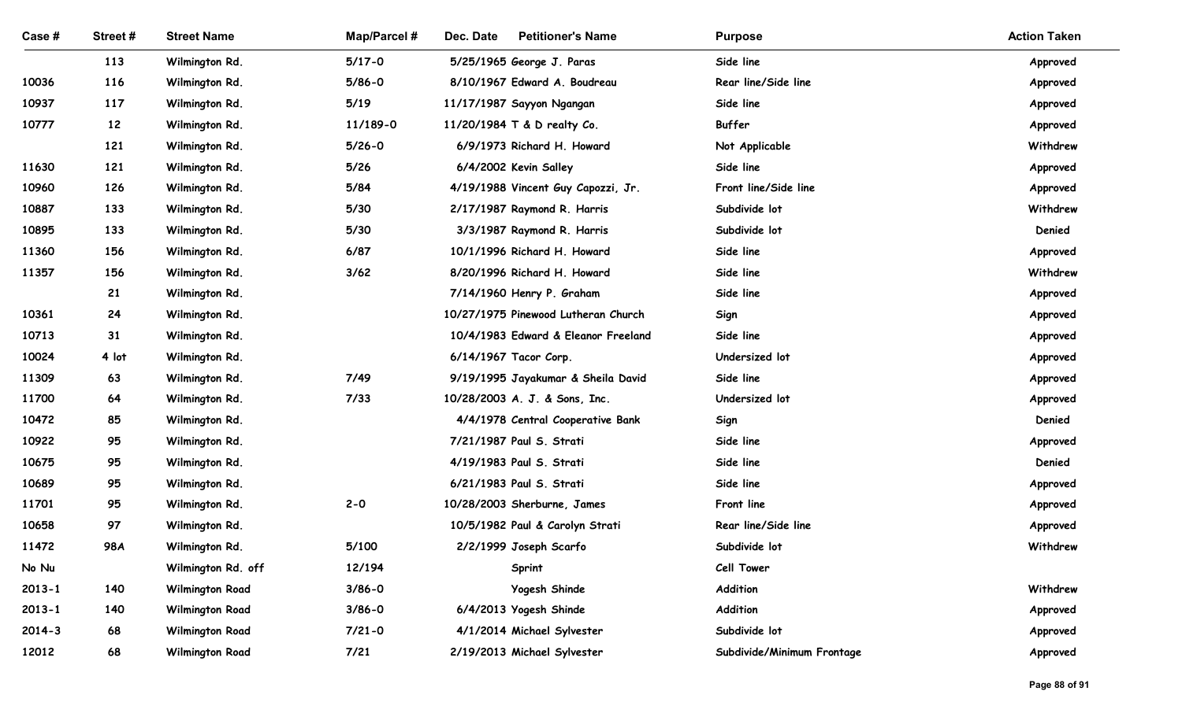| Case # | Street # | Street Name | Map/Parcel # | Dec. Date | Petitioner's Name | Purpose | Action Taken |
|---|---|---|---|---|---|---|---|
| | 113 | Wilmington Rd. | 5/17-0 | 5/25/1965 | George J. Paras | Side line | Approved |
| 10036 | 116 | Wilmington Rd. | 5/86-0 | 8/10/1967 | Edward A. Boudreau | Rear line/Side line | Approved |
| 10937 | 117 | Wilmington Rd. | 5/19 | 11/17/1987 | Sayyon Ngangan | Side line | Approved |
| 10777 | 12 | Wilmington Rd. | 11/189-0 | 11/20/1984 | T & D realty Co. | Buffer | Approved |
| | 121 | Wilmington Rd. | 5/26-0 | 6/9/1973 | Richard H. Howard | Not Applicable | Withdrew |
| 11630 | 121 | Wilmington Rd. | 5/26 | 6/4/2002 | Kevin Salley | Side line | Approved |
| 10960 | 126 | Wilmington Rd. | 5/84 | 4/19/1988 | Vincent Guy Capozzi, Jr. | Front line/Side line | Approved |
| 10887 | 133 | Wilmington Rd. | 5/30 | 2/17/1987 | Raymond R. Harris | Subdivide lot | Withdrew |
| 10895 | 133 | Wilmington Rd. | 5/30 | 3/3/1987 | Raymond R. Harris | Subdivide lot | Denied |
| 11360 | 156 | Wilmington Rd. | 6/87 | 10/1/1996 | Richard H. Howard | Side line | Approved |
| 11357 | 156 | Wilmington Rd. | 3/62 | 8/20/1996 | Richard H. Howard | Side line | Withdrew |
| | 21 | Wilmington Rd. | | 7/14/1960 | Henry P. Graham | Side line | Approved |
| 10361 | 24 | Wilmington Rd. | | 10/27/1975 | Pinewood Lutheran Church | Sign | Approved |
| 10713 | 31 | Wilmington Rd. | | 10/4/1983 | Edward & Eleanor Freeland | Side line | Approved |
| 10024 | 4 lot | Wilmington Rd. | | 6/14/1967 | Tacor Corp. | Undersized lot | Approved |
| 11309 | 63 | Wilmington Rd. | 7/49 | 9/19/1995 | Jayakumar & Sheila David | Side line | Approved |
| 11700 | 64 | Wilmington Rd. | 7/33 | 10/28/2003 | A. J. & Sons, Inc. | Undersized lot | Approved |
| 10472 | 85 | Wilmington Rd. | | 4/4/1978 | Central Cooperative Bank | Sign | Denied |
| 10922 | 95 | Wilmington Rd. | | 7/21/1987 | Paul S. Strati | Side line | Approved |
| 10675 | 95 | Wilmington Rd. | | 4/19/1983 | Paul S. Strati | Side line | Denied |
| 10689 | 95 | Wilmington Rd. | | 6/21/1983 | Paul S. Strati | Side line | Approved |
| 11701 | 95 | Wilmington Rd. | 2-0 | 10/28/2003 | Sherburne, James | Front line | Approved |
| 10658 | 97 | Wilmington Rd. | | 10/5/1982 | Paul & Carolyn Strati | Rear line/Side line | Approved |
| 11472 | 98A | Wilmington Rd. | 5/100 | 2/2/1999 | Joseph Scarfo | Subdivide lot | Withdrew |
| No Nu | | Wilmington Rd. off | 12/194 | | Sprint | Cell Tower | |
| 2013-1 | 140 | Wilmington Road | 3/86-0 | | Yogesh Shinde | Addition | Withdrew |
| 2013-1 | 140 | Wilmington Road | 3/86-0 | 6/4/2013 | Yogesh Shinde | Addition | Approved |
| 2014-3 | 68 | Wilmington Road | 7/21-0 | 4/1/2014 | Michael Sylvester | Subdivide lot | Approved |
| 12012 | 68 | Wilmington Road | 7/21 | 2/19/2013 | Michael Sylvester | Subdivide/Minimum Frontage | Approved |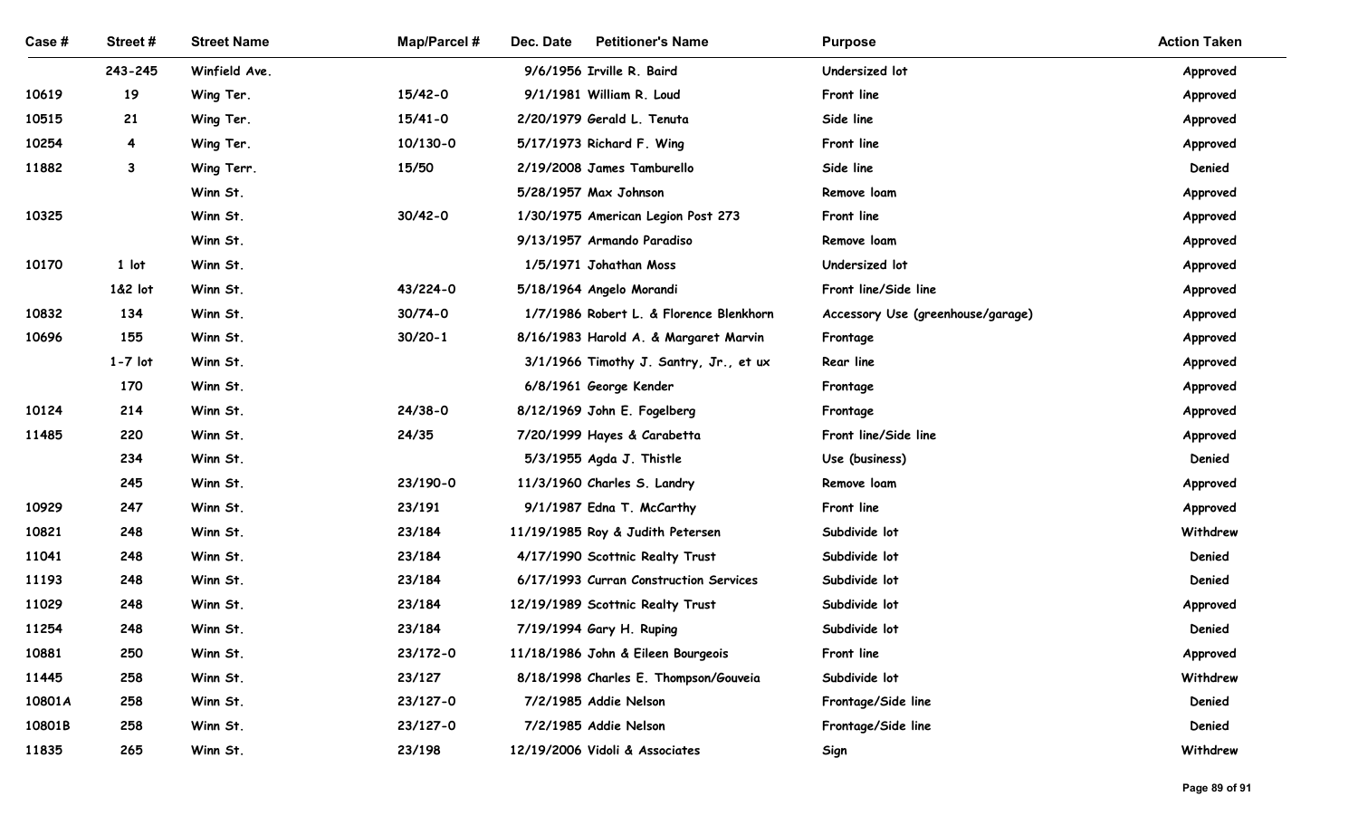| Case # | Street # | Street Name | Map/Parcel # | Dec. Date | Petitioner's Name | Purpose | Action Taken |
|---|---|---|---|---|---|---|---|
| | 243-245 | Winfield Ave. | | 9/6/1956 | Irville R. Baird | Undersized lot | Approved |
| 10619 | 19 | Wing Ter. | 15/42-0 | 9/1/1981 | William R. Loud | Front line | Approved |
| 10515 | 21 | Wing Ter. | 15/41-0 | 2/20/1979 | Gerald L. Tenuta | Side line | Approved |
| 10254 | 4 | Wing Ter. | 10/130-0 | 5/17/1973 | Richard F. Wing | Front line | Approved |
| 11882 | 3 | Wing Terr. | 15/50 | 2/19/2008 | James Tamburello | Side line | Denied |
| | | Winn St. | | 5/28/1957 | Max Johnson | Remove loam | Approved |
| 10325 | | Winn St. | 30/42-0 | 1/30/1975 | American Legion Post 273 | Front line | Approved |
| | | Winn St. | | 9/13/1957 | Armando Paradiso | Remove loam | Approved |
| 10170 | 1 lot | Winn St. | | 1/5/1971 | Johathan Moss | Undersized lot | Approved |
| | 1&2 lot | Winn St. | 43/224-0 | 5/18/1964 | Angelo Morandi | Front line/Side line | Approved |
| 10832 | 134 | Winn St. | 30/74-0 | 1/7/1986 | Robert L. & Florence Blenkhorn | Accessory Use (greenhouse/garage) | Approved |
| 10696 | 155 | Winn St. | 30/20-1 | 8/16/1983 | Harold A. & Margaret Marvin | Frontage | Approved |
| | 1-7 lot | Winn St. | | 3/1/1966 | Timothy J. Santry, Jr., et ux | Rear line | Approved |
| | 170 | Winn St. | | 6/8/1961 | George Kender | Frontage | Approved |
| 10124 | 214 | Winn St. | 24/38-0 | 8/12/1969 | John E. Fogelberg | Frontage | Approved |
| 11485 | 220 | Winn St. | 24/35 | 7/20/1999 | Hayes & Carabetta | Front line/Side line | Approved |
| | 234 | Winn St. | | 5/3/1955 | Agda J. Thistle | Use (business) | Denied |
| | 245 | Winn St. | 23/190-0 | 11/3/1960 | Charles S. Landry | Remove loam | Approved |
| 10929 | 247 | Winn St. | 23/191 | 9/1/1987 | Edna T. McCarthy | Front line | Approved |
| 10821 | 248 | Winn St. | 23/184 | 11/19/1985 | Roy & Judith Petersen | Subdivide lot | Withdrew |
| 11041 | 248 | Winn St. | 23/184 | 4/17/1990 | Scottnic Realty Trust | Subdivide lot | Denied |
| 11193 | 248 | Winn St. | 23/184 | 6/17/1993 | Curran Construction Services | Subdivide lot | Denied |
| 11029 | 248 | Winn St. | 23/184 | 12/19/1989 | Scottnic Realty Trust | Subdivide lot | Approved |
| 11254 | 248 | Winn St. | 23/184 | 7/19/1994 | Gary H. Ruping | Subdivide lot | Denied |
| 10881 | 250 | Winn St. | 23/172-0 | 11/18/1986 | John & Eileen Bourgeois | Front line | Approved |
| 11445 | 258 | Winn St. | 23/127 | 8/18/1998 | Charles E. Thompson/Gouveia | Subdivide lot | Withdrew |
| 10801A | 258 | Winn St. | 23/127-0 | 7/2/1985 | Addie Nelson | Frontage/Side line | Denied |
| 10801B | 258 | Winn St. | 23/127-0 | 7/2/1985 | Addie Nelson | Frontage/Side line | Denied |
| 11835 | 265 | Winn St. | 23/198 | 12/19/2006 | Vidoli & Associates | Sign | Withdrew |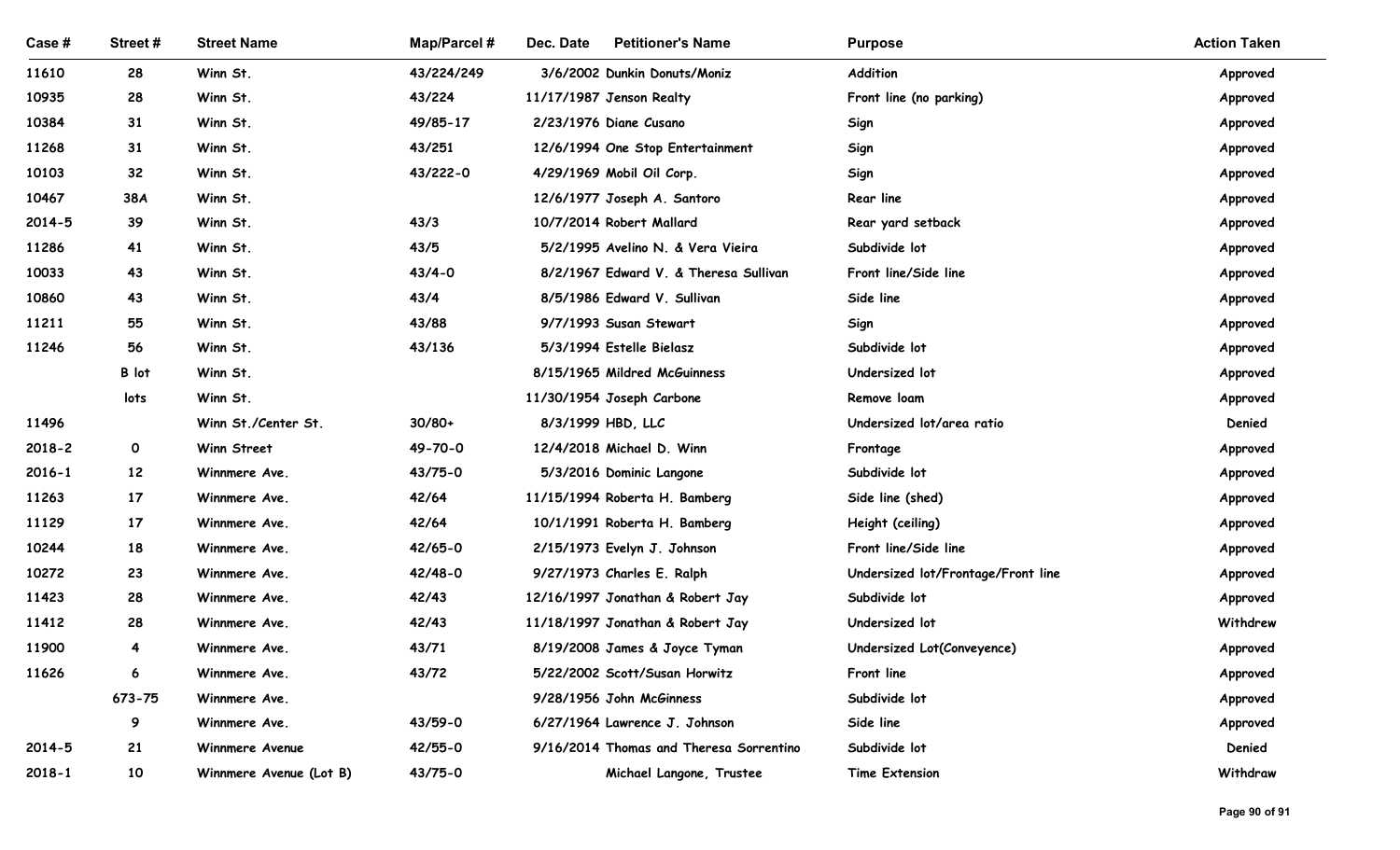| Case # | Street # | Street Name | Map/Parcel # | Dec. Date | Petitioner's Name | Purpose | Action Taken |
|---|---|---|---|---|---|---|---|
| 11610 | 28 | Winn St. | 43/224/249 | 3/6/2002 | Dunkin Donuts/Moniz | Addition | Approved |
| 10935 | 28 | Winn St. | 43/224 | 11/17/1987 | Jenson Realty | Front line (no parking) | Approved |
| 10384 | 31 | Winn St. | 49/85-17 | 2/23/1976 | Diane Cusano | Sign | Approved |
| 11268 | 31 | Winn St. | 43/251 | 12/6/1994 | One Stop Entertainment | Sign | Approved |
| 10103 | 32 | Winn St. | 43/222-0 | 4/29/1969 | Mobil Oil Corp. | Sign | Approved |
| 10467 | 38A | Winn St. | | 12/6/1977 | Joseph A. Santoro | Rear line | Approved |
| 2014-5 | 39 | Winn St. | 43/3 | 10/7/2014 | Robert Mallard | Rear yard setback | Approved |
| 11286 | 41 | Winn St. | 43/5 | 5/2/1995 | Avelino N. & Vera Vieira | Subdivide lot | Approved |
| 10033 | 43 | Winn St. | 43/4-0 | 8/2/1967 | Edward V. & Theresa Sullivan | Front line/Side line | Approved |
| 10860 | 43 | Winn St. | 43/4 | 8/5/1986 | Edward V. Sullivan | Side line | Approved |
| 11211 | 55 | Winn St. | 43/88 | 9/7/1993 | Susan Stewart | Sign | Approved |
| 11246 | 56 | Winn St. | 43/136 | 5/3/1994 | Estelle Bielasz | Subdivide lot | Approved |
| | B lot | Winn St. | | 8/15/1965 | Mildred McGuinness | Undersized lot | Approved |
| | lots | Winn St. | | 11/30/1954 | Joseph Carbone | Remove loam | Approved |
| 11496 | | Winn St./Center St. | 30/80+ | 8/3/1999 | HBD, LLC | Undersized lot/area ratio | Denied |
| 2018-2 | 0 | Winn Street | 49-70-0 | 12/4/2018 | Michael D. Winn | Frontage | Approved |
| 2016-1 | 12 | Winnmere Ave. | 43/75-0 | 5/3/2016 | Dominic Langone | Subdivide lot | Approved |
| 11263 | 17 | Winnmere Ave. | 42/64 | 11/15/1994 | Roberta H. Bamberg | Side line (shed) | Approved |
| 11129 | 17 | Winnmere Ave. | 42/64 | 10/1/1991 | Roberta H. Bamberg | Height (ceiling) | Approved |
| 10244 | 18 | Winnmere Ave. | 42/65-0 | 2/15/1973 | Evelyn J. Johnson | Front line/Side line | Approved |
| 10272 | 23 | Winnmere Ave. | 42/48-0 | 9/27/1973 | Charles E. Ralph | Undersized lot/Frontage/Front line | Approved |
| 11423 | 28 | Winnmere Ave. | 42/43 | 12/16/1997 | Jonathan & Robert Jay | Subdivide lot | Approved |
| 11412 | 28 | Winnmere Ave. | 42/43 | 11/18/1997 | Jonathan & Robert Jay | Undersized lot | Withdrew |
| 11900 | 4 | Winnmere Ave. | 43/71 | 8/19/2008 | James & Joyce Tyman | Undersized Lot(Conveyence) | Approved |
| 11626 | 6 | Winnmere Ave. | 43/72 | 5/22/2002 | Scott/Susan Horwitz | Front line | Approved |
| | 673-75 | Winnmere Ave. | | 9/28/1956 | John McGinness | Subdivide lot | Approved |
| | 9 | Winnmere Ave. | 43/59-0 | 6/27/1964 | Lawrence J. Johnson | Side line | Approved |
| 2014-5 | 21 | Winnmere Avenue | 42/55-0 | 9/16/2014 | Thomas and Theresa Sorrentino | Subdivide lot | Denied |
| 2018-1 | 10 | Winnmere Avenue (Lot B) | 43/75-0 | | Michael Langone, Trustee | Time Extension | Withdraw |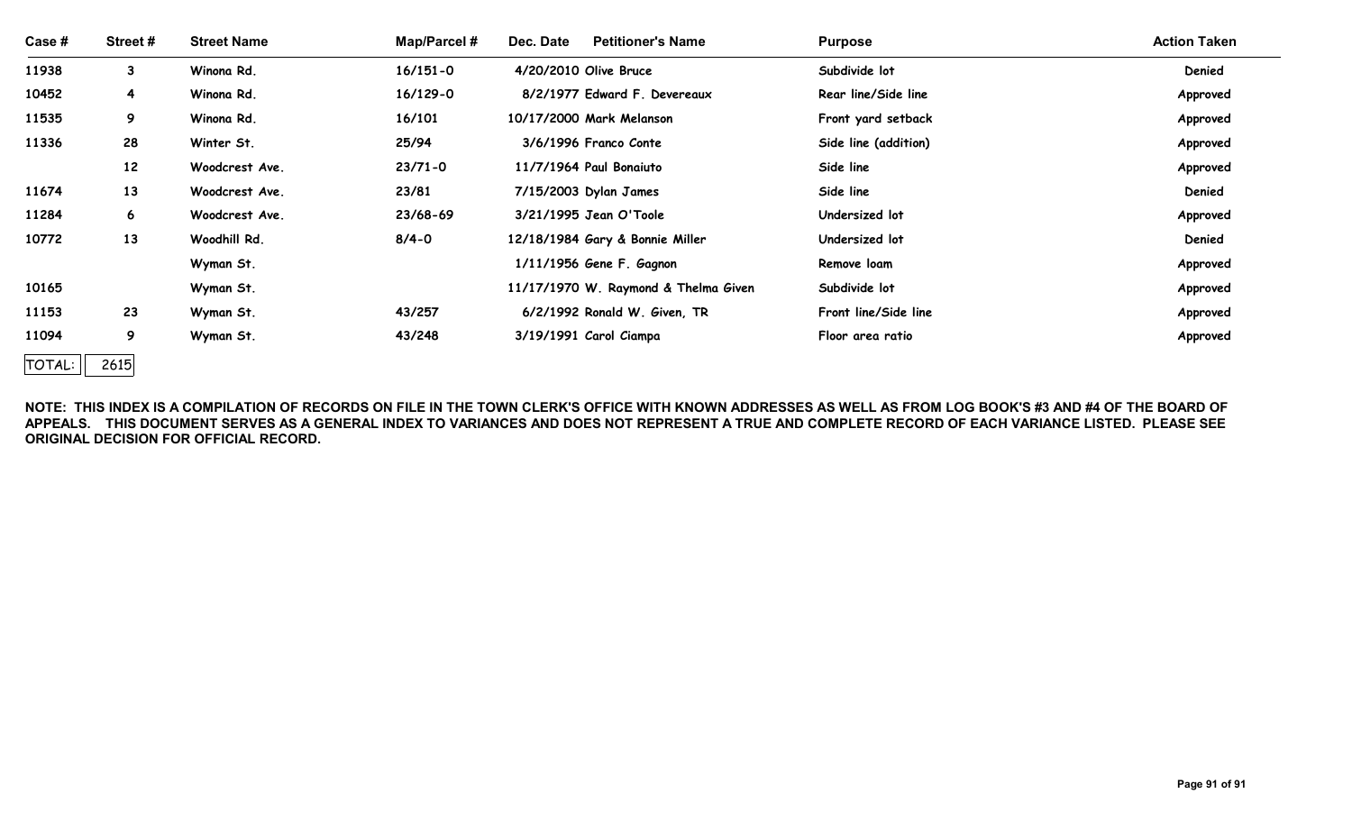| Case # | Street # | Street Name | Map/Parcel # | Dec. Date | Petitioner's Name | Purpose | Action Taken |
|---|---|---|---|---|---|---|---|
| 11938 | 3 | Winona Rd. | 16/151-0 | 4/20/2010 | Olive Bruce | Subdivide lot | Denied |
| 10452 | 4 | Winona Rd. | 16/129-0 | 8/2/1977 | Edward F. Devereaux | Rear line/Side line | Approved |
| 11535 | 9 | Winona Rd. | 16/101 | 10/17/2000 | Mark Melanson | Front yard setback | Approved |
| 11336 | 28 | Winter St. | 25/94 | 3/6/1996 | Franco Conte | Side line (addition) | Approved |
| | 12 | Woodcrest Ave. | 23/71-0 | 11/7/1964 | Paul Bonaiuto | Side line | Approved |
| 11674 | 13 | Woodcrest Ave. | 23/81 | 7/15/2003 | Dylan James | Side line | Denied |
| 11284 | 6 | Woodcrest Ave. | 23/68-69 | 3/21/1995 | Jean O'Toole | Undersized lot | Approved |
| 10772 | 13 | Woodhill Rd. | 8/4-0 | 12/18/1984 | Gary & Bonnie Miller | Undersized lot | Denied |
| | | Wyman St. | | 1/11/1956 | Gene F. Gagnon | Remove loam | Approved |
| 10165 | | Wyman St. | | 11/17/1970 | W. Raymond & Thelma Given | Subdivide lot | Approved |
| 11153 | 23 | Wyman St. | 43/257 | 6/2/1992 | Ronald W. Given, TR | Front line/Side line | Approved |
| 11094 | 9 | Wyman St. | 43/248 | 3/19/1991 | Carol Ciampa | Floor area ratio | Approved |
| TOTAL: | 2615 | | | | | | |

**NOTE: THIS INDEX IS A COMPILATION OF RECORDS ON FILE IN THE TOWN CLERK'S OFFICE WITH KNOWN ADDRESSES AS WELL AS FROM LOG BOOK'S #3 AND #4 OF THE BOARD OF APPEALS. THIS DOCUMENT SERVES AS A GENERAL INDEX TO VARIANCES AND DOES NOT REPRESENT A TRUE AND COMPLETE RECORD OF EACH VARIANCE LISTED. PLEASE SEE ORIGINAL DECISION FOR OFFICIAL RECORD.**